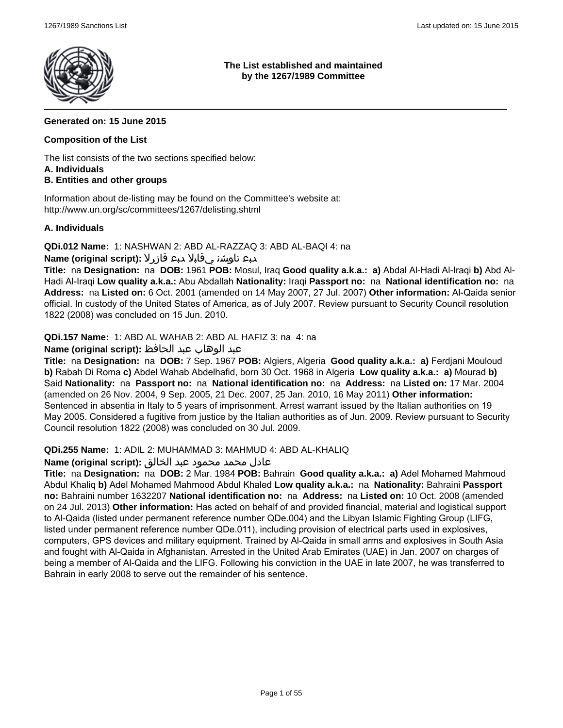**The List established and maintained by the 1267/1989 Committee**

---

**Generated on: 15 June 2015**

**Composition of the List**

The list consists of the two sections specified below:
**A. Individuals**
**B. Entities and other groups**

Information about de-listing may be found on the Committee's website at:
http://www.un.org/sc/committees/1267/delisting.shtml

**A. Individuals**

**QDi.012 Name:** 1: NASHWAN 2: ABD AL-RAZZAQ 3: ABD AL-BAQI 4: na
**Name (original script):** ﺪﺒﻋ ﻥﺍﻮﺸﻧ ﻲﻗﺎﺒﻟﺍ ﺪﺒﻋ ﻕﺍﺯﺮﻟﺍ
**Title:** na **Designation:** na **DOB:** 1961 **POB:** Mosul, Iraq **Good quality a.k.a.:** **a)** Abdal Al-Hadi Al-Iraqi **b)** Abd Al-Hadi Al-Iraqi **Low quality a.k.a.:** Abu Abdallah **Nationality:** Iraqi **Passport no:** na **National identification no:** na **Address:** na **Listed on:** 6 Oct. 2001 (amended on 14 May 2007, 27 Jul. 2007) **Other information:** Al-Qaida senior official. In custody of the United States of America, as of July 2007. Review pursuant to Security Council resolution 1822 (2008) was concluded on 15 Jun. 2010.

**QDi.157 Name:** 1: ABD AL WAHAB 2: ABD AL HAFIZ 3: na 4: na
**Name (original script):** عبد الوهاب عبد الحافظ
**Title:** na **Designation:** na **DOB:** 7 Sep. 1967 **POB:** Algiers, Algeria **Good quality a.k.a.:** **a)** Ferdjani Mouloud **b)** Rabah Di Roma **c)** Abdel Wahab Abdelhafid, born 30 Oct. 1968 in Algeria **Low quality a.k.a.:** **a)** Mourad **b)** Said **Nationality:** na **Passport no:** na **National identification no:** na **Address:** na **Listed on:** 17 Mar. 2004 (amended on 26 Nov. 2004, 9 Sep. 2005, 21 Dec. 2007, 25 Jan. 2010, 16 May 2011) **Other information:** Sentenced in absentia in Italy to 5 years of imprisonment. Arrest warrant issued by the Italian authorities on 19 May 2005. Considered a fugitive from justice by the Italian authorities as of Jun. 2009. Review pursuant to Security Council resolution 1822 (2008) was concluded on 30 Jul. 2009.

**QDi.255 Name:** 1: ADIL 2: MUHAMMAD 3: MAHMUD 4: ABD AL-KHALIQ
**Name (original script):** عادل محمد محمود عبد الخالق
**Title:** na **Designation:** na **DOB:** 2 Mar. 1984 **POB:** Bahrain **Good quality a.k.a.:** **a)** Adel Mohamed Mahmoud Abdul Khaliq **b)** Adel Mohamed Mahmood Abdul Khaled **Low quality a.k.a.:** na **Nationality:** Bahraini **Passport no:** Bahraini number 1632207 **National identification no:** na **Address:** na **Listed on:** 10 Oct. 2008 (amended on 24 Jul. 2013) **Other information:** Has acted on behalf of and provided financial, material and logistical support to Al-Qaida (listed under permanent reference number QDe.004) and the Libyan Islamic Fighting Group (LIFG, listed under permanent reference number QDe.011), including provision of electrical parts used in explosives, computers, GPS devices and military equipment. Trained by Al-Qaida in small arms and explosives in South Asia and fought with Al-Qaida in Afghanistan. Arrested in the United Arab Emirates (UAE) in Jan. 2007 on charges of being a member of Al-Qaida and the LIFG. Following his conviction in the UAE in late 2007, he was transferred to Bahrain in early 2008 to serve out the remainder of his sentence.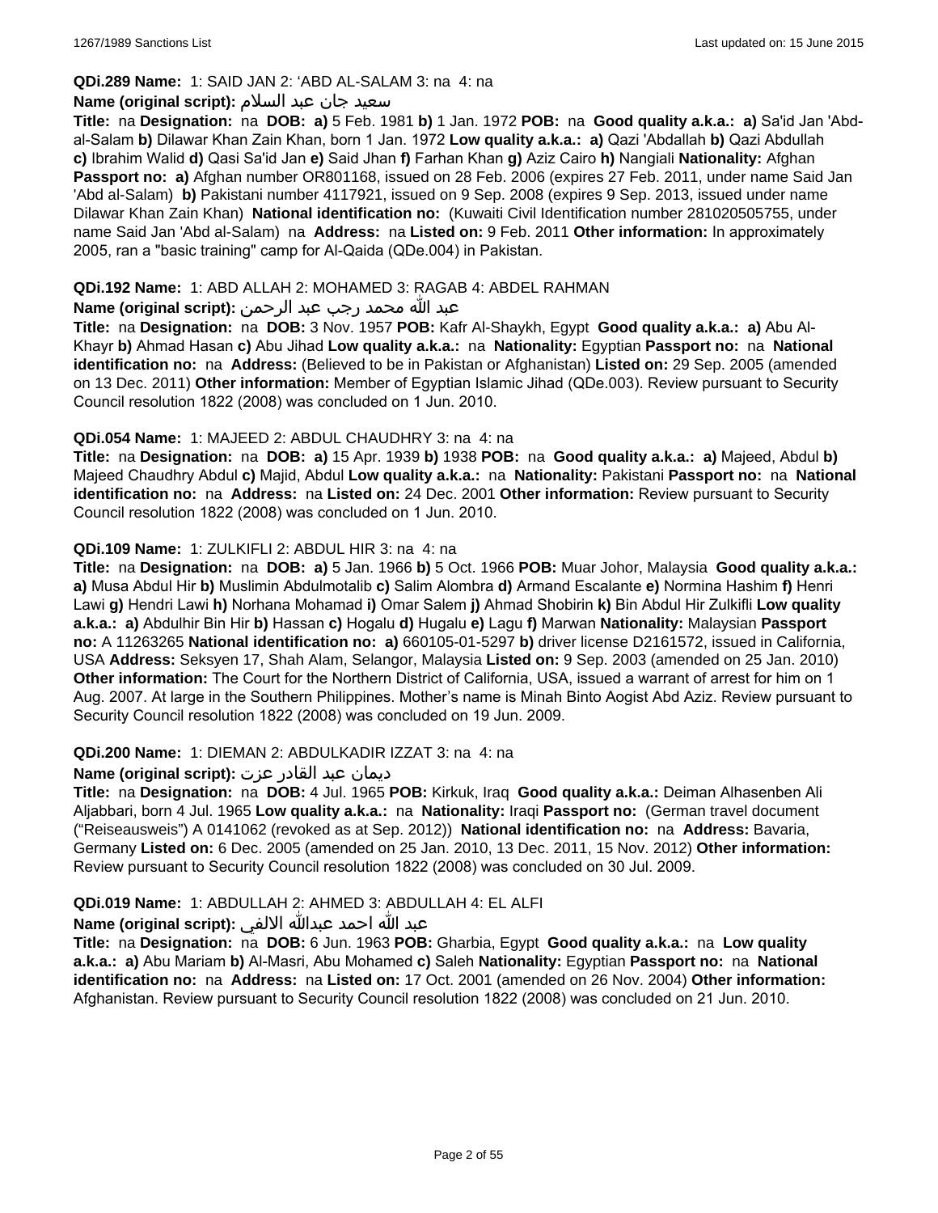**QDi.289 Name:** 1: SAID JAN 2: 'ABD AL-SALAM 3: na 4: na

**Name (original script):** سعيد جان عبد السلام

**Title:** na **Designation:** na **DOB:** **a)** 5 Feb. 1981 **b)** 1 Jan. 1972 **POB:** na **Good quality a.k.a.:** **a)** Sa'id Jan 'Abd-al-Salam **b)** Dilawar Khan Zain Khan, born 1 Jan. 1972 **Low quality a.k.a.:** **a)** Qazi 'Abdallah **b)** Qazi Abdullah **c)** Ibrahim Walid **d)** Qasi Sa'id Jan **e)** Said Jhan **f)** Farhan Khan **g)** Aziz Cairo **h)** Nangiali **Nationality:** Afghan **Passport no:** **a)** Afghan number OR801168, issued on 28 Feb. 2006 (expires 27 Feb. 2011, under name Said Jan 'Abd al-Salam) **b)** Pakistani number 4117921, issued on 9 Sep. 2008 (expires 9 Sep. 2013, issued under name Dilawar Khan Zain Khan) **National identification no:** (Kuwaiti Civil Identification number 281020505755, under name Said Jan 'Abd al-Salam) na **Address:** na **Listed on:** 9 Feb. 2011 **Other information:** In approximately 2005, ran a "basic training" camp for Al-Qaida (QDe.004) in Pakistan.

**QDi.192 Name:** 1: ABD ALLAH 2: MOHAMED 3: RAGAB 4: ABDEL RAHMAN

**Name (original script):** عبد الله محمد رجب عبد الرحمن

**Title:** na **Designation:** na **DOB:** 3 Nov. 1957 **POB:** Kafr Al-Shaykh, Egypt **Good quality a.k.a.:** **a)** Abu Al-Khayr **b)** Ahmad Hasan **c)** Abu Jihad **Low quality a.k.a.:** na **Nationality:** Egyptian **Passport no:** na **National identification no:** na **Address:** (Believed to be in Pakistan or Afghanistan) **Listed on:** 29 Sep. 2005 (amended on 13 Dec. 2011) **Other information:** Member of Egyptian Islamic Jihad (QDe.003). Review pursuant to Security Council resolution 1822 (2008) was concluded on 1 Jun. 2010.

**QDi.054 Name:** 1: MAJEED 2: ABDUL CHAUDHRY 3: na 4: na

**Title:** na **Designation:** na **DOB:** **a)** 15 Apr. 1939 **b)** 1938 **POB:** na **Good quality a.k.a.:** **a)** Majeed, Abdul **b)** Majeed Chaudhry Abdul **c)** Majid, Abdul **Low quality a.k.a.:** na **Nationality:** Pakistani **Passport no:** na **National identification no:** na **Address:** na **Listed on:** 24 Dec. 2001 **Other information:** Review pursuant to Security Council resolution 1822 (2008) was concluded on 1 Jun. 2010.

**QDi.109 Name:** 1: ZULKIFLI 2: ABDUL HIR 3: na 4: na

**Title:** na **Designation:** na **DOB:** **a)** 5 Jan. 1966 **b)** 5 Oct. 1966 **POB:** Muar Johor, Malaysia **Good quality a.k.a.:** **a)** Musa Abdul Hir **b)** Muslimin Abdulmotalib **c)** Salim Alombra **d)** Armand Escalante **e)** Normina Hashim **f)** Henri Lawi **g)** Hendri Lawi **h)** Norhana Mohamad **i)** Omar Salem **j)** Ahmad Shobirin **k)** Bin Abdul Hir Zulkifli **Low quality a.k.a.:** **a)** Abdulhir Bin Hir **b)** Hassan **c)** Hogalu **d)** Hugalu **e)** Lagu **f)** Marwan **Nationality:** Malaysian **Passport no:** A 11263265 **National identification no:** **a)** 660105-01-5297 **b)** driver license D2161572, issued in California, USA **Address:** Seksyen 17, Shah Alam, Selangor, Malaysia **Listed on:** 9 Sep. 2003 (amended on 25 Jan. 2010) **Other information:** The Court for the Northern District of California, USA, issued a warrant of arrest for him on 1 Aug. 2007. At large in the Southern Philippines. Mother's name is Minah Binto Aogist Abd Aziz. Review pursuant to Security Council resolution 1822 (2008) was concluded on 19 Jun. 2009.

**QDi.200 Name:** 1: DIEMAN 2: ABDULKADIR IZZAT 3: na 4: na

**Name (original script):** ديمان عبد القادر عزت

**Title:** na **Designation:** na **DOB:** 4 Jul. 1965 **POB:** Kirkuk, Iraq **Good quality a.k.a.:** Deiman Alhasenben Ali Aljabbari, born 4 Jul. 1965 **Low quality a.k.a.:** na **Nationality:** Iraqi **Passport no:** (German travel document ("Reiseausweis") A 0141062 (revoked as at Sep. 2012)) **National identification no:** na **Address:** Bavaria, Germany **Listed on:** 6 Dec. 2005 (amended on 25 Jan. 2010, 13 Dec. 2011, 15 Nov. 2012) **Other information:** Review pursuant to Security Council resolution 1822 (2008) was concluded on 30 Jul. 2009.

**QDi.019 Name:** 1: ABDULLAH 2: AHMED 3: ABDULLAH 4: EL ALFI

**Name (original script):** عبد الله احمد عبدالله الالفي

**Title:** na **Designation:** na **DOB:** 6 Jun. 1963 **POB:** Gharbia, Egypt **Good quality a.k.a.:** na **Low quality a.k.a.:** **a)** Abu Mariam **b)** Al-Masri, Abu Mohamed **c)** Saleh **Nationality:** Egyptian **Passport no:** na **National identification no:** na **Address:** na **Listed on:** 17 Oct. 2001 (amended on 26 Nov. 2004) **Other information:** Afghanistan. Review pursuant to Security Council resolution 1822 (2008) was concluded on 21 Jun. 2010.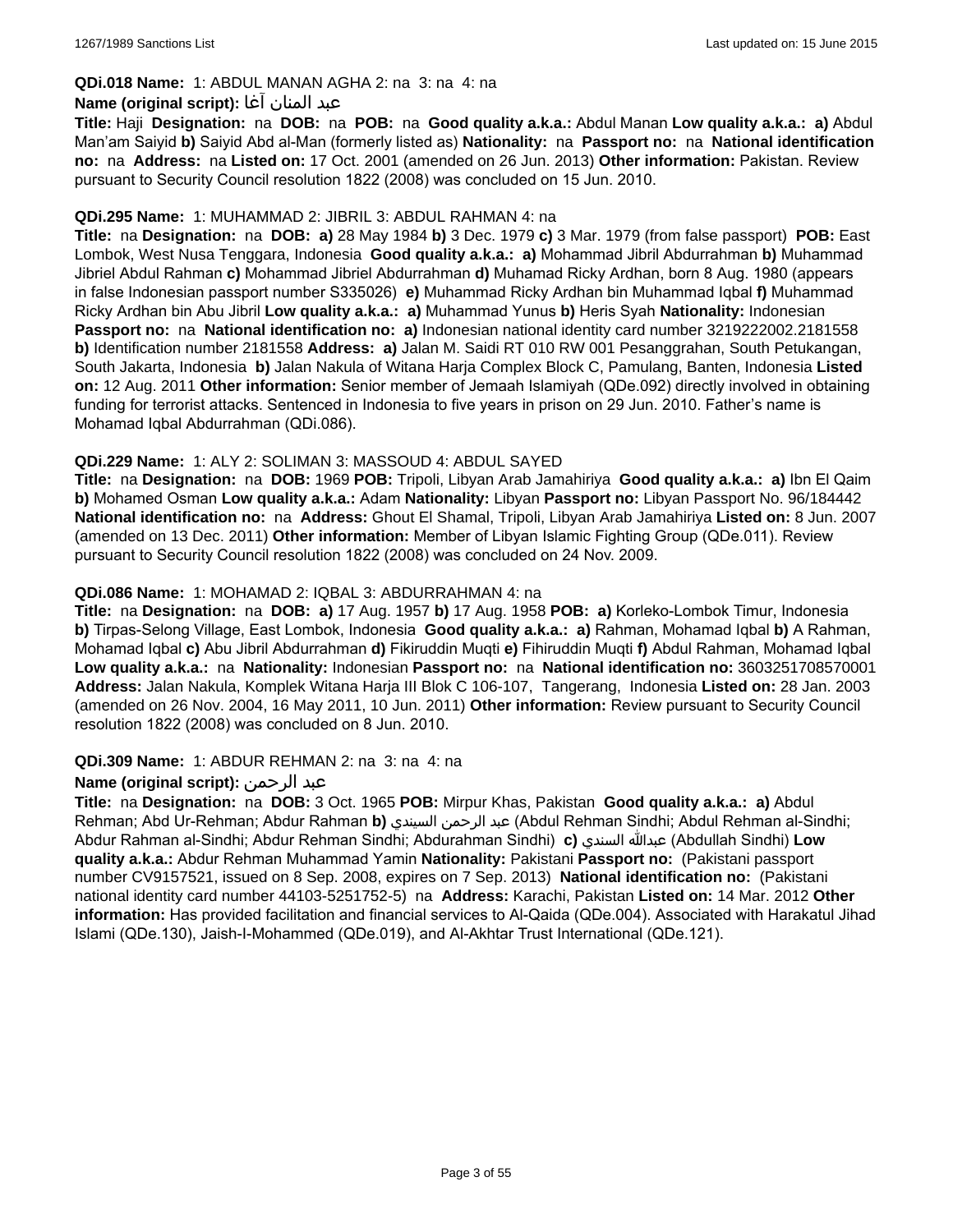**QDi.018 Name:** 1: ABDUL MANAN AGHA 2: na 3: na 4: na

**Name (original script):** عبد المنان آغا

**Title:** Haji **Designation:** na **DOB:** na **POB:** na **Good quality a.k.a.:** Abdul Manan **Low quality a.k.a.:** **a)** Abdul Man'am Saiyid **b)** Saiyid Abd al-Man (formerly listed as) **Nationality:** na **Passport no:** na **National identification no:** na **Address:** na **Listed on:** 17 Oct. 2001 (amended on 26 Jun. 2013) **Other information:** Pakistan. Review pursuant to Security Council resolution 1822 (2008) was concluded on 15 Jun. 2010.

**QDi.295 Name:** 1: MUHAMMAD 2: JIBRIL 3: ABDUL RAHMAN 4: na

**Title:** na **Designation:** na **DOB:** **a)** 28 May 1984 **b)** 3 Dec. 1979 **c)** 3 Mar. 1979 (from false passport) **POB:** East Lombok, West Nusa Tenggara, Indonesia **Good quality a.k.a.:** **a)** Mohammad Jibril Abdurrahman **b)** Muhammad Jibriel Abdul Rahman **c)** Mohammad Jibriel Abdurrahman **d)** Muhamad Ricky Ardhan, born 8 Aug. 1980 (appears in false Indonesian passport number S335026) **e)** Muhammad Ricky Ardhan bin Muhammad Iqbal **f)** Muhammad Ricky Ardhan bin Abu Jibril **Low quality a.k.a.:** **a)** Muhammad Yunus **b)** Heris Syah **Nationality:** Indonesian **Passport no:** na **National identification no:** **a)** Indonesian national identity card number 3219222002.2181558 **b)** Identification number 2181558 **Address:** **a)** Jalan M. Saidi RT 010 RW 001 Pesanggrahan, South Petukangan, South Jakarta, Indonesia **b)** Jalan Nakula of Witana Harja Complex Block C, Pamulang, Banten, Indonesia **Listed on:** 12 Aug. 2011 **Other information:** Senior member of Jemaah Islamiyah (QDe.092) directly involved in obtaining funding for terrorist attacks. Sentenced in Indonesia to five years in prison on 29 Jun. 2010. Father's name is Mohamad Iqbal Abdurrahman (QDi.086).

**QDi.229 Name:** 1: ALY 2: SOLIMAN 3: MASSOUD 4: ABDUL SAYED

**Title:** na **Designation:** na **DOB:** 1969 **POB:** Tripoli, Libyan Arab Jamahiriya **Good quality a.k.a.:** **a)** Ibn El Qaim **b)** Mohamed Osman **Low quality a.k.a.:** Adam **Nationality:** Libyan **Passport no:** Libyan Passport No. 96/184442 **National identification no:** na **Address:** Ghout El Shamal, Tripoli, Libyan Arab Jamahiriya **Listed on:** 8 Jun. 2007 (amended on 13 Dec. 2011) **Other information:** Member of Libyan Islamic Fighting Group (QDe.011). Review pursuant to Security Council resolution 1822 (2008) was concluded on 24 Nov. 2009.

**QDi.086 Name:** 1: MOHAMAD 2: IQBAL 3: ABDURRAHMAN 4: na

**Title:** na **Designation:** na **DOB:** **a)** 17 Aug. 1957 **b)** 17 Aug. 1958 **POB:** **a)** Korleko-Lombok Timur, Indonesia **b)** Tirpas-Selong Village, East Lombok, Indonesia **Good quality a.k.a.:** **a)** Rahman, Mohamad Iqbal **b)** A Rahman, Mohamad Iqbal **c)** Abu Jibril Abdurrahman **d)** Fikiruddin Muqti **e)** Fihiruddin Muqti **f)** Abdul Rahman, Mohamad Iqbal **Low quality a.k.a.:** na **Nationality:** Indonesian **Passport no:** na **National identification no:** 3603251708570001 **Address:** Jalan Nakula, Komplek Witana Harja III Blok C 106-107, Tangerang, Indonesia **Listed on:** 28 Jan. 2003 (amended on 26 Nov. 2004, 16 May 2011, 10 Jun. 2011) **Other information:** Review pursuant to Security Council resolution 1822 (2008) was concluded on 8 Jun. 2010.

**QDi.309 Name:** 1: ABDUR REHMAN 2: na 3: na 4: na

**Name (original script):** عبد الرحمن

**Title:** na **Designation:** na **DOB:** 3 Oct. 1965 **POB:** Mirpur Khas, Pakistan **Good quality a.k.a.:** **a)** Abdul Rehman; Abd Ur-Rehman; Abdur Rahman **b)** عبد الرحمن السيندي (Abdul Rehman Sindhi; Abdul Rehman al-Sindhi; Abdur Rahman al-Sindhi; Abdur Rehman Sindhi; Abdurahman Sindhi) **c)** عبدالله السندي (Abdullah Sindhi) **Low quality a.k.a.:** Abdur Rehman Muhammad Yamin **Nationality:** Pakistani **Passport no:** (Pakistani passport number CV9157521, issued on 8 Sep. 2008, expires on 7 Sep. 2013) **National identification no:** (Pakistani national identity card number 44103-5251752-5) na **Address:** Karachi, Pakistan **Listed on:** 14 Mar. 2012 **Other information:** Has provided facilitation and financial services to Al-Qaida (QDe.004). Associated with Harakatul Jihad Islami (QDe.130), Jaish-I-Mohammed (QDe.019), and Al-Akhtar Trust International (QDe.121).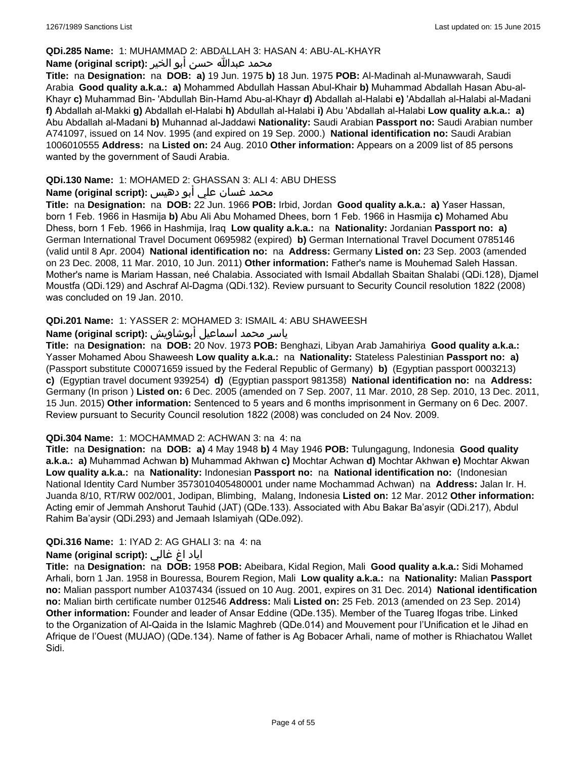**QDi.285 Name:** 1: MUHAMMAD 2: ABDALLAH 3: HASAN 4: ABU-AL-KHAYR

**Name (original script):** محمد عبدالله حسن أبو الخير

**Title:** na **Designation:** na **DOB:** **a)** 19 Jun. 1975 **b)** 18 Jun. 1975 **POB:** Al-Madinah al-Munawwarah, Saudi Arabia **Good quality a.k.a.:** **a)** Mohammed Abdullah Hassan Abul-Khair **b)** Muhammad Abdallah Hasan Abu-al-Khayr **c)** Muhammad Bin- 'Abdullah Bin-Hamd Abu-al-Khayr **d)** Abdallah al-Halabi **e)** 'Abdallah al-Halabi al-Madani **f)** Abdallah al-Makki **g)** Abdallah el-Halabi **h)** Abdullah al-Halabi **i)** Abu 'Abdallah al-Halabi **Low quality a.k.a.:** **a)** Abu Abdallah al-Madani **b)** Muhannad al-Jaddawi **Nationality:** Saudi Arabian **Passport no:** Saudi Arabian number A741097, issued on 14 Nov. 1995 (and expired on 19 Sep. 2000.) **National identification no:** Saudi Arabian 1006010555 **Address:** na **Listed on:** 24 Aug. 2010 **Other information:** Appears on a 2009 list of 85 persons wanted by the government of Saudi Arabia.

**QDi.130 Name:** 1: MOHAMED 2: GHASSAN 3: ALI 4: ABU DHESS

**Name (original script):** محمد غسان علي أبو دهيس

**Title:** na **Designation:** na **DOB:** 22 Jun. 1966 **POB:** Irbid, Jordan **Good quality a.k.a.:** **a)** Yaser Hassan, born 1 Feb. 1966 in Hasmija **b)** Abu Ali Abu Mohamed Dhees, born 1 Feb. 1966 in Hasmija **c)** Mohamed Abu Dhess, born 1 Feb. 1966 in Hashmija, Iraq **Low quality a.k.a.:** na **Nationality:** Jordanian **Passport no:** **a)** German International Travel Document 0695982 (expired) **b)** German International Travel Document 0785146 (valid until 8 Apr. 2004) **National identification no:** na **Address:** Germany **Listed on:** 23 Sep. 2003 (amended on 23 Dec. 2008, 11 Mar. 2010, 10 Jun. 2011) **Other information:** Father's name is Mouhemad Saleh Hassan. Mother's name is Mariam Hassan, neé Chalabia. Associated with Ismail Abdallah Sbaitan Shalabi (QDi.128), Djamel Moustfa (QDi.129) and Aschraf Al-Dagma (QDi.132). Review pursuant to Security Council resolution 1822 (2008) was concluded on 19 Jan. 2010.

**QDi.201 Name:** 1: YASSER 2: MOHAMED 3: ISMAIL 4: ABU SHAWEESH

**Name (original script):** ياسر محمد اسماعيل أبوشاويش

**Title:** na **Designation:** na **DOB:** 20 Nov. 1973 **POB:** Benghazi, Libyan Arab Jamahiriya **Good quality a.k.a.:** Yasser Mohamed Abou Shaweesh **Low quality a.k.a.:** na **Nationality:** Stateless Palestinian **Passport no:** **a)** (Passport substitute C00071659 issued by the Federal Republic of Germany) **b)** (Egyptian passport 0003213) **c)** (Egyptian travel document 939254) **d)** (Egyptian passport 981358) **National identification no:** na **Address:** Germany (In prison ) **Listed on:** 6 Dec. 2005 (amended on 7 Sep. 2007, 11 Mar. 2010, 28 Sep. 2010, 13 Dec. 2011, 15 Jun. 2015) **Other information:** Sentenced to 5 years and 6 months imprisonment in Germany on 6 Dec. 2007. Review pursuant to Security Council resolution 1822 (2008) was concluded on 24 Nov. 2009.

**QDi.304 Name:** 1: MOCHAMMAD 2: ACHWAN 3: na 4: na

**Title:** na **Designation:** na **DOB:** **a)** 4 May 1948 **b)** 4 May 1946 **POB:** Tulungagung, Indonesia **Good quality a.k.a.:** **a)** Muhammad Achwan **b)** Muhammad Akhwan **c)** Mochtar Achwan **d)** Mochtar Akhwan **e)** Mochtar Akwan **Low quality a.k.a.:** na **Nationality:** Indonesian **Passport no:** na **National identification no:** (Indonesian National Identity Card Number 3573010405480001 under name Mochammad Achwan) na **Address:** Jalan Ir. H. Juanda 8/10, RT/RW 002/001, Jodipan, Blimbing, Malang, Indonesia **Listed on:** 12 Mar. 2012 **Other information:** Acting emir of Jemmah Anshorut Tauhid (JAT) (QDe.133). Associated with Abu Bakar Ba'asyir (QDi.217), Abdul Rahim Ba'aysir (QDi.293) and Jemaah Islamiyah (QDe.092).

**QDi.316 Name:** 1: IYAD 2: AG GHALI 3: na 4: na

**Name (original script):** اياد اغ غالي

**Title:** na **Designation:** na **DOB:** 1958 **POB:** Abeibara, Kidal Region, Mali **Good quality a.k.a.:** Sidi Mohamed Arhali, born 1 Jan. 1958 in Bouressa, Bourem Region, Mali **Low quality a.k.a.:** na **Nationality:** Malian **Passport no:** Malian passport number A1037434 (issued on 10 Aug. 2001, expires on 31 Dec. 2014) **National identification no:** Malian birth certificate number 012546 **Address:** Mali **Listed on:** 25 Feb. 2013 (amended on 23 Sep. 2014) **Other information:** Founder and leader of Ansar Eddine (QDe.135). Member of the Tuareg Ifogas tribe. Linked to the Organization of Al-Qaida in the Islamic Maghreb (QDe.014) and Mouvement pour l'Unification et le Jihad en Afrique de l'Ouest (MUJAO) (QDe.134). Name of father is Ag Bobacer Arhali, name of mother is Rhiachatou Wallet Sidi.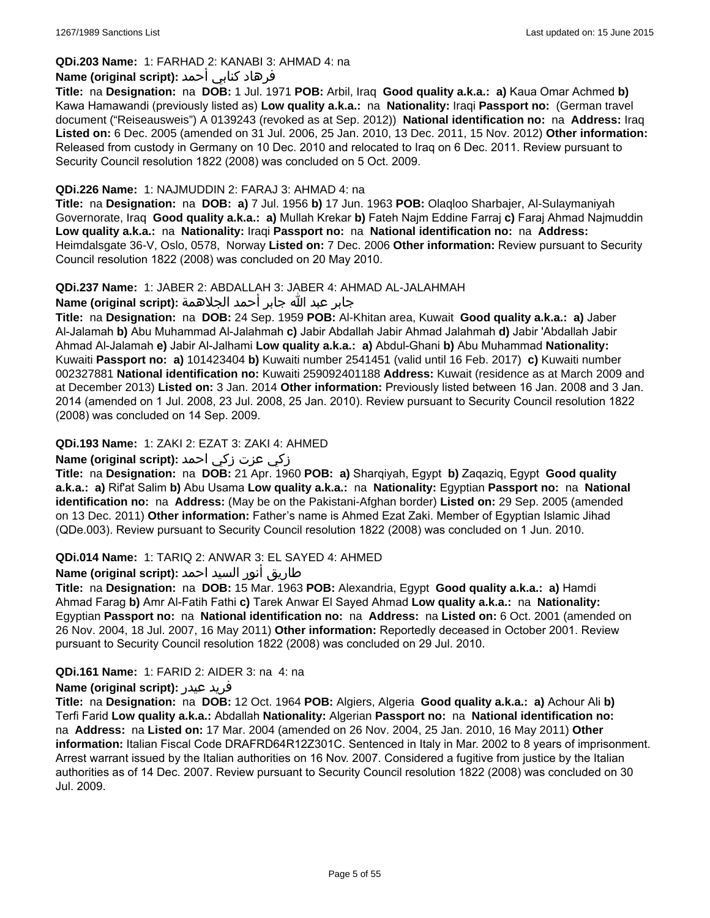**QDi.203 Name:** 1: FARHAD 2: KANABI 3: AHMAD 4: na

**Name (original script):** فرهاد كنابي أحمد

**Title:** na **Designation:** na **DOB:** 1 Jul. 1971 **POB:** Arbil, Iraq **Good quality a.k.a.:** **a)** Kaua Omar Achmed **b)** Kawa Hamawandi (previously listed as) **Low quality a.k.a.:** na **Nationality:** Iraqi **Passport no:** (German travel document ("Reiseausweis") A 0139243 (revoked as at Sep. 2012)) **National identification no:** na **Address:** Iraq **Listed on:** 6 Dec. 2005 (amended on 31 Jul. 2006, 25 Jan. 2010, 13 Dec. 2011, 15 Nov. 2012) **Other information:** Released from custody in Germany on 10 Dec. 2010 and relocated to Iraq on 6 Dec. 2011. Review pursuant to Security Council resolution 1822 (2008) was concluded on 5 Oct. 2009.

**QDi.226 Name:** 1: NAJMUDDIN 2: FARAJ 3: AHMAD 4: na

**Title:** na **Designation:** na **DOB:** **a)** 7 Jul. 1956 **b)** 17 Jun. 1963 **POB:** Olaqloo Sharbajer, Al-Sulaymaniyah Governorate, Iraq **Good quality a.k.a.:** **a)** Mullah Krekar **b)** Fateh Najm Eddine Farraj **c)** Faraj Ahmad Najmuddin **Low quality a.k.a.:** na **Nationality:** Iraqi **Passport no:** na **National identification no:** na **Address:** Heimdalsgate 36-V, Oslo, 0578, Norway **Listed on:** 7 Dec. 2006 **Other information:** Review pursuant to Security Council resolution 1822 (2008) was concluded on 20 May 2010.

**QDi.237 Name:** 1: JABER 2: ABDALLAH 3: JABER 4: AHMAD AL-JALAHMAH

**Name (original script):** جابر عبد الله جابر أحمد الجلاهمة

**Title:** na **Designation:** na **DOB:** 24 Sep. 1959 **POB:** Al-Khitan area, Kuwait **Good quality a.k.a.:** **a)** Jaber Al-Jalamah **b)** Abu Muhammad Al-Jalahmah **c)** Jabir Abdallah Jabir Ahmad Jalahmah **d)** Jabir 'Abdallah Jabir Ahmad Al-Jalamah **e)** Jabir Al-Jalhami **Low quality a.k.a.:** **a)** Abdul-Ghani **b)** Abu Muhammad **Nationality:** Kuwaiti **Passport no:** **a)** 101423404 **b)** Kuwaiti number 2541451 (valid until 16 Feb. 2017) **c)** Kuwaiti number 002327881 **National identification no:** Kuwaiti 259092401188 **Address:** Kuwait (residence as at March 2009 and at December 2013) **Listed on:** 3 Jan. 2014 **Other information:** Previously listed between 16 Jan. 2008 and 3 Jan. 2014 (amended on 1 Jul. 2008, 23 Jul. 2008, 25 Jan. 2010). Review pursuant to Security Council resolution 1822 (2008) was concluded on 14 Sep. 2009.

**QDi.193 Name:** 1: ZAKI 2: EZAT 3: ZAKI 4: AHMED

**Name (original script):** زكي عزت زكي احمد

**Title:** na **Designation:** na **DOB:** 21 Apr. 1960 **POB:** **a)** Sharqiyah, Egypt **b)** Zaqaziq, Egypt **Good quality a.k.a.:** **a)** Rif'at Salim **b)** Abu Usama **Low quality a.k.a.:** na **Nationality:** Egyptian **Passport no:** na **National identification no:** na **Address:** (May be on the Pakistani-Afghan border) **Listed on:** 29 Sep. 2005 (amended on 13 Dec. 2011) **Other information:** Father's name is Ahmed Ezat Zaki. Member of Egyptian Islamic Jihad (QDe.003). Review pursuant to Security Council resolution 1822 (2008) was concluded on 1 Jun. 2010.

**QDi.014 Name:** 1: TARIQ 2: ANWAR 3: EL SAYED 4: AHMED

**Name (original script):** طاريق أنور السيد احمد

**Title:** na **Designation:** na **DOB:** 15 Mar. 1963 **POB:** Alexandria, Egypt **Good quality a.k.a.:** **a)** Hamdi Ahmad Farag **b)** Amr Al-Fatih Fathi **c)** Tarek Anwar El Sayed Ahmad **Low quality a.k.a.:** na **Nationality:** Egyptian **Passport no:** na **National identification no:** na **Address:** na **Listed on:** 6 Oct. 2001 (amended on 26 Nov. 2004, 18 Jul. 2007, 16 May 2011) **Other information:** Reportedly deceased in October 2001. Review pursuant to Security Council resolution 1822 (2008) was concluded on 29 Jul. 2010.

**QDi.161 Name:** 1: FARID 2: AIDER 3: na 4: na

**Name (original script):** فريد عيدر

**Title:** na **Designation:** na **DOB:** 12 Oct. 1964 **POB:** Algiers, Algeria **Good quality a.k.a.:** **a)** Achour Ali **b)** Terfi Farid **Low quality a.k.a.:** Abdallah **Nationality:** Algerian **Passport no:** na **National identification no:** na **Address:** na **Listed on:** 17 Mar. 2004 (amended on 26 Nov. 2004, 25 Jan. 2010, 16 May 2011) **Other information:** Italian Fiscal Code DRAFRD64R12Z301C. Sentenced in Italy in Mar. 2002 to 8 years of imprisonment. Arrest warrant issued by the Italian authorities on 16 Nov. 2007. Considered a fugitive from justice by the Italian authorities as of 14 Dec. 2007. Review pursuant to Security Council resolution 1822 (2008) was concluded on 30 Jul. 2009.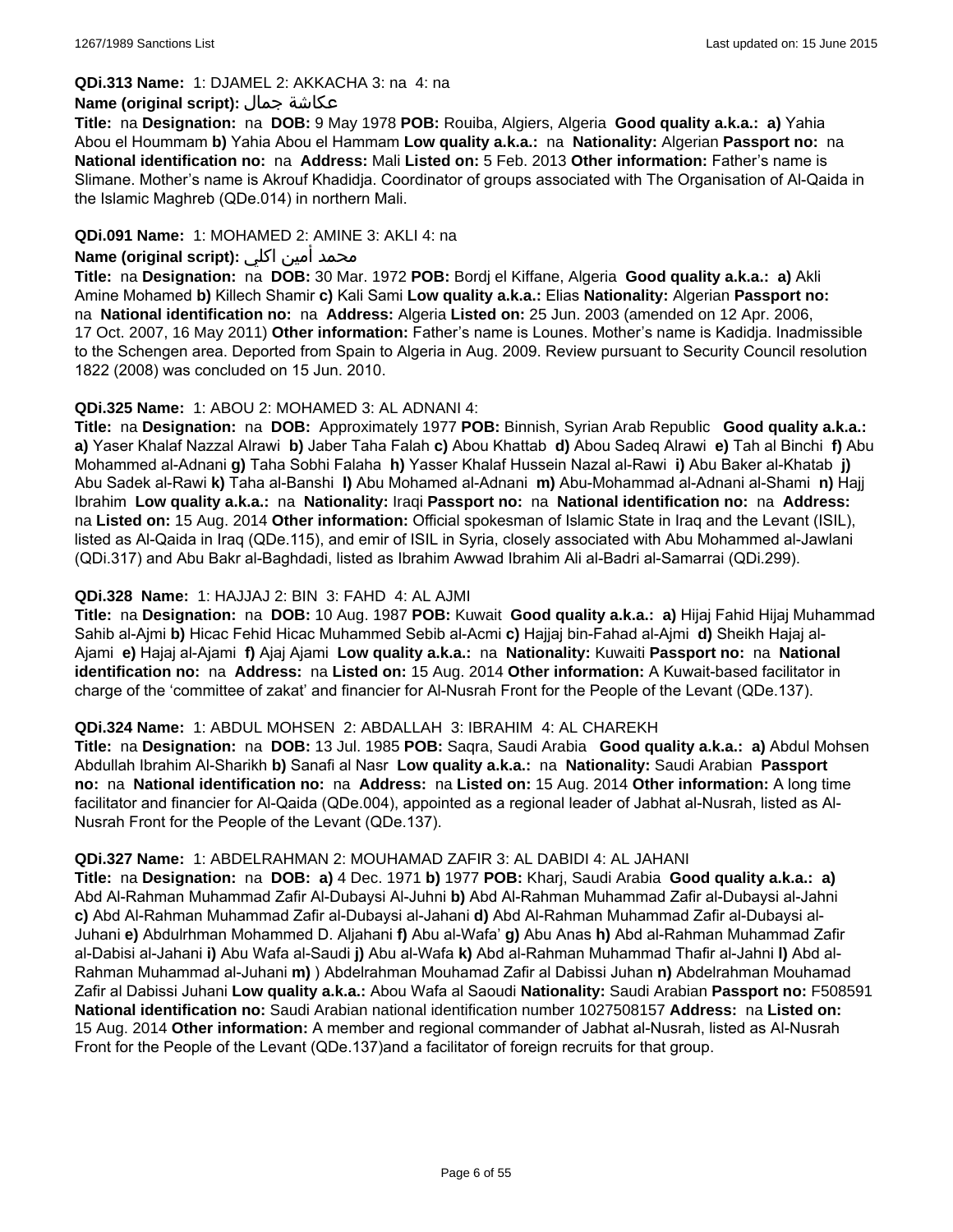**QDi.313 Name:** 1: DJAMEL 2: AKKACHA 3: na 4: na

**Name (original script):** عكاشة جمال

**Title:** na **Designation:** na **DOB:** 9 May 1978 **POB:** Rouiba, Algiers, Algeria **Good quality a.k.a.: a)** Yahia Abou el Hoummam **b)** Yahia Abou el Hammam **Low quality a.k.a.:** na **Nationality:** Algerian **Passport no:** na **National identification no:** na **Address:** Mali **Listed on:** 5 Feb. 2013 **Other information:** Father's name is Slimane. Mother's name is Akrouf Khadidja. Coordinator of groups associated with The Organisation of Al-Qaida in the Islamic Maghreb (QDe.014) in northern Mali.

**QDi.091 Name:** 1: MOHAMED 2: AMINE 3: AKLI 4: na

**Name (original script):** محمد أمين اكلي

**Title:** na **Designation:** na **DOB:** 30 Mar. 1972 **POB:** Bordj el Kiffane, Algeria **Good quality a.k.a.: a)** Akli Amine Mohamed **b)** Killech Shamir **c)** Kali Sami **Low quality a.k.a.:** Elias **Nationality:** Algerian **Passport no:** na **National identification no:** na **Address:** Algeria **Listed on:** 25 Jun. 2003 (amended on 12 Apr. 2006, 17 Oct. 2007, 16 May 2011) **Other information:** Father's name is Lounes. Mother's name is Kadidja. Inadmissible to the Schengen area. Deported from Spain to Algeria in Aug. 2009. Review pursuant to Security Council resolution 1822 (2008) was concluded on 15 Jun. 2010.

**QDi.325 Name:** 1: ABOU 2: MOHAMED 3: AL ADNANI 4:

**Title:** na **Designation:** na **DOB:** Approximately 1977 **POB:** Binnish, Syrian Arab Republic **Good quality a.k.a.: a)** Yaser Khalaf Nazzal Alrawi **b)** Jaber Taha Falah **c)** Abou Khattab **d)** Abou Sadeq Alrawi **e)** Tah al Binchi **f)** Abu Mohammed al-Adnani **g)** Taha Sobhi Falaha **h)** Yasser Khalaf Hussein Nazal al-Rawi **i)** Abu Baker al-Khatab **j)** Abu Sadek al-Rawi **k)** Taha al-Banshi **l)** Abu Mohamed al-Adnani **m)** Abu-Mohammad al-Adnani al-Shami **n)** Hajj Ibrahim **Low quality a.k.a.:** na **Nationality:** Iraqi **Passport no:** na **National identification no:** na **Address:** na **Listed on:** 15 Aug. 2014 **Other information:** Official spokesman of Islamic State in Iraq and the Levant (ISIL), listed as Al-Qaida in Iraq (QDe.115), and emir of ISIL in Syria, closely associated with Abu Mohammed al-Jawlani (QDi.317) and Abu Bakr al-Baghdadi, listed as Ibrahim Awwad Ibrahim Ali al-Badri al-Samarrai (QDi.299).

**QDi.328 Name:** 1: HAJJAJ 2: BIN 3: FAHD 4: AL AJMI

**Title:** na **Designation:** na **DOB:** 10 Aug. 1987 **POB:** Kuwait **Good quality a.k.a.: a)** Hijaj Fahid Hijaj Muhammad Sahib al-Ajmi **b)** Hicac Fehid Hicac Muhammed Sebib al-Acmi **c)** Hajjaj bin-Fahad al-Ajmi **d)** Sheikh Hajaj al-Ajami **e)** Hajaj al-Ajami **f)** Ajaj Ajami **Low quality a.k.a.:** na **Nationality:** Kuwaiti **Passport no:** na **National identification no:** na **Address:** na **Listed on:** 15 Aug. 2014 **Other information:** A Kuwait-based facilitator in charge of the 'committee of zakat' and financier for Al-Nusrah Front for the People of the Levant (QDe.137).

**QDi.324 Name:** 1: ABDUL MOHSEN 2: ABDALLAH 3: IBRAHIM 4: AL CHAREKH

**Title:** na **Designation:** na **DOB:** 13 Jul. 1985 **POB:** Saqra, Saudi Arabia **Good quality a.k.a.: a)** Abdul Mohsen Abdullah Ibrahim Al-Sharikh **b)** Sanafi al Nasr **Low quality a.k.a.:** na **Nationality:** Saudi Arabian **Passport no:** na **National identification no:** na **Address:** na **Listed on:** 15 Aug. 2014 **Other information:** A long time facilitator and financier for Al-Qaida (QDe.004), appointed as a regional leader of Jabhat al-Nusrah, listed as Al-Nusrah Front for the People of the Levant (QDe.137).

**QDi.327 Name:** 1: ABDELRAHMAN 2: MOUHAMAD ZAFIR 3: AL DABIDI 4: AL JAHANI

**Title:** na **Designation:** na **DOB: a)** 4 Dec. 1971 **b)** 1977 **POB:** Kharj, Saudi Arabia **Good quality a.k.a.: a)** Abd Al-Rahman Muhammad Zafir Al-Dubaysi Al-Juhni **b)** Abd Al-Rahman Muhammad Zafir al-Dubaysi al-Jahni **c)** Abd Al-Rahman Muhammad Zafir al-Dubaysi al-Jahani **d)** Abd Al-Rahman Muhammad Zafir al-Dubaysi al-Juhani **e)** Abdulrhman Mohammed D. Aljahani **f)** Abu al-Wafa' **g)** Abu Anas **h)** Abd al-Rahman Muhammad Zafir al-Dabisi al-Jahani **i)** Abu Wafa al-Saudi **j)** Abu al-Wafa **k)** Abd al-Rahman Muhammad Thafir al-Jahni **l)** Abd al-Rahman Muhammad al-Juhani **m)** ) Abdelrahman Mouhamad Zafir al Dabissi Juhan **n)** Abdelrahman Mouhamad Zafir al Dabissi Juhani **Low quality a.k.a.:** Abou Wafa al Saoudi **Nationality:** Saudi Arabian **Passport no:** F508591 **National identification no:** Saudi Arabian national identification number 1027508157 **Address:** na **Listed on:** 15 Aug. 2014 **Other information:** A member and regional commander of Jabhat al-Nusrah, listed as Al-Nusrah Front for the People of the Levant (QDe.137)and a facilitator of foreign recruits for that group.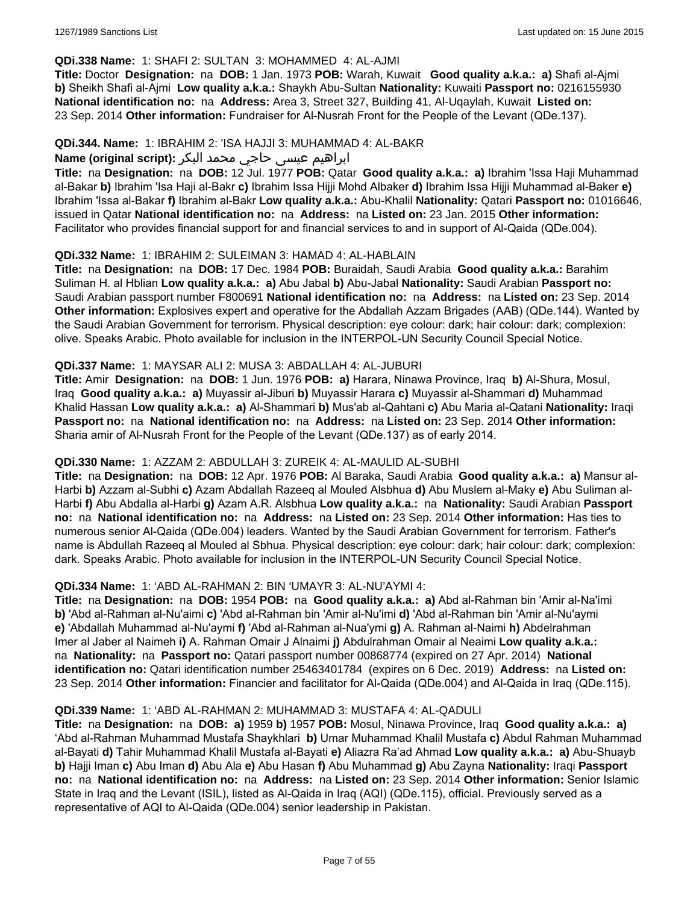**QDi.338 Name:** 1: SHAFI 2: SULTAN 3: MOHAMMED 4: AL-AJMI
**Title:** Doctor **Designation:** na **DOB:** 1 Jan. 1973 **POB:** Warah, Kuwait **Good quality a.k.a.:** **a)** Shafi al-Ajmi **b)** Sheikh Shafi al-Ajmi **Low quality a.k.a.:** Shaykh Abu-Sultan **Nationality:** Kuwaiti **Passport no:** 0216155930 **National identification no:** na **Address:** Area 3, Street 327, Building 41, Al-Uqaylah, Kuwait **Listed on:** 23 Sep. 2014 **Other information:** Fundraiser for Al-Nusrah Front for the People of the Levant (QDe.137).

**QDi.344. Name:** 1: IBRAHIM 2: 'ISA HAJJI 3: MUHAMMAD 4: AL-BAKR
**Name (original script):** ابراهيم عيسى حاجي محمد البكر
**Title:** na **Designation:** na **DOB:** 12 Jul. 1977 **POB:** Qatar **Good quality a.k.a.:** **a)** Ibrahim 'Issa Haji Muhammad al-Bakar **b)** Ibrahim 'Isa Haji al-Bakr **c)** Ibrahim Issa Hijji Mohd Albaker **d)** Ibrahim Issa Hijji Muhammad al-Baker **e)** Ibrahim 'Issa al-Bakar **f)** Ibrahim al-Bakr **Low quality a.k.a.:** Abu-Khalil **Nationality:** Qatari **Passport no:** 01016646, issued in Qatar **National identification no:** na **Address:** na **Listed on:** 23 Jan. 2015 **Other information:** Facilitator who provides financial support for and financial services to and in support of Al-Qaida (QDe.004).

**QDi.332 Name:** 1: IBRAHIM 2: SULEIMAN 3: HAMAD 4: AL-HABLAIN
**Title:** na **Designation:** na **DOB:** 17 Dec. 1984 **POB:** Buraidah, Saudi Arabia **Good quality a.k.a.:** Barahim Suliman H. al Hblian **Low quality a.k.a.:** **a)** Abu Jabal **b)** Abu-Jabal **Nationality:** Saudi Arabian **Passport no:** Saudi Arabian passport number F800691 **National identification no:** na **Address:** na **Listed on:** 23 Sep. 2014 **Other information:** Explosives expert and operative for the Abdallah Azzam Brigades (AAB) (QDe.144). Wanted by the Saudi Arabian Government for terrorism. Physical description: eye colour: dark; hair colour: dark; complexion: olive. Speaks Arabic. Photo available for inclusion in the INTERPOL-UN Security Council Special Notice.

**QDi.337 Name:** 1: MAYSAR ALI 2: MUSA 3: ABDALLAH 4: AL-JUBURI
**Title:** Amir **Designation:** na **DOB:** 1 Jun. 1976 **POB:** **a)** Harara, Ninawa Province, Iraq **b)** Al-Shura, Mosul, Iraq **Good quality a.k.a.:** **a)** Muyassir al-Jiburi **b)** Muyassir Harara **c)** Muyassir al-Shammari **d)** Muhammad Khalid Hassan **Low quality a.k.a.:** **a)** Al-Shammari **b)** Mus'ab al-Qahtani **c)** Abu Maria al-Qatani **Nationality:** Iraqi **Passport no:** na **National identification no:** na **Address:** na **Listed on:** 23 Sep. 2014 **Other information:** Sharia amir of Al-Nusrah Front for the People of the Levant (QDe.137) as of early 2014.

**QDi.330 Name:** 1: AZZAM 2: ABDULLAH 3: ZUREIK 4: AL-MAULID AL-SUBHI
**Title:** na **Designation:** na **DOB:** 12 Apr. 1976 **POB:** Al Baraka, Saudi Arabia **Good quality a.k.a.:** **a)** Mansur al-Harbi **b)** Azzam al-Subhi **c)** Azam Abdallah Razeeq al Mouled Alsbhua **d)** Abu Muslem al-Maky **e)** Abu Suliman al-Harbi **f)** Abu Abdalla al-Harbi **g)** Azam A.R. Alsbhua **Low quality a.k.a.:** na **Nationality:** Saudi Arabian **Passport no:** na **National identification no:** na **Address:** na **Listed on:** 23 Sep. 2014 **Other information:** Has ties to numerous senior Al-Qaida (QDe.004) leaders. Wanted by the Saudi Arabian Government for terrorism. Father's name is Abdullah Razeeq al Mouled al Sbhua. Physical description: eye colour: dark; hair colour: dark; complexion: dark. Speaks Arabic. Photo available for inclusion in the INTERPOL-UN Security Council Special Notice.

**QDi.334 Name:** 1: 'ABD AL-RAHMAN 2: BIN 'UMAYR 3: AL-NU'AYMI 4:
**Title:** na **Designation:** na **DOB:** 1954 **POB:** na **Good quality a.k.a.:** **a)** Abd al-Rahman bin 'Amir al-Na'imi **b)** 'Abd al-Rahman al-Nu'aimi **c)** 'Abd al-Rahman bin 'Amir al-Nu'imi **d)** 'Abd al-Rahman bin 'Amir al-Nu'aymi **e)** 'Abdallah Muhammad al-Nu'aymi **f)** 'Abd al-Rahman al-Nua'ymi **g)** A. Rahman al-Naimi **h)** Abdelrahman Imer al Jaber al Naimeh **i)** A. Rahman Omair J Alnaimi **j)** Abdulrahman Omair al Neaimi **Low quality a.k.a.:** na **Nationality:** na **Passport no:** Qatari passport number 00868774 (expired on 27 Apr. 2014) **National identification no:** Qatari identification number 25463401784 (expires on 6 Dec. 2019) **Address:** na **Listed on:** 23 Sep. 2014 **Other information:** Financier and facilitator for Al-Qaida (QDe.004) and Al-Qaida in Iraq (QDe.115).

**QDi.339 Name:** 1: 'ABD AL-RAHMAN 2: MUHAMMAD 3: MUSTAFA 4: AL-QADULI
**Title:** na **Designation:** na **DOB:** **a)** 1959 **b)** 1957 **POB:** Mosul, Ninawa Province, Iraq **Good quality a.k.a.:** **a)** 'Abd al-Rahman Muhammad Mustafa Shaykhlari **b)** Umar Muhammad Khalil Mustafa **c)** Abdul Rahman Muhammad al-Bayati **d)** Tahir Muhammad Khalil Mustafa al-Bayati **e)** Aliazra Ra'ad Ahmad **Low quality a.k.a.:** **a)** Abu-Shuayb **b)** Hajji Iman **c)** Abu Iman **d)** Abu Ala **e)** Abu Hasan **f)** Abu Muhammad **g)** Abu Zayna **Nationality:** Iraqi **Passport no:** na **National identification no:** na **Address:** na **Listed on:** 23 Sep. 2014 **Other information:** Senior Islamic State in Iraq and the Levant (ISIL), listed as Al-Qaida in Iraq (AQI) (QDe.115), official. Previously served as a representative of AQI to Al-Qaida (QDe.004) senior leadership in Pakistan.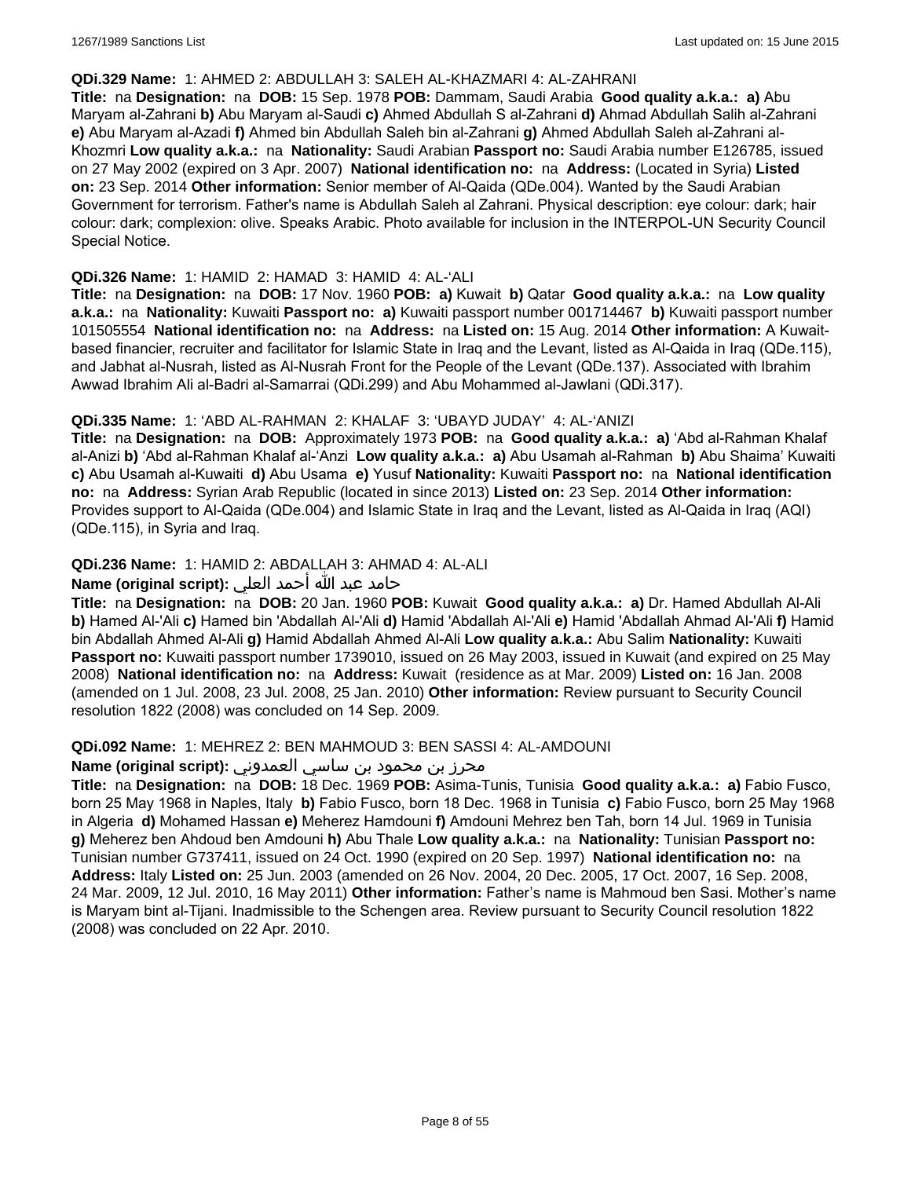**QDi.329 Name:** 1: AHMED 2: ABDULLAH 3: SALEH AL-KHAZMARI 4: AL-ZAHRANI

**Title:** na **Designation:** na **DOB:** 15 Sep. 1978 **POB:** Dammam, Saudi Arabia **Good quality a.k.a.:** **a)** Abu Maryam al-Zahrani **b)** Abu Maryam al-Saudi **c)** Ahmed Abdullah S al-Zahrani **d)** Ahmad Abdullah Salih al-Zahrani **e)** Abu Maryam al-Azadi **f)** Ahmed bin Abdullah Saleh bin al-Zahrani **g)** Ahmed Abdullah Saleh al-Zahrani al-Khozmri **Low quality a.k.a.:** na **Nationality:** Saudi Arabian **Passport no:** Saudi Arabia number E126785, issued on 27 May 2002 (expired on 3 Apr. 2007) **National identification no:** na **Address:** (Located in Syria) **Listed on:** 23 Sep. 2014 **Other information:** Senior member of Al-Qaida (QDe.004). Wanted by the Saudi Arabian Government for terrorism. Father's name is Abdullah Saleh al Zahrani. Physical description: eye colour: dark; hair colour: dark; complexion: olive. Speaks Arabic. Photo available for inclusion in the INTERPOL-UN Security Council Special Notice.

**QDi.326 Name:** 1: HAMID 2: HAMAD 3: HAMID 4: AL-'ALI

**Title:** na **Designation:** na **DOB:** 17 Nov. 1960 **POB:** **a)** Kuwait **b)** Qatar **Good quality a.k.a.:** na **Low quality a.k.a.:** na **Nationality:** Kuwaiti **Passport no:** **a)** Kuwaiti passport number 001714467 **b)** Kuwaiti passport number 101505554 **National identification no:** na **Address:** na **Listed on:** 15 Aug. 2014 **Other information:** A Kuwait-based financier, recruiter and facilitator for Islamic State in Iraq and the Levant, listed as Al-Qaida in Iraq (QDe.115), and Jabhat al-Nusrah, listed as Al-Nusrah Front for the People of the Levant (QDe.137). Associated with Ibrahim Awwad Ibrahim Ali al-Badri al-Samarrai (QDi.299) and Abu Mohammed al-Jawlani (QDi.317).

**QDi.335 Name:** 1: 'ABD AL-RAHMAN 2: KHALAF 3: 'UBAYD JUDAY' 4: AL-'ANIZI

**Title:** na **Designation:** na **DOB:** Approximately 1973 **POB:** na **Good quality a.k.a.:** **a)** 'Abd al-Rahman Khalaf al-Anizi **b)** 'Abd al-Rahman Khalaf al-'Anzi **Low quality a.k.a.:** **a)** Abu Usamah al-Rahman **b)** Abu Shaima' Kuwaiti **c)** Abu Usamah al-Kuwaiti **d)** Abu Usama **e)** Yusuf **Nationality:** Kuwaiti **Passport no:** na **National identification no:** na **Address:** Syrian Arab Republic (located in since 2013) **Listed on:** 23 Sep. 2014 **Other information:** Provides support to Al-Qaida (QDe.004) and Islamic State in Iraq and the Levant, listed as Al-Qaida in Iraq (AQI) (QDe.115), in Syria and Iraq.

**QDi.236 Name:** 1: HAMID 2: ABDALLAH 3: AHMAD 4: AL-ALI

**Name (original script):** حامد عبد الله أحمد العلي

**Title:** na **Designation:** na **DOB:** 20 Jan. 1960 **POB:** Kuwait **Good quality a.k.a.:** **a)** Dr. Hamed Abdullah Al-Ali **b)** Hamed Al-'Ali **c)** Hamed bin 'Abdallah Al-'Ali **d)** Hamid 'Abdallah Al-'Ali **e)** Hamid 'Abdallah Ahmad Al-'Ali **f)** Hamid bin Abdallah Ahmed Al-Ali **g)** Hamid Abdallah Ahmed Al-Ali **Low quality a.k.a.:** Abu Salim **Nationality:** Kuwaiti **Passport no:** Kuwaiti passport number 1739010, issued on 26 May 2003, issued in Kuwait (and expired on 25 May 2008) **National identification no:** na **Address:** Kuwait (residence as at Mar. 2009) **Listed on:** 16 Jan. 2008 (amended on 1 Jul. 2008, 23 Jul. 2008, 25 Jan. 2010) **Other information:** Review pursuant to Security Council resolution 1822 (2008) was concluded on 14 Sep. 2009.

**QDi.092 Name:** 1: MEHREZ 2: BEN MAHMOUD 3: BEN SASSI 4: AL-AMDOUNI

**Name (original script):** محرز بن محمود بن ساسي العمدوني

**Title:** na **Designation:** na **DOB:** 18 Dec. 1969 **POB:** Asima-Tunis, Tunisia **Good quality a.k.a.:** **a)** Fabio Fusco, born 25 May 1968 in Naples, Italy **b)** Fabio Fusco, born 18 Dec. 1968 in Tunisia **c)** Fabio Fusco, born 25 May 1968 in Algeria **d)** Mohamed Hassan **e)** Meherez Hamdouni **f)** Amdouni Mehrez ben Tah, born 14 Jul. 1969 in Tunisia **g)** Meherez ben Ahdoud ben Amdouni **h)** Abu Thale **Low quality a.k.a.:** na **Nationality:** Tunisian **Passport no:** Tunisian number G737411, issued on 24 Oct. 1990 (expired on 20 Sep. 1997) **National identification no:** na **Address:** Italy **Listed on:** 25 Jun. 2003 (amended on 26 Nov. 2004, 20 Dec. 2005, 17 Oct. 2007, 16 Sep. 2008, 24 Mar. 2009, 12 Jul. 2010, 16 May 2011) **Other information:** Father's name is Mahmoud ben Sasi. Mother's name is Maryam bint al-Tijani. Inadmissible to the Schengen area. Review pursuant to Security Council resolution 1822 (2008) was concluded on 22 Apr. 2010.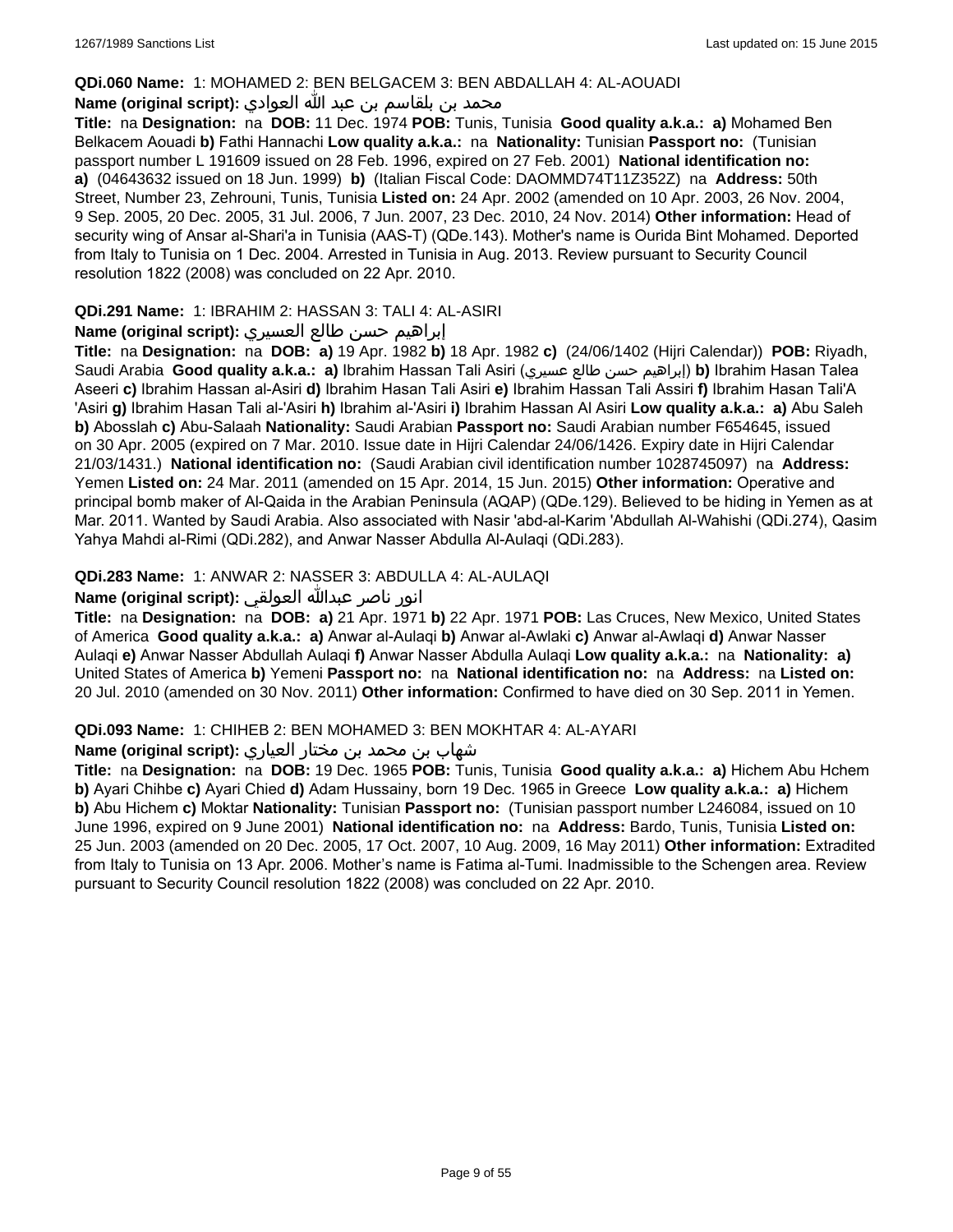**QDi.060 Name:** 1: MOHAMED 2: BEN BELGACEM 3: BEN ABDALLAH 4: AL-AOUADI

**Name (original script):** محمد بن بلقاسم بن عبد الله العوادي

**Title:** na **Designation:** na **DOB:** 11 Dec. 1974 **POB:** Tunis, Tunisia **Good quality a.k.a.:** **a)** Mohamed Ben Belkacem Aouadi **b)** Fathi Hannachi **Low quality a.k.a.:** na **Nationality:** Tunisian **Passport no:** (Tunisian passport number L 191609 issued on 28 Feb. 1996, expired on 27 Feb. 2001) **National identification no:** **a)** (04643632 issued on 18 Jun. 1999) **b)** (Italian Fiscal Code: DAOMMD74T11Z352Z) na **Address:** 50th Street, Number 23, Zehrouni, Tunis, Tunisia **Listed on:** 24 Apr. 2002 (amended on 10 Apr. 2003, 26 Nov. 2004, 9 Sep. 2005, 20 Dec. 2005, 31 Jul. 2006, 7 Jun. 2007, 23 Dec. 2010, 24 Nov. 2014) **Other information:** Head of security wing of Ansar al-Shari'a in Tunisia (AAS-T) (QDe.143). Mother's name is Ourida Bint Mohamed. Deported from Italy to Tunisia on 1 Dec. 2004. Arrested in Tunisia in Aug. 2013. Review pursuant to Security Council resolution 1822 (2008) was concluded on 22 Apr. 2010.

**QDi.291 Name:** 1: IBRAHIM 2: HASSAN 3: TALI 4: AL-ASIRI

**Name (original script):** إبراهيم حسن طالع العسيري

**Title:** na **Designation:** na **DOB:** **a)** 19 Apr. 1982 **b)** 18 Apr. 1982 **c)** (24/06/1402 (Hijri Calendar)) **POB:** Riyadh, Saudi Arabia **Good quality a.k.a.:** **a)** Ibrahim Hassan Tali Asiri (إبراهيم حسن طالع عسيري) **b)** Ibrahim Hasan Talea Aseeri **c)** Ibrahim Hassan al-Asiri **d)** Ibrahim Hasan Tali Asiri **e)** Ibrahim Hassan Tali Assiri **f)** Ibrahim Hasan Tali'A 'Asiri **g)** Ibrahim Hasan Tali al-'Asiri **h)** Ibrahim al-'Asiri **i)** Ibrahim Hassan Al Asiri **Low quality a.k.a.:** **a)** Abu Saleh **b)** Abosslah **c)** Abu-Salaah **Nationality:** Saudi Arabian **Passport no:** Saudi Arabian number F654645, issued on 30 Apr. 2005 (expired on 7 Mar. 2010. Issue date in Hijri Calendar 24/06/1426. Expiry date in Hijri Calendar 21/03/1431.) **National identification no:** (Saudi Arabian civil identification number 1028745097) na **Address:** Yemen **Listed on:** 24 Mar. 2011 (amended on 15 Apr. 2014, 15 Jun. 2015) **Other information:** Operative and principal bomb maker of Al-Qaida in the Arabian Peninsula (AQAP) (QDe.129). Believed to be hiding in Yemen as at Mar. 2011. Wanted by Saudi Arabia. Also associated with Nasir 'abd-al-Karim 'Abdullah Al-Wahishi (QDi.274), Qasim Yahya Mahdi al-Rimi (QDi.282), and Anwar Nasser Abdulla Al-Aulaqi (QDi.283).

**QDi.283 Name:** 1: ANWAR 2: NASSER 3: ABDULLA 4: AL-AULAQI

**Name (original script):** انور ناصر عبدالله العولقي

**Title:** na **Designation:** na **DOB:** **a)** 21 Apr. 1971 **b)** 22 Apr. 1971 **POB:** Las Cruces, New Mexico, United States of America **Good quality a.k.a.:** **a)** Anwar al-Aulaqi **b)** Anwar al-Awlaki **c)** Anwar al-Awlaqi **d)** Anwar Nasser Aulaqi **e)** Anwar Nasser Abdullah Aulaqi **f)** Anwar Nasser Abdulla Aulaqi **Low quality a.k.a.:** na **Nationality:** **a)** United States of America **b)** Yemeni **Passport no:** na **National identification no:** na **Address:** na **Listed on:** 20 Jul. 2010 (amended on 30 Nov. 2011) **Other information:** Confirmed to have died on 30 Sep. 2011 in Yemen.

**QDi.093 Name:** 1: CHIHEB 2: BEN MOHAMED 3: BEN MOKHTAR 4: AL-AYARI

**Name (original script):** شهاب بن محمد بن مختار العياري

**Title:** na **Designation:** na **DOB:** 19 Dec. 1965 **POB:** Tunis, Tunisia **Good quality a.k.a.:** **a)** Hichem Abu Hchem **b)** Ayari Chihbe **c)** Ayari Chied **d)** Adam Hussainy, born 19 Dec. 1965 in Greece **Low quality a.k.a.:** **a)** Hichem **b)** Abu Hichem **c)** Moktar **Nationality:** Tunisian **Passport no:** (Tunisian passport number L246084, issued on 10 June 1996, expired on 9 June 2001) **National identification no:** na **Address:** Bardo, Tunis, Tunisia **Listed on:** 25 Jun. 2003 (amended on 20 Dec. 2005, 17 Oct. 2007, 10 Aug. 2009, 16 May 2011) **Other information:** Extradited from Italy to Tunisia on 13 Apr. 2006. Mother's name is Fatima al-Tumi. Inadmissible to the Schengen area. Review pursuant to Security Council resolution 1822 (2008) was concluded on 22 Apr. 2010.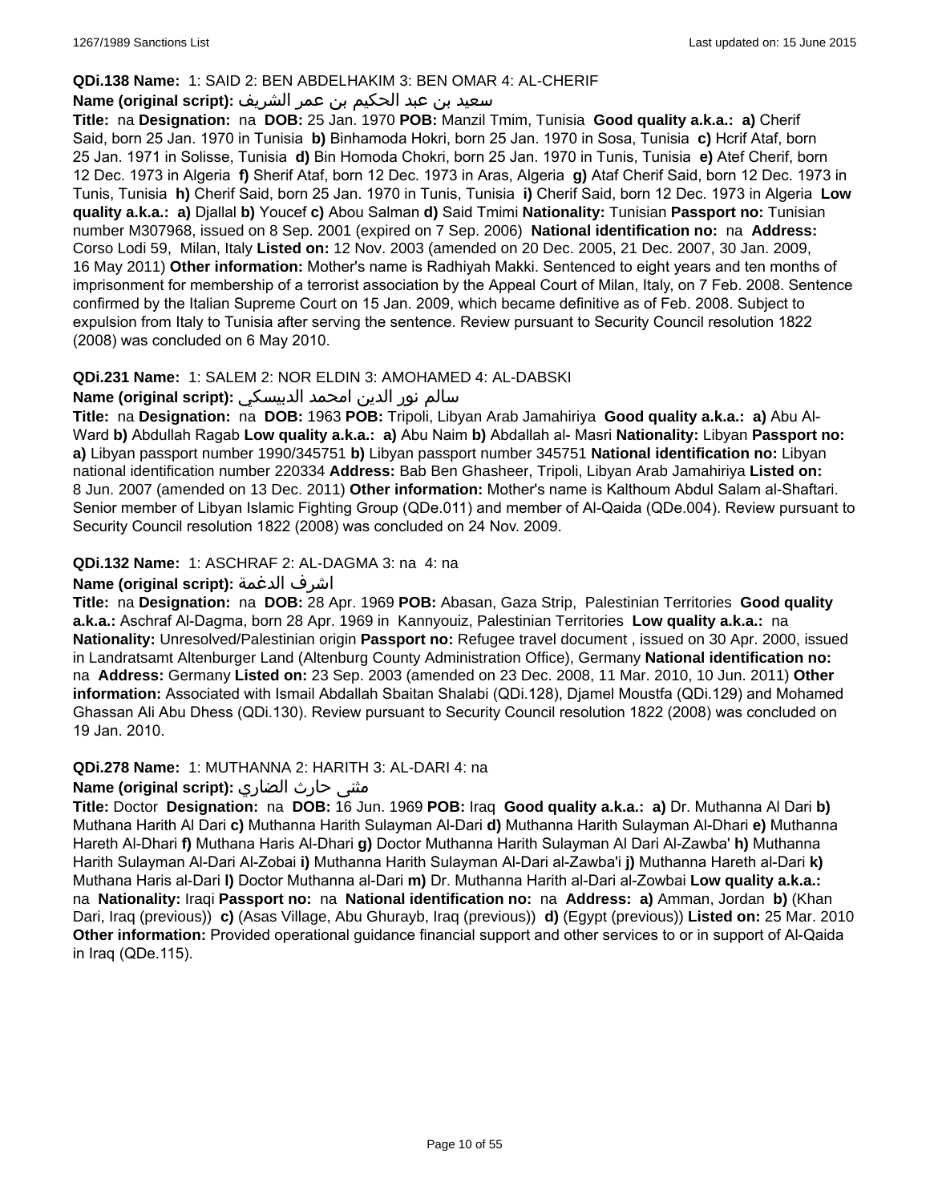**QDi.138 Name:** 1: SAID 2: BEN ABDELHAKIM 3: BEN OMAR 4: AL-CHERIF

**Name (original script):** سعيد بن عبد الحكيم بن عمر الشريف

**Title:** na **Designation:** na **DOB:** 25 Jan. 1970 **POB:** Manzil Tmim, Tunisia **Good quality a.k.a.:** **a)** Cherif Said, born 25 Jan. 1970 in Tunisia **b)** Binhamoda Hokri, born 25 Jan. 1970 in Sosa, Tunisia **c)** Hcrif Ataf, born 25 Jan. 1971 in Solisse, Tunisia **d)** Bin Homoda Chokri, born 25 Jan. 1970 in Tunis, Tunisia **e)** Atef Cherif, born 12 Dec. 1973 in Algeria **f)** Sherif Ataf, born 12 Dec. 1973 in Aras, Algeria **g)** Ataf Cherif Said, born 12 Dec. 1973 in Tunis, Tunisia **h)** Cherif Said, born 25 Jan. 1970 in Tunis, Tunisia **i)** Cherif Said, born 12 Dec. 1973 in Algeria **Low quality a.k.a.:** **a)** Djallal **b)** Youcef **c)** Abou Salman **d)** Said Tmimi **Nationality:** Tunisian **Passport no:** Tunisian number M307968, issued on 8 Sep. 2001 (expired on 7 Sep. 2006) **National identification no:** na **Address:** Corso Lodi 59, Milan, Italy **Listed on:** 12 Nov. 2003 (amended on 20 Dec. 2005, 21 Dec. 2007, 30 Jan. 2009, 16 May 2011) **Other information:** Mother's name is Radhiyah Makki. Sentenced to eight years and ten months of imprisonment for membership of a terrorist association by the Appeal Court of Milan, Italy, on 7 Feb. 2008. Sentence confirmed by the Italian Supreme Court on 15 Jan. 2009, which became definitive as of Feb. 2008. Subject to expulsion from Italy to Tunisia after serving the sentence. Review pursuant to Security Council resolution 1822 (2008) was concluded on 6 May 2010.

**QDi.231 Name:** 1: SALEM 2: NOR ELDIN 3: AMOHAMED 4: AL-DABSKI

**Name (original script):** سالم نور الدين امحمد الدبيسكي

**Title:** na **Designation:** na **DOB:** 1963 **POB:** Tripoli, Libyan Arab Jamahiriya **Good quality a.k.a.:** **a)** Abu Al-Ward **b)** Abdullah Ragab **Low quality a.k.a.:** **a)** Abu Naim **b)** Abdallah al- Masri **Nationality:** Libyan **Passport no:** **a)** Libyan passport number 1990/345751 **b)** Libyan passport number 345751 **National identification no:** Libyan national identification number 220334 **Address:** Bab Ben Ghasheer, Tripoli, Libyan Arab Jamahiriya **Listed on:** 8 Jun. 2007 (amended on 13 Dec. 2011) **Other information:** Mother's name is Kalthoum Abdul Salam al-Shaftari. Senior member of Libyan Islamic Fighting Group (QDe.011) and member of Al-Qaida (QDe.004). Review pursuant to Security Council resolution 1822 (2008) was concluded on 24 Nov. 2009.

**QDi.132 Name:** 1: ASCHRAF 2: AL-DAGMA 3: na 4: na

**Name (original script):** اشرف الدغمة

**Title:** na **Designation:** na **DOB:** 28 Apr. 1969 **POB:** Abasan, Gaza Strip, Palestinian Territories **Good quality a.k.a.:** Aschraf Al-Dagma, born 28 Apr. 1969 in Kannyouiz, Palestinian Territories **Low quality a.k.a.:** na **Nationality:** Unresolved/Palestinian origin **Passport no:** Refugee travel document , issued on 30 Apr. 2000, issued in Landratsamt Altenburger Land (Altenburg County Administration Office), Germany **National identification no:** na **Address:** Germany **Listed on:** 23 Sep. 2003 (amended on 23 Dec. 2008, 11 Mar. 2010, 10 Jun. 2011) **Other information:** Associated with Ismail Abdallah Sbaitan Shalabi (QDi.128), Djamel Moustfa (QDi.129) and Mohamed Ghassan Ali Abu Dhess (QDi.130). Review pursuant to Security Council resolution 1822 (2008) was concluded on 19 Jan. 2010.

**QDi.278 Name:** 1: MUTHANNA 2: HARITH 3: AL-DARI 4: na

**Name (original script):** مثنى حارث الضاري

**Title:** Doctor **Designation:** na **DOB:** 16 Jun. 1969 **POB:** Iraq **Good quality a.k.a.:** **a)** Dr. Muthanna Al Dari **b)** Muthana Harith Al Dari **c)** Muthanna Harith Sulayman Al-Dari **d)** Muthanna Harith Sulayman Al-Dhari **e)** Muthanna Hareth Al-Dhari **f)** Muthana Haris Al-Dhari **g)** Doctor Muthanna Harith Sulayman Al Dari Al-Zawba' **h)** Muthanna Harith Sulayman Al-Dari Al-Zobai **i)** Muthanna Harith Sulayman Al-Dari al-Zawba'i **j)** Muthanna Hareth al-Dari **k)** Muthana Haris al-Dari **l)** Doctor Muthanna al-Dari **m)** Dr. Muthanna Harith al-Dari al-Zowbai **Low quality a.k.a.:** na **Nationality:** Iraqi **Passport no:** na **National identification no:** na **Address:** **a)** Amman, Jordan **b)** (Khan Dari, Iraq (previous)) **c)** (Asas Village, Abu Ghurayb, Iraq (previous)) **d)** (Egypt (previous)) **Listed on:** 25 Mar. 2010 **Other information:** Provided operational guidance financial support and other services to or in support of Al-Qaida in Iraq (QDe.115).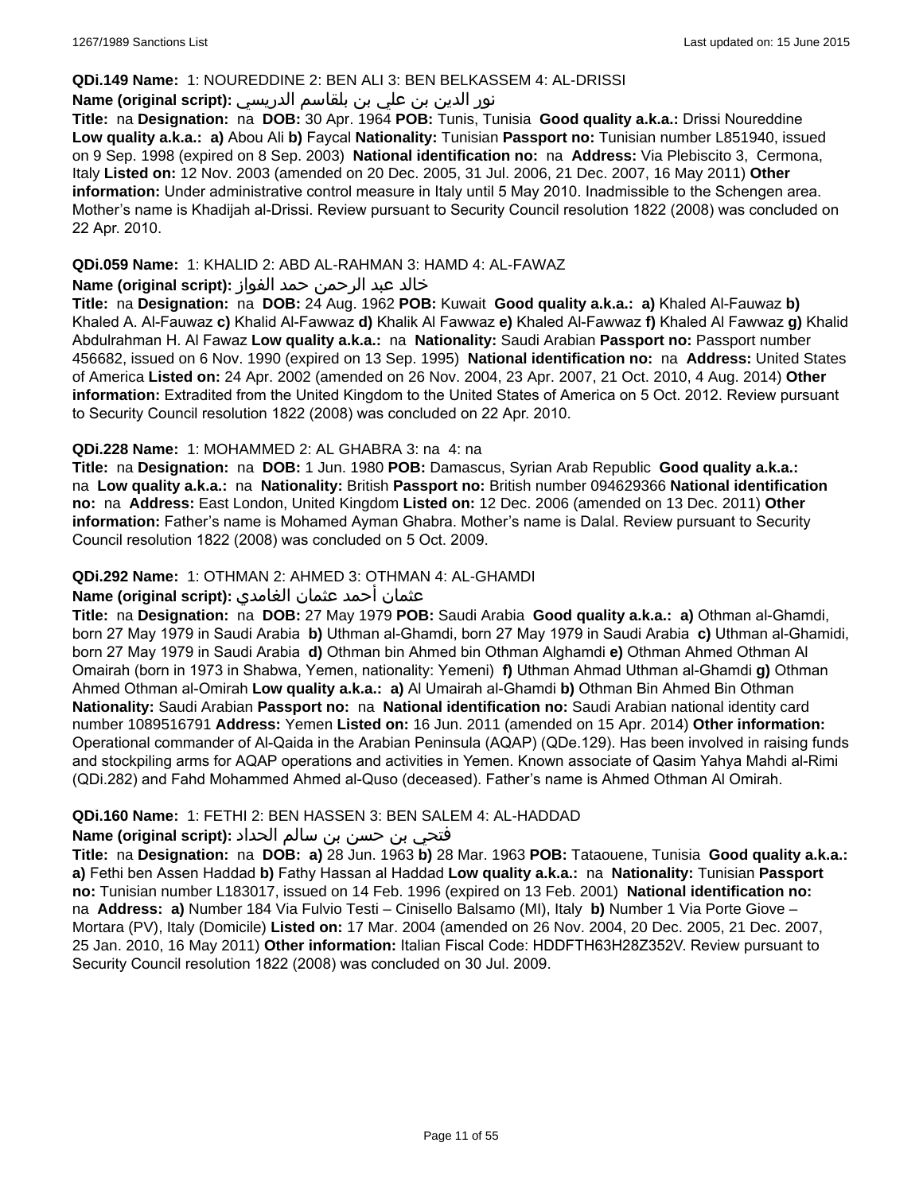**QDi.149 Name:** 1: NOUREDDINE 2: BEN ALI 3: BEN BELKASSEM 4: AL-DRISSI

**Name (original script):** نور الدين بن علي بن بلقاسم الدريسي

**Title:** na **Designation:** na **DOB:** 30 Apr. 1964 **POB:** Tunis, Tunisia **Good quality a.k.a.:** Drissi Noureddine **Low quality a.k.a.:** **a)** Abou Ali **b)** Faycal **Nationality:** Tunisian **Passport no:** Tunisian number L851940, issued on 9 Sep. 1998 (expired on 8 Sep. 2003) **National identification no:** na **Address:** Via Plebiscito 3, Cermona, Italy **Listed on:** 12 Nov. 2003 (amended on 20 Dec. 2005, 31 Jul. 2006, 21 Dec. 2007, 16 May 2011) **Other information:** Under administrative control measure in Italy until 5 May 2010. Inadmissible to the Schengen area. Mother's name is Khadijah al-Drissi. Review pursuant to Security Council resolution 1822 (2008) was concluded on 22 Apr. 2010.

**QDi.059 Name:** 1: KHALID 2: ABD AL-RAHMAN 3: HAMD 4: AL-FAWAZ

**Name (original script):** خالد عبد الرحمن حمد الفواز

**Title:** na **Designation:** na **DOB:** 24 Aug. 1962 **POB:** Kuwait **Good quality a.k.a.:** **a)** Khaled Al-Fauwaz **b)** Khaled A. Al-Fauwaz **c)** Khalid Al-Fawwaz **d)** Khalik Al Fawwaz **e)** Khaled Al-Fawwaz **f)** Khaled Al Fawwaz **g)** Khalid Abdulrahman H. Al Fawaz **Low quality a.k.a.:** na **Nationality:** Saudi Arabian **Passport no:** Passport number 456682, issued on 6 Nov. 1990 (expired on 13 Sep. 1995) **National identification no:** na **Address:** United States of America **Listed on:** 24 Apr. 2002 (amended on 26 Nov. 2004, 23 Apr. 2007, 21 Oct. 2010, 4 Aug. 2014) **Other information:** Extradited from the United Kingdom to the United States of America on 5 Oct. 2012. Review pursuant to Security Council resolution 1822 (2008) was concluded on 22 Apr. 2010.

**QDi.228 Name:** 1: MOHAMMED 2: AL GHABRA 3: na 4: na

**Title:** na **Designation:** na **DOB:** 1 Jun. 1980 **POB:** Damascus, Syrian Arab Republic **Good quality a.k.a.:** na **Low quality a.k.a.:** na **Nationality:** British **Passport no:** British number 094629366 **National identification no:** na **Address:** East London, United Kingdom **Listed on:** 12 Dec. 2006 (amended on 13 Dec. 2011) **Other information:** Father's name is Mohamed Ayman Ghabra. Mother's name is Dalal. Review pursuant to Security Council resolution 1822 (2008) was concluded on 5 Oct. 2009.

**QDi.292 Name:** 1: OTHMAN 2: AHMED 3: OTHMAN 4: AL-GHAMDI

**Name (original script):** عثمان أحمد عثمان الغامدي

**Title:** na **Designation:** na **DOB:** 27 May 1979 **POB:** Saudi Arabia **Good quality a.k.a.:** **a)** Othman al-Ghamdi, born 27 May 1979 in Saudi Arabia **b)** Uthman al-Ghamdi, born 27 May 1979 in Saudi Arabia **c)** Uthman al-Ghamidi, born 27 May 1979 in Saudi Arabia **d)** Othman bin Ahmed bin Othman Alghamdi **e)** Othman Ahmed Othman Al Omairah (born in 1973 in Shabwa, Yemen, nationality: Yemeni) **f)** Uthman Ahmad Uthman al-Ghamdi **g)** Othman Ahmed Othman al-Omirah **Low quality a.k.a.:** **a)** Al Umairah al-Ghamdi **b)** Othman Bin Ahmed Bin Othman **Nationality:** Saudi Arabian **Passport no:** na **National identification no:** Saudi Arabian national identity card number 1089516791 **Address:** Yemen **Listed on:** 16 Jun. 2011 (amended on 15 Apr. 2014) **Other information:** Operational commander of Al-Qaida in the Arabian Peninsula (AQAP) (QDe.129). Has been involved in raising funds and stockpiling arms for AQAP operations and activities in Yemen. Known associate of Qasim Yahya Mahdi al-Rimi (QDi.282) and Fahd Mohammed Ahmed al-Quso (deceased). Father's name is Ahmed Othman Al Omirah.

**QDi.160 Name:** 1: FETHI 2: BEN HASSEN 3: BEN SALEM 4: AL-HADDAD

**Name (original script):** فتحي بن حسن بن سالم الحداد

**Title:** na **Designation:** na **DOB:** **a)** 28 Jun. 1963 **b)** 28 Mar. 1963 **POB:** Tataouene, Tunisia **Good quality a.k.a.:** **a)** Fethi ben Assen Haddad **b)** Fathy Hassan al Haddad **Low quality a.k.a.:** na **Nationality:** Tunisian **Passport no:** Tunisian number L183017, issued on 14 Feb. 1996 (expired on 13 Feb. 2001) **National identification no:** na **Address:** **a)** Number 184 Via Fulvio Testi – Cinisello Balsamo (MI), Italy **b)** Number 1 Via Porte Giove – Mortara (PV), Italy (Domicile) **Listed on:** 17 Mar. 2004 (amended on 26 Nov. 2004, 20 Dec. 2005, 21 Dec. 2007, 25 Jan. 2010, 16 May 2011) **Other information:** Italian Fiscal Code: HDDFTH63H28Z352V. Review pursuant to Security Council resolution 1822 (2008) was concluded on 30 Jul. 2009.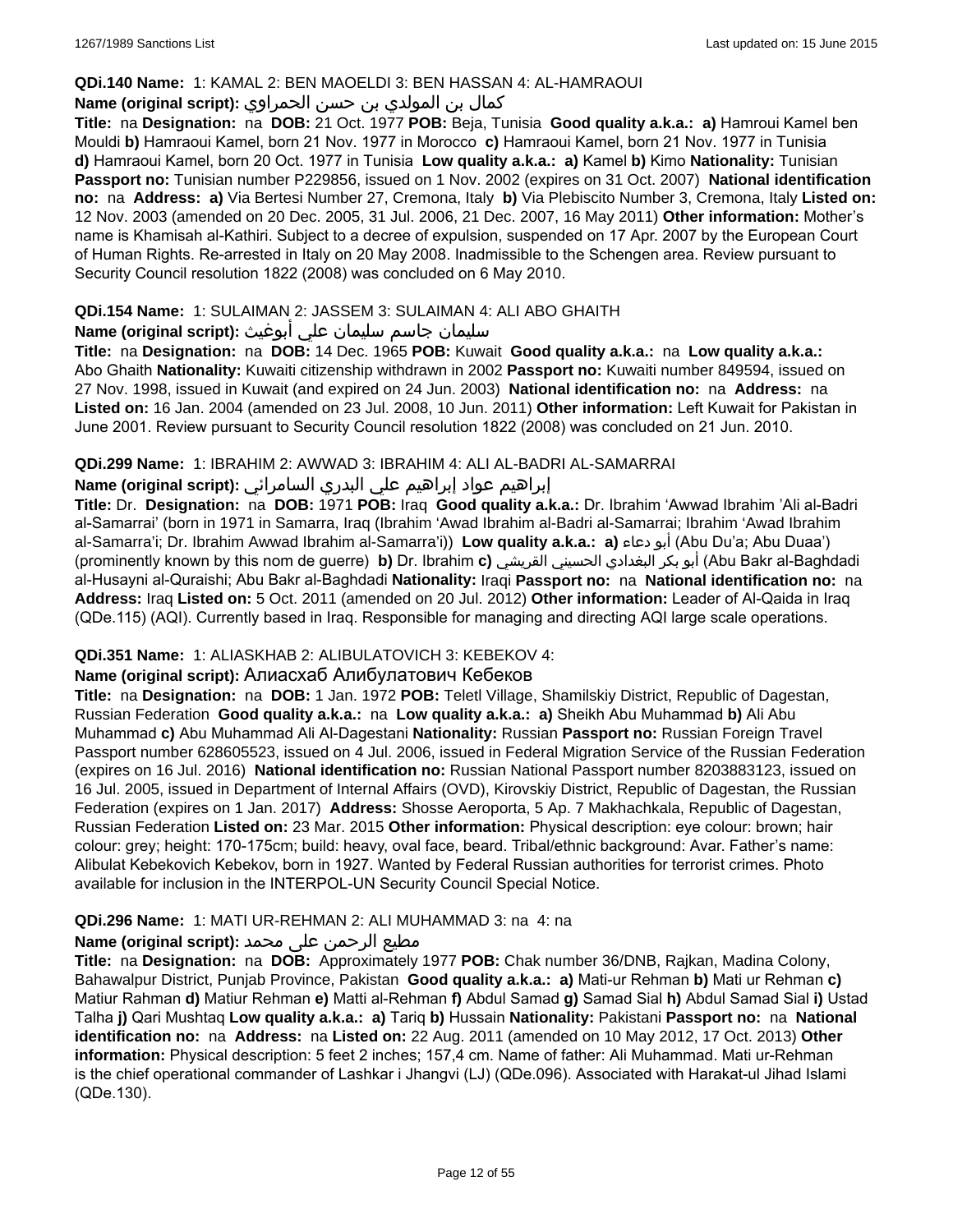**QDi.140 Name:** 1: KAMAL 2: BEN MAOELDI 3: BEN HASSAN 4: AL-HAMRAOUI

**Name (original script):** كمال بن المولدي بن حسن الحمراوي

**Title:** na **Designation:** na **DOB:** 21 Oct. 1977 **POB:** Beja, Tunisia **Good quality a.k.a.:** **a)** Hamroui Kamel ben Mouldi **b)** Hamraoui Kamel, born 21 Nov. 1977 in Morocco **c)** Hamraoui Kamel, born 21 Nov. 1977 in Tunisia **d)** Hamraoui Kamel, born 20 Oct. 1977 in Tunisia **Low quality a.k.a.:** **a)** Kamel **b)** Kimo **Nationality:** Tunisian **Passport no:** Tunisian number P229856, issued on 1 Nov. 2002 (expires on 31 Oct. 2007) **National identification no:** na **Address:** **a)** Via Bertesi Number 27, Cremona, Italy **b)** Via Plebiscito Number 3, Cremona, Italy **Listed on:** 12 Nov. 2003 (amended on 20 Dec. 2005, 31 Jul. 2006, 21 Dec. 2007, 16 May 2011) **Other information:** Mother's name is Khamisah al-Kathiri. Subject to a decree of expulsion, suspended on 17 Apr. 2007 by the European Court of Human Rights. Re-arrested in Italy on 20 May 2008. Inadmissible to the Schengen area. Review pursuant to Security Council resolution 1822 (2008) was concluded on 6 May 2010.

**QDi.154 Name:** 1: SULAIMAN 2: JASSEM 3: SULAIMAN 4: ALI ABO GHAITH

**Name (original script):** سليمان جاسم سليمان علي أبوغيث

**Title:** na **Designation:** na **DOB:** 14 Dec. 1965 **POB:** Kuwait **Good quality a.k.a.:** na **Low quality a.k.a.:** Abo Ghaith **Nationality:** Kuwaiti citizenship withdrawn in 2002 **Passport no:** Kuwaiti number 849594, issued on 27 Nov. 1998, issued in Kuwait (and expired on 24 Jun. 2003) **National identification no:** na **Address:** na **Listed on:** 16 Jan. 2004 (amended on 23 Jul. 2008, 10 Jun. 2011) **Other information:** Left Kuwait for Pakistan in June 2001. Review pursuant to Security Council resolution 1822 (2008) was concluded on 21 Jun. 2010.

**QDi.299 Name:** 1: IBRAHIM 2: AWWAD 3: IBRAHIM 4: ALI AL-BADRI AL-SAMARRAI

**Name (original script):** إبراهيم عواد إبراهيم علي البدري السامرائي

**Title:** Dr. **Designation:** na **DOB:** 1971 **POB:** Iraq **Good quality a.k.a.:** Dr. Ibrahim 'Awwad Ibrahim 'Ali al-Badri al-Samarrai' (born in 1971 in Samarra, Iraq (Ibrahim 'Awad Ibrahim al-Badri al-Samarrai; Ibrahim 'Awad Ibrahim al-Samarra'i; Dr. Ibrahim Awwad Ibrahim al-Samarra'i)) **Low quality a.k.a.:** **a)** أبو دعاء (Abu Du'a; Abu Duaa') (prominently known by this nom de guerre) **b)** Dr. Ibrahim **c)** أبو بكر البغدادي الحسيني القريشي (Abu Bakr al-Baghdadi al-Husayni al-Quraishi; Abu Bakr al-Baghdadi **Nationality:** Iraqi **Passport no:** na **National identification no:** na **Address:** Iraq **Listed on:** 5 Oct. 2011 (amended on 20 Jul. 2012) **Other information:** Leader of Al-Qaida in Iraq (QDe.115) (AQI). Currently based in Iraq. Responsible for managing and directing AQI large scale operations.

**QDi.351 Name:** 1: ALIASKHAB 2: ALIBULATOVICH 3: KEBEKOV 4:

**Name (original script):** Алиасхаб Алибулатович Кебеков

**Title:** na **Designation:** na **DOB:** 1 Jan. 1972 **POB:** Teletl Village, Shamilskiy District, Republic of Dagestan, Russian Federation **Good quality a.k.a.:** na **Low quality a.k.a.:** **a)** Sheikh Abu Muhammad **b)** Ali Abu Muhammad **c)** Abu Muhammad Ali Al-Dagestani **Nationality:** Russian **Passport no:** Russian Foreign Travel Passport number 628605523, issued on 4 Jul. 2006, issued in Federal Migration Service of the Russian Federation (expires on 16 Jul. 2016) **National identification no:** Russian National Passport number 8203883123, issued on 16 Jul. 2005, issued in Department of Internal Affairs (OVD), Kirovskiy District, Republic of Dagestan, the Russian Federation (expires on 1 Jan. 2017) **Address:** Shosse Aeroporta, 5 Ap. 7 Makhachkala, Republic of Dagestan, Russian Federation **Listed on:** 23 Mar. 2015 **Other information:** Physical description: eye colour: brown; hair colour: grey; height: 170-175cm; build: heavy, oval face, beard. Tribal/ethnic background: Avar. Father's name: Alibulat Kebekovich Kebekov, born in 1927. Wanted by Federal Russian authorities for terrorist crimes. Photo available for inclusion in the INTERPOL-UN Security Council Special Notice.

**QDi.296 Name:** 1: MATI UR-REHMAN 2: ALI MUHAMMAD 3: na 4: na

**Name (original script):** مطيع الرحمن علی محمد

**Title:** na **Designation:** na **DOB:** Approximately 1977 **POB:** Chak number 36/DNB, Rajkan, Madina Colony, Bahawalpur District, Punjab Province, Pakistan **Good quality a.k.a.:** **a)** Mati-ur Rehman **b)** Mati ur Rehman **c)** Matiur Rahman **d)** Matiur Rehman **e)** Matti al-Rehman **f)** Abdul Samad **g)** Samad Sial **h)** Abdul Samad Sial **i)** Ustad Talha **j)** Qari Mushtaq **Low quality a.k.a.:** **a)** Tariq **b)** Hussain **Nationality:** Pakistani **Passport no:** na **National identification no:** na **Address:** na **Listed on:** 22 Aug. 2011 (amended on 10 May 2012, 17 Oct. 2013) **Other information:** Physical description: 5 feet 2 inches; 157,4 cm. Name of father: Ali Muhammad. Mati ur-Rehman is the chief operational commander of Lashkar i Jhangvi (LJ) (QDe.096). Associated with Harakat-ul Jihad Islami (QDe.130).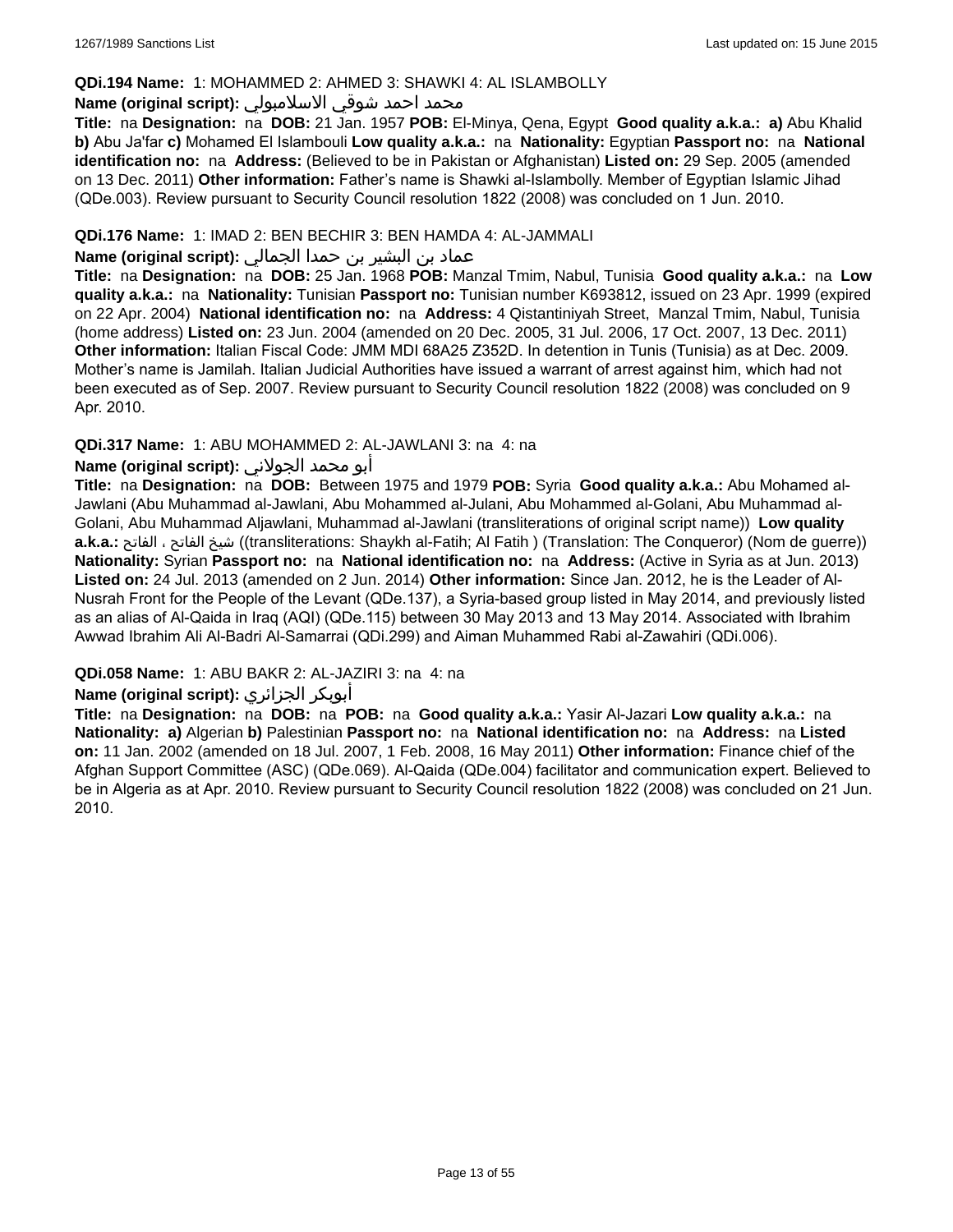**QDi.194 Name:** 1: MOHAMMED 2: AHMED 3: SHAWKI 4: AL ISLAMBOLLY

**Name (original script):** محمد احمد شوقي الاسلامبولي

**Title:** na **Designation:** na **DOB:** 21 Jan. 1957 **POB:** El-Minya, Qena, Egypt **Good quality a.k.a.:** **a)** Abu Khalid **b)** Abu Ja'far **c)** Mohamed El Islambouli **Low quality a.k.a.:** na **Nationality:** Egyptian **Passport no:** na **National identification no:** na **Address:** (Believed to be in Pakistan or Afghanistan) **Listed on:** 29 Sep. 2005 (amended on 13 Dec. 2011) **Other information:** Father's name is Shawki al-Islambolly. Member of Egyptian Islamic Jihad (QDe.003). Review pursuant to Security Council resolution 1822 (2008) was concluded on 1 Jun. 2010.

**QDi.176 Name:** 1: IMAD 2: BEN BECHIR 3: BEN HAMDA 4: AL-JAMMALI

**Name (original script):** عماد بن البشير بن حمدا الجمالي

**Title:** na **Designation:** na **DOB:** 25 Jan. 1968 **POB:** Manzal Tmim, Nabul, Tunisia **Good quality a.k.a.:** na **Low quality a.k.a.:** na **Nationality:** Tunisian **Passport no:** Tunisian number K693812, issued on 23 Apr. 1999 (expired on 22 Apr. 2004) **National identification no:** na **Address:** 4 Qistantiniyah Street, Manzal Tmim, Nabul, Tunisia (home address) **Listed on:** 23 Jun. 2004 (amended on 20 Dec. 2005, 31 Jul. 2006, 17 Oct. 2007, 13 Dec. 2011) **Other information:** Italian Fiscal Code: JMM MDI 68A25 Z352D. In detention in Tunis (Tunisia) as at Dec. 2009. Mother's name is Jamilah. Italian Judicial Authorities have issued a warrant of arrest against him, which had not been executed as of Sep. 2007. Review pursuant to Security Council resolution 1822 (2008) was concluded on 9 Apr. 2010.

**QDi.317 Name:** 1: ABU MOHAMMED 2: AL-JAWLANI 3: na 4: na

**Name (original script):** أبو محمد الجولاني

**Title:** na **Designation:** na **DOB:** Between 1975 and 1979 **POB:** Syria **Good quality a.k.a.:** Abu Mohamed al-Jawlani (Abu Muhammad al-Jawlani, Abu Mohammed al-Julani, Abu Mohammed al-Golani, Abu Muhammad al-Golani, Abu Muhammad Aljawlani, Muhammad al-Jawlani (transliterations of original script name)) **Low quality a.k.a.:** شيخ الفاتح ، الفاتح ((transliterations: Shaykh al-Fatih; Al Fatih ) (Translation: The Conqueror) (Nom de guerre)) **Nationality:** Syrian **Passport no:** na **National identification no:** na **Address:** (Active in Syria as at Jun. 2013) **Listed on:** 24 Jul. 2013 (amended on 2 Jun. 2014) **Other information:** Since Jan. 2012, he is the Leader of Al-Nusrah Front for the People of the Levant (QDe.137), a Syria-based group listed in May 2014, and previously listed as an alias of Al-Qaida in Iraq (AQI) (QDe.115) between 30 May 2013 and 13 May 2014. Associated with Ibrahim Awwad Ibrahim Ali Al-Badri Al-Samarrai (QDi.299) and Aiman Muhammed Rabi al-Zawahiri (QDi.006).

**QDi.058 Name:** 1: ABU BAKR 2: AL-JAZIRI 3: na 4: na

**Name (original script):** أبوبكر الجزائري

**Title:** na **Designation:** na **DOB:** na **POB:** na **Good quality a.k.a.:** Yasir Al-Jazari **Low quality a.k.a.:** na **Nationality:** **a)** Algerian **b)** Palestinian **Passport no:** na **National identification no:** na **Address:** na **Listed on:** 11 Jan. 2002 (amended on 18 Jul. 2007, 1 Feb. 2008, 16 May 2011) **Other information:** Finance chief of the Afghan Support Committee (ASC) (QDe.069). Al-Qaida (QDe.004) facilitator and communication expert. Believed to be in Algeria as at Apr. 2010. Review pursuant to Security Council resolution 1822 (2008) was concluded on 21 Jun. 2010.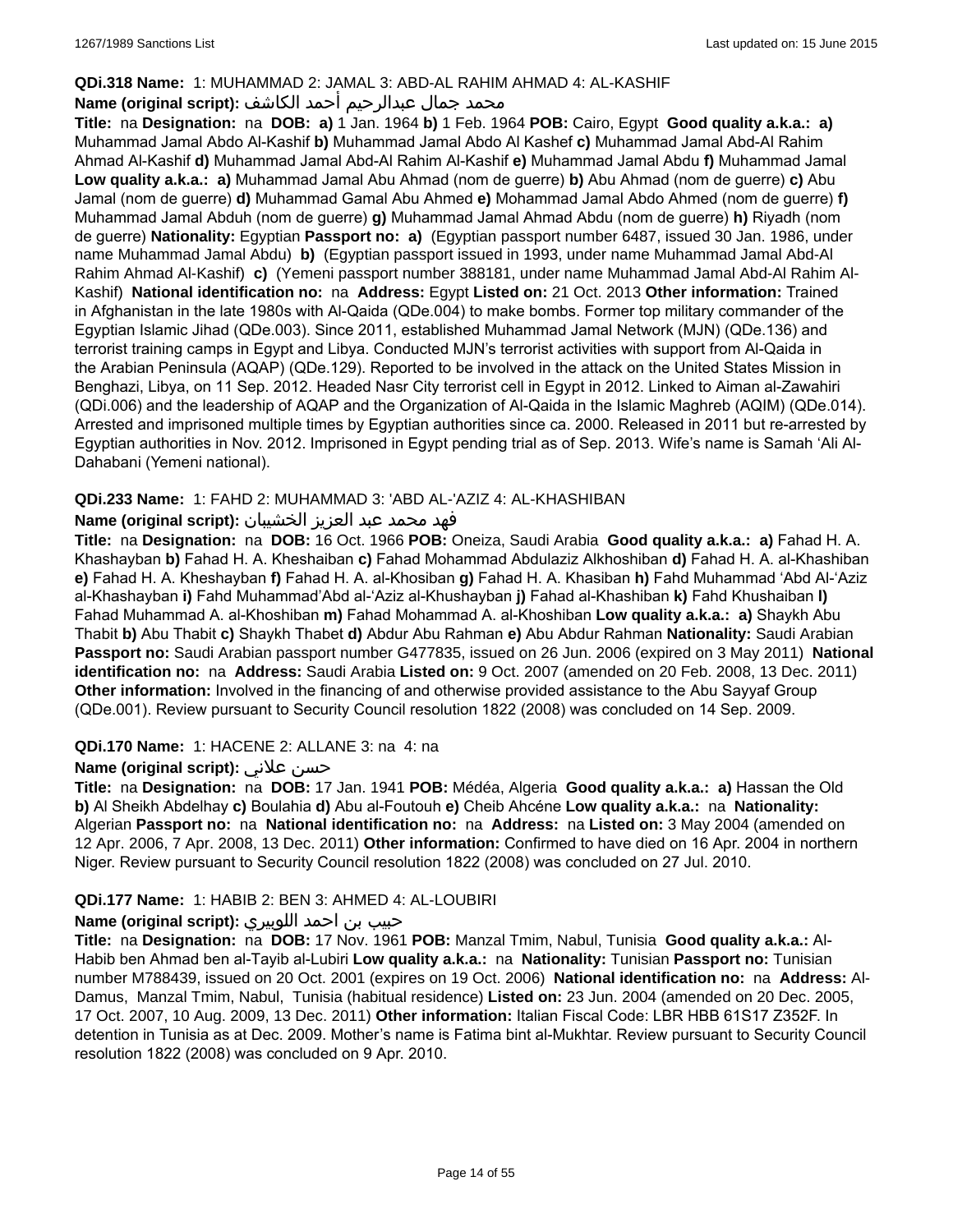**QDi.318 Name:** 1: MUHAMMAD 2: JAMAL 3: ABD-AL RAHIM AHMAD 4: AL-KASHIF

**Name (original script):** محمد جمال عبدالرحيم أحمد الكاشف

**Title:** na **Designation:** na **DOB:** **a)** 1 Jan. 1964 **b)** 1 Feb. 1964 **POB:** Cairo, Egypt **Good quality a.k.a.:** **a)** Muhammad Jamal Abdo Al-Kashif **b)** Muhammad Jamal Abdo Al Kashef **c)** Muhammad Jamal Abd-Al Rahim Ahmad Al-Kashif **d)** Muhammad Jamal Abd-Al Rahim Al-Kashif **e)** Muhammad Jamal Abdu **f)** Muhammad Jamal **Low quality a.k.a.:** **a)** Muhammad Jamal Abu Ahmad (nom de guerre) **b)** Abu Ahmad (nom de guerre) **c)** Abu Jamal (nom de guerre) **d)** Muhammad Gamal Abu Ahmed **e)** Mohammad Jamal Abdo Ahmed (nom de guerre) **f)** Muhammad Jamal Abduh (nom de guerre) **g)** Muhammad Jamal Ahmad Abdu (nom de guerre) **h)** Riyadh (nom de guerre) **Nationality:** Egyptian **Passport no:** **a)** (Egyptian passport number 6487, issued 30 Jan. 1986, under name Muhammad Jamal Abdu) **b)** (Egyptian passport issued in 1993, under name Muhammad Jamal Abd-Al Rahim Ahmad Al-Kashif) **c)** (Yemeni passport number 388181, under name Muhammad Jamal Abd-Al Rahim Al-Kashif) **National identification no:** na **Address:** Egypt **Listed on:** 21 Oct. 2013 **Other information:** Trained in Afghanistan in the late 1980s with Al-Qaida (QDe.004) to make bombs. Former top military commander of the Egyptian Islamic Jihad (QDe.003). Since 2011, established Muhammad Jamal Network (MJN) (QDe.136) and terrorist training camps in Egypt and Libya. Conducted MJN's terrorist activities with support from Al-Qaida in the Arabian Peninsula (AQAP) (QDe.129). Reported to be involved in the attack on the United States Mission in Benghazi, Libya, on 11 Sep. 2012. Headed Nasr City terrorist cell in Egypt in 2012. Linked to Aiman al-Zawahiri (QDi.006) and the leadership of AQAP and the Organization of Al-Qaida in the Islamic Maghreb (AQIM) (QDe.014). Arrested and imprisoned multiple times by Egyptian authorities since ca. 2000. Released in 2011 but re-arrested by Egyptian authorities in Nov. 2012. Imprisoned in Egypt pending trial as of Sep. 2013. Wife's name is Samah 'Ali Al-Dahabani (Yemeni national).

**QDi.233 Name:** 1: FAHD 2: MUHAMMAD 3: 'ABD AL-'AZIZ 4: AL-KHASHIBAN

**Name (original script):** فهد محمد عبد العزيز الخشيبان

**Title:** na **Designation:** na **DOB:** 16 Oct. 1966 **POB:** Oneiza, Saudi Arabia **Good quality a.k.a.:** **a)** Fahad H. A. Khashayban **b)** Fahad H. A. Kheshaiban **c)** Fahad Mohammad Abdulaziz Alkhoshiban **d)** Fahad H. A. al-Khashiban **e)** Fahad H. A. Kheshayban **f)** Fahad H. A. al-Khosiban **g)** Fahad H. A. Khasiban **h)** Fahd Muhammad 'Abd Al-'Aziz al-Khashayban **i)** Fahd Muhammad'Abd al-'Aziz al-Khushayban **j)** Fahad al-Khashiban **k)** Fahd Khushaiban **l)** Fahad Muhammad A. al-Khoshiban **m)** Fahad Mohammad A. al-Khoshiban **Low quality a.k.a.:** **a)** Shaykh Abu Thabit **b)** Abu Thabit **c)** Shaykh Thabet **d)** Abdur Abu Rahman **e)** Abu Abdur Rahman **Nationality:** Saudi Arabian **Passport no:** Saudi Arabian passport number G477835, issued on 26 Jun. 2006 (expired on 3 May 2011) **National identification no:** na **Address:** Saudi Arabia **Listed on:** 9 Oct. 2007 (amended on 20 Feb. 2008, 13 Dec. 2011) **Other information:** Involved in the financing of and otherwise provided assistance to the Abu Sayyaf Group (QDe.001). Review pursuant to Security Council resolution 1822 (2008) was concluded on 14 Sep. 2009.

**QDi.170 Name:** 1: HACENE 2: ALLANE 3: na 4: na

**Name (original script):** حسن علاني

**Title:** na **Designation:** na **DOB:** 17 Jan. 1941 **POB:** Médéa, Algeria **Good quality a.k.a.:** **a)** Hassan the Old **b)** Al Sheikh Abdelhay **c)** Boulahia **d)** Abu al-Foutouh **e)** Cheib Ahcéne **Low quality a.k.a.:** na **Nationality:** Algerian **Passport no:** na **National identification no:** na **Address:** na **Listed on:** 3 May 2004 (amended on 12 Apr. 2006, 7 Apr. 2008, 13 Dec. 2011) **Other information:** Confirmed to have died on 16 Apr. 2004 in northern Niger. Review pursuant to Security Council resolution 1822 (2008) was concluded on 27 Jul. 2010.

**QDi.177 Name:** 1: HABIB 2: BEN 3: AHMED 4: AL-LOUBIRI

**Name (original script):** حبيب بن احمد اللوبيري

**Title:** na **Designation:** na **DOB:** 17 Nov. 1961 **POB:** Manzal Tmim, Nabul, Tunisia **Good quality a.k.a.:** Al-Habib ben Ahmad ben al-Tayib al-Lubiri **Low quality a.k.a.:** na **Nationality:** Tunisian **Passport no:** Tunisian number M788439, issued on 20 Oct. 2001 (expires on 19 Oct. 2006) **National identification no:** na **Address:** Al-Damus, Manzal Tmim, Nabul, Tunisia (habitual residence) **Listed on:** 23 Jun. 2004 (amended on 20 Dec. 2005, 17 Oct. 2007, 10 Aug. 2009, 13 Dec. 2011) **Other information:** Italian Fiscal Code: LBR HBB 61S17 Z352F. In detention in Tunisia as at Dec. 2009. Mother's name is Fatima bint al-Mukhtar. Review pursuant to Security Council resolution 1822 (2008) was concluded on 9 Apr. 2010.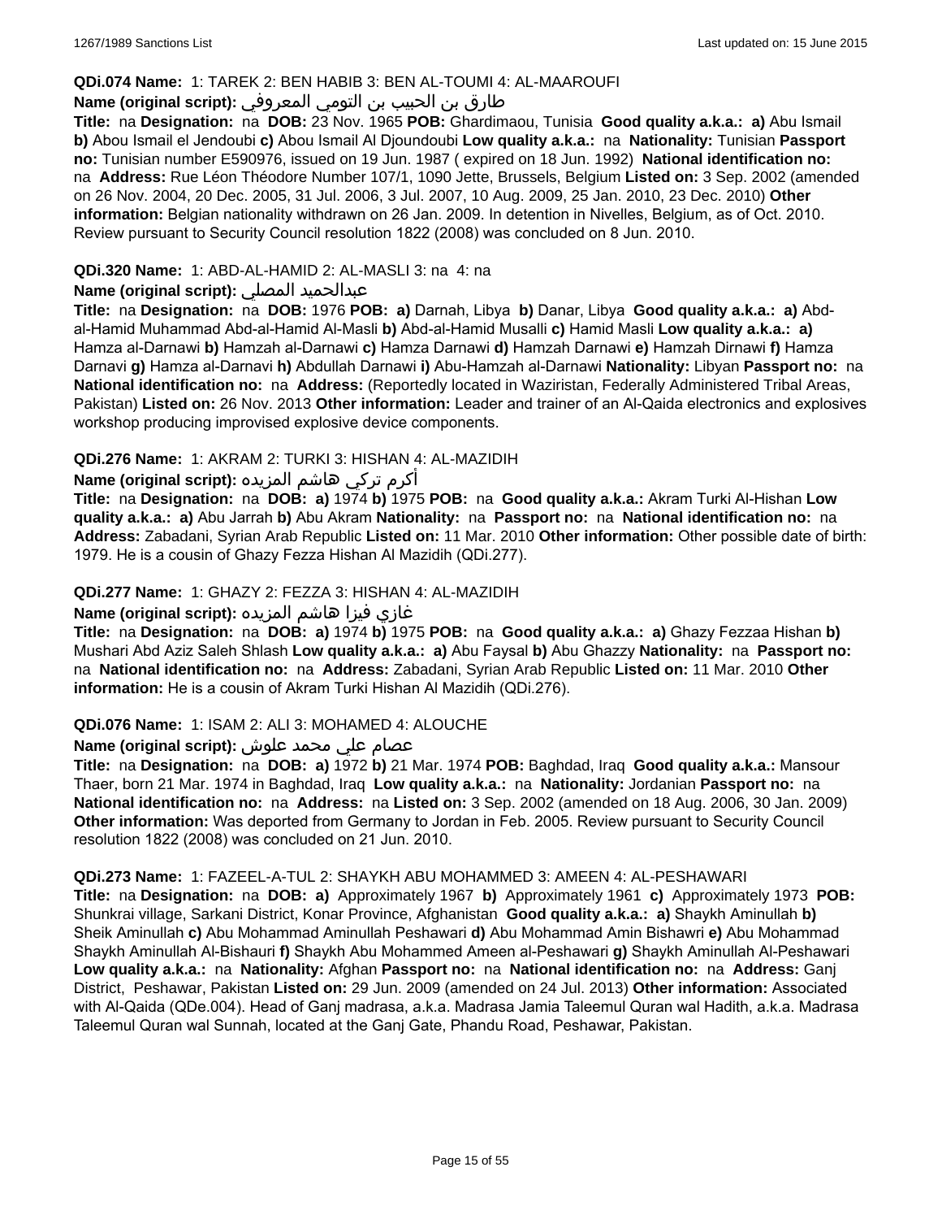**QDi.074 Name:** 1: TAREK 2: BEN HABIB 3: BEN AL-TOUMI 4: AL-MAAROUFI

**Name (original script):** طارق بن الحبيب بن التومي المعروفي

**Title:** na **Designation:** na **DOB:** 23 Nov. 1965 **POB:** Ghardimaou, Tunisia **Good quality a.k.a.:** **a)** Abu Ismail **b)** Abou Ismail el Jendoubi **c)** Abou Ismail Al Djoundoubi **Low quality a.k.a.:** na **Nationality:** Tunisian **Passport no:** Tunisian number E590976, issued on 19 Jun. 1987 ( expired on 18 Jun. 1992) **National identification no:** na **Address:** Rue Léon Théodore Number 107/1, 1090 Jette, Brussels, Belgium **Listed on:** 3 Sep. 2002 (amended on 26 Nov. 2004, 20 Dec. 2005, 31 Jul. 2006, 3 Jul. 2007, 10 Aug. 2009, 25 Jan. 2010, 23 Dec. 2010) **Other information:** Belgian nationality withdrawn on 26 Jan. 2009. In detention in Nivelles, Belgium, as of Oct. 2010. Review pursuant to Security Council resolution 1822 (2008) was concluded on 8 Jun. 2010.

**QDi.320 Name:** 1: ABD-AL-HAMID 2: AL-MASLI 3: na 4: na

**Name (original script):** عبدالحميد المصلي

**Title:** na **Designation:** na **DOB:** 1976 **POB:** **a)** Darnah, Libya **b)** Danar, Libya **Good quality a.k.a.:** **a)** Abd-al-Hamid Muhammad Abd-al-Hamid Al-Masli **b)** Abd-al-Hamid Musalli **c)** Hamid Masli **Low quality a.k.a.:** **a)** Hamza al-Darnawi **b)** Hamzah al-Darnawi **c)** Hamza Darnawi **d)** Hamzah Darnawi **e)** Hamzah Dirnawi **f)** Hamza Darnavi **g)** Hamza al-Darnavi **h)** Abdullah Darnawi **i)** Abu-Hamzah al-Darnawi **Nationality:** Libyan **Passport no:** na **National identification no:** na **Address:** (Reportedly located in Waziristan, Federally Administered Tribal Areas, Pakistan) **Listed on:** 26 Nov. 2013 **Other information:** Leader and trainer of an Al-Qaida electronics and explosives workshop producing improvised explosive device components.

**QDi.276 Name:** 1: AKRAM 2: TURKI 3: HISHAN 4: AL-MAZIDIH

**Name (original script):** أكرم تركي هاشم المزيده

**Title:** na **Designation:** na **DOB:** **a)** 1974 **b)** 1975 **POB:** na **Good quality a.k.a.:** Akram Turki Al-Hishan **Low quality a.k.a.:** **a)** Abu Jarrah **b)** Abu Akram **Nationality:** na **Passport no:** na **National identification no:** na **Address:** Zabadani, Syrian Arab Republic **Listed on:** 11 Mar. 2010 **Other information:** Other possible date of birth: 1979. He is a cousin of Ghazy Fezza Hishan Al Mazidih (QDi.277).

**QDi.277 Name:** 1: GHAZY 2: FEZZA 3: HISHAN 4: AL-MAZIDIH

**Name (original script):** غازي فيزا هاشم المزيده

**Title:** na **Designation:** na **DOB:** **a)** 1974 **b)** 1975 **POB:** na **Good quality a.k.a.:** **a)** Ghazy Fezzaa Hishan **b)** Mushari Abd Aziz Saleh Shlash **Low quality a.k.a.:** **a)** Abu Faysal **b)** Abu Ghazzy **Nationality:** na **Passport no:** na **National identification no:** na **Address:** Zabadani, Syrian Arab Republic **Listed on:** 11 Mar. 2010 **Other information:** He is a cousin of Akram Turki Hishan Al Mazidih (QDi.276).

**QDi.076 Name:** 1: ISAM 2: ALI 3: MOHAMED 4: ALOUCHE

**Name (original script):** عصام علي محمد علوش

**Title:** na **Designation:** na **DOB:** **a)** 1972 **b)** 21 Mar. 1974 **POB:** Baghdad, Iraq **Good quality a.k.a.:** Mansour Thaer, born 21 Mar. 1974 in Baghdad, Iraq **Low quality a.k.a.:** na **Nationality:** Jordanian **Passport no:** na **National identification no:** na **Address:** na **Listed on:** 3 Sep. 2002 (amended on 18 Aug. 2006, 30 Jan. 2009) **Other information:** Was deported from Germany to Jordan in Feb. 2005. Review pursuant to Security Council resolution 1822 (2008) was concluded on 21 Jun. 2010.

**QDi.273 Name:** 1: FAZEEL-A-TUL 2: SHAYKH ABU MOHAMMED 3: AMEEN 4: AL-PESHAWARI

**Title:** na **Designation:** na **DOB:** **a)** Approximately 1967 **b)** Approximately 1961 **c)** Approximately 1973 **POB:** Shunkrai village, Sarkani District, Konar Province, Afghanistan **Good quality a.k.a.:** **a)** Shaykh Aminullah **b)** Sheik Aminullah **c)** Abu Mohammad Aminullah Peshawari **d)** Abu Mohammad Amin Bishawri **e)** Abu Mohammad Shaykh Aminullah Al-Bishauri **f)** Shaykh Abu Mohammed Ameen al-Peshawari **g)** Shaykh Aminullah Al-Peshawari **Low quality a.k.a.:** na **Nationality:** Afghan **Passport no:** na **National identification no:** na **Address:** Ganj District, Peshawar, Pakistan **Listed on:** 29 Jun. 2009 (amended on 24 Jul. 2013) **Other information:** Associated with Al-Qaida (QDe.004). Head of Ganj madrasa, a.k.a. Madrasa Jamia Taleemul Quran wal Hadith, a.k.a. Madrasa Taleemul Quran wal Sunnah, located at the Ganj Gate, Phandu Road, Peshawar, Pakistan.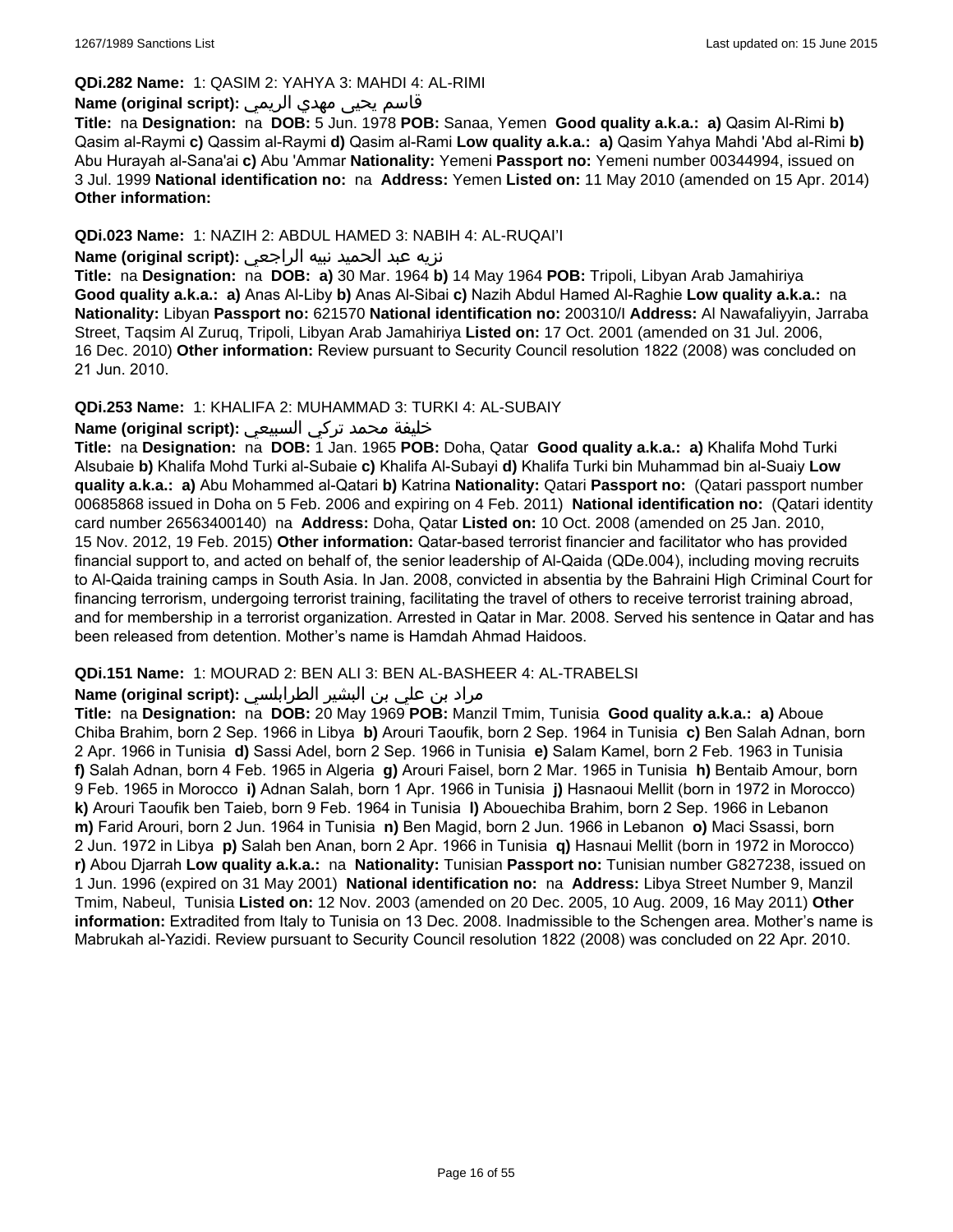**QDi.282 Name:** 1: QASIM 2: YAHYA 3: MAHDI 4: AL-RIMI

**Name (original script):** قاسم يحيى مهدي الريمي

**Title:** na **Designation:** na **DOB:** 5 Jun. 1978 **POB:** Sanaa, Yemen **Good quality a.k.a.:** **a)** Qasim Al-Rimi **b)** Qasim al-Raymi **c)** Qassim al-Raymi **d)** Qasim al-Rami **Low quality a.k.a.:** **a)** Qasim Yahya Mahdi 'Abd al-Rimi **b)** Abu Hurayah al-Sana'ai **c)** Abu 'Ammar **Nationality:** Yemeni **Passport no:** Yemeni number 00344994, issued on 3 Jul. 1999 **National identification no:** na **Address:** Yemen **Listed on:** 11 May 2010 (amended on 15 Apr. 2014) **Other information:**

**QDi.023 Name:** 1: NAZIH 2: ABDUL HAMED 3: NABIH 4: AL-RUQAI'I

**Name (original script):** نزيه عبد الحميد نبيه الراجعي

**Title:** na **Designation:** na **DOB:** **a)** 30 Mar. 1964 **b)** 14 May 1964 **POB:** Tripoli, Libyan Arab Jamahiriya **Good quality a.k.a.:** **a)** Anas Al-Liby **b)** Anas Al-Sibai **c)** Nazih Abdul Hamed Al-Raghie **Low quality a.k.a.:** na **Nationality:** Libyan **Passport no:** 621570 **National identification no:** 200310/I **Address:** Al Nawafaliyyin, Jarraba Street, Taqsim Al Zuruq, Tripoli, Libyan Arab Jamahiriya **Listed on:** 17 Oct. 2001 (amended on 31 Jul. 2006, 16 Dec. 2010) **Other information:** Review pursuant to Security Council resolution 1822 (2008) was concluded on 21 Jun. 2010.

**QDi.253 Name:** 1: KHALIFA 2: MUHAMMAD 3: TURKI 4: AL-SUBAIY

**Name (original script):** خليفة محمد تركي السبيعي

**Title:** na **Designation:** na **DOB:** 1 Jan. 1965 **POB:** Doha, Qatar **Good quality a.k.a.:** **a)** Khalifa Mohd Turki Alsubaie **b)** Khalifa Mohd Turki al-Subaie **c)** Khalifa Al-Subayi **d)** Khalifa Turki bin Muhammad bin al-Suaiy **Low quality a.k.a.:** **a)** Abu Mohammed al-Qatari **b)** Katrina **Nationality:** Qatari **Passport no:** (Qatari passport number 00685868 issued in Doha on 5 Feb. 2006 and expiring on 4 Feb. 2011) **National identification no:** (Qatari identity card number 26563400140) na **Address:** Doha, Qatar **Listed on:** 10 Oct. 2008 (amended on 25 Jan. 2010, 15 Nov. 2012, 19 Feb. 2015) **Other information:** Qatar-based terrorist financier and facilitator who has provided financial support to, and acted on behalf of, the senior leadership of Al-Qaida (QDe.004), including moving recruits to Al-Qaida training camps in South Asia. In Jan. 2008, convicted in absentia by the Bahraini High Criminal Court for financing terrorism, undergoing terrorist training, facilitating the travel of others to receive terrorist training abroad, and for membership in a terrorist organization. Arrested in Qatar in Mar. 2008. Served his sentence in Qatar and has been released from detention. Mother's name is Hamdah Ahmad Haidoos.

**QDi.151 Name:** 1: MOURAD 2: BEN ALI 3: BEN AL-BASHEER 4: AL-TRABELSI

**Name (original script):** مراد بن علي بن البشير الطرابلسي

**Title:** na **Designation:** na **DOB:** 20 May 1969 **POB:** Manzil Tmim, Tunisia **Good quality a.k.a.:** **a)** Aboue Chiba Brahim, born 2 Sep. 1966 in Libya **b)** Arouri Taoufik, born 2 Sep. 1964 in Tunisia **c)** Ben Salah Adnan, born 2 Apr. 1966 in Tunisia **d)** Sassi Adel, born 2 Sep. 1966 in Tunisia **e)** Salam Kamel, born 2 Feb. 1963 in Tunisia **f)** Salah Adnan, born 4 Feb. 1965 in Algeria **g)** Arouri Faisel, born 2 Mar. 1965 in Tunisia **h)** Bentaib Amour, born 9 Feb. 1965 in Morocco **i)** Adnan Salah, born 1 Apr. 1966 in Tunisia **j)** Hasnaoui Mellit (born in 1972 in Morocco) **k)** Arouri Taoufik ben Taieb, born 9 Feb. 1964 in Tunisia **l)** Abouechiba Brahim, born 2 Sep. 1966 in Lebanon **m)** Farid Arouri, born 2 Jun. 1964 in Tunisia **n)** Ben Magid, born 2 Jun. 1966 in Lebanon **o)** Maci Ssassi, born 2 Jun. 1972 in Libya **p)** Salah ben Anan, born 2 Apr. 1966 in Tunisia **q)** Hasnaui Mellit (born in 1972 in Morocco) **r)** Abou Djarrah **Low quality a.k.a.:** na **Nationality:** Tunisian **Passport no:** Tunisian number G827238, issued on 1 Jun. 1996 (expired on 31 May 2001) **National identification no:** na **Address:** Libya Street Number 9, Manzil Tmim, Nabeul, Tunisia **Listed on:** 12 Nov. 2003 (amended on 20 Dec. 2005, 10 Aug. 2009, 16 May 2011) **Other information:** Extradited from Italy to Tunisia on 13 Dec. 2008. Inadmissible to the Schengen area. Mother's name is Mabrukah al-Yazidi. Review pursuant to Security Council resolution 1822 (2008) was concluded on 22 Apr. 2010.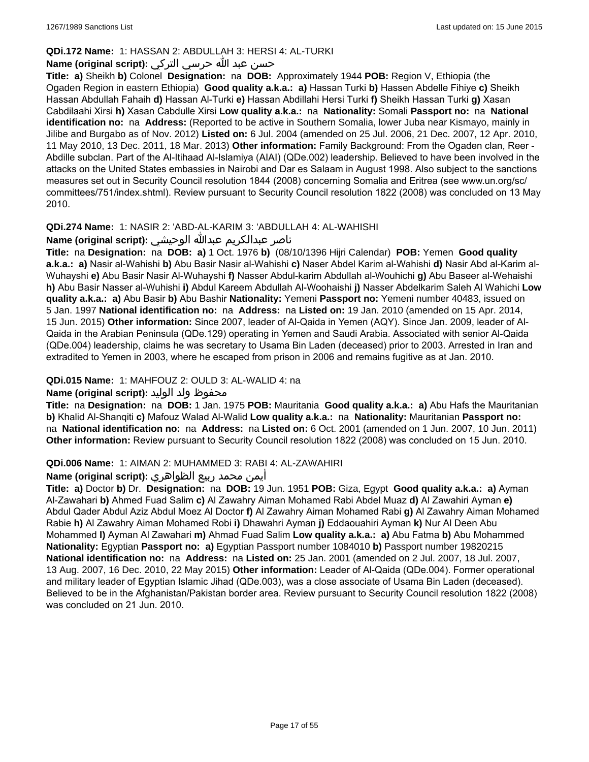**QDi.172 Name:** 1: HASSAN 2: ABDULLAH 3: HERSI 4: AL-TURKI

**Name (original script):** حسن عبد الله حرسي التركي

**Title:** **a)** Sheikh **b)** Colonel **Designation:** na **DOB:** Approximately 1944 **POB:** Region V, Ethiopia (the Ogaden Region in eastern Ethiopia) **Good quality a.k.a.:** **a)** Hassan Turki **b)** Hassen Abdelle Fihiye **c)** Sheikh Hassan Abdullah Fahaih **d)** Hassan Al-Turki **e)** Hassan Abdillahi Hersi Turki **f)** Sheikh Hassan Turki **g)** Xasan Cabdilaahi Xirsi **h)** Xasan Cabdulle Xirsi **Low quality a.k.a.:** na **Nationality:** Somali **Passport no:** na **National identification no:** na **Address:** (Reported to be active in Southern Somalia, lower Juba near Kismayo, mainly in Jilibe and Burgabo as of Nov. 2012) **Listed on:** 6 Jul. 2004 (amended on 25 Jul. 2006, 21 Dec. 2007, 12 Apr. 2010, 11 May 2010, 13 Dec. 2011, 18 Mar. 2013) **Other information:** Family Background: From the Ogaden clan, Reer - Abdille subclan. Part of the Al-Itihaad Al-Islamiya (AIAI) (QDe.002) leadership. Believed to have been involved in the attacks on the United States embassies in Nairobi and Dar es Salaam in August 1998. Also subject to the sanctions measures set out in Security Council resolution 1844 (2008) concerning Somalia and Eritrea (see www.un.org/sc/committees/751/index.shtml). Review pursuant to Security Council resolution 1822 (2008) was concluded on 13 May 2010.

**QDi.274 Name:** 1: NASIR 2: 'ABD-AL-KARIM 3: 'ABDULLAH 4: AL-WAHISHI

**Name (original script):** ناصر عبدالكريم عبدالله الوحيشي

**Title:** na **Designation:** na **DOB:** **a)** 1 Oct. 1976 **b)** (08/10/1396 Hijri Calendar) **POB:** Yemen **Good quality a.k.a.:** **a)** Nasir al-Wahishi **b)** Abu Basir Nasir al-Wahishi **c)** Naser Abdel Karim al-Wahishi **d)** Nasir Abd al-Karim al-Wuhayshi **e)** Abu Basir Nasir Al-Wuhayshi **f)** Nasser Abdul-karim Abdullah al-Wouhichi **g)** Abu Baseer al-Wehaishi **h)** Abu Basir Nasser al-Wuhishi **i)** Abdul Kareem Abdullah Al-Woohaishi **j)** Nasser Abdelkarim Saleh Al Wahichi **Low quality a.k.a.:** **a)** Abu Basir **b)** Abu Bashir **Nationality:** Yemeni **Passport no:** Yemeni number 40483, issued on 5 Jan. 1997 **National identification no:** na **Address:** na **Listed on:** 19 Jan. 2010 (amended on 15 Apr. 2014, 15 Jun. 2015) **Other information:** Since 2007, leader of Al-Qaida in Yemen (AQY). Since Jan. 2009, leader of Al-Qaida in the Arabian Peninsula (QDe.129) operating in Yemen and Saudi Arabia. Associated with senior Al-Qaida (QDe.004) leadership, claims he was secretary to Usama Bin Laden (deceased) prior to 2003. Arrested in Iran and extradited to Yemen in 2003, where he escaped from prison in 2006 and remains fugitive as at Jan. 2010.

**QDi.015 Name:** 1: MAHFOUZ 2: OULD 3: AL-WALID 4: na

**Name (original script):** محفوظ ولد الوليد

**Title:** na **Designation:** na **DOB:** 1 Jan. 1975 **POB:** Mauritania **Good quality a.k.a.:** **a)** Abu Hafs the Mauritanian **b)** Khalid Al-Shanqiti **c)** Mafouz Walad Al-Walid **Low quality a.k.a.:** na **Nationality:** Mauritanian **Passport no:** na **National identification no:** na **Address:** na **Listed on:** 6 Oct. 2001 (amended on 1 Jun. 2007, 10 Jun. 2011) **Other information:** Review pursuant to Security Council resolution 1822 (2008) was concluded on 15 Jun. 2010.

**QDi.006 Name:** 1: AIMAN 2: MUHAMMED 3: RABI 4: AL-ZAWAHIRI

**Name (original script):** أيمن محمد ربيع الظواهري

**Title:** **a)** Doctor **b)** Dr. **Designation:** na **DOB:** 19 Jun. 1951 **POB:** Giza, Egypt **Good quality a.k.a.:** **a)** Ayman Al-Zawahari **b)** Ahmed Fuad Salim **c)** Al Zawahry Aiman Mohamed Rabi Abdel Muaz **d)** Al Zawahiri Ayman **e)** Abdul Qader Abdul Aziz Abdul Moez Al Doctor **f)** Al Zawahry Aiman Mohamed Rabi **g)** Al Zawahry Aiman Mohamed Rabie **h)** Al Zawahry Aiman Mohamed Robi **i)** Dhawahri Ayman **j)** Eddaouahiri Ayman **k)** Nur Al Deen Abu Mohammed **l)** Ayman Al Zawahari **m)** Ahmad Fuad Salim **Low quality a.k.a.:** **a)** Abu Fatma **b)** Abu Mohammed **Nationality:** Egyptian **Passport no:** **a)** Egyptian Passport number 1084010 **b)** Passport number 19820215 **National identification no:** na **Address:** na **Listed on:** 25 Jan. 2001 (amended on 2 Jul. 2007, 18 Jul. 2007, 13 Aug. 2007, 16 Dec. 2010, 22 May 2015) **Other information:** Leader of Al-Qaida (QDe.004). Former operational and military leader of Egyptian Islamic Jihad (QDe.003), was a close associate of Usama Bin Laden (deceased). Believed to be in the Afghanistan/Pakistan border area. Review pursuant to Security Council resolution 1822 (2008) was concluded on 21 Jun. 2010.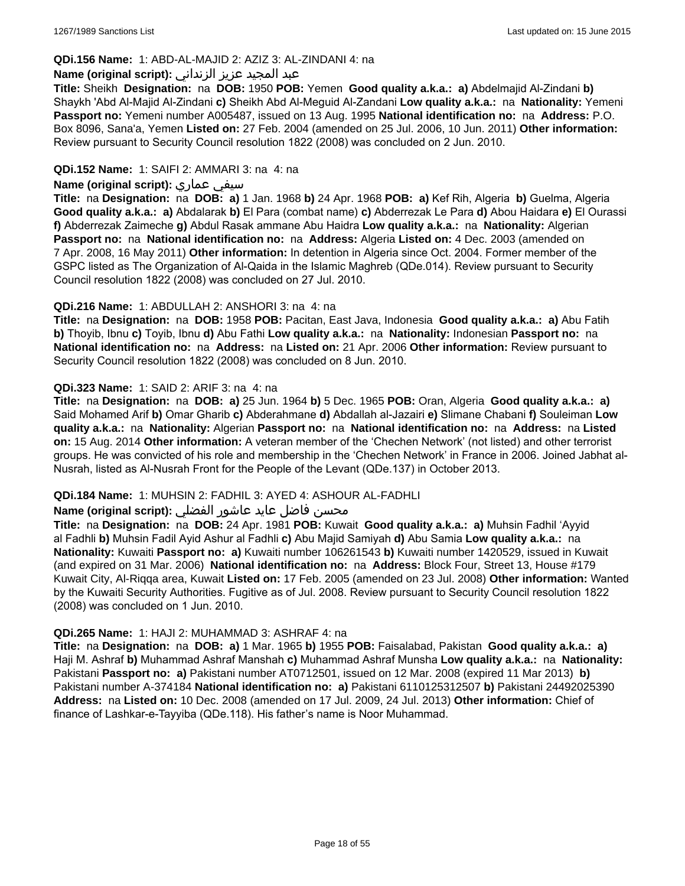**QDi.156 Name:** 1: ABD-AL-MAJID 2: AZIZ 3: AL-ZINDANI 4: na

**Name (original script):** عبد المجيد عزيز الزنداني

**Title:** Sheikh **Designation:** na **DOB:** 1950 **POB:** Yemen **Good quality a.k.a.: a)** Abdelmajid Al-Zindani **b)** Shaykh 'Abd Al-Majid Al-Zindani **c)** Sheikh Abd Al-Meguid Al-Zandani **Low quality a.k.a.:** na **Nationality:** Yemeni **Passport no:** Yemeni number A005487, issued on 13 Aug. 1995 **National identification no:** na **Address:** P.O. Box 8096, Sana'a, Yemen **Listed on:** 27 Feb. 2004 (amended on 25 Jul. 2006, 10 Jun. 2011) **Other information:** Review pursuant to Security Council resolution 1822 (2008) was concluded on 2 Jun. 2010.

**QDi.152 Name:** 1: SAIFI 2: AMMARI 3: na 4: na

**Name (original script):** سيفي عماري

**Title:** na **Designation:** na **DOB: a)** 1 Jan. 1968 **b)** 24 Apr. 1968 **POB: a)** Kef Rih, Algeria **b)** Guelma, Algeria **Good quality a.k.a.: a)** Abdalarak **b)** El Para (combat name) **c)** Abderrezak Le Para **d)** Abou Haidara **e)** El Ourassi **f)** Abderrezak Zaimeche **g)** Abdul Rasak ammane Abu Haidra **Low quality a.k.a.:** na **Nationality:** Algerian **Passport no:** na **National identification no:** na **Address:** Algeria **Listed on:** 4 Dec. 2003 (amended on 7 Apr. 2008, 16 May 2011) **Other information:** In detention in Algeria since Oct. 2004. Former member of the GSPC listed as The Organization of Al-Qaida in the Islamic Maghreb (QDe.014). Review pursuant to Security Council resolution 1822 (2008) was concluded on 27 Jul. 2010.

**QDi.216 Name:** 1: ABDULLAH 2: ANSHORI 3: na 4: na

**Title:** na **Designation:** na **DOB:** 1958 **POB:** Pacitan, East Java, Indonesia **Good quality a.k.a.: a)** Abu Fatih **b)** Thoyib, Ibnu **c)** Toyib, Ibnu **d)** Abu Fathi **Low quality a.k.a.:** na **Nationality:** Indonesian **Passport no:** na **National identification no:** na **Address:** na **Listed on:** 21 Apr. 2006 **Other information:** Review pursuant to Security Council resolution 1822 (2008) was concluded on 8 Jun. 2010.

**QDi.323 Name:** 1: SAID 2: ARIF 3: na 4: na

**Title:** na **Designation:** na **DOB: a)** 25 Jun. 1964 **b)** 5 Dec. 1965 **POB:** Oran, Algeria **Good quality a.k.a.: a)** Said Mohamed Arif **b)** Omar Gharib **c)** Abderahmane **d)** Abdallah al-Jazairi **e)** Slimane Chabani **f)** Souleiman **Low quality a.k.a.:** na **Nationality:** Algerian **Passport no:** na **National identification no:** na **Address:** na **Listed on:** 15 Aug. 2014 **Other information:** A veteran member of the 'Chechen Network' (not listed) and other terrorist groups. He was convicted of his role and membership in the 'Chechen Network' in France in 2006. Joined Jabhat al-Nusrah, listed as Al-Nusrah Front for the People of the Levant (QDe.137) in October 2013.

**QDi.184 Name:** 1: MUHSIN 2: FADHIL 3: AYED 4: ASHOUR AL-FADHLI

**Name (original script):** محسن فاضل عايد عاشور الفضلي

**Title:** na **Designation:** na **DOB:** 24 Apr. 1981 **POB:** Kuwait **Good quality a.k.a.: a)** Muhsin Fadhil 'Ayyid al Fadhli **b)** Muhsin Fadil Ayid Ashur al Fadhli **c)** Abu Majid Samiyah **d)** Abu Samia **Low quality a.k.a.:** na **Nationality:** Kuwaiti **Passport no: a)** Kuwaiti number 106261543 **b)** Kuwaiti number 1420529, issued in Kuwait (and expired on 31 Mar. 2006) **National identification no:** na **Address:** Block Four, Street 13, House #179 Kuwait City, Al-Riqqa area, Kuwait **Listed on:** 17 Feb. 2005 (amended on 23 Jul. 2008) **Other information:** Wanted by the Kuwaiti Security Authorities. Fugitive as of Jul. 2008. Review pursuant to Security Council resolution 1822 (2008) was concluded on 1 Jun. 2010.

**QDi.265 Name:** 1: HAJI 2: MUHAMMAD 3: ASHRAF 4: na

**Title:** na **Designation:** na **DOB: a)** 1 Mar. 1965 **b)** 1955 **POB:** Faisalabad, Pakistan **Good quality a.k.a.: a)** Haji M. Ashraf **b)** Muhammad Ashraf Manshah **c)** Muhammad Ashraf Munsha **Low quality a.k.a.:** na **Nationality:** Pakistani **Passport no: a)** Pakistani number AT0712501, issued on 12 Mar. 2008 (expired 11 Mar 2013) **b)** Pakistani number A-374184 **National identification no: a)** Pakistani 6110125312507 **b)** Pakistani 24492025390 **Address:** na **Listed on:** 10 Dec. 2008 (amended on 17 Jul. 2009, 24 Jul. 2013) **Other information:** Chief of finance of Lashkar-e-Tayyiba (QDe.118). His father's name is Noor Muhammad.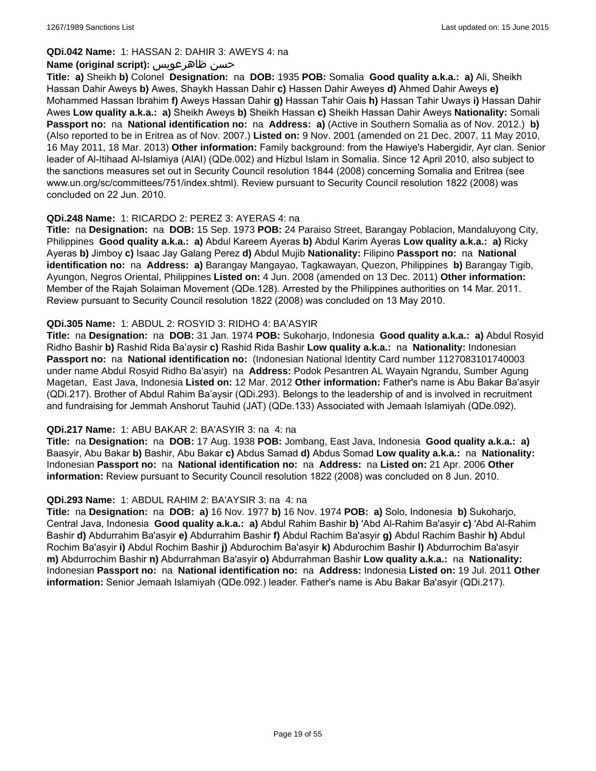**QDi.042 Name:** 1: HASSAN 2: DAHIR 3: AWEYS 4: na

**Name (original script):** حسن ظاهرعويس

**Title:** **a)** Sheikh **b)** Colonel **Designation:** na **DOB:** 1935 **POB:** Somalia **Good quality a.k.a.:** **a)** Ali, Sheikh Hassan Dahir Aweys **b)** Awes, Shaykh Hassan Dahir **c)** Hassen Dahir Aweyes **d)** Ahmed Dahir Aweys **e)** Mohammed Hassan Ibrahim **f)** Aweys Hassan Dahir **g)** Hassan Tahir Oais **h)** Hassan Tahir Uways **i)** Hassan Dahir Awes **Low quality a.k.a.:** **a)** Sheikh Aweys **b)** Sheikh Hassan **c)** Sheikh Hassan Dahir Aweys **Nationality:** Somali **Passport no:** na **National identification no:** na **Address:** **a)** (Active in Southern Somalia as of Nov. 2012.) **b)** (Also reported to be in Eritrea as of Nov. 2007.) **Listed on:** 9 Nov. 2001 (amended on 21 Dec. 2007, 11 May 2010, 16 May 2011, 18 Mar. 2013) **Other information:** Family background: from the Hawiye's Habergidir, Ayr clan. Senior leader of Al-Itihaad Al-Islamiya (AIAI) (QDe.002) and Hizbul Islam in Somalia. Since 12 April 2010, also subject to the sanctions measures set out in Security Council resolution 1844 (2008) concerning Somalia and Eritrea (see www.un.org/sc/committees/751/index.shtml). Review pursuant to Security Council resolution 1822 (2008) was concluded on 22 Jun. 2010.

**QDi.248 Name:** 1: RICARDO 2: PEREZ 3: AYERAS 4: na

**Title:** na **Designation:** na **DOB:** 15 Sep. 1973 **POB:** 24 Paraiso Street, Barangay Poblacion, Mandaluyong City, Philippines **Good quality a.k.a.:** **a)** Abdul Kareem Ayeras **b)** Abdul Karim Ayeras **Low quality a.k.a.:** **a)** Ricky Ayeras **b)** Jimboy **c)** Isaac Jay Galang Perez **d)** Abdul Mujib **Nationality:** Filipino **Passport no:** na **National identification no:** na **Address:** **a)** Barangay Mangayao, Tagkawayan, Quezon, Philippines **b)** Barangay Tigib, Ayungon, Negros Oriental, Philippines **Listed on:** 4 Jun. 2008 (amended on 13 Dec. 2011) **Other information:** Member of the Rajah Solaiman Movement (QDe.128). Arrested by the Philippines authorities on 14 Mar. 2011. Review pursuant to Security Council resolution 1822 (2008) was concluded on 13 May 2010.

**QDi.305 Name:** 1: ABDUL 2: ROSYID 3: RIDHO 4: BA'ASYIR

**Title:** na **Designation:** na **DOB:** 31 Jan. 1974 **POB:** Sukoharjo, Indonesia **Good quality a.k.a.:** **a)** Abdul Rosyid Ridho Bashir **b)** Rashid Rida Ba'aysir **c)** Rashid Rida Bashir **Low quality a.k.a.:** na **Nationality:** Indonesian **Passport no:** na **National identification no:** (Indonesian National Identity Card number 1127083101740003 under name Abdul Rosyid Ridho Ba'asyir) na **Address:** Podok Pesantren AL Wayain Ngrandu, Sumber Agung Magetan, East Java, Indonesia **Listed on:** 12 Mar. 2012 **Other information:** Father's name is Abu Bakar Ba'asyir (QDi.217). Brother of Abdul Rahim Ba'aysir (QDi.293). Belongs to the leadership of and is involved in recruitment and fundraising for Jemmah Anshorut Tauhid (JAT) (QDe.133) Associated with Jemaah Islamiyah (QDe.092).

**QDi.217 Name:** 1: ABU BAKAR 2: BA'ASYIR 3: na 4: na

**Title:** na **Designation:** na **DOB:** 17 Aug. 1938 **POB:** Jombang, East Java, Indonesia **Good quality a.k.a.:** **a)** Baasyir, Abu Bakar **b)** Bashir, Abu Bakar **c)** Abdus Samad **d)** Abdus Somad **Low quality a.k.a.:** na **Nationality:** Indonesian **Passport no:** na **National identification no:** na **Address:** na **Listed on:** 21 Apr. 2006 **Other information:** Review pursuant to Security Council resolution 1822 (2008) was concluded on 8 Jun. 2010.

**QDi.293 Name:** 1: ABDUL RAHIM 2: BA'AYSIR 3: na 4: na

**Title:** na **Designation:** na **DOB:** **a)** 16 Nov. 1977 **b)** 16 Nov. 1974 **POB:** **a)** Solo, Indonesia **b)** Sukoharjo, Central Java, Indonesia **Good quality a.k.a.:** **a)** Abdul Rahim Bashir **b)** 'Abd Al-Rahim Ba'asyir **c)** 'Abd Al-Rahim Bashir **d)** Abdurrahim Ba'asyir **e)** Abdurrahim Bashir **f)** Abdul Rachim Ba'asyir **g)** Abdul Rachim Bashir **h)** Abdul Rochim Ba'asyir **i)** Abdul Rochim Bashir **j)** Abdurochim Ba'asyir **k)** Abdurochim Bashir **l)** Abdurrochim Ba'asyir **m)** Abdurrochim Bashir **n)** Abdurrahman Ba'asyir **o)** Abdurrahman Bashir **Low quality a.k.a.:** na **Nationality:** Indonesian **Passport no:** na **National identification no:** na **Address:** Indonesia **Listed on:** 19 Jul. 2011 **Other information:** Senior Jemaah Islamiyah (QDe.092.) leader. Father's name is Abu Bakar Ba'asyir (QDi.217).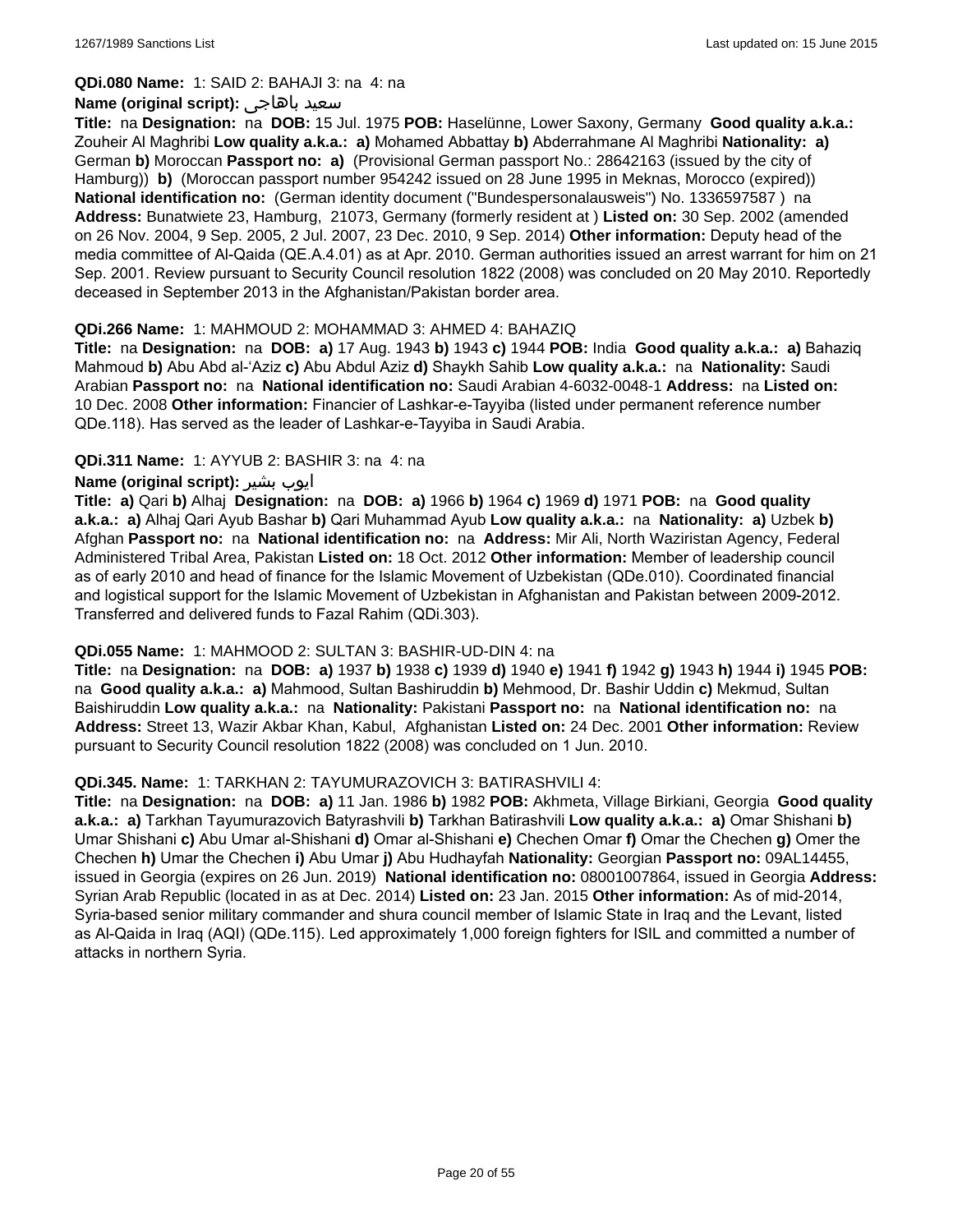**QDi.080 Name:** 1: SAID 2: BAHAJI 3: na 4: na

**Name (original script):** سعيد باهاجى

**Title:** na **Designation:** na **DOB:** 15 Jul. 1975 **POB:** Haselünne, Lower Saxony, Germany **Good quality a.k.a.:** Zouheir Al Maghribi **Low quality a.k.a.: a)** Mohamed Abbattay **b)** Abderrahmane Al Maghribi **Nationality: a)** German **b)** Moroccan **Passport no: a)** (Provisional German passport No.: 28642163 (issued by the city of Hamburg)) **b)** (Moroccan passport number 954242 issued on 28 June 1995 in Meknas, Morocco (expired)) **National identification no:** (German identity document ("Bundespersonalausweis") No. 1336597587 ) na **Address:** Bunatwiete 23, Hamburg, 21073, Germany (formerly resident at ) **Listed on:** 30 Sep. 2002 (amended on 26 Nov. 2004, 9 Sep. 2005, 2 Jul. 2007, 23 Dec. 2010, 9 Sep. 2014) **Other information:** Deputy head of the media committee of Al-Qaida (QE.A.4.01) as at Apr. 2010. German authorities issued an arrest warrant for him on 21 Sep. 2001. Review pursuant to Security Council resolution 1822 (2008) was concluded on 20 May 2010. Reportedly deceased in September 2013 in the Afghanistan/Pakistan border area.

**QDi.266 Name:** 1: MAHMOUD 2: MOHAMMAD 3: AHMED 4: BAHAZIQ

**Title:** na **Designation:** na **DOB: a)** 17 Aug. 1943 **b)** 1943 **c)** 1944 **POB:** India **Good quality a.k.a.: a)** Bahaziq Mahmoud **b)** Abu Abd al-'Aziz **c)** Abu Abdul Aziz **d)** Shaykh Sahib **Low quality a.k.a.:** na **Nationality:** Saudi Arabian **Passport no:** na **National identification no:** Saudi Arabian 4-6032-0048-1 **Address:** na **Listed on:** 10 Dec. 2008 **Other information:** Financier of Lashkar-e-Tayyiba (listed under permanent reference number QDe.118). Has served as the leader of Lashkar-e-Tayyiba in Saudi Arabia.

**QDi.311 Name:** 1: AYYUB 2: BASHIR 3: na 4: na

**Name (original script):** ايوب بشير

**Title: a)** Qari **b)** Alhaj **Designation:** na **DOB: a)** 1966 **b)** 1964 **c)** 1969 **d)** 1971 **POB:** na **Good quality a.k.a.: a)** Alhaj Qari Ayub Bashar **b)** Qari Muhammad Ayub **Low quality a.k.a.:** na **Nationality: a)** Uzbek **b)** Afghan **Passport no:** na **National identification no:** na **Address:** Mir Ali, North Waziristan Agency, Federal Administered Tribal Area, Pakistan **Listed on:** 18 Oct. 2012 **Other information:** Member of leadership council as of early 2010 and head of finance for the Islamic Movement of Uzbekistan (QDe.010). Coordinated financial and logistical support for the Islamic Movement of Uzbekistan in Afghanistan and Pakistan between 2009-2012. Transferred and delivered funds to Fazal Rahim (QDi.303).

**QDi.055 Name:** 1: MAHMOOD 2: SULTAN 3: BASHIR-UD-DIN 4: na

**Title:** na **Designation:** na **DOB: a)** 1937 **b)** 1938 **c)** 1939 **d)** 1940 **e)** 1941 **f)** 1942 **g)** 1943 **h)** 1944 **i)** 1945 **POB:** na **Good quality a.k.a.: a)** Mahmood, Sultan Bashiruddin **b)** Mehmood, Dr. Bashir Uddin **c)** Mekmud, Sultan Baishiruddin **Low quality a.k.a.:** na **Nationality:** Pakistani **Passport no:** na **National identification no:** na **Address:** Street 13, Wazir Akbar Khan, Kabul, Afghanistan **Listed on:** 24 Dec. 2001 **Other information:** Review pursuant to Security Council resolution 1822 (2008) was concluded on 1 Jun. 2010.

**QDi.345. Name:** 1: TARKHAN 2: TAYUMURAZOVICH 3: BATIRASHVILI 4:

**Title:** na **Designation:** na **DOB: a)** 11 Jan. 1986 **b)** 1982 **POB:** Akhmeta, Village Birkiani, Georgia **Good quality a.k.a.: a)** Tarkhan Tayumurazovich Batyrashvili **b)** Tarkhan Batirashvili **Low quality a.k.a.: a)** Omar Shishani **b)** Umar Shishani **c)** Abu Umar al-Shishani **d)** Omar al-Shishani **e)** Chechen Omar **f)** Omar the Chechen **g)** Omer the Chechen **h)** Umar the Chechen **i)** Abu Umar **j)** Abu Hudhayfah **Nationality:** Georgian **Passport no:** 09AL14455, issued in Georgia (expires on 26 Jun. 2019) **National identification no:** 08001007864, issued in Georgia **Address:** Syrian Arab Republic (located in as at Dec. 2014) **Listed on:** 23 Jan. 2015 **Other information:** As of mid-2014, Syria-based senior military commander and shura council member of Islamic State in Iraq and the Levant, listed as Al-Qaida in Iraq (AQI) (QDe.115). Led approximately 1,000 foreign fighters for ISIL and committed a number of attacks in northern Syria.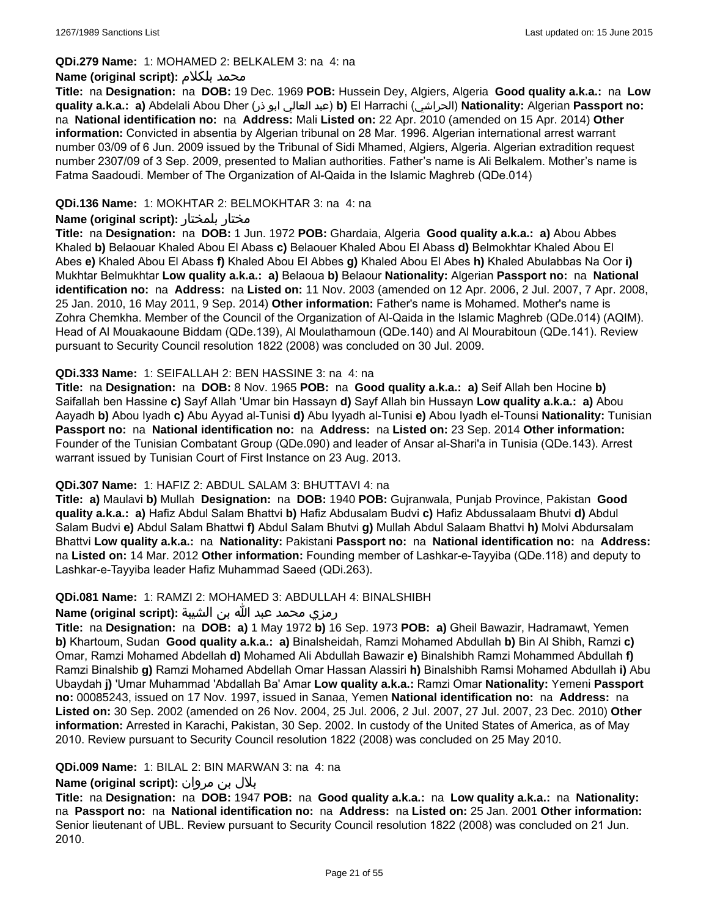**QDi.279 Name:** 1: MOHAMED 2: BELKALEM 3: na 4: na

**Name (original script):** محمد بلكلام

**Title:** na **Designation:** na **DOB:** 19 Dec. 1969 **POB:** Hussein Dey, Algiers, Algeria **Good quality a.k.a.:** na **Low quality a.k.a.:** **a)** Abdelali Abou Dher (عبد العالي ابو ذر) **b)** El Harrachi (الحراشي) **Nationality:** Algerian **Passport no:** na **National identification no:** na **Address:** Mali **Listed on:** 22 Apr. 2010 (amended on 15 Apr. 2014) **Other information:** Convicted in absentia by Algerian tribunal on 28 Mar. 1996. Algerian international arrest warrant number 03/09 of 6 Jun. 2009 issued by the Tribunal of Sidi Mhamed, Algiers, Algeria. Algerian extradition request number 2307/09 of 3 Sep. 2009, presented to Malian authorities. Father's name is Ali Belkalem. Mother's name is Fatma Saadoudi. Member of The Organization of Al-Qaida in the Islamic Maghreb (QDe.014)

**QDi.136 Name:** 1: MOKHTAR 2: BELMOKHTAR 3: na 4: na

**Name (original script):** مختار بلمختار

**Title:** na **Designation:** na **DOB:** 1 Jun. 1972 **POB:** Ghardaia, Algeria **Good quality a.k.a.:** **a)** Abou Abbes Khaled **b)** Belaouar Khaled Abou El Abass **c)** Belaouer Khaled Abou El Abass **d)** Belmokhtar Khaled Abou El Abes **e)** Khaled Abou El Abass **f)** Khaled Abou El Abbes **g)** Khaled Abou El Abes **h)** Khaled Abulabbas Na Oor **i)** Mukhtar Belmukhtar **Low quality a.k.a.:** **a)** Belaoua **b)** Belaour **Nationality:** Algerian **Passport no:** na **National identification no:** na **Address:** na **Listed on:** 11 Nov. 2003 (amended on 12 Apr. 2006, 2 Jul. 2007, 7 Apr. 2008, 25 Jan. 2010, 16 May 2011, 9 Sep. 2014) **Other information:** Father's name is Mohamed. Mother's name is Zohra Chemkha. Member of the Council of the Organization of Al-Qaida in the Islamic Maghreb (QDe.014) (AQIM). Head of Al Mouakaoune Biddam (QDe.139), Al Moulathamoun (QDe.140) and Al Mourabitoun (QDe.141). Review pursuant to Security Council resolution 1822 (2008) was concluded on 30 Jul. 2009.

**QDi.333 Name:** 1: SEIFALLAH 2: BEN HASSINE 3: na 4: na

**Title:** na **Designation:** na **DOB:** 8 Nov. 1965 **POB:** na **Good quality a.k.a.:** **a)** Seif Allah ben Hocine **b)** Saifallah ben Hassine **c)** Sayf Allah 'Umar bin Hassayn **d)** Sayf Allah bin Hussayn **Low quality a.k.a.:** **a)** Abou Aayadh **b)** Abou Iyadh **c)** Abu Ayyad al-Tunisi **d)** Abu Iyyadh al-Tunisi **e)** Abou Iyadh el-Tounsi **Nationality:** Tunisian **Passport no:** na **National identification no:** na **Address:** na **Listed on:** 23 Sep. 2014 **Other information:** Founder of the Tunisian Combatant Group (QDe.090) and leader of Ansar al-Shari'a in Tunisia (QDe.143). Arrest warrant issued by Tunisian Court of First Instance on 23 Aug. 2013.

**QDi.307 Name:** 1: HAFIZ 2: ABDUL SALAM 3: BHUTTAVI 4: na

**Title:** **a)** Maulavi **b)** Mullah **Designation:** na **DOB:** 1940 **POB:** Gujranwala, Punjab Province, Pakistan **Good quality a.k.a.:** **a)** Hafiz Abdul Salam Bhattvi **b)** Hafiz Abdusalam Budvi **c)** Hafiz Abdussalaam Bhutvi **d)** Abdul Salam Budvi **e)** Abdul Salam Bhattwi **f)** Abdul Salam Bhutvi **g)** Mullah Abdul Salaam Bhattvi **h)** Molvi Abdursalam Bhattvi **Low quality a.k.a.:** na **Nationality:** Pakistani **Passport no:** na **National identification no:** na **Address:** na **Listed on:** 14 Mar. 2012 **Other information:** Founding member of Lashkar-e-Tayyiba (QDe.118) and deputy to Lashkar-e-Tayyiba leader Hafiz Muhammad Saeed (QDi.263).

**QDi.081 Name:** 1: RAMZI 2: MOHAMED 3: ABDULLAH 4: BINALSHIBH

**Name (original script):** رمزي محمد عبد الله بن الشيبة

**Title:** na **Designation:** na **DOB:** **a)** 1 May 1972 **b)** 16 Sep. 1973 **POB:** **a)** Gheil Bawazir, Hadramawt, Yemen **b)** Khartoum, Sudan **Good quality a.k.a.:** **a)** Binalsheidah, Ramzi Mohamed Abdullah **b)** Bin Al Shibh, Ramzi **c)** Omar, Ramzi Mohamed Abdellah **d)** Mohamed Ali Abdullah Bawazir **e)** Binalshibh Ramzi Mohammed Abdullah **f)** Ramzi Binalshib **g)** Ramzi Mohamed Abdellah Omar Hassan Alassiri **h)** Binalshibh Ramsi Mohamed Abdullah **i)** Abu Ubaydah **j)** 'Umar Muhammad 'Abdallah Ba' Amar **Low quality a.k.a.:** Ramzi Omar **Nationality:** Yemeni **Passport no:** 00085243, issued on 17 Nov. 1997, issued in Sanaa, Yemen **National identification no:** na **Address:** na **Listed on:** 30 Sep. 2002 (amended on 26 Nov. 2004, 25 Jul. 2006, 2 Jul. 2007, 27 Jul. 2007, 23 Dec. 2010) **Other information:** Arrested in Karachi, Pakistan, 30 Sep. 2002. In custody of the United States of America, as of May 2010. Review pursuant to Security Council resolution 1822 (2008) was concluded on 25 May 2010.

**QDi.009 Name:** 1: BILAL 2: BIN MARWAN 3: na 4: na

**Name (original script):** بلال بن مروان

**Title:** na **Designation:** na **DOB:** 1947 **POB:** na **Good quality a.k.a.:** na **Low quality a.k.a.:** na **Nationality:** na **Passport no:** na **National identification no:** na **Address:** na **Listed on:** 25 Jan. 2001 **Other information:** Senior lieutenant of UBL. Review pursuant to Security Council resolution 1822 (2008) was concluded on 21 Jun. 2010.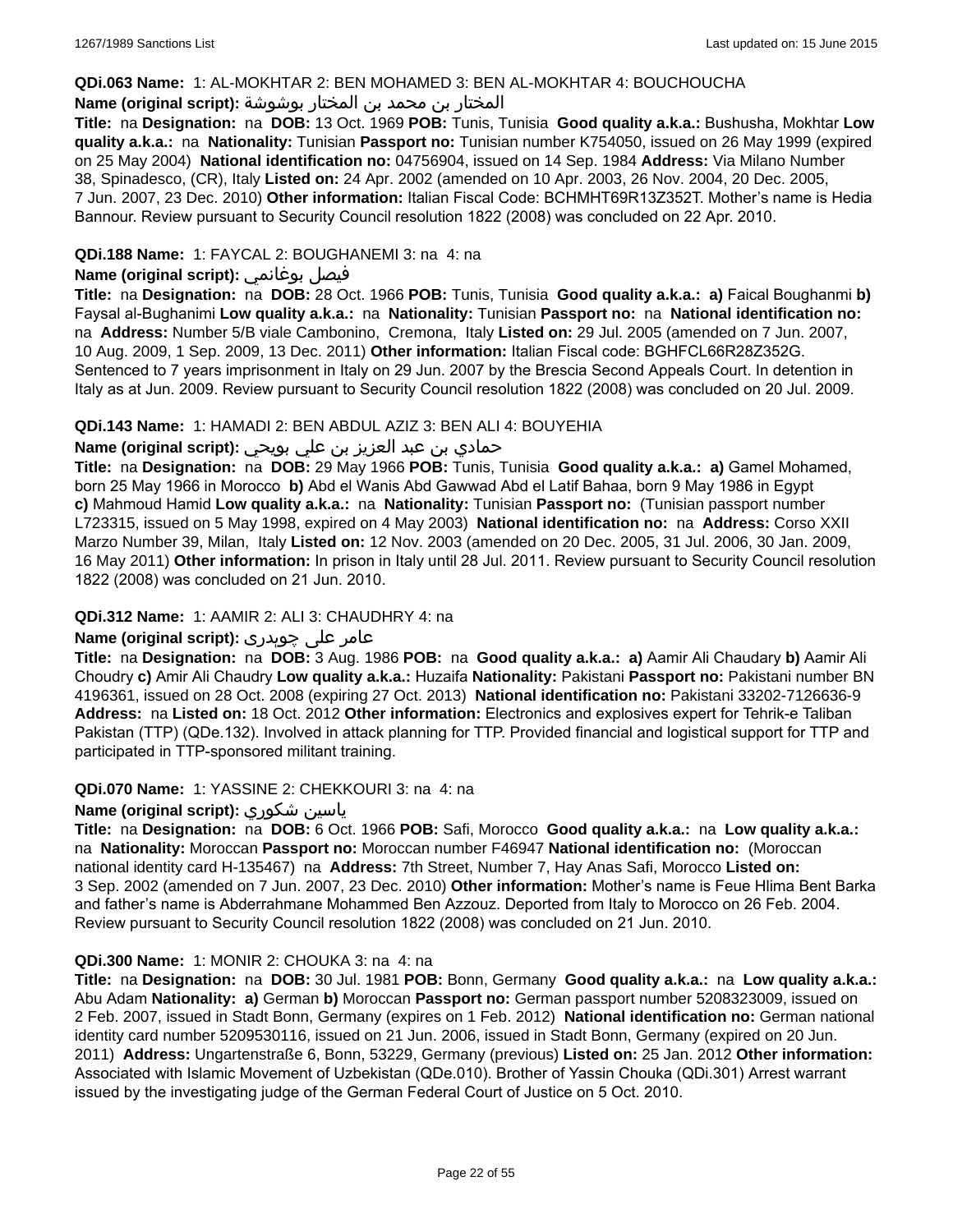**QDi.063 Name:** 1: AL-MOKHTAR 2: BEN MOHAMED 3: BEN AL-MOKHTAR 4: BOUCHOUCHA

**Name (original script):** المختار بن محمد بن المختار بوشوشة

**Title:** na **Designation:** na **DOB:** 13 Oct. 1969 **POB:** Tunis, Tunisia **Good quality a.k.a.:** Bushusha, Mokhtar **Low quality a.k.a.:** na **Nationality:** Tunisian **Passport no:** Tunisian number K754050, issued on 26 May 1999 (expired on 25 May 2004) **National identification no:** 04756904, issued on 14 Sep. 1984 **Address:** Via Milano Number 38, Spinadesco, (CR), Italy **Listed on:** 24 Apr. 2002 (amended on 10 Apr. 2003, 26 Nov. 2004, 20 Dec. 2005, 7 Jun. 2007, 23 Dec. 2010) **Other information:** Italian Fiscal Code: BCHMHT69R13Z352T. Mother's name is Hedia Bannour. Review pursuant to Security Council resolution 1822 (2008) was concluded on 22 Apr. 2010.

**QDi.188 Name:** 1: FAYCAL 2: BOUGHANEMI 3: na 4: na

**Name (original script):** فيصل بوغانمي

**Title:** na **Designation:** na **DOB:** 28 Oct. 1966 **POB:** Tunis, Tunisia **Good quality a.k.a.:** **a)** Faical Boughanmi **b)** Faysal al-Bughanimi **Low quality a.k.a.:** na **Nationality:** Tunisian **Passport no:** na **National identification no:** na **Address:** Number 5/B viale Cambonino, Cremona, Italy **Listed on:** 29 Jul. 2005 (amended on 7 Jun. 2007, 10 Aug. 2009, 1 Sep. 2009, 13 Dec. 2011) **Other information:** Italian Fiscal code: BGHFCL66R28Z352G. Sentenced to 7 years imprisonment in Italy on 29 Jun. 2007 by the Brescia Second Appeals Court. In detention in Italy as at Jun. 2009. Review pursuant to Security Council resolution 1822 (2008) was concluded on 20 Jul. 2009.

**QDi.143 Name:** 1: HAMADI 2: BEN ABDUL AZIZ 3: BEN ALI 4: BOUYEHIA

**Name (original script):** حمادي بن عبد العزيز بن علي بويحي

**Title:** na **Designation:** na **DOB:** 29 May 1966 **POB:** Tunis, Tunisia **Good quality a.k.a.:** **a)** Gamel Mohamed, born 25 May 1966 in Morocco **b)** Abd el Wanis Abd Gawwad Abd el Latif Bahaa, born 9 May 1986 in Egypt **c)** Mahmoud Hamid **Low quality a.k.a.:** na **Nationality:** Tunisian **Passport no:** (Tunisian passport number L723315, issued on 5 May 1998, expired on 4 May 2003) **National identification no:** na **Address:** Corso XXII Marzo Number 39, Milan, Italy **Listed on:** 12 Nov. 2003 (amended on 20 Dec. 2005, 31 Jul. 2006, 30 Jan. 2009, 16 May 2011) **Other information:** In prison in Italy until 28 Jul. 2011. Review pursuant to Security Council resolution 1822 (2008) was concluded on 21 Jun. 2010.

**QDi.312 Name:** 1: AAMIR 2: ALI 3: CHAUDHRY 4: na

**Name (original script):** عامر علی چوہدری

**Title:** na **Designation:** na **DOB:** 3 Aug. 1986 **POB:** na **Good quality a.k.a.:** **a)** Aamir Ali Chaudary **b)** Aamir Ali Choudry **c)** Amir Ali Chaudry **Low quality a.k.a.:** Huzaifa **Nationality:** Pakistani **Passport no:** Pakistani number BN 4196361, issued on 28 Oct. 2008 (expiring 27 Oct. 2013) **National identification no:** Pakistani 33202-7126636-9 **Address:** na **Listed on:** 18 Oct. 2012 **Other information:** Electronics and explosives expert for Tehrik-e Taliban Pakistan (TTP) (QDe.132). Involved in attack planning for TTP. Provided financial and logistical support for TTP and participated in TTP-sponsored militant training.

**QDi.070 Name:** 1: YASSINE 2: CHEKKOURI 3: na 4: na

**Name (original script):** ياسين شكوري

**Title:** na **Designation:** na **DOB:** 6 Oct. 1966 **POB:** Safi, Morocco **Good quality a.k.a.:** na **Low quality a.k.a.:** na **Nationality:** Moroccan **Passport no:** Moroccan number F46947 **National identification no:** (Moroccan national identity card H-135467) na **Address:** 7th Street, Number 7, Hay Anas Safi, Morocco **Listed on:** 3 Sep. 2002 (amended on 7 Jun. 2007, 23 Dec. 2010) **Other information:** Mother's name is Feue Hlima Bent Barka and father's name is Abderrahmane Mohammed Ben Azzouz. Deported from Italy to Morocco on 26 Feb. 2004. Review pursuant to Security Council resolution 1822 (2008) was concluded on 21 Jun. 2010.

**QDi.300 Name:** 1: MONIR 2: CHOUKA 3: na 4: na

**Title:** na **Designation:** na **DOB:** 30 Jul. 1981 **POB:** Bonn, Germany **Good quality a.k.a.:** na **Low quality a.k.a.:** Abu Adam **Nationality:** **a)** German **b)** Moroccan **Passport no:** German passport number 5208323009, issued on 2 Feb. 2007, issued in Stadt Bonn, Germany (expires on 1 Feb. 2012) **National identification no:** German national identity card number 5209530116, issued on 21 Jun. 2006, issued in Stadt Bonn, Germany (expired on 20 Jun. 2011) **Address:** Ungartenstraße 6, Bonn, 53229, Germany (previous) **Listed on:** 25 Jan. 2012 **Other information:** Associated with Islamic Movement of Uzbekistan (QDe.010). Brother of Yassin Chouka (QDi.301) Arrest warrant issued by the investigating judge of the German Federal Court of Justice on 5 Oct. 2010.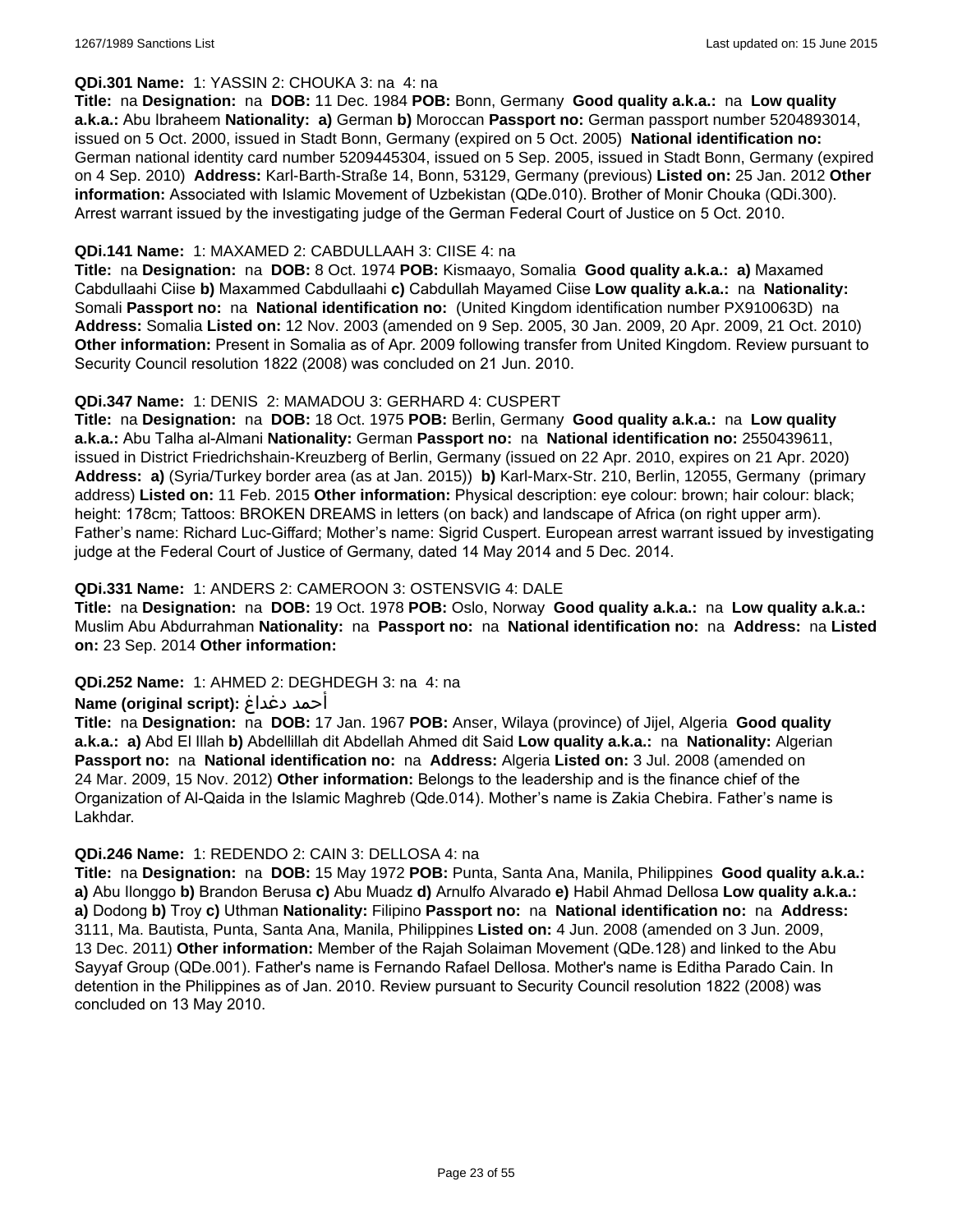**QDi.301 Name:** 1: YASSIN 2: CHOUKA 3: na 4: na

**Title:** na **Designation:** na **DOB:** 11 Dec. 1984 **POB:** Bonn, Germany **Good quality a.k.a.:** na **Low quality a.k.a.:** Abu Ibraheem **Nationality:** **a)** German **b)** Moroccan **Passport no:** German passport number 5204893014, issued on 5 Oct. 2000, issued in Stadt Bonn, Germany (expired on 5 Oct. 2005) **National identification no:** German national identity card number 5209445304, issued on 5 Sep. 2005, issued in Stadt Bonn, Germany (expired on 4 Sep. 2010) **Address:** Karl-Barth-Straße 14, Bonn, 53129, Germany (previous) **Listed on:** 25 Jan. 2012 **Other information:** Associated with Islamic Movement of Uzbekistan (QDe.010). Brother of Monir Chouka (QDi.300). Arrest warrant issued by the investigating judge of the German Federal Court of Justice on 5 Oct. 2010.

**QDi.141 Name:** 1: MAXAMED 2: CABDULLAAH 3: CIISE 4: na

**Title:** na **Designation:** na **DOB:** 8 Oct. 1974 **POB:** Kismaayo, Somalia **Good quality a.k.a.:** **a)** Maxamed Cabdullaahi Ciise **b)** Maxammed Cabdullaahi **c)** Cabdullah Mayamed Ciise **Low quality a.k.a.:** na **Nationality:** Somali **Passport no:** na **National identification no:** (United Kingdom identification number PX910063D) na **Address:** Somalia **Listed on:** 12 Nov. 2003 (amended on 9 Sep. 2005, 30 Jan. 2009, 20 Apr. 2009, 21 Oct. 2010) **Other information:** Present in Somalia as of Apr. 2009 following transfer from United Kingdom. Review pursuant to Security Council resolution 1822 (2008) was concluded on 21 Jun. 2010.

**QDi.347 Name:** 1: DENIS 2: MAMADOU 3: GERHARD 4: CUSPERT

**Title:** na **Designation:** na **DOB:** 18 Oct. 1975 **POB:** Berlin, Germany **Good quality a.k.a.:** na **Low quality a.k.a.:** Abu Talha al-Almani **Nationality:** German **Passport no:** na **National identification no:** 2550439611, issued in District Friedrichshain-Kreuzberg of Berlin, Germany (issued on 22 Apr. 2010, expires on 21 Apr. 2020) **Address:** **a)** (Syria/Turkey border area (as at Jan. 2015)) **b)** Karl-Marx-Str. 210, Berlin, 12055, Germany (primary address) **Listed on:** 11 Feb. 2015 **Other information:** Physical description: eye colour: brown; hair colour: black; height: 178cm; Tattoos: BROKEN DREAMS in letters (on back) and landscape of Africa (on right upper arm). Father's name: Richard Luc-Giffard; Mother's name: Sigrid Cuspert. European arrest warrant issued by investigating judge at the Federal Court of Justice of Germany, dated 14 May 2014 and 5 Dec. 2014.

**QDi.331 Name:** 1: ANDERS 2: CAMEROON 3: OSTENSVIG 4: DALE

**Title:** na **Designation:** na **DOB:** 19 Oct. 1978 **POB:** Oslo, Norway **Good quality a.k.a.:** na **Low quality a.k.a.:** Muslim Abu Abdurrahman **Nationality:** na **Passport no:** na **National identification no:** na **Address:** na **Listed on:** 23 Sep. 2014 **Other information:**

**QDi.252 Name:** 1: AHMED 2: DEGHDEGH 3: na 4: na

**Name (original script):** أحمد دغداغ

**Title:** na **Designation:** na **DOB:** 17 Jan. 1967 **POB:** Anser, Wilaya (province) of Jijel, Algeria **Good quality a.k.a.:** **a)** Abd El Illah **b)** Abdellillah dit Abdellah Ahmed dit Said **Low quality a.k.a.:** na **Nationality:** Algerian **Passport no:** na **National identification no:** na **Address:** Algeria **Listed on:** 3 Jul. 2008 (amended on 24 Mar. 2009, 15 Nov. 2012) **Other information:** Belongs to the leadership and is the finance chief of the Organization of Al-Qaida in the Islamic Maghreb (Qde.014). Mother's name is Zakia Chebira. Father's name is Lakhdar.

**QDi.246 Name:** 1: REDENDO 2: CAIN 3: DELLOSA 4: na

**Title:** na **Designation:** na **DOB:** 15 May 1972 **POB:** Punta, Santa Ana, Manila, Philippines **Good quality a.k.a.:** **a)** Abu Ilonggo **b)** Brandon Berusa **c)** Abu Muadz **d)** Arnulfo Alvarado **e)** Habil Ahmad Dellosa **Low quality a.k.a.:** **a)** Dodong **b)** Troy **c)** Uthman **Nationality:** Filipino **Passport no:** na **National identification no:** na **Address:** 3111, Ma. Bautista, Punta, Santa Ana, Manila, Philippines **Listed on:** 4 Jun. 2008 (amended on 3 Jun. 2009, 13 Dec. 2011) **Other information:** Member of the Rajah Solaiman Movement (QDe.128) and linked to the Abu Sayyaf Group (QDe.001). Father's name is Fernando Rafael Dellosa. Mother's name is Editha Parado Cain. In detention in the Philippines as of Jan. 2010. Review pursuant to Security Council resolution 1822 (2008) was concluded on 13 May 2010.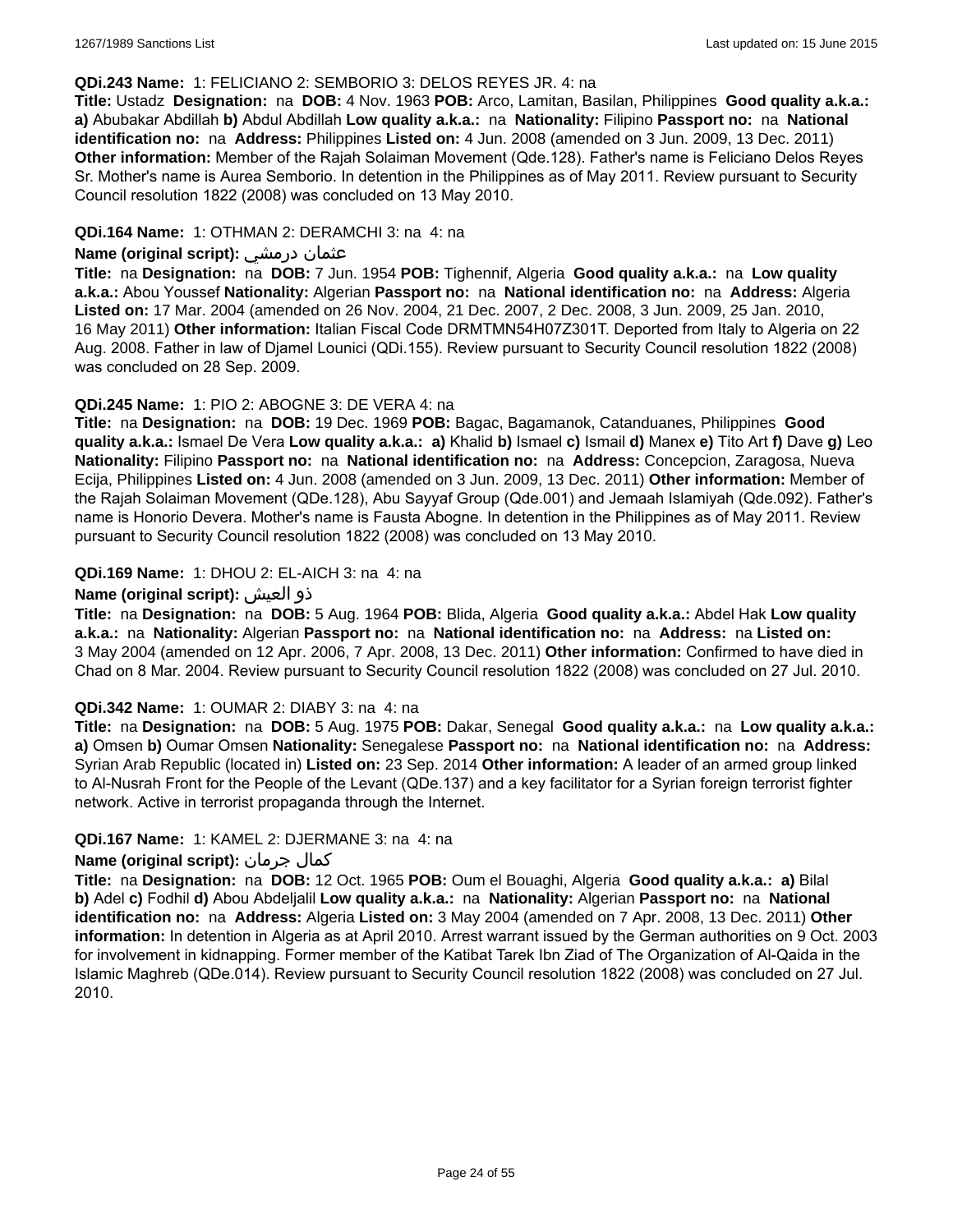**QDi.243 Name:** 1: FELICIANO 2: SEMBORIO 3: DELOS REYES JR. 4: na

**Title:** Ustadz **Designation:** na **DOB:** 4 Nov. 1963 **POB:** Arco, Lamitan, Basilan, Philippines **Good quality a.k.a.: a)** Abubakar Abdillah **b)** Abdul Abdillah **Low quality a.k.a.:** na **Nationality:** Filipino **Passport no:** na **National identification no:** na **Address:** Philippines **Listed on:** 4 Jun. 2008 (amended on 3 Jun. 2009, 13 Dec. 2011) **Other information:** Member of the Rajah Solaiman Movement (Qde.128). Father's name is Feliciano Delos Reyes Sr. Mother's name is Aurea Semborio. In detention in the Philippines as of May 2011. Review pursuant to Security Council resolution 1822 (2008) was concluded on 13 May 2010.

**QDi.164 Name:** 1: OTHMAN 2: DERAMCHI 3: na 4: na

**Name (original script):** عثمان درمشي

**Title:** na **Designation:** na **DOB:** 7 Jun. 1954 **POB:** Tighennif, Algeria **Good quality a.k.a.:** na **Low quality a.k.a.:** Abou Youssef **Nationality:** Algerian **Passport no:** na **National identification no:** na **Address:** Algeria **Listed on:** 17 Mar. 2004 (amended on 26 Nov. 2004, 21 Dec. 2007, 2 Dec. 2008, 3 Jun. 2009, 25 Jan. 2010, 16 May 2011) **Other information:** Italian Fiscal Code DRMTMN54H07Z301T. Deported from Italy to Algeria on 22 Aug. 2008. Father in law of Djamel Lounici (QDi.155). Review pursuant to Security Council resolution 1822 (2008) was concluded on 28 Sep. 2009.

**QDi.245 Name:** 1: PIO 2: ABOGNE 3: DE VERA 4: na

**Title:** na **Designation:** na **DOB:** 19 Dec. 1969 **POB:** Bagac, Bagamanok, Catanduanes, Philippines **Good quality a.k.a.:** Ismael De Vera **Low quality a.k.a.: a)** Khalid **b)** Ismael **c)** Ismail **d)** Manex **e)** Tito Art **f)** Dave **g)** Leo **Nationality:** Filipino **Passport no:** na **National identification no:** na **Address:** Concepcion, Zaragosa, Nueva Ecija, Philippines **Listed on:** 4 Jun. 2008 (amended on 3 Jun. 2009, 13 Dec. 2011) **Other information:** Member of the Rajah Solaiman Movement (QDe.128), Abu Sayyaf Group (Qde.001) and Jemaah Islamiyah (Qde.092). Father's name is Honorio Devera. Mother's name is Fausta Abogne. In detention in the Philippines as of May 2011. Review pursuant to Security Council resolution 1822 (2008) was concluded on 13 May 2010.

**QDi.169 Name:** 1: DHOU 2: EL-AICH 3: na 4: na

**Name (original script):** ذو العيش

**Title:** na **Designation:** na **DOB:** 5 Aug. 1964 **POB:** Blida, Algeria **Good quality a.k.a.:** Abdel Hak **Low quality a.k.a.:** na **Nationality:** Algerian **Passport no:** na **National identification no:** na **Address:** na **Listed on:** 3 May 2004 (amended on 12 Apr. 2006, 7 Apr. 2008, 13 Dec. 2011) **Other information:** Confirmed to have died in Chad on 8 Mar. 2004. Review pursuant to Security Council resolution 1822 (2008) was concluded on 27 Jul. 2010.

**QDi.342 Name:** 1: OUMAR 2: DIABY 3: na 4: na

**Title:** na **Designation:** na **DOB:** 5 Aug. 1975 **POB:** Dakar, Senegal **Good quality a.k.a.:** na **Low quality a.k.a.: a)** Omsen **b)** Oumar Omsen **Nationality:** Senegalese **Passport no:** na **National identification no:** na **Address:** Syrian Arab Republic (located in) **Listed on:** 23 Sep. 2014 **Other information:** A leader of an armed group linked to Al-Nusrah Front for the People of the Levant (QDe.137) and a key facilitator for a Syrian foreign terrorist fighter network. Active in terrorist propaganda through the Internet.

**QDi.167 Name:** 1: KAMEL 2: DJERMANE 3: na 4: na

**Name (original script):** كمال جرمان

**Title:** na **Designation:** na **DOB:** 12 Oct. 1965 **POB:** Oum el Bouaghi, Algeria **Good quality a.k.a.: a)** Bilal **b)** Adel **c)** Fodhil **d)** Abou Abdeljalil **Low quality a.k.a.:** na **Nationality:** Algerian **Passport no:** na **National identification no:** na **Address:** Algeria **Listed on:** 3 May 2004 (amended on 7 Apr. 2008, 13 Dec. 2011) **Other information:** In detention in Algeria as at April 2010. Arrest warrant issued by the German authorities on 9 Oct. 2003 for involvement in kidnapping. Former member of the Katibat Tarek Ibn Ziad of The Organization of Al-Qaida in the Islamic Maghreb (QDe.014). Review pursuant to Security Council resolution 1822 (2008) was concluded on 27 Jul. 2010.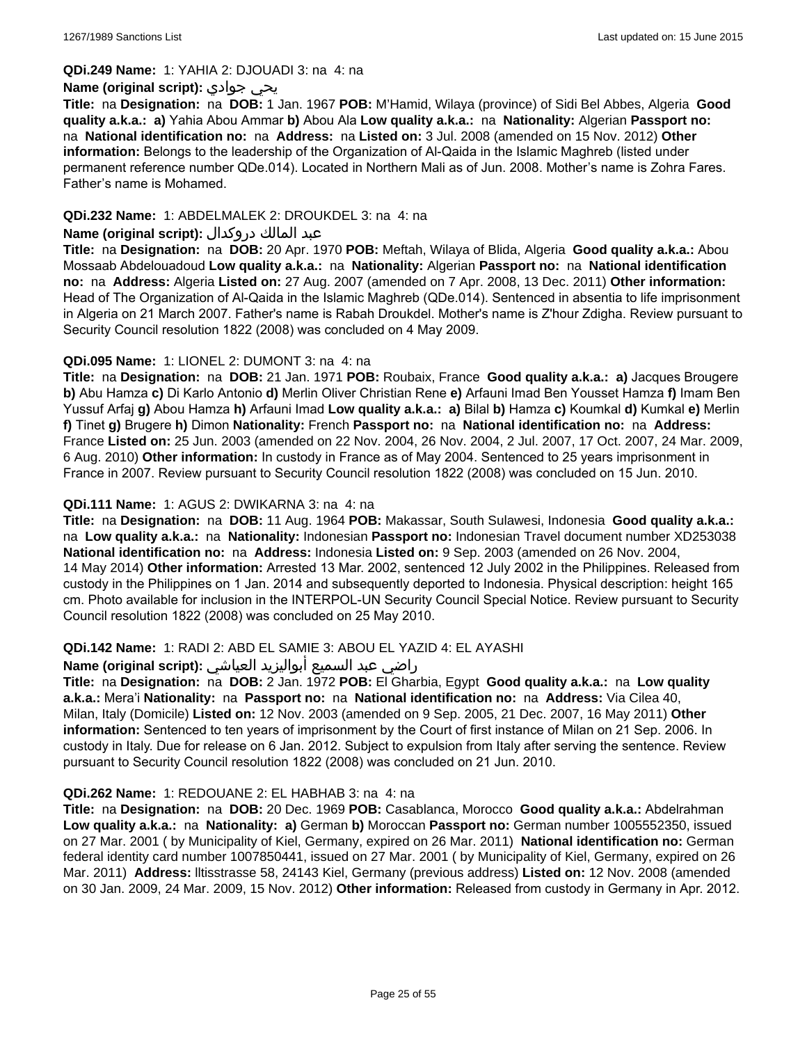**QDi.249 Name:** 1: YAHIA 2: DJOUADI 3: na 4: na

**Name (original script):** يحي جوادي

**Title:** na **Designation:** na **DOB:** 1 Jan. 1967 **POB:** M'Hamid, Wilaya (province) of Sidi Bel Abbes, Algeria **Good quality a.k.a.:** **a)** Yahia Abou Ammar **b)** Abou Ala **Low quality a.k.a.:** na **Nationality:** Algerian **Passport no:** na **National identification no:** na **Address:** na **Listed on:** 3 Jul. 2008 (amended on 15 Nov. 2012) **Other information:** Belongs to the leadership of the Organization of Al-Qaida in the Islamic Maghreb (listed under permanent reference number QDe.014). Located in Northern Mali as of Jun. 2008. Mother's name is Zohra Fares. Father's name is Mohamed.

**QDi.232 Name:** 1: ABDELMALEK 2: DROUKDEL 3: na 4: na

**Name (original script):** عبد المالك دروكدال

**Title:** na **Designation:** na **DOB:** 20 Apr. 1970 **POB:** Meftah, Wilaya of Blida, Algeria **Good quality a.k.a.:** Abou Mossaab Abdelouadoud **Low quality a.k.a.:** na **Nationality:** Algerian **Passport no:** na **National identification no:** na **Address:** Algeria **Listed on:** 27 Aug. 2007 (amended on 7 Apr. 2008, 13 Dec. 2011) **Other information:** Head of The Organization of Al-Qaida in the Islamic Maghreb (QDe.014). Sentenced in absentia to life imprisonment in Algeria on 21 March 2007. Father's name is Rabah Droukdel. Mother's name is Z'hour Zdigha. Review pursuant to Security Council resolution 1822 (2008) was concluded on 4 May 2009.

**QDi.095 Name:** 1: LIONEL 2: DUMONT 3: na 4: na

**Title:** na **Designation:** na **DOB:** 21 Jan. 1971 **POB:** Roubaix, France **Good quality a.k.a.:** **a)** Jacques Brougere **b)** Abu Hamza **c)** Di Karlo Antonio **d)** Merlin Oliver Christian Rene **e)** Arfauni Imad Ben Yousset Hamza **f)** Imam Ben Yussuf Arfaj **g)** Abou Hamza **h)** Arfauni Imad **Low quality a.k.a.:** **a)** Bilal **b)** Hamza **c)** Koumkal **d)** Kumkal **e)** Merlin **f)** Tinet **g)** Brugere **h)** Dimon **Nationality:** French **Passport no:** na **National identification no:** na **Address:** France **Listed on:** 25 Jun. 2003 (amended on 22 Nov. 2004, 26 Nov. 2004, 2 Jul. 2007, 17 Oct. 2007, 24 Mar. 2009, 6 Aug. 2010) **Other information:** In custody in France as of May 2004. Sentenced to 25 years imprisonment in France in 2007. Review pursuant to Security Council resolution 1822 (2008) was concluded on 15 Jun. 2010.

**QDi.111 Name:** 1: AGUS 2: DWIKARNA 3: na 4: na

**Title:** na **Designation:** na **DOB:** 11 Aug. 1964 **POB:** Makassar, South Sulawesi, Indonesia **Good quality a.k.a.:** na **Low quality a.k.a.:** na **Nationality:** Indonesian **Passport no:** Indonesian Travel document number XD253038 **National identification no:** na **Address:** Indonesia **Listed on:** 9 Sep. 2003 (amended on 26 Nov. 2004, 14 May 2014) **Other information:** Arrested 13 Mar. 2002, sentenced 12 July 2002 in the Philippines. Released from custody in the Philippines on 1 Jan. 2014 and subsequently deported to Indonesia. Physical description: height 165 cm. Photo available for inclusion in the INTERPOL-UN Security Council Special Notice. Review pursuant to Security Council resolution 1822 (2008) was concluded on 25 May 2010.

**QDi.142 Name:** 1: RADI 2: ABD EL SAMIE 3: ABOU EL YAZID 4: EL AYASHI

**Name (original script):** راضي عبد السميع أبواليزيد العياشي

**Title:** na **Designation:** na **DOB:** 2 Jan. 1972 **POB:** El Gharbia, Egypt **Good quality a.k.a.:** na **Low quality a.k.a.:** Mera'i **Nationality:** na **Passport no:** na **National identification no:** na **Address:** Via Cilea 40, Milan, Italy (Domicile) **Listed on:** 12 Nov. 2003 (amended on 9 Sep. 2005, 21 Dec. 2007, 16 May 2011) **Other information:** Sentenced to ten years of imprisonment by the Court of first instance of Milan on 21 Sep. 2006. In custody in Italy. Due for release on 6 Jan. 2012. Subject to expulsion from Italy after serving the sentence. Review pursuant to Security Council resolution 1822 (2008) was concluded on 21 Jun. 2010.

**QDi.262 Name:** 1: REDOUANE 2: EL HABHAB 3: na 4: na

**Title:** na **Designation:** na **DOB:** 20 Dec. 1969 **POB:** Casablanca, Morocco **Good quality a.k.a.:** Abdelrahman **Low quality a.k.a.:** na **Nationality:** **a)** German **b)** Moroccan **Passport no:** German number 1005552350, issued on 27 Mar. 2001 ( by Municipality of Kiel, Germany, expired on 26 Mar. 2011) **National identification no:** German federal identity card number 1007850441, issued on 27 Mar. 2001 ( by Municipality of Kiel, Germany, expired on 26 Mar. 2011) **Address:** lltisstrasse 58, 24143 Kiel, Germany (previous address) **Listed on:** 12 Nov. 2008 (amended on 30 Jan. 2009, 24 Mar. 2009, 15 Nov. 2012) **Other information:** Released from custody in Germany in Apr. 2012.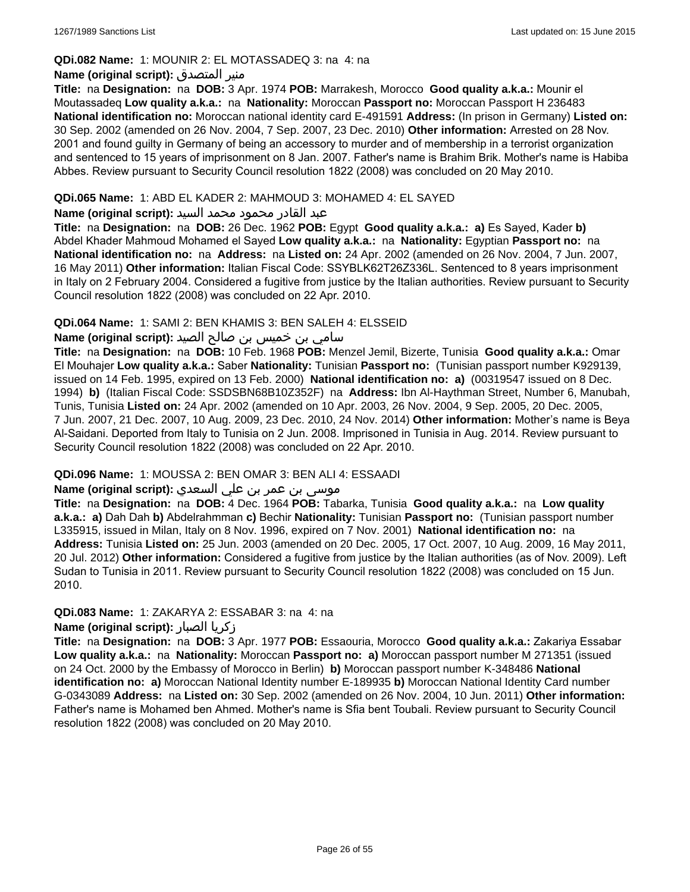**QDi.082 Name:** 1: MOUNIR 2: EL MOTASSADEQ 3: na 4: na

**Name (original script):** منير المتصدق

**Title:** na **Designation:** na **DOB:** 3 Apr. 1974 **POB:** Marrakesh, Morocco **Good quality a.k.a.:** Mounir el Moutassadeq **Low quality a.k.a.:** na **Nationality:** Moroccan **Passport no:** Moroccan Passport H 236483 **National identification no:** Moroccan national identity card E-491591 **Address:** (In prison in Germany) **Listed on:** 30 Sep. 2002 (amended on 26 Nov. 2004, 7 Sep. 2007, 23 Dec. 2010) **Other information:** Arrested on 28 Nov. 2001 and found guilty in Germany of being an accessory to murder and of membership in a terrorist organization and sentenced to 15 years of imprisonment on 8 Jan. 2007. Father's name is Brahim Brik. Mother's name is Habiba Abbes. Review pursuant to Security Council resolution 1822 (2008) was concluded on 20 May 2010.

**QDi.065 Name:** 1: ABD EL KADER 2: MAHMOUD 3: MOHAMED 4: EL SAYED

**Name (original script):** عبد القادر محمود محمد السيد

**Title:** na **Designation:** na **DOB:** 26 Dec. 1962 **POB:** Egypt **Good quality a.k.a.:** **a)** Es Sayed, Kader **b)** Abdel Khader Mahmoud Mohamed el Sayed **Low quality a.k.a.:** na **Nationality:** Egyptian **Passport no:** na **National identification no:** na **Address:** na **Listed on:** 24 Apr. 2002 (amended on 26 Nov. 2004, 7 Jun. 2007, 16 May 2011) **Other information:** Italian Fiscal Code: SSYBLK62T26Z336L. Sentenced to 8 years imprisonment in Italy on 2 February 2004. Considered a fugitive from justice by the Italian authorities. Review pursuant to Security Council resolution 1822 (2008) was concluded on 22 Apr. 2010.

**QDi.064 Name:** 1: SAMI 2: BEN KHAMIS 3: BEN SALEH 4: ELSSEID

**Name (original script):** سامي بن خميس بن صالح الصيد

**Title:** na **Designation:** na **DOB:** 10 Feb. 1968 **POB:** Menzel Jemil, Bizerte, Tunisia **Good quality a.k.a.:** Omar El Mouhajer **Low quality a.k.a.:** Saber **Nationality:** Tunisian **Passport no:** (Tunisian passport number K929139, issued on 14 Feb. 1995, expired on 13 Feb. 2000) **National identification no:** **a)** (00319547 issued on 8 Dec. 1994) **b)** (Italian Fiscal Code: SSDSBN68B10Z352F) na **Address:** Ibn Al-Haythman Street, Number 6, Manubah, Tunis, Tunisia **Listed on:** 24 Apr. 2002 (amended on 10 Apr. 2003, 26 Nov. 2004, 9 Sep. 2005, 20 Dec. 2005, 7 Jun. 2007, 21 Dec. 2007, 10 Aug. 2009, 23 Dec. 2010, 24 Nov. 2014) **Other information:** Mother's name is Beya Al-Saidani. Deported from Italy to Tunisia on 2 Jun. 2008. Imprisoned in Tunisia in Aug. 2014. Review pursuant to Security Council resolution 1822 (2008) was concluded on 22 Apr. 2010.

**QDi.096 Name:** 1: MOUSSA 2: BEN OMAR 3: BEN ALI 4: ESSAADI

**Name (original script):** موسى بن عمر بن علي السعدي

**Title:** na **Designation:** na **DOB:** 4 Dec. 1964 **POB:** Tabarka, Tunisia **Good quality a.k.a.:** na **Low quality a.k.a.:** **a)** Dah Dah **b)** Abdelrahmman **c)** Bechir **Nationality:** Tunisian **Passport no:** (Tunisian passport number L335915, issued in Milan, Italy on 8 Nov. 1996, expired on 7 Nov. 2001) **National identification no:** na **Address:** Tunisia **Listed on:** 25 Jun. 2003 (amended on 20 Dec. 2005, 17 Oct. 2007, 10 Aug. 2009, 16 May 2011, 20 Jul. 2012) **Other information:** Considered a fugitive from justice by the Italian authorities (as of Nov. 2009). Left Sudan to Tunisia in 2011. Review pursuant to Security Council resolution 1822 (2008) was concluded on 15 Jun. 2010.

**QDi.083 Name:** 1: ZAKARYA 2: ESSABAR 3: na 4: na

**Name (original script):** زكريا الصبار

**Title:** na **Designation:** na **DOB:** 3 Apr. 1977 **POB:** Essaouria, Morocco **Good quality a.k.a.:** Zakariya Essabar **Low quality a.k.a.:** na **Nationality:** Moroccan **Passport no:** **a)** Moroccan passport number M 271351 (issued on 24 Oct. 2000 by the Embassy of Morocco in Berlin) **b)** Moroccan passport number K-348486 **National identification no:** **a)** Moroccan National Identity number E-189935 **b)** Moroccan National Identity Card number G-0343089 **Address:** na **Listed on:** 30 Sep. 2002 (amended on 26 Nov. 2004, 10 Jun. 2011) **Other information:** Father's name is Mohamed ben Ahmed. Mother's name is Sfia bent Toubali. Review pursuant to Security Council resolution 1822 (2008) was concluded on 20 May 2010.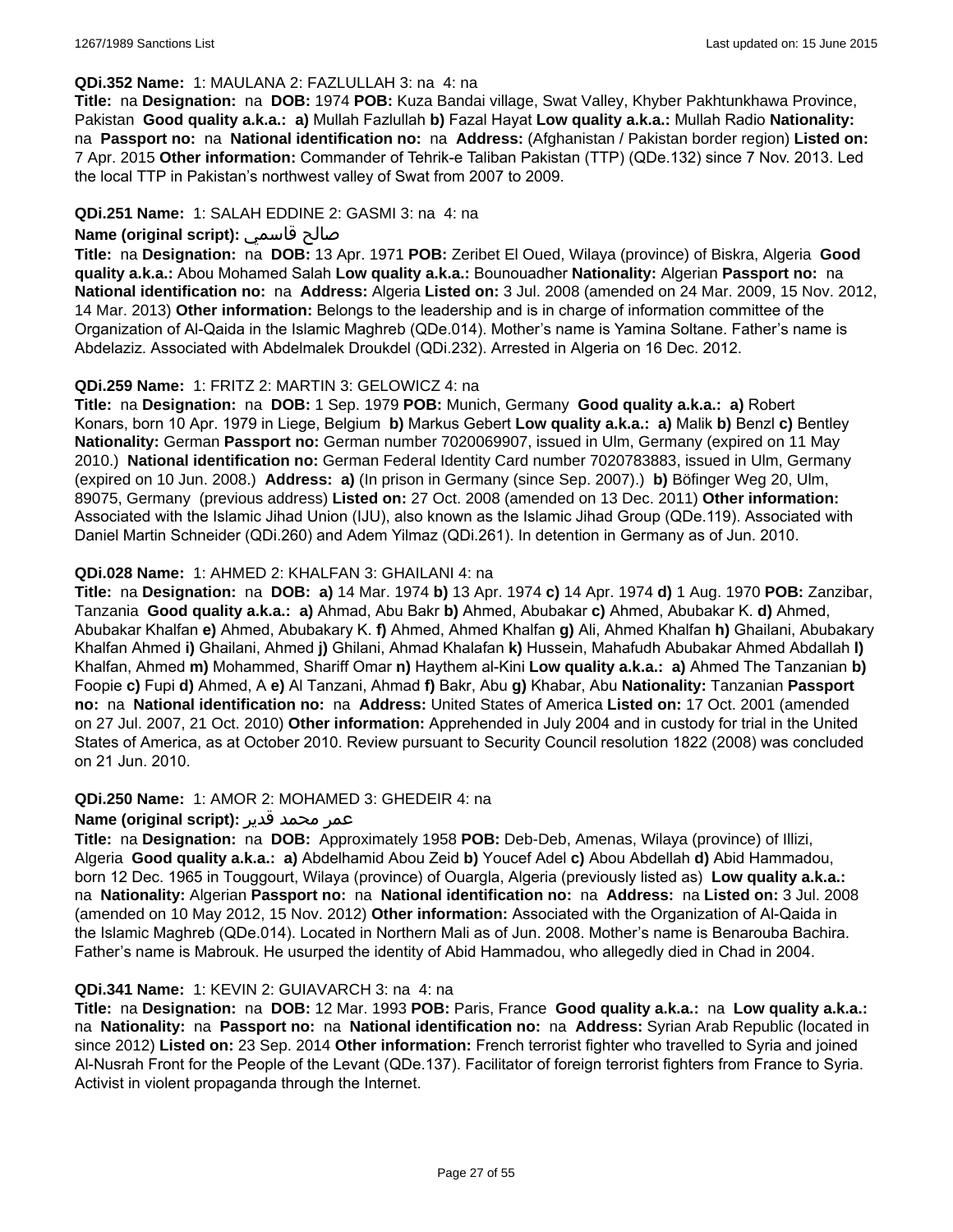**QDi.352 Name:** 1: MAULANA 2: FAZLULLAH 3: na 4: na

**Title:** na **Designation:** na **DOB:** 1974 **POB:** Kuza Bandai village, Swat Valley, Khyber Pakhtunkhawa Province, Pakistan **Good quality a.k.a.:** **a)** Mullah Fazlullah **b)** Fazal Hayat **Low quality a.k.a.:** Mullah Radio **Nationality:** na **Passport no:** na **National identification no:** na **Address:** (Afghanistan / Pakistan border region) **Listed on:** 7 Apr. 2015 **Other information:** Commander of Tehrik-e Taliban Pakistan (TTP) (QDe.132) since 7 Nov. 2013. Led the local TTP in Pakistan's northwest valley of Swat from 2007 to 2009.

**QDi.251 Name:** 1: SALAH EDDINE 2: GASMI 3: na 4: na

**Name (original script):** صالح قاسمي

**Title:** na **Designation:** na **DOB:** 13 Apr. 1971 **POB:** Zeribet El Oued, Wilaya (province) of Biskra, Algeria **Good quality a.k.a.:** Abou Mohamed Salah **Low quality a.k.a.:** Bounouadher **Nationality:** Algerian **Passport no:** na **National identification no:** na **Address:** Algeria **Listed on:** 3 Jul. 2008 (amended on 24 Mar. 2009, 15 Nov. 2012, 14 Mar. 2013) **Other information:** Belongs to the leadership and is in charge of information committee of the Organization of Al-Qaida in the Islamic Maghreb (QDe.014). Mother's name is Yamina Soltane. Father's name is Abdelaziz. Associated with Abdelmalek Droukdel (QDi.232). Arrested in Algeria on 16 Dec. 2012.

**QDi.259 Name:** 1: FRITZ 2: MARTIN 3: GELOWICZ 4: na

**Title:** na **Designation:** na **DOB:** 1 Sep. 1979 **POB:** Munich, Germany **Good quality a.k.a.:** **a)** Robert Konars, born 10 Apr. 1979 in Liege, Belgium **b)** Markus Gebert **Low quality a.k.a.:** **a)** Malik **b)** Benzl **c)** Bentley **Nationality:** German **Passport no:** German number 7020069907, issued in Ulm, Germany (expired on 11 May 2010.) **National identification no:** German Federal Identity Card number 7020783883, issued in Ulm, Germany (expired on 10 Jun. 2008.) **Address:** **a)** (In prison in Germany (since Sep. 2007).) **b)** Böfinger Weg 20, Ulm, 89075, Germany (previous address) **Listed on:** 27 Oct. 2008 (amended on 13 Dec. 2011) **Other information:** Associated with the Islamic Jihad Union (IJU), also known as the Islamic Jihad Group (QDe.119). Associated with Daniel Martin Schneider (QDi.260) and Adem Yilmaz (QDi.261). In detention in Germany as of Jun. 2010.

**QDi.028 Name:** 1: AHMED 2: KHALFAN 3: GHAILANI 4: na

**Title:** na **Designation:** na **DOB:** **a)** 14 Mar. 1974 **b)** 13 Apr. 1974 **c)** 14 Apr. 1974 **d)** 1 Aug. 1970 **POB:** Zanzibar, Tanzania **Good quality a.k.a.:** **a)** Ahmad, Abu Bakr **b)** Ahmed, Abubakar **c)** Ahmed, Abubakar K. **d)** Ahmed, Abubakar Khalfan **e)** Ahmed, Abubakary K. **f)** Ahmed, Ahmed Khalfan **g)** Ali, Ahmed Khalfan **h)** Ghailani, Abubakary Khalfan Ahmed **i)** Ghailani, Ahmed **j)** Ghilani, Ahmad Khalafan **k)** Hussein, Mahafudh Abubakar Ahmed Abdallah **l)** Khalfan, Ahmed **m)** Mohammed, Shariff Omar **n)** Haythem al-Kini **Low quality a.k.a.:** **a)** Ahmed The Tanzanian **b)** Foopie **c)** Fupi **d)** Ahmed, A **e)** Al Tanzani, Ahmad **f)** Bakr, Abu **g)** Khabar, Abu **Nationality:** Tanzanian **Passport no:** na **National identification no:** na **Address:** United States of America **Listed on:** 17 Oct. 2001 (amended on 27 Jul. 2007, 21 Oct. 2010) **Other information:** Apprehended in July 2004 and in custody for trial in the United States of America, as at October 2010. Review pursuant to Security Council resolution 1822 (2008) was concluded on 21 Jun. 2010.

**QDi.250 Name:** 1: AMOR 2: MOHAMED 3: GHEDEIR 4: na

**Name (original script):** عمر محمد قدير

**Title:** na **Designation:** na **DOB:** Approximately 1958 **POB:** Deb-Deb, Amenas, Wilaya (province) of Illizi, Algeria **Good quality a.k.a.:** **a)** Abdelhamid Abou Zeid **b)** Youcef Adel **c)** Abou Abdellah **d)** Abid Hammadou, born 12 Dec. 1965 in Touggourt, Wilaya (province) of Ouargla, Algeria (previously listed as) **Low quality a.k.a.:** na **Nationality:** Algerian **Passport no:** na **National identification no:** na **Address:** na **Listed on:** 3 Jul. 2008 (amended on 10 May 2012, 15 Nov. 2012) **Other information:** Associated with the Organization of Al-Qaida in the Islamic Maghreb (QDe.014). Located in Northern Mali as of Jun. 2008. Mother's name is Benarouba Bachira. Father's name is Mabrouk. He usurped the identity of Abid Hammadou, who allegedly died in Chad in 2004.

**QDi.341 Name:** 1: KEVIN 2: GUIAVARCH 3: na 4: na

**Title:** na **Designation:** na **DOB:** 12 Mar. 1993 **POB:** Paris, France **Good quality a.k.a.:** na **Low quality a.k.a.:** na **Nationality:** na **Passport no:** na **National identification no:** na **Address:** Syrian Arab Republic (located in since 2012) **Listed on:** 23 Sep. 2014 **Other information:** French terrorist fighter who travelled to Syria and joined Al-Nusrah Front for the People of the Levant (QDe.137). Facilitator of foreign terrorist fighters from France to Syria. Activist in violent propaganda through the Internet.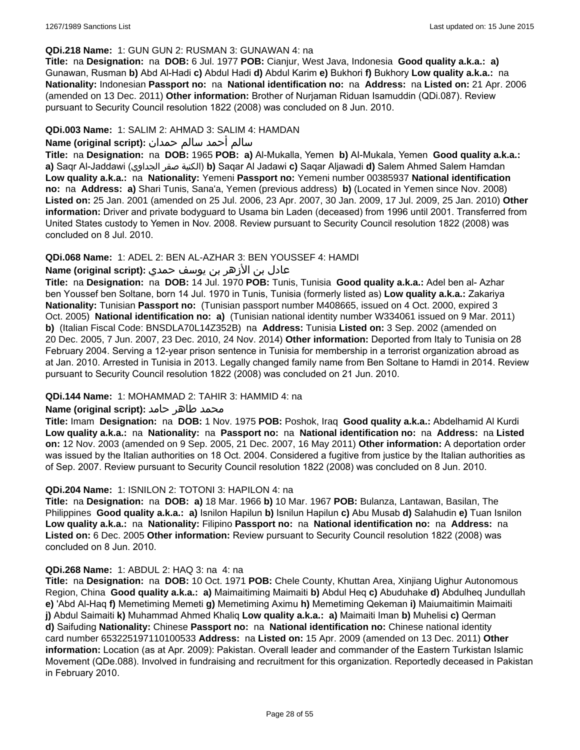**QDi.218 Name:** 1: GUN GUN 2: RUSMAN 3: GUNAWAN 4: na

**Title:** na **Designation:** na **DOB:** 6 Jul. 1977 **POB:** Cianjur, West Java, Indonesia **Good quality a.k.a.:** **a)** Gunawan, Rusman **b)** Abd Al-Hadi **c)** Abdul Hadi **d)** Abdul Karim **e)** Bukhori **f)** Bukhory **Low quality a.k.a.:** na **Nationality:** Indonesian **Passport no:** na **National identification no:** na **Address:** na **Listed on:** 21 Apr. 2006 (amended on 13 Dec. 2011) **Other information:** Brother of Nurjaman Riduan Isamuddin (QDi.087). Review pursuant to Security Council resolution 1822 (2008) was concluded on 8 Jun. 2010.

**QDi.003 Name:** 1: SALIM 2: AHMAD 3: SALIM 4: HAMDAN

**Name (original script):** سالم أحمد سالم حمدان

**Title:** na **Designation:** na **DOB:** 1965 **POB:** **a)** Al-Mukalla, Yemen **b)** Al-Mukala, Yemen **Good quality a.k.a.:** **a)** Saqr Al-Jaddawi (الكنية صقر الجداوي) **b)** Saqar Al Jadawi **c)** Saqar Aljawadi **d)** Salem Ahmed Salem Hamdan **Low quality a.k.a.:** na **Nationality:** Yemeni **Passport no:** Yemeni number 00385937 **National identification no:** na **Address:** **a)** Shari Tunis, Sana'a, Yemen (previous address) **b)** (Located in Yemen since Nov. 2008) **Listed on:** 25 Jan. 2001 (amended on 25 Jul. 2006, 23 Apr. 2007, 30 Jan. 2009, 17 Jul. 2009, 25 Jan. 2010) **Other information:** Driver and private bodyguard to Usama bin Laden (deceased) from 1996 until 2001. Transferred from United States custody to Yemen in Nov. 2008. Review pursuant to Security Council resolution 1822 (2008) was concluded on 8 Jul. 2010.

**QDi.068 Name:** 1: ADEL 2: BEN AL-AZHAR 3: BEN YOUSSEF 4: HAMDI

**Name (original script):** عادل بن الأزهر بن يوسف حمدي

**Title:** na **Designation:** na **DOB:** 14 Jul. 1970 **POB:** Tunis, Tunisia **Good quality a.k.a.:** Adel ben al- Azhar ben Youssef ben Soltane, born 14 Jul. 1970 in Tunis, Tunisia (formerly listed as) **Low quality a.k.a.:** Zakariya **Nationality:** Tunisian **Passport no:** (Tunisian passport number M408665, issued on 4 Oct. 2000, expired 3 Oct. 2005) **National identification no:** **a)** (Tunisian national identity number W334061 issued on 9 Mar. 2011) **b)** (Italian Fiscal Code: BNSDLA70L14Z352B) na **Address:** Tunisia **Listed on:** 3 Sep. 2002 (amended on 20 Dec. 2005, 7 Jun. 2007, 23 Dec. 2010, 24 Nov. 2014) **Other information:** Deported from Italy to Tunisia on 28 February 2004. Serving a 12-year prison sentence in Tunisia for membership in a terrorist organization abroad as at Jan. 2010. Arrested in Tunisia in 2013. Legally changed family name from Ben Soltane to Hamdi in 2014. Review pursuant to Security Council resolution 1822 (2008) was concluded on 21 Jun. 2010.

**QDi.144 Name:** 1: MOHAMMAD 2: TAHIR 3: HAMMID 4: na

**Name (original script):** محمد طاهر حامد

**Title:** Imam **Designation:** na **DOB:** 1 Nov. 1975 **POB:** Poshok, Iraq **Good quality a.k.a.:** Abdelhamid Al Kurdi **Low quality a.k.a.:** na **Nationality:** na **Passport no:** na **National identification no:** na **Address:** na **Listed on:** 12 Nov. 2003 (amended on 9 Sep. 2005, 21 Dec. 2007, 16 May 2011) **Other information:** A deportation order was issued by the Italian authorities on 18 Oct. 2004. Considered a fugitive from justice by the Italian authorities as of Sep. 2007. Review pursuant to Security Council resolution 1822 (2008) was concluded on 8 Jun. 2010.

**QDi.204 Name:** 1: ISNILON 2: TOTONI 3: HAPILON 4: na

**Title:** na **Designation:** na **DOB:** **a)** 18 Mar. 1966 **b)** 10 Mar. 1967 **POB:** Bulanza, Lantawan, Basilan, The Philippines **Good quality a.k.a.:** **a)** Isnilon Hapilun **b)** Isnilun Hapilun **c)** Abu Musab **d)** Salahudin **e)** Tuan Isnilon **Low quality a.k.a.:** na **Nationality:** Filipino **Passport no:** na **National identification no:** na **Address:** na **Listed on:** 6 Dec. 2005 **Other information:** Review pursuant to Security Council resolution 1822 (2008) was concluded on 8 Jun. 2010.

**QDi.268 Name:** 1: ABDUL 2: HAQ 3: na 4: na

**Title:** na **Designation:** na **DOB:** 10 Oct. 1971 **POB:** Chele County, Khuttan Area, Xinjiang Uighur Autonomous Region, China **Good quality a.k.a.:** **a)** Maimaitiming Maimaiti **b)** Abdul Heq **c)** Abuduhake **d)** Abdulheq Jundullah **e)** 'Abd Al-Haq **f)** Memetiming Memeti **g)** Memetiming Aximu **h)** Memetiming Qekeman **i)** Maiumaitimin Maimaiti **j)** Abdul Saimaiti **k)** Muhammad Ahmed Khaliq **Low quality a.k.a.:** **a)** Maimaiti Iman **b)** Muhelisi **c)** Qerman **d)** Saifuding **Nationality:** Chinese **Passport no:** na **National identification no:** Chinese national identity card number 653225197110100533 **Address:** na **Listed on:** 15 Apr. 2009 (amended on 13 Dec. 2011) **Other information:** Location (as at Apr. 2009): Pakistan. Overall leader and commander of the Eastern Turkistan Islamic Movement (QDe.088). Involved in fundraising and recruitment for this organization. Reportedly deceased in Pakistan in February 2010.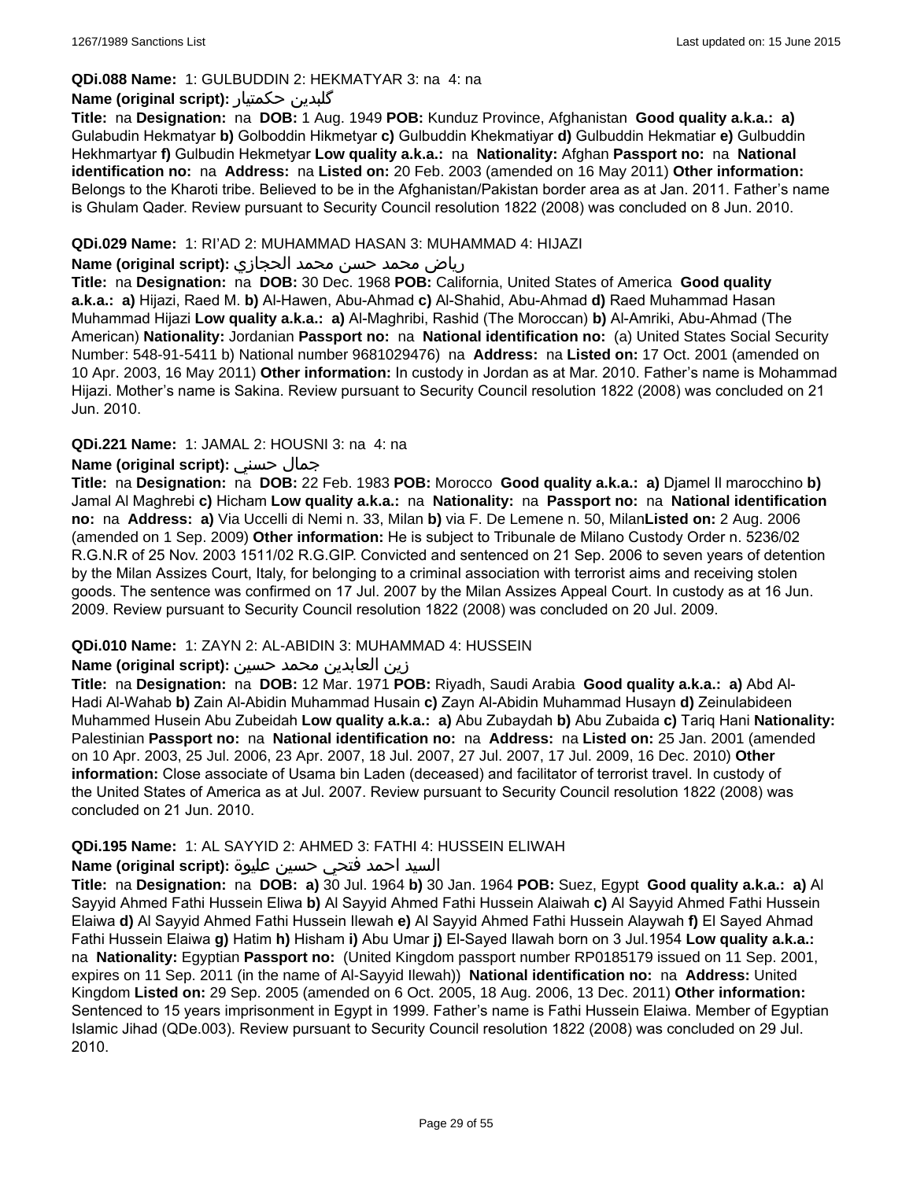**QDi.088 Name:** 1: GULBUDDIN 2: HEKMATYAR 3: na 4: na

**Name (original script):** گلبدین حکمتیار

**Title:** na **Designation:** na **DOB:** 1 Aug. 1949 **POB:** Kunduz Province, Afghanistan **Good quality a.k.a.: a)** Gulabudin Hekmatyar **b)** Golboddin Hikmetyar **c)** Gulbuddin Khekmatiyar **d)** Gulbuddin Hekmatiar **e)** Gulbuddin Hekhmartyar **f)** Gulbudin Hekmetyar **Low quality a.k.a.:** na **Nationality:** Afghan **Passport no:** na **National identification no:** na **Address:** na **Listed on:** 20 Feb. 2003 (amended on 16 May 2011) **Other information:** Belongs to the Kharoti tribe. Believed to be in the Afghanistan/Pakistan border area as at Jan. 2011. Father's name is Ghulam Qader. Review pursuant to Security Council resolution 1822 (2008) was concluded on 8 Jun. 2010.

**QDi.029 Name:** 1: RI'AD 2: MUHAMMAD HASAN 3: MUHAMMAD 4: HIJAZI

**Name (original script):** رياض محمد حسن محمد الحجازي

**Title:** na **Designation:** na **DOB:** 30 Dec. 1968 **POB:** California, United States of America **Good quality a.k.a.: a)** Hijazi, Raed M. **b)** Al-Hawen, Abu-Ahmad **c)** Al-Shahid, Abu-Ahmad **d)** Raed Muhammad Hasan Muhammad Hijazi **Low quality a.k.a.: a)** Al-Maghribi, Rashid (The Moroccan) **b)** Al-Amriki, Abu-Ahmad (The American) **Nationality:** Jordanian **Passport no:** na **National identification no:** (a) United States Social Security Number: 548-91-5411 b) National number 9681029476) na **Address:** na **Listed on:** 17 Oct. 2001 (amended on 10 Apr. 2003, 16 May 2011) **Other information:** In custody in Jordan as at Mar. 2010. Father's name is Mohammad Hijazi. Mother's name is Sakina. Review pursuant to Security Council resolution 1822 (2008) was concluded on 21 Jun. 2010.

**QDi.221 Name:** 1: JAMAL 2: HOUSNI 3: na 4: na

**Name (original script):** جمال حسني

**Title:** na **Designation:** na **DOB:** 22 Feb. 1983 **POB:** Morocco **Good quality a.k.a.: a)** Djamel Il marocchino **b)** Jamal Al Maghrebi **c)** Hicham **Low quality a.k.a.:** na **Nationality:** na **Passport no:** na **National identification no:** na **Address: a)** Via Uccelli di Nemi n. 33, Milan **b)** via F. De Lemene n. 50, Milan**Listed on:** 2 Aug. 2006 (amended on 1 Sep. 2009) **Other information:** He is subject to Tribunale de Milano Custody Order n. 5236/02 R.G.N.R of 25 Nov. 2003 1511/02 R.G.GIP. Convicted and sentenced on 21 Sep. 2006 to seven years of detention by the Milan Assizes Court, Italy, for belonging to a criminal association with terrorist aims and receiving stolen goods. The sentence was confirmed on 17 Jul. 2007 by the Milan Assizes Appeal Court. In custody as at 16 Jun. 2009. Review pursuant to Security Council resolution 1822 (2008) was concluded on 20 Jul. 2009.

**QDi.010 Name:** 1: ZAYN 2: AL-ABIDIN 3: MUHAMMAD 4: HUSSEIN

**Name (original script):** زين العابدين محمد حسين

**Title:** na **Designation:** na **DOB:** 12 Mar. 1971 **POB:** Riyadh, Saudi Arabia **Good quality a.k.a.: a)** Abd Al-Hadi Al-Wahab **b)** Zain Al-Abidin Muhammad Husain **c)** Zayn Al-Abidin Muhammad Husayn **d)** Zeinulabideen Muhammed Husein Abu Zubeidah **Low quality a.k.a.: a)** Abu Zubaydah **b)** Abu Zubaida **c)** Tariq Hani **Nationality:** Palestinian **Passport no:** na **National identification no:** na **Address:** na **Listed on:** 25 Jan. 2001 (amended on 10 Apr. 2003, 25 Jul. 2006, 23 Apr. 2007, 18 Jul. 2007, 27 Jul. 2007, 17 Jul. 2009, 16 Dec. 2010) **Other information:** Close associate of Usama bin Laden (deceased) and facilitator of terrorist travel. In custody of the United States of America as at Jul. 2007. Review pursuant to Security Council resolution 1822 (2008) was concluded on 21 Jun. 2010.

**QDi.195 Name:** 1: AL SAYYID 2: AHMED 3: FATHI 4: HUSSEIN ELIWAH

**Name (original script):** السيد احمد فتحي حسين عليوة

**Title:** na **Designation:** na **DOB: a)** 30 Jul. 1964 **b)** 30 Jan. 1964 **POB:** Suez, Egypt **Good quality a.k.a.: a)** Al Sayyid Ahmed Fathi Hussein Eliwa **b)** Al Sayyid Ahmed Fathi Hussein Alaiwah **c)** Al Sayyid Ahmed Fathi Hussein Elaiwa **d)** Al Sayyid Ahmed Fathi Hussein Ilewah **e)** Al Sayyid Ahmed Fathi Hussein Alaywah **f)** El Sayed Ahmad Fathi Hussein Elaiwa **g)** Hatim **h)** Hisham **i)** Abu Umar **j)** El-Sayed Ilawah born on 3 Jul.1954 **Low quality a.k.a.:** na **Nationality:** Egyptian **Passport no:** (United Kingdom passport number RP0185179 issued on 11 Sep. 2001, expires on 11 Sep. 2011 (in the name of Al-Sayyid Ilewah)) **National identification no:** na **Address:** United Kingdom **Listed on:** 29 Sep. 2005 (amended on 6 Oct. 2005, 18 Aug. 2006, 13 Dec. 2011) **Other information:** Sentenced to 15 years imprisonment in Egypt in 1999. Father's name is Fathi Hussein Elaiwa. Member of Egyptian Islamic Jihad (QDe.003). Review pursuant to Security Council resolution 1822 (2008) was concluded on 29 Jul. 2010.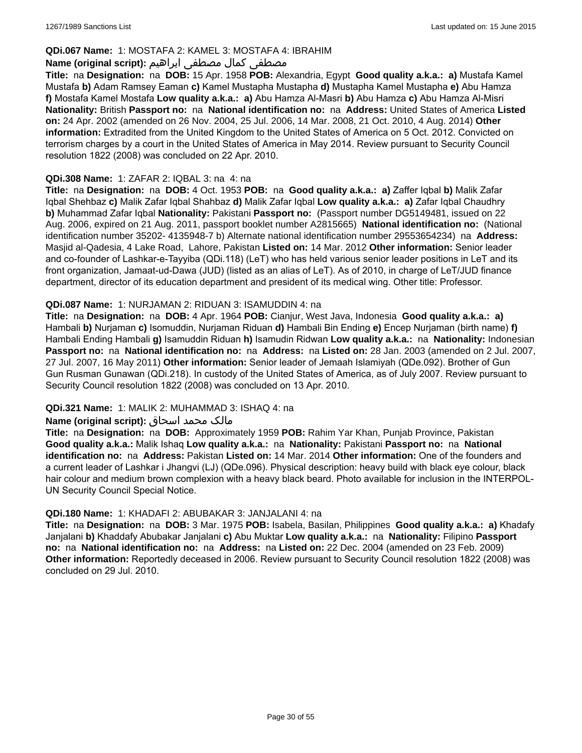**QDi.067 Name:** 1: MOSTAFA 2: KAMEL 3: MOSTAFA 4: IBRAHIM

**Name (original script):** مصطفى كمال مصطفى ابراهيم

**Title:** na **Designation:** na **DOB:** 15 Apr. 1958 **POB:** Alexandria, Egypt **Good quality a.k.a.:** **a)** Mustafa Kamel Mustafa **b)** Adam Ramsey Eaman **c)** Kamel Mustapha Mustapha **d)** Mustapha Kamel Mustapha **e)** Abu Hamza **f)** Mostafa Kamel Mostafa **Low quality a.k.a.:** **a)** Abu Hamza Al-Masri **b)** Abu Hamza **c)** Abu Hamza Al-Misri **Nationality:** British **Passport no:** na **National identification no:** na **Address:** United States of America **Listed on:** 24 Apr. 2002 (amended on 26 Nov. 2004, 25 Jul. 2006, 14 Mar. 2008, 21 Oct. 2010, 4 Aug. 2014) **Other information:** Extradited from the United Kingdom to the United States of America on 5 Oct. 2012. Convicted on terrorism charges by a court in the United States of America in May 2014. Review pursuant to Security Council resolution 1822 (2008) was concluded on 22 Apr. 2010.

**QDi.308 Name:** 1: ZAFAR 2: IQBAL 3: na 4: na

**Title:** na **Designation:** na **DOB:** 4 Oct. 1953 **POB:** na **Good quality a.k.a.:** **a)** Zaffer Iqbal **b)** Malik Zafar Iqbal Shehbaz **c)** Malik Zafar Iqbal Shahbaz **d)** Malik Zafar Iqbal **Low quality a.k.a.:** **a)** Zafar Iqbal Chaudhry **b)** Muhammad Zafar Iqbal **Nationality:** Pakistani **Passport no:** (Passport number DG5149481, issued on 22 Aug. 2006, expired on 21 Aug. 2011, passport booklet number A2815665) **National identification no:** (National identification number 35202- 4135948-7 b) Alternate national identification number 29553654234) na **Address:** Masjid al-Qadesia, 4 Lake Road, Lahore, Pakistan **Listed on:** 14 Mar. 2012 **Other information:** Senior leader and co-founder of Lashkar-e-Tayyiba (QDi.118) (LeT) who has held various senior leader positions in LeT and its front organization, Jamaat-ud-Dawa (JUD) (listed as an alias of LeT). As of 2010, in charge of LeT/JUD finance department, director of its education department and president of its medical wing. Other title: Professor.

**QDi.087 Name:** 1: NURJAMAN 2: RIDUAN 3: ISAMUDDIN 4: na

**Title:** na **Designation:** na **DOB:** 4 Apr. 1964 **POB:** Cianjur, West Java, Indonesia **Good quality a.k.a.:** **a)** Hambali **b)** Nurjaman **c)** Isomuddin, Nurjaman Riduan **d)** Hambali Bin Ending **e)** Encep Nurjaman (birth name) **f)** Hambali Ending Hambali **g)** Isamuddin Riduan **h)** Isamudin Ridwan **Low quality a.k.a.:** na **Nationality:** Indonesian **Passport no:** na **National identification no:** na **Address:** na **Listed on:** 28 Jan. 2003 (amended on 2 Jul. 2007, 27 Jul. 2007, 16 May 2011) **Other information:** Senior leader of Jemaah Islamiyah (QDe.092). Brother of Gun Gun Rusman Gunawan (QDi.218). In custody of the United States of America, as of July 2007. Review pursuant to Security Council resolution 1822 (2008) was concluded on 13 Apr. 2010.

**QDi.321 Name:** 1: MALIK 2: MUHAMMAD 3: ISHAQ 4: na

**Name (original script):** مالک محمد اسحاق

**Title:** na **Designation:** na **DOB:** Approximately 1959 **POB:** Rahim Yar Khan, Punjab Province, Pakistan **Good quality a.k.a.:** Malik Ishaq **Low quality a.k.a.:** na **Nationality:** Pakistani **Passport no:** na **National identification no:** na **Address:** Pakistan **Listed on:** 14 Mar. 2014 **Other information:** One of the founders and a current leader of Lashkar i Jhangvi (LJ) (QDe.096). Physical description: heavy build with black eye colour, black hair colour and medium brown complexion with a heavy black beard. Photo available for inclusion in the INTERPOL-UN Security Council Special Notice.

**QDi.180 Name:** 1: KHADAFI 2: ABUBAKAR 3: JANJALANI 4: na

**Title:** na **Designation:** na **DOB:** 3 Mar. 1975 **POB:** Isabela, Basilan, Philippines **Good quality a.k.a.:** **a)** Khadafy Janjalani **b)** Khaddafy Abubakar Janjalani **c)** Abu Muktar **Low quality a.k.a.:** na **Nationality:** Filipino **Passport no:** na **National identification no:** na **Address:** na **Listed on:** 22 Dec. 2004 (amended on 23 Feb. 2009) **Other information:** Reportedly deceased in 2006. Review pursuant to Security Council resolution 1822 (2008) was concluded on 29 Jul. 2010.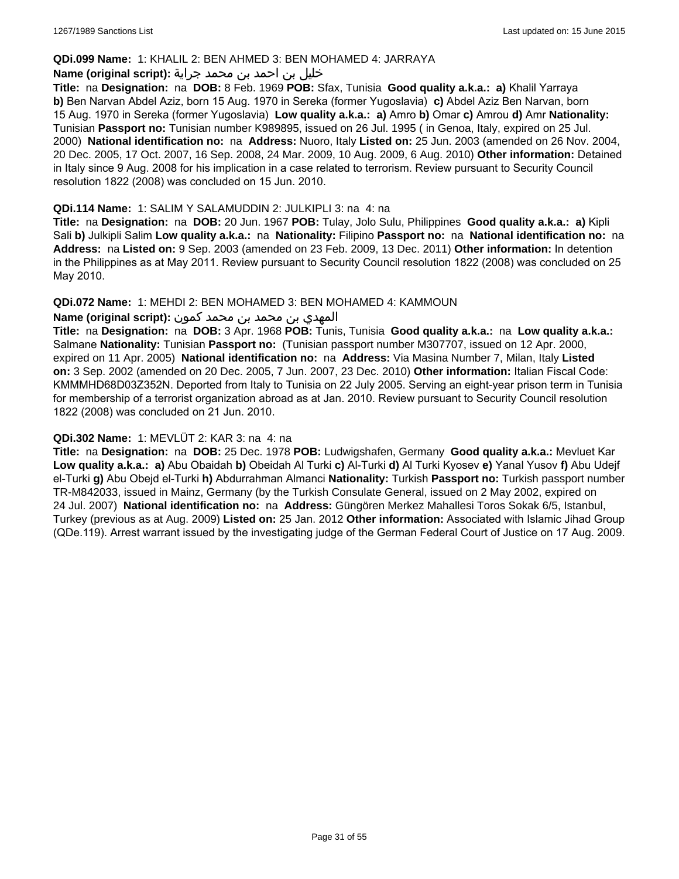**QDi.099 Name:** 1: KHALIL 2: BEN AHMED 3: BEN MOHAMED 4: JARRAYA

**Name (original script):** خليل بن احمد بن محمد جراية

**Title:** na **Designation:** na **DOB:** 8 Feb. 1969 **POB:** Sfax, Tunisia **Good quality a.k.a.:** **a)** Khalil Yarraya **b)** Ben Narvan Abdel Aziz, born 15 Aug. 1970 in Sereka (former Yugoslavia) **c)** Abdel Aziz Ben Narvan, born 15 Aug. 1970 in Sereka (former Yugoslavia) **Low quality a.k.a.:** **a)** Amro **b)** Omar **c)** Amrou **d)** Amr **Nationality:** Tunisian **Passport no:** Tunisian number K989895, issued on 26 Jul. 1995 ( in Genoa, Italy, expired on 25 Jul. 2000) **National identification no:** na **Address:** Nuoro, Italy **Listed on:** 25 Jun. 2003 (amended on 26 Nov. 2004, 20 Dec. 2005, 17 Oct. 2007, 16 Sep. 2008, 24 Mar. 2009, 10 Aug. 2009, 6 Aug. 2010) **Other information:** Detained in Italy since 9 Aug. 2008 for his implication in a case related to terrorism. Review pursuant to Security Council resolution 1822 (2008) was concluded on 15 Jun. 2010.

**QDi.114 Name:** 1: SALIM Y SALAMUDDIN 2: JULKIPLI 3: na 4: na

**Title:** na **Designation:** na **DOB:** 20 Jun. 1967 **POB:** Tulay, Jolo Sulu, Philippines **Good quality a.k.a.:** **a)** Kipli Sali **b)** Julkipli Salim **Low quality a.k.a.:** na **Nationality:** Filipino **Passport no:** na **National identification no:** na **Address:** na **Listed on:** 9 Sep. 2003 (amended on 23 Feb. 2009, 13 Dec. 2011) **Other information:** In detention in the Philippines as at May 2011. Review pursuant to Security Council resolution 1822 (2008) was concluded on 25 May 2010.

**QDi.072 Name:** 1: MEHDI 2: BEN MOHAMED 3: BEN MOHAMED 4: KAMMOUN

**Name (original script):** المهدي بن محمد بن محمد كمون

**Title:** na **Designation:** na **DOB:** 3 Apr. 1968 **POB:** Tunis, Tunisia **Good quality a.k.a.:** na **Low quality a.k.a.:** Salmane **Nationality:** Tunisian **Passport no:** (Tunisian passport number M307707, issued on 12 Apr. 2000, expired on 11 Apr. 2005) **National identification no:** na **Address:** Via Masina Number 7, Milan, Italy **Listed on:** 3 Sep. 2002 (amended on 20 Dec. 2005, 7 Jun. 2007, 23 Dec. 2010) **Other information:** Italian Fiscal Code: KMMMHD68D03Z352N. Deported from Italy to Tunisia on 22 July 2005. Serving an eight-year prison term in Tunisia for membership of a terrorist organization abroad as at Jan. 2010. Review pursuant to Security Council resolution 1822 (2008) was concluded on 21 Jun. 2010.

**QDi.302 Name:** 1: MEVLÜT 2: KAR 3: na 4: na

**Title:** na **Designation:** na **DOB:** 25 Dec. 1978 **POB:** Ludwigshafen, Germany **Good quality a.k.a.:** Mevluet Kar **Low quality a.k.a.:** **a)** Abu Obaidah **b)** Obeidah Al Turki **c)** Al-Turki **d)** Al Turki Kyosev **e)** Yanal Yusov **f)** Abu Udejf el-Turki **g)** Abu Obejd el-Turki **h)** Abdurrahman Almanci **Nationality:** Turkish **Passport no:** Turkish passport number TR-M842033, issued in Mainz, Germany (by the Turkish Consulate General, issued on 2 May 2002, expired on 24 Jul. 2007) **National identification no:** na **Address:** Güngören Merkez Mahallesi Toros Sokak 6/5, Istanbul, Turkey (previous as at Aug. 2009) **Listed on:** 25 Jan. 2012 **Other information:** Associated with Islamic Jihad Group (QDe.119). Arrest warrant issued by the investigating judge of the German Federal Court of Justice on 17 Aug. 2009.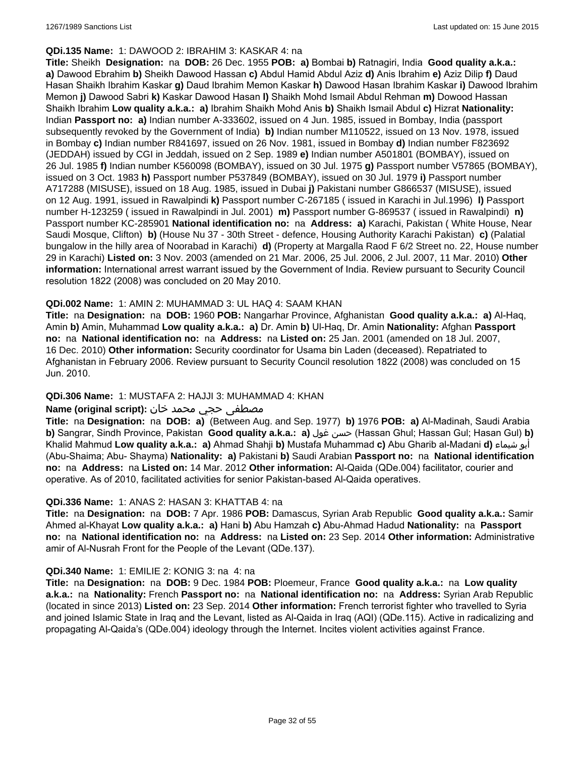**QDi.135 Name:** 1: DAWOOD 2: IBRAHIM 3: KASKAR 4: na

**Title:** Sheikh **Designation:** na **DOB:** 26 Dec. 1955 **POB:** **a)** Bombai **b)** Ratnagiri, India **Good quality a.k.a.:** **a)** Dawood Ebrahim **b)** Sheikh Dawood Hassan **c)** Abdul Hamid Abdul Aziz **d)** Anis Ibrahim **e)** Aziz Dilip **f)** Daud Hasan Shaikh Ibrahim Kaskar **g)** Daud Ibrahim Memon Kaskar **h)** Dawood Hasan Ibrahim Kaskar **i)** Dawood Ibrahim Memon **j)** Dawood Sabri **k)** Kaskar Dawood Hasan **l)** Shaikh Mohd Ismail Abdul Rehman **m)** Dowood Hassan Shaikh Ibrahim **Low quality a.k.a.:** **a)** Ibrahim Shaikh Mohd Anis **b)** Shaikh Ismail Abdul **c)** Hizrat **Nationality:** Indian **Passport no:** **a)** Indian number A-333602, issued on 4 Jun. 1985, issued in Bombay, India (passport subsequently revoked by the Government of India) **b)** Indian number M110522, issued on 13 Nov. 1978, issued in Bombay **c)** Indian number R841697, issued on 26 Nov. 1981, issued in Bombay **d)** Indian number F823692 (JEDDAH) issued by CGI in Jeddah, issued on 2 Sep. 1989 **e)** Indian number A501801 (BOMBAY), issued on 26 Jul. 1985 **f)** Indian number K560098 (BOMBAY), issued on 30 Jul. 1975 **g)** Passport number V57865 (BOMBAY), issued on 3 Oct. 1983 **h)** Passport number P537849 (BOMBAY), issued on 30 Jul. 1979 **i)** Passport number A717288 (MISUSE), issued on 18 Aug. 1985, issued in Dubai **j)** Pakistani number G866537 (MISUSE), issued on 12 Aug. 1991, issued in Rawalpindi **k)** Passport number C-267185 ( issued in Karachi in Jul.1996) **l)** Passport number H-123259 ( issued in Rawalpindi in Jul. 2001) **m)** Passport number G-869537 ( issued in Rawalpindi) **n)** Passport number KC-285901 **National identification no:** na **Address:** **a)** Karachi, Pakistan ( White House, Near Saudi Mosque, Clifton) **b)** (House Nu 37 - 30th Street - defence, Housing Authority Karachi Pakistan) **c)** (Palatial bungalow in the hilly area of Noorabad in Karachi) **d)** (Property at Margalla Raod F 6/2 Street no. 22, House number 29 in Karachi) **Listed on:** 3 Nov. 2003 (amended on 21 Mar. 2006, 25 Jul. 2006, 2 Jul. 2007, 11 Mar. 2010) **Other information:** International arrest warrant issued by the Government of India. Review pursuant to Security Council resolution 1822 (2008) was concluded on 20 May 2010.

**QDi.002 Name:** 1: AMIN 2: MUHAMMAD 3: UL HAQ 4: SAAM KHAN

**Title:** na **Designation:** na **DOB:** 1960 **POB:** Nangarhar Province, Afghanistan **Good quality a.k.a.:** **a)** Al-Haq, Amin **b)** Amin, Muhammad **Low quality a.k.a.:** **a)** Dr. Amin **b)** Ul-Haq, Dr. Amin **Nationality:** Afghan **Passport no:** na **National identification no:** na **Address:** na **Listed on:** 25 Jan. 2001 (amended on 18 Jul. 2007, 16 Dec. 2010) **Other information:** Security coordinator for Usama bin Laden (deceased). Repatriated to Afghanistan in February 2006. Review pursuant to Security Council resolution 1822 (2008) was concluded on 15 Jun. 2010.

**QDi.306 Name:** 1: MUSTAFA 2: HAJJI 3: MUHAMMAD 4: KHAN

**Name (original script):** مصطفى حجي محمد خان

**Title:** na **Designation:** na **DOB:** **a)** (Between Aug. and Sep. 1977) **b)** 1976 **POB:** **a)** Al-Madinah, Saudi Arabia **b)** Sangrar, Sindh Province, Pakistan **Good quality a.k.a.:** **a)** حسن غول (Hassan Ghul; Hassan Gul; Hasan Gul) **b)** Khalid Mahmud **Low quality a.k.a.:** **a)** Ahmad Shahji **b)** Mustafa Muhammad **c)** Abu Gharib al-Madani **d)** أبو شيماء (Abu-Shaima; Abu- Shayma) **Nationality:** **a)** Pakistani **b)** Saudi Arabian **Passport no:** na **National identification no:** na **Address:** na **Listed on:** 14 Mar. 2012 **Other information:** Al-Qaida (QDe.004) facilitator, courier and operative. As of 2010, facilitated activities for senior Pakistan-based Al-Qaida operatives.

**QDi.336 Name:** 1: ANAS 2: HASAN 3: KHATTAB 4: na

**Title:** na **Designation:** na **DOB:** 7 Apr. 1986 **POB:** Damascus, Syrian Arab Republic **Good quality a.k.a.:** Samir Ahmed al-Khayat **Low quality a.k.a.:** **a)** Hani **b)** Abu Hamzah **c)** Abu-Ahmad Hadud **Nationality:** na **Passport no:** na **National identification no:** na **Address:** na **Listed on:** 23 Sep. 2014 **Other information:** Administrative amir of Al-Nusrah Front for the People of the Levant (QDe.137).

**QDi.340 Name:** 1: EMILIE 2: KONIG 3: na 4: na

**Title:** na **Designation:** na **DOB:** 9 Dec. 1984 **POB:** Ploemeur, France **Good quality a.k.a.:** na **Low quality a.k.a.:** na **Nationality:** French **Passport no:** na **National identification no:** na **Address:** Syrian Arab Republic (located in since 2013) **Listed on:** 23 Sep. 2014 **Other information:** French terrorist fighter who travelled to Syria and joined Islamic State in Iraq and the Levant, listed as Al-Qaida in Iraq (AQI) (QDe.115). Active in radicalizing and propagating Al-Qaida's (QDe.004) ideology through the Internet. Incites violent activities against France.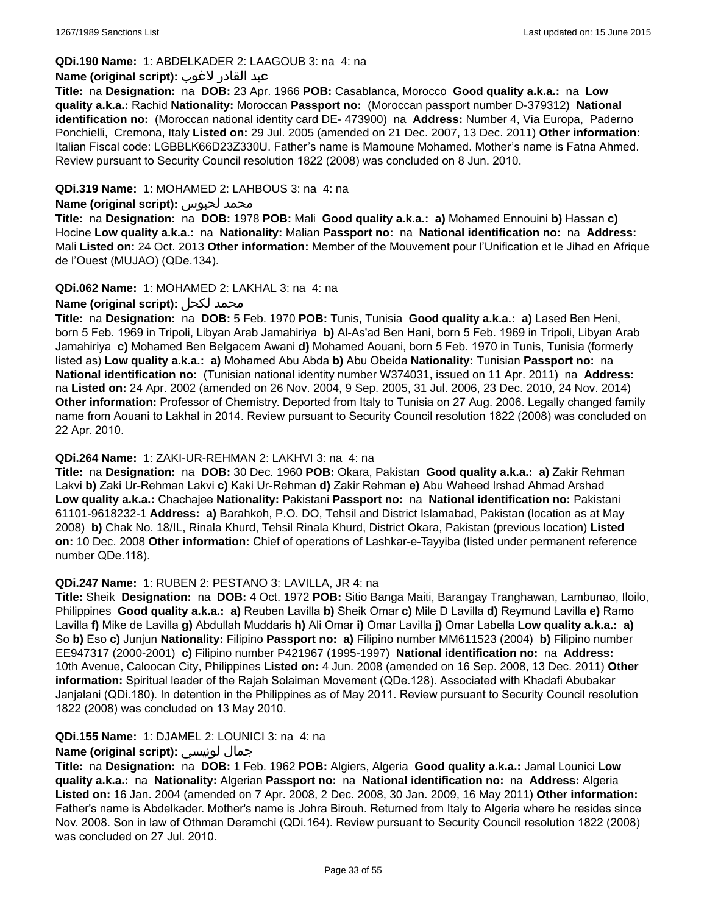**QDi.190 Name:** 1: ABDELKADER 2: LAAGOUB 3: na 4: na

**Name (original script):** عبد القادر لاغوب

**Title:** na **Designation:** na **DOB:** 23 Apr. 1966 **POB:** Casablanca, Morocco **Good quality a.k.a.:** na **Low quality a.k.a.:** Rachid **Nationality:** Moroccan **Passport no:** (Moroccan passport number D-379312) **National identification no:** (Moroccan national identity card DE- 473900) na **Address:** Number 4, Via Europa, Paderno Ponchielli, Cremona, Italy **Listed on:** 29 Jul. 2005 (amended on 21 Dec. 2007, 13 Dec. 2011) **Other information:** Italian Fiscal code: LGBBLK66D23Z330U. Father's name is Mamoune Mohamed. Mother's name is Fatna Ahmed. Review pursuant to Security Council resolution 1822 (2008) was concluded on 8 Jun. 2010.

**QDi.319 Name:** 1: MOHAMED 2: LAHBOUS 3: na 4: na

**Name (original script):** محمد لحبوس

**Title:** na **Designation:** na **DOB:** 1978 **POB:** Mali **Good quality a.k.a.:** **a)** Mohamed Ennouini **b)** Hassan **c)** Hocine **Low quality a.k.a.:** na **Nationality:** Malian **Passport no:** na **National identification no:** na **Address:** Mali **Listed on:** 24 Oct. 2013 **Other information:** Member of the Mouvement pour l'Unification et le Jihad en Afrique de l'Ouest (MUJAO) (QDe.134).

**QDi.062 Name:** 1: MOHAMED 2: LAKHAL 3: na 4: na

**Name (original script):** محمد لكحل

**Title:** na **Designation:** na **DOB:** 5 Feb. 1970 **POB:** Tunis, Tunisia **Good quality a.k.a.:** **a)** Lased Ben Heni, born 5 Feb. 1969 in Tripoli, Libyan Arab Jamahiriya **b)** Al-As'ad Ben Hani, born 5 Feb. 1969 in Tripoli, Libyan Arab Jamahiriya **c)** Mohamed Ben Belgacem Awani **d)** Mohamed Aouani, born 5 Feb. 1970 in Tunis, Tunisia (formerly listed as) **Low quality a.k.a.:** **a)** Mohamed Abu Abda **b)** Abu Obeida **Nationality:** Tunisian **Passport no:** na **National identification no:** (Tunisian national identity number W374031, issued on 11 Apr. 2011) na **Address:** na **Listed on:** 24 Apr. 2002 (amended on 26 Nov. 2004, 9 Sep. 2005, 31 Jul. 2006, 23 Dec. 2010, 24 Nov. 2014) **Other information:** Professor of Chemistry. Deported from Italy to Tunisia on 27 Aug. 2006. Legally changed family name from Aouani to Lakhal in 2014. Review pursuant to Security Council resolution 1822 (2008) was concluded on 22 Apr. 2010.

**QDi.264 Name:** 1: ZAKI-UR-REHMAN 2: LAKHVI 3: na 4: na

**Title:** na **Designation:** na **DOB:** 30 Dec. 1960 **POB:** Okara, Pakistan **Good quality a.k.a.:** **a)** Zakir Rehman Lakvi **b)** Zaki Ur-Rehman Lakvi **c)** Kaki Ur-Rehman **d)** Zakir Rehman **e)** Abu Waheed Irshad Ahmad Arshad **Low quality a.k.a.:** Chachajee **Nationality:** Pakistani **Passport no:** na **National identification no:** Pakistani 61101-9618232-1 **Address:** **a)** Barahkoh, P.O. DO, Tehsil and District Islamabad, Pakistan (location as at May 2008) **b)** Chak No. 18/IL, Rinala Khurd, Tehsil Rinala Khurd, District Okara, Pakistan (previous location) **Listed on:** 10 Dec. 2008 **Other information:** Chief of operations of Lashkar-e-Tayyiba (listed under permanent reference number QDe.118).

**QDi.247 Name:** 1: RUBEN 2: PESTANO 3: LAVILLA, JR 4: na

**Title:** Sheik **Designation:** na **DOB:** 4 Oct. 1972 **POB:** Sitio Banga Maiti, Barangay Tranghawan, Lambunao, Iloilo, Philippines **Good quality a.k.a.:** **a)** Reuben Lavilla **b)** Sheik Omar **c)** Mile D Lavilla **d)** Reymund Lavilla **e)** Ramo Lavilla **f)** Mike de Lavilla **g)** Abdullah Muddaris **h)** Ali Omar **i)** Omar Lavilla **j)** Omar Labella **Low quality a.k.a.:** **a)** So **b)** Eso **c)** Junjun **Nationality:** Filipino **Passport no:** **a)** Filipino number MM611523 (2004) **b)** Filipino number EE947317 (2000-2001) **c)** Filipino number P421967 (1995-1997) **National identification no:** na **Address:** 10th Avenue, Caloocan City, Philippines **Listed on:** 4 Jun. 2008 (amended on 16 Sep. 2008, 13 Dec. 2011) **Other information:** Spiritual leader of the Rajah Solaiman Movement (QDe.128). Associated with Khadafi Abubakar Janjalani (QDi.180). In detention in the Philippines as of May 2011. Review pursuant to Security Council resolution 1822 (2008) was concluded on 13 May 2010.

**QDi.155 Name:** 1: DJAMEL 2: LOUNICI 3: na 4: na

**Name (original script):** جمال لونيسي

**Title:** na **Designation:** na **DOB:** 1 Feb. 1962 **POB:** Algiers, Algeria **Good quality a.k.a.:** Jamal Lounici **Low quality a.k.a.:** na **Nationality:** Algerian **Passport no:** na **National identification no:** na **Address:** Algeria **Listed on:** 16 Jan. 2004 (amended on 7 Apr. 2008, 2 Dec. 2008, 30 Jan. 2009, 16 May 2011) **Other information:** Father's name is Abdelkader. Mother's name is Johra Birouh. Returned from Italy to Algeria where he resides since Nov. 2008. Son in law of Othman Deramchi (QDi.164). Review pursuant to Security Council resolution 1822 (2008) was concluded on 27 Jul. 2010.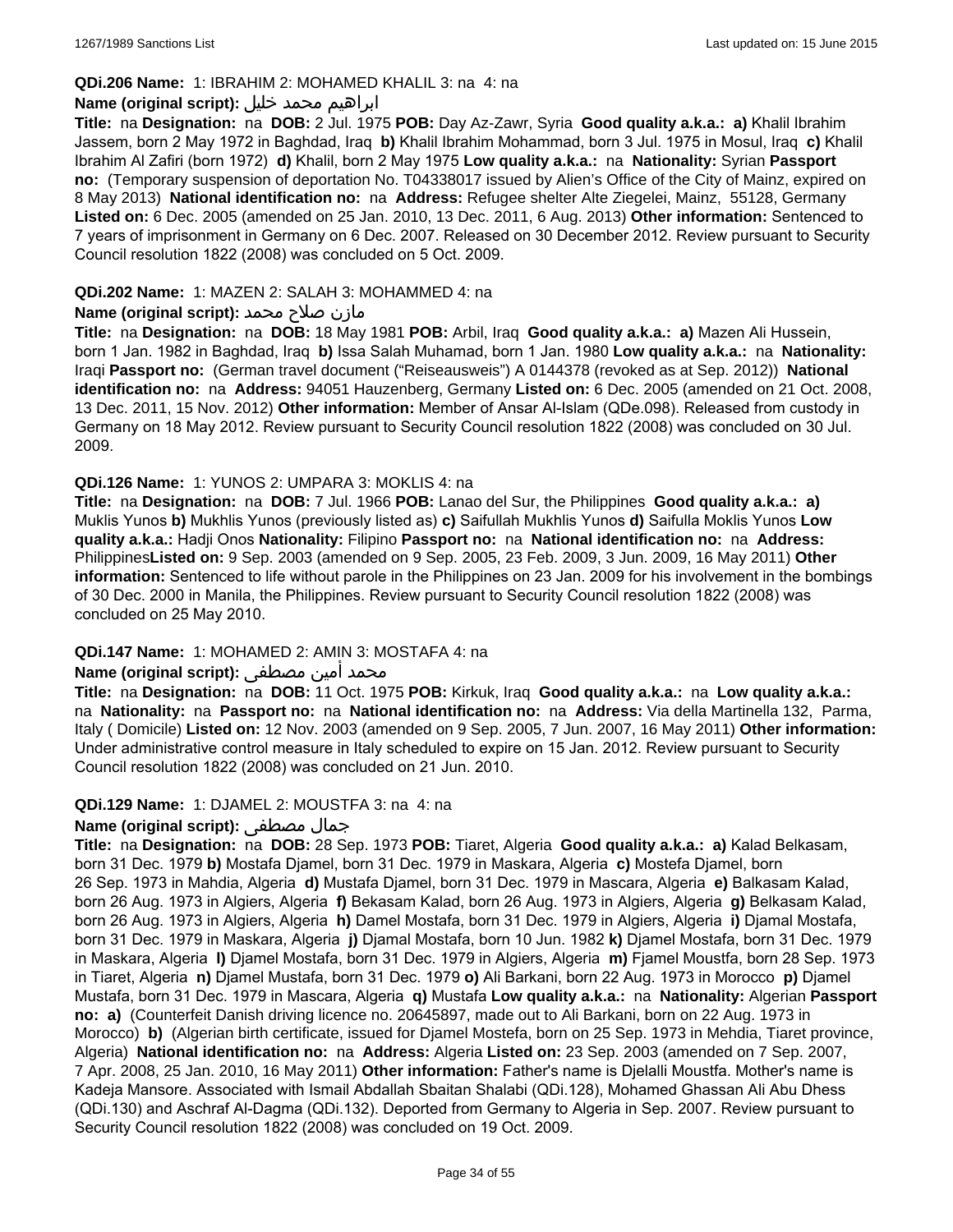**QDi.206 Name:** 1: IBRAHIM 2: MOHAMED KHALIL 3: na 4: na

**Name (original script):** ابراهيم محمد خليل

**Title:** na **Designation:** na **DOB:** 2 Jul. 1975 **POB:** Day Az-Zawr, Syria **Good quality a.k.a.:** **a)** Khalil Ibrahim Jassem, born 2 May 1972 in Baghdad, Iraq **b)** Khalil Ibrahim Mohammad, born 3 Jul. 1975 in Mosul, Iraq **c)** Khalil Ibrahim Al Zafiri (born 1972) **d)** Khalil, born 2 May 1975 **Low quality a.k.a.:** na **Nationality:** Syrian **Passport no:** (Temporary suspension of deportation No. T04338017 issued by Alien's Office of the City of Mainz, expired on 8 May 2013) **National identification no:** na **Address:** Refugee shelter Alte Ziegelei, Mainz, 55128, Germany **Listed on:** 6 Dec. 2005 (amended on 25 Jan. 2010, 13 Dec. 2011, 6 Aug. 2013) **Other information:** Sentenced to 7 years of imprisonment in Germany on 6 Dec. 2007. Released on 30 December 2012. Review pursuant to Security Council resolution 1822 (2008) was concluded on 5 Oct. 2009.

**QDi.202 Name:** 1: MAZEN 2: SALAH 3: MOHAMMED 4: na

**Name (original script):** مازن صلاح محمد

**Title:** na **Designation:** na **DOB:** 18 May 1981 **POB:** Arbil, Iraq **Good quality a.k.a.:** **a)** Mazen Ali Hussein, born 1 Jan. 1982 in Baghdad, Iraq **b)** Issa Salah Muhamad, born 1 Jan. 1980 **Low quality a.k.a.:** na **Nationality:** Iraqi **Passport no:** (German travel document ("Reiseausweis") A 0144378 (revoked as at Sep. 2012)) **National identification no:** na **Address:** 94051 Hauzenberg, Germany **Listed on:** 6 Dec. 2005 (amended on 21 Oct. 2008, 13 Dec. 2011, 15 Nov. 2012) **Other information:** Member of Ansar Al-Islam (QDe.098). Released from custody in Germany on 18 May 2012. Review pursuant to Security Council resolution 1822 (2008) was concluded on 30 Jul. 2009.

**QDi.126 Name:** 1: YUNOS 2: UMPARA 3: MOKLIS 4: na

**Title:** na **Designation:** na **DOB:** 7 Jul. 1966 **POB:** Lanao del Sur, the Philippines **Good quality a.k.a.:** **a)** Muklis Yunos **b)** Mukhlis Yunos (previously listed as) **c)** Saifullah Mukhlis Yunos **d)** Saifulla Moklis Yunos **Low quality a.k.a.:** Hadji Onos **Nationality:** Filipino **Passport no:** na **National identification no:** na **Address:** Philippines**Listed on:** 9 Sep. 2003 (amended on 9 Sep. 2005, 23 Feb. 2009, 3 Jun. 2009, 16 May 2011) **Other information:** Sentenced to life without parole in the Philippines on 23 Jan. 2009 for his involvement in the bombings of 30 Dec. 2000 in Manila, the Philippines. Review pursuant to Security Council resolution 1822 (2008) was concluded on 25 May 2010.

**QDi.147 Name:** 1: MOHAMED 2: AMIN 3: MOSTAFA 4: na

**Name (original script):** محمد أمين مصطفى

**Title:** na **Designation:** na **DOB:** 11 Oct. 1975 **POB:** Kirkuk, Iraq **Good quality a.k.a.:** na **Low quality a.k.a.:** na **Nationality:** na **Passport no:** na **National identification no:** na **Address:** Via della Martinella 132, Parma, Italy ( Domicile) **Listed on:** 12 Nov. 2003 (amended on 9 Sep. 2005, 7 Jun. 2007, 16 May 2011) **Other information:** Under administrative control measure in Italy scheduled to expire on 15 Jan. 2012. Review pursuant to Security Council resolution 1822 (2008) was concluded on 21 Jun. 2010.

**QDi.129 Name:** 1: DJAMEL 2: MOUSTFA 3: na 4: na

**Name (original script):** جمال مصطفى

**Title:** na **Designation:** na **DOB:** 28 Sep. 1973 **POB:** Tiaret, Algeria **Good quality a.k.a.:** **a)** Kalad Belkasam, born 31 Dec. 1979 **b)** Mostafa Djamel, born 31 Dec. 1979 in Maskara, Algeria **c)** Mostefa Djamel, born 26 Sep. 1973 in Mahdia, Algeria **d)** Mustafa Djamel, born 31 Dec. 1979 in Mascara, Algeria **e)** Balkasam Kalad, born 26 Aug. 1973 in Algiers, Algeria **f)** Bekasam Kalad, born 26 Aug. 1973 in Algiers, Algeria **g)** Belkasam Kalad, born 26 Aug. 1973 in Algiers, Algeria **h)** Damel Mostafa, born 31 Dec. 1979 in Algiers, Algeria **i)** Djamal Mostafa, born 31 Dec. 1979 in Maskara, Algeria **j)** Djamal Mostafa, born 10 Jun. 1982 **k)** Djamel Mostafa, born 31 Dec. 1979 in Maskara, Algeria **l)** Djamel Mostafa, born 31 Dec. 1979 in Algiers, Algeria **m)** Fjamel Moustfa, born 28 Sep. 1973 in Tiaret, Algeria **n)** Djamel Mustafa, born 31 Dec. 1979 **o)** Ali Barkani, born 22 Aug. 1973 in Morocco **p)** Djamel Mustafa, born 31 Dec. 1979 in Mascara, Algeria **q)** Mustafa **Low quality a.k.a.:** na **Nationality:** Algerian **Passport no:** **a)** (Counterfeit Danish driving licence no. 20645897, made out to Ali Barkani, born on 22 Aug. 1973 in Morocco) **b)** (Algerian birth certificate, issued for Djamel Mostefa, born on 25 Sep. 1973 in Mehdia, Tiaret province, Algeria) **National identification no:** na **Address:** Algeria **Listed on:** 23 Sep. 2003 (amended on 7 Sep. 2007, 7 Apr. 2008, 25 Jan. 2010, 16 May 2011) **Other information:** Father's name is Djelalli Moustfa. Mother's name is Kadeja Mansore. Associated with Ismail Abdallah Sbaitan Shalabi (QDi.128), Mohamed Ghassan Ali Abu Dhess (QDi.130) and Aschraf Al-Dagma (QDi.132). Deported from Germany to Algeria in Sep. 2007. Review pursuant to Security Council resolution 1822 (2008) was concluded on 19 Oct. 2009.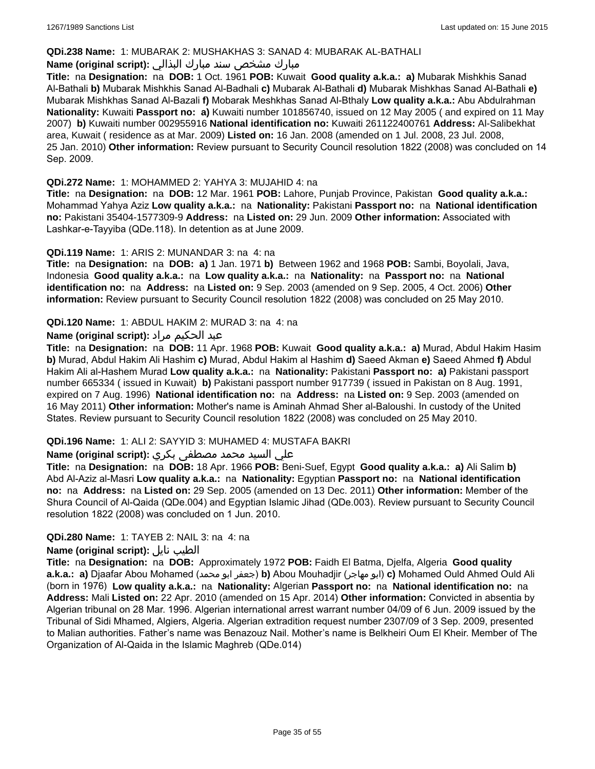**QDi.238 Name:** 1: MUBARAK 2: MUSHAKHAS 3: SANAD 4: MUBARAK AL-BATHALI

**Name (original script):** مبارك مشخص سند مبارك البذالي

**Title:** na **Designation:** na **DOB:** 1 Oct. 1961 **POB:** Kuwait **Good quality a.k.a.:** **a)** Mubarak Mishkhis Sanad Al-Bathali **b)** Mubarak Mishkhis Sanad Al-Badhali **c)** Mubarak Al-Bathali **d)** Mubarak Mishkhas Sanad Al-Bathali **e)** Mubarak Mishkhas Sanad Al-Bazali **f)** Mobarak Meshkhas Sanad Al-Bthaly **Low quality a.k.a.:** Abu Abdulrahman **Nationality:** Kuwaiti **Passport no:** **a)** Kuwaiti number 101856740, issued on 12 May 2005 ( and expired on 11 May 2007) **b)** Kuwaiti number 002955916 **National identification no:** Kuwaiti 261122400761 **Address:** Al-Salibekhat area, Kuwait ( residence as at Mar. 2009) **Listed on:** 16 Jan. 2008 (amended on 1 Jul. 2008, 23 Jul. 2008, 25 Jan. 2010) **Other information:** Review pursuant to Security Council resolution 1822 (2008) was concluded on 14 Sep. 2009.

**QDi.272 Name:** 1: MOHAMMED 2: YAHYA 3: MUJAHID 4: na

**Title:** na **Designation:** na **DOB:** 12 Mar. 1961 **POB:** Lahore, Punjab Province, Pakistan **Good quality a.k.a.:** Mohammad Yahya Aziz **Low quality a.k.a.:** na **Nationality:** Pakistani **Passport no:** na **National identification no:** Pakistani 35404-1577309-9 **Address:** na **Listed on:** 29 Jun. 2009 **Other information:** Associated with Lashkar-e-Tayyiba (QDe.118). In detention as at June 2009.

**QDi.119 Name:** 1: ARIS 2: MUNANDAR 3: na 4: na

**Title:** na **Designation:** na **DOB:** **a)** 1 Jan. 1971 **b)** Between 1962 and 1968 **POB:** Sambi, Boyolali, Java, Indonesia **Good quality a.k.a.:** na **Low quality a.k.a.:** na **Nationality:** na **Passport no:** na **National identification no:** na **Address:** na **Listed on:** 9 Sep. 2003 (amended on 9 Sep. 2005, 4 Oct. 2006) **Other information:** Review pursuant to Security Council resolution 1822 (2008) was concluded on 25 May 2010.

**QDi.120 Name:** 1: ABDUL HAKIM 2: MURAD 3: na 4: na

**Name (original script):** عبد الحكيم مراد

**Title:** na **Designation:** na **DOB:** 11 Apr. 1968 **POB:** Kuwait **Good quality a.k.a.:** **a)** Murad, Abdul Hakim Hasim **b)** Murad, Abdul Hakim Ali Hashim **c)** Murad, Abdul Hakim al Hashim **d)** Saeed Akman **e)** Saeed Ahmed **f)** Abdul Hakim Ali al-Hashem Murad **Low quality a.k.a.:** na **Nationality:** Pakistani **Passport no:** **a)** Pakistani passport number 665334 ( issued in Kuwait) **b)** Pakistani passport number 917739 ( issued in Pakistan on 8 Aug. 1991, expired on 7 Aug. 1996) **National identification no:** na **Address:** na **Listed on:** 9 Sep. 2003 (amended on 16 May 2011) **Other information:** Mother's name is Aminah Ahmad Sher al-Baloushi. In custody of the United States. Review pursuant to Security Council resolution 1822 (2008) was concluded on 25 May 2010.

**QDi.196 Name:** 1: ALI 2: SAYYID 3: MUHAMED 4: MUSTAFA BAKRI

**Name (original script):** علي السيد محمد مصطفى بكري

**Title:** na **Designation:** na **DOB:** 18 Apr. 1966 **POB:** Beni-Suef, Egypt **Good quality a.k.a.:** **a)** Ali Salim **b)** Abd Al-Aziz al-Masri **Low quality a.k.a.:** na **Nationality:** Egyptian **Passport no:** na **National identification no:** na **Address:** na **Listed on:** 29 Sep. 2005 (amended on 13 Dec. 2011) **Other information:** Member of the Shura Council of Al-Qaida (QDe.004) and Egyptian Islamic Jihad (QDe.003). Review pursuant to Security Council resolution 1822 (2008) was concluded on 1 Jun. 2010.

**QDi.280 Name:** 1: TAYEB 2: NAIL 3: na 4: na

**Name (original script):** الطيب نايل

**Title:** na **Designation:** na **DOB:** Approximately 1972 **POB:** Faidh El Batma, Djelfa, Algeria **Good quality a.k.a.:** **a)** Djaafar Abou Mohamed (جعفر ابو محمد) **b)** Abou Mouhadjir (ابو مهاجر) **c)** Mohamed Ould Ahmed Ould Ali (born in 1976) **Low quality a.k.a.:** na **Nationality:** Algerian **Passport no:** na **National identification no:** na **Address:** Mali **Listed on:** 22 Apr. 2010 (amended on 15 Apr. 2014) **Other information:** Convicted in absentia by Algerian tribunal on 28 Mar. 1996. Algerian international arrest warrant number 04/09 of 6 Jun. 2009 issued by the Tribunal of Sidi Mhamed, Algiers, Algeria. Algerian extradition request number 2307/09 of 3 Sep. 2009, presented to Malian authorities. Father's name was Benazouz Nail. Mother's name is Belkheiri Oum El Kheir. Member of The Organization of Al-Qaida in the Islamic Maghreb (QDe.014)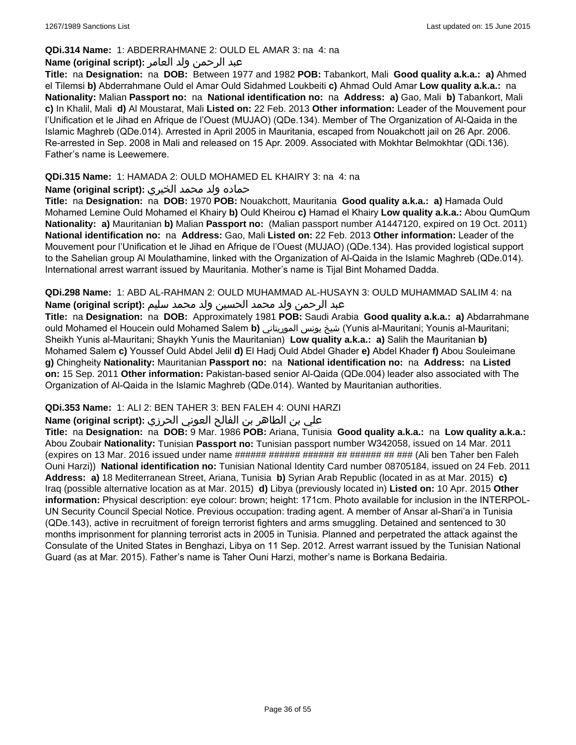**QDi.314 Name:** 1: ABDERRAHMANE 2: OULD EL AMAR 3: na 4: na

**Name (original script):** عبد الرحمن ولد العامر

**Title:** na **Designation:** na **DOB:** Between 1977 and 1982 **POB:** Tabankort, Mali **Good quality a.k.a.: a)** Ahmed el Tilemsi **b)** Abderrahmane Ould el Amar Ould Sidahmed Loukbeiti **c)** Ahmad Ould Amar **Low quality a.k.a.:** na **Nationality:** Malian **Passport no:** na **National identification no:** na **Address: a)** Gao, Mali **b)** Tabankort, Mali **c)** In Khalil, Mali **d)** Al Moustarat, Mali **Listed on:** 22 Feb. 2013 **Other information:** Leader of the Mouvement pour l'Unification et le Jihad en Afrique de l'Ouest (MUJAO) (QDe.134). Member of The Organization of Al-Qaida in the Islamic Maghreb (QDe.014). Arrested in April 2005 in Mauritania, escaped from Nouakchott jail on 26 Apr. 2006. Re-arrested in Sep. 2008 in Mali and released on 15 Apr. 2009. Associated with Mokhtar Belmokhtar (QDi.136). Father's name is Leewemere.

**QDi.315 Name:** 1: HAMADA 2: OULD MOHAMED EL KHAIRY 3: na 4: na

**Name (original script):** حماده ولد محمد الخيري

**Title:** na **Designation:** na **DOB:** 1970 **POB:** Nouakchott, Mauritania **Good quality a.k.a.: a)** Hamada Ould Mohamed Lemine Ould Mohamed el Khairy **b)** Ould Kheirou **c)** Hamad el Khairy **Low quality a.k.a.:** Abou QumQum **Nationality: a)** Mauritanian **b)** Malian **Passport no:** (Malian passport number A1447120, expired on 19 Oct. 2011) **National identification no:** na **Address:** Gao, Mali **Listed on:** 22 Feb. 2013 **Other information:** Leader of the Mouvement pour l'Unification et le Jihad en Afrique de l'Ouest (MUJAO) (QDe.134). Has provided logistical support to the Sahelian group Al Moulathamine, linked with the Organization of Al-Qaida in the Islamic Maghreb (QDe.014). International arrest warrant issued by Mauritania. Mother's name is Tijal Bint Mohamed Dadda.

**QDi.298 Name:** 1: ABD AL-RAHMAN 2: OULD MUHAMMAD AL-HUSAYN 3: OULD MUHAMMAD SALIM 4: na

**Name (original script):** عبد الرحمن ولد محمد الحسين ولد محمد سليم

**Title:** na **Designation:** na **DOB:** Approximately 1981 **POB:** Saudi Arabia **Good quality a.k.a.: a)** Abdarrahmane ould Mohamed el Houcein ould Mohamed Salem **b)** شيخ يونس الموريتاني (Yunis al-Mauritani; Younis al-Mauritani; Sheikh Yunis al-Mauritani; Shaykh Yunis the Mauritanian) **Low quality a.k.a.: a)** Salih the Mauritanian **b)** Mohamed Salem **c)** Youssef Ould Abdel Jelil **d)** El Hadj Ould Abdel Ghader **e)** Abdel Khader **f)** Abou Souleimane **g)** Chingheity **Nationality:** Mauritanian **Passport no:** na **National identification no:** na **Address:** na **Listed on:** 15 Sep. 2011 **Other information:** Pakistan-based senior Al-Qaida (QDe.004) leader also associated with The Organization of Al-Qaida in the Islamic Maghreb (QDe.014). Wanted by Mauritanian authorities.

**QDi.353 Name:** 1: ALI 2: BEN TAHER 3: BEN FALEH 4: OUNI HARZI

**Name (original script):** علي بن الطاهر بن الفالح العوني الحرزي

**Title:** na **Designation:** na **DOB:** 9 Mar. 1986 **POB:** Ariana, Tunisia **Good quality a.k.a.:** na **Low quality a.k.a.:** Abou Zoubair **Nationality:** Tunisian **Passport no:** Tunisian passport number W342058, issued on 14 Mar. 2011 (expires on 13 Mar. 2016 issued under name ###### ###### ###### ## ###### ## ### (Ali ben Taher ben Faleh Ouni Harzi)) **National identification no:** Tunisian National Identity Card number 08705184, issued on 24 Feb. 2011 **Address: a)** 18 Mediterranean Street, Ariana, Tunisia **b)** Syrian Arab Republic (located in as at Mar. 2015) **c)** Iraq (possible alternative location as at Mar. 2015) **d)** Libya (previously located in) **Listed on:** 10 Apr. 2015 **Other information:** Physical description: eye colour: brown; height: 171cm. Photo available for inclusion in the INTERPOL-UN Security Council Special Notice. Previous occupation: trading agent. A member of Ansar al-Shari'a in Tunisia (QDe.143), active in recruitment of foreign terrorist fighters and arms smuggling. Detained and sentenced to 30 months imprisonment for planning terrorist acts in 2005 in Tunisia. Planned and perpetrated the attack against the Consulate of the United States in Benghazi, Libya on 11 Sep. 2012. Arrest warrant issued by the Tunisian National Guard (as at Mar. 2015). Father's name is Taher Ouni Harzi, mother's name is Borkana Bedairia.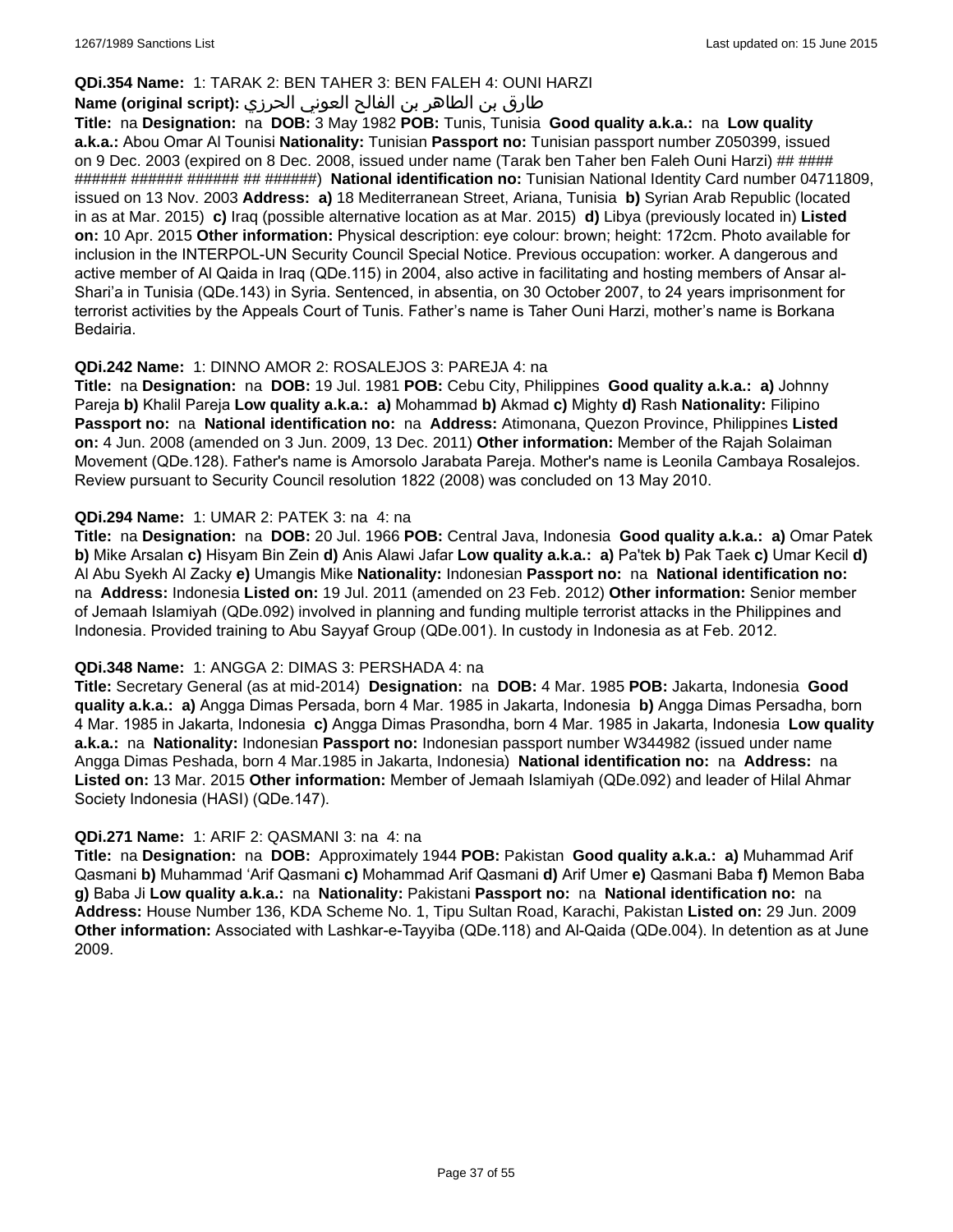**QDi.354 Name:** 1: TARAK 2: BEN TAHER 3: BEN FALEH 4: OUNI HARZI

**Name (original script):** طارق بن الطاهر بن الفالح العوني الحرزي

**Title:** na **Designation:** na **DOB:** 3 May 1982 **POB:** Tunis, Tunisia **Good quality a.k.a.:** na **Low quality a.k.a.:** Abou Omar Al Tounisi **Nationality:** Tunisian **Passport no:** Tunisian passport number Z050399, issued on 9 Dec. 2003 (expired on 8 Dec. 2008, issued under name (Tarak ben Taher ben Faleh Ouni Harzi) ## #### ###### ###### ###### ## ######) **National identification no:** Tunisian National Identity Card number 04711809, issued on 13 Nov. 2003 **Address:** **a)** 18 Mediterranean Street, Ariana, Tunisia **b)** Syrian Arab Republic (located in as at Mar. 2015) **c)** Iraq (possible alternative location as at Mar. 2015) **d)** Libya (previously located in) **Listed on:** 10 Apr. 2015 **Other information:** Physical description: eye colour: brown; height: 172cm. Photo available for inclusion in the INTERPOL-UN Security Council Special Notice. Previous occupation: worker. A dangerous and active member of Al Qaida in Iraq (QDe.115) in 2004, also active in facilitating and hosting members of Ansar al-Shari'a in Tunisia (QDe.143) in Syria. Sentenced, in absentia, on 30 October 2007, to 24 years imprisonment for terrorist activities by the Appeals Court of Tunis. Father's name is Taher Ouni Harzi, mother's name is Borkana Bedairia.

**QDi.242 Name:** 1: DINNO AMOR 2: ROSALEJOS 3: PAREJA 4: na

**Title:** na **Designation:** na **DOB:** 19 Jul. 1981 **POB:** Cebu City, Philippines **Good quality a.k.a.:** **a)** Johnny Pareja **b)** Khalil Pareja **Low quality a.k.a.:** **a)** Mohammad **b)** Akmad **c)** Mighty **d)** Rash **Nationality:** Filipino **Passport no:** na **National identification no:** na **Address:** Atimonana, Quezon Province, Philippines **Listed on:** 4 Jun. 2008 (amended on 3 Jun. 2009, 13 Dec. 2011) **Other information:** Member of the Rajah Solaiman Movement (QDe.128). Father's name is Amorsolo Jarabata Pareja. Mother's name is Leonila Cambaya Rosalejos. Review pursuant to Security Council resolution 1822 (2008) was concluded on 13 May 2010.

**QDi.294 Name:** 1: UMAR 2: PATEK 3: na 4: na

**Title:** na **Designation:** na **DOB:** 20 Jul. 1966 **POB:** Central Java, Indonesia **Good quality a.k.a.:** **a)** Omar Patek **b)** Mike Arsalan **c)** Hisyam Bin Zein **d)** Anis Alawi Jafar **Low quality a.k.a.:** **a)** Pa'tek **b)** Pak Taek **c)** Umar Kecil **d)** Al Abu Syekh Al Zacky **e)** Umangis Mike **Nationality:** Indonesian **Passport no:** na **National identification no:** na **Address:** Indonesia **Listed on:** 19 Jul. 2011 (amended on 23 Feb. 2012) **Other information:** Senior member of Jemaah Islamiyah (QDe.092) involved in planning and funding multiple terrorist attacks in the Philippines and Indonesia. Provided training to Abu Sayyaf Group (QDe.001). In custody in Indonesia as at Feb. 2012.

**QDi.348 Name:** 1: ANGGA 2: DIMAS 3: PERSHADA 4: na

**Title:** Secretary General (as at mid-2014) **Designation:** na **DOB:** 4 Mar. 1985 **POB:** Jakarta, Indonesia **Good quality a.k.a.:** **a)** Angga Dimas Persada, born 4 Mar. 1985 in Jakarta, Indonesia **b)** Angga Dimas Persadha, born 4 Mar. 1985 in Jakarta, Indonesia **c)** Angga Dimas Prasondha, born 4 Mar. 1985 in Jakarta, Indonesia **Low quality a.k.a.:** na **Nationality:** Indonesian **Passport no:** Indonesian passport number W344982 (issued under name Angga Dimas Peshada, born 4 Mar.1985 in Jakarta, Indonesia) **National identification no:** na **Address:** na **Listed on:** 13 Mar. 2015 **Other information:** Member of Jemaah Islamiyah (QDe.092) and leader of Hilal Ahmar Society Indonesia (HASI) (QDe.147).

**QDi.271 Name:** 1: ARIF 2: QASMANI 3: na 4: na

**Title:** na **Designation:** na **DOB:** Approximately 1944 **POB:** Pakistan **Good quality a.k.a.:** **a)** Muhammad Arif Qasmani **b)** Muhammad 'Arif Qasmani **c)** Mohammad Arif Qasmani **d)** Arif Umer **e)** Qasmani Baba **f)** Memon Baba **g)** Baba Ji **Low quality a.k.a.:** na **Nationality:** Pakistani **Passport no:** na **National identification no:** na **Address:** House Number 136, KDA Scheme No. 1, Tipu Sultan Road, Karachi, Pakistan **Listed on:** 29 Jun. 2009 **Other information:** Associated with Lashkar-e-Tayyiba (QDe.118) and Al-Qaida (QDe.004). In detention as at June 2009.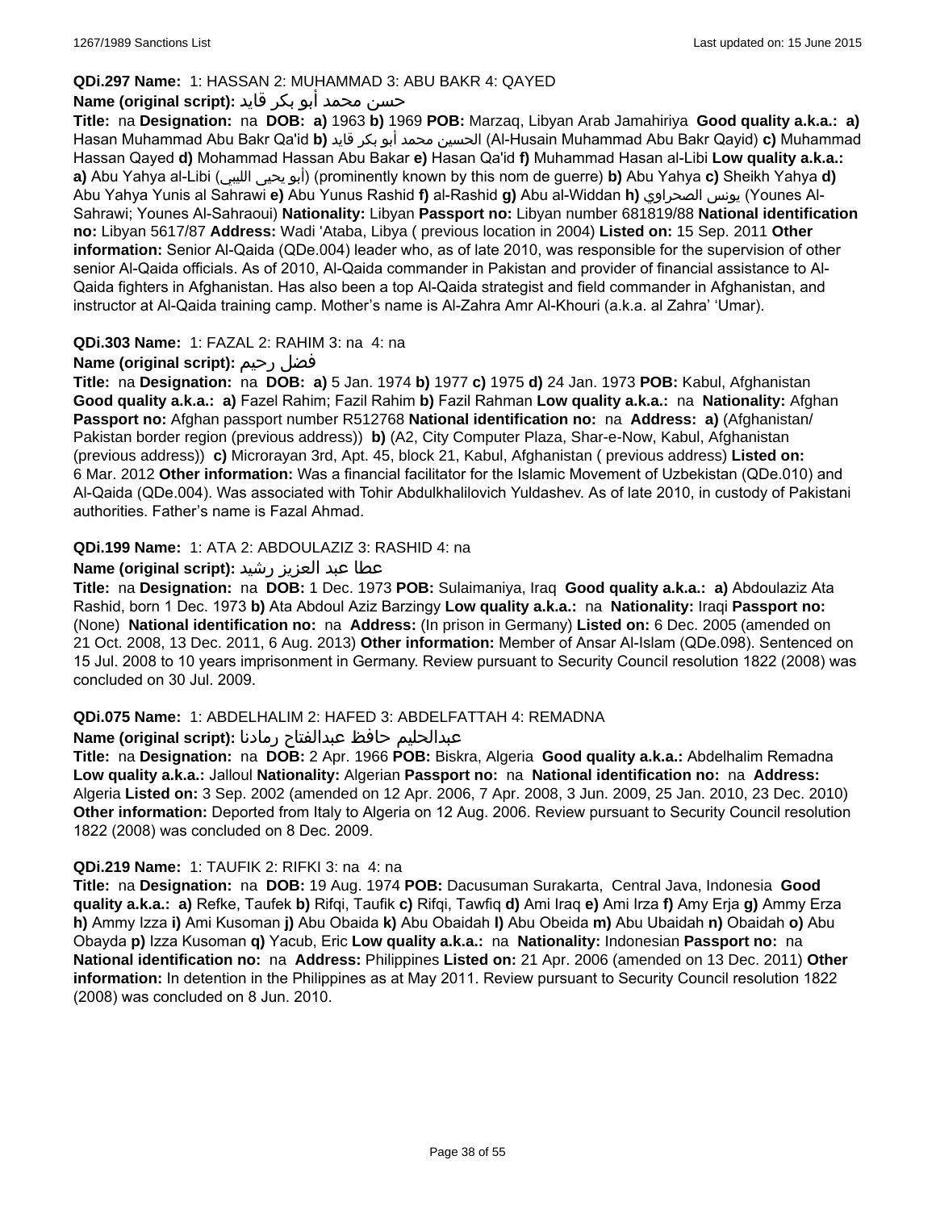**QDi.297 Name:** 1: HASSAN 2: MUHAMMAD 3: ABU BAKR 4: QAYED

**Name (original script):** حسن محمد أبو بكر قايد

**Title:** na **Designation:** na **DOB:** **a)** 1963 **b)** 1969 **POB:** Marzaq, Libyan Arab Jamahiriya **Good quality a.k.a.:** **a)** Hasan Muhammad Abu Bakr Qa'id **b)** الحسين محمد أبو بكر قايد (Al-Husain Muhammad Abu Bakr Qayid) **c)** Muhammad Hassan Qayed **d)** Mohammad Hassan Abu Bakar **e)** Hasan Qa'id **f)** Muhammad Hasan al-Libi **Low quality a.k.a.:** **a)** Abu Yahya al-Libi (أبو يحيى الليبي) (prominently known by this nom de guerre) **b)** Abu Yahya **c)** Sheikh Yahya **d)** Abu Yahya Yunis al Sahrawi **e)** Abu Yunus Rashid **f)** al-Rashid **g)** Abu al-Widdan **h)** يونس الصحراوي (Younes Al-Sahrawi; Younes Al-Sahraoui) **Nationality:** Libyan **Passport no:** Libyan number 681819/88 **National identification no:** Libyan 5617/87 **Address:** Wadi 'Ataba, Libya ( previous location in 2004) **Listed on:** 15 Sep. 2011 **Other information:** Senior Al-Qaida (QDe.004) leader who, as of late 2010, was responsible for the supervision of other senior Al-Qaida officials. As of 2010, Al-Qaida commander in Pakistan and provider of financial assistance to Al-Qaida fighters in Afghanistan. Has also been a top Al-Qaida strategist and field commander in Afghanistan, and instructor at Al-Qaida training camp. Mother's name is Al-Zahra Amr Al-Khouri (a.k.a. al Zahra' 'Umar).

**QDi.303 Name:** 1: FAZAL 2: RAHIM 3: na 4: na

**Name (original script):** فضل رحيم

**Title:** na **Designation:** na **DOB:** **a)** 5 Jan. 1974 **b)** 1977 **c)** 1975 **d)** 24 Jan. 1973 **POB:** Kabul, Afghanistan **Good quality a.k.a.:** **a)** Fazel Rahim; Fazil Rahim **b)** Fazil Rahman **Low quality a.k.a.:** na **Nationality:** Afghan **Passport no:** Afghan passport number R512768 **National identification no:** na **Address:** **a)** (Afghanistan/ Pakistan border region (previous address)) **b)** (A2, City Computer Plaza, Shar-e-Now, Kabul, Afghanistan (previous address)) **c)** Microrayan 3rd, Apt. 45, block 21, Kabul, Afghanistan ( previous address) **Listed on:** 6 Mar. 2012 **Other information:** Was a financial facilitator for the Islamic Movement of Uzbekistan (QDe.010) and Al-Qaida (QDe.004). Was associated with Tohir Abdulkhalilovich Yuldashev. As of late 2010, in custody of Pakistani authorities. Father's name is Fazal Ahmad.

**QDi.199 Name:** 1: ATA 2: ABDOULAZIZ 3: RASHID 4: na

**Name (original script):** عطا عبد العزيز رشيد

**Title:** na **Designation:** na **DOB:** 1 Dec. 1973 **POB:** Sulaimaniya, Iraq **Good quality a.k.a.:** **a)** Abdoulaziz Ata Rashid, born 1 Dec. 1973 **b)** Ata Abdoul Aziz Barzingy **Low quality a.k.a.:** na **Nationality:** Iraqi **Passport no:** (None) **National identification no:** na **Address:** (In prison in Germany) **Listed on:** 6 Dec. 2005 (amended on 21 Oct. 2008, 13 Dec. 2011, 6 Aug. 2013) **Other information:** Member of Ansar Al-Islam (QDe.098). Sentenced on 15 Jul. 2008 to 10 years imprisonment in Germany. Review pursuant to Security Council resolution 1822 (2008) was concluded on 30 Jul. 2009.

**QDi.075 Name:** 1: ABDELHALIM 2: HAFED 3: ABDELFATTAH 4: REMADNA

**Name (original script):** عبدالحليم حافظ عبدالفتاح رمادنا

**Title:** na **Designation:** na **DOB:** 2 Apr. 1966 **POB:** Biskra, Algeria **Good quality a.k.a.:** Abdelhalim Remadna **Low quality a.k.a.:** Jalloul **Nationality:** Algerian **Passport no:** na **National identification no:** na **Address:** Algeria **Listed on:** 3 Sep. 2002 (amended on 12 Apr. 2006, 7 Apr. 2008, 3 Jun. 2009, 25 Jan. 2010, 23 Dec. 2010) **Other information:** Deported from Italy to Algeria on 12 Aug. 2006. Review pursuant to Security Council resolution 1822 (2008) was concluded on 8 Dec. 2009.

**QDi.219 Name:** 1: TAUFIK 2: RIFKI 3: na 4: na

**Title:** na **Designation:** na **DOB:** 19 Aug. 1974 **POB:** Dacusuman Surakarta, Central Java, Indonesia **Good quality a.k.a.:** **a)** Refke, Taufek **b)** Rifqi, Taufik **c)** Rifqi, Tawfiq **d)** Ami Iraq **e)** Ami Irza **f)** Amy Erja **g)** Ammy Erza **h)** Ammy Izza **i)** Ami Kusoman **j)** Abu Obaida **k)** Abu Obaidah **l)** Abu Obeida **m)** Abu Ubaidah **n)** Obaidah **o)** Abu Obayda **p)** Izza Kusoman **q)** Yacub, Eric **Low quality a.k.a.:** na **Nationality:** Indonesian **Passport no:** na **National identification no:** na **Address:** Philippines **Listed on:** 21 Apr. 2006 (amended on 13 Dec. 2011) **Other information:** In detention in the Philippines as at May 2011. Review pursuant to Security Council resolution 1822 (2008) was concluded on 8 Jun. 2010.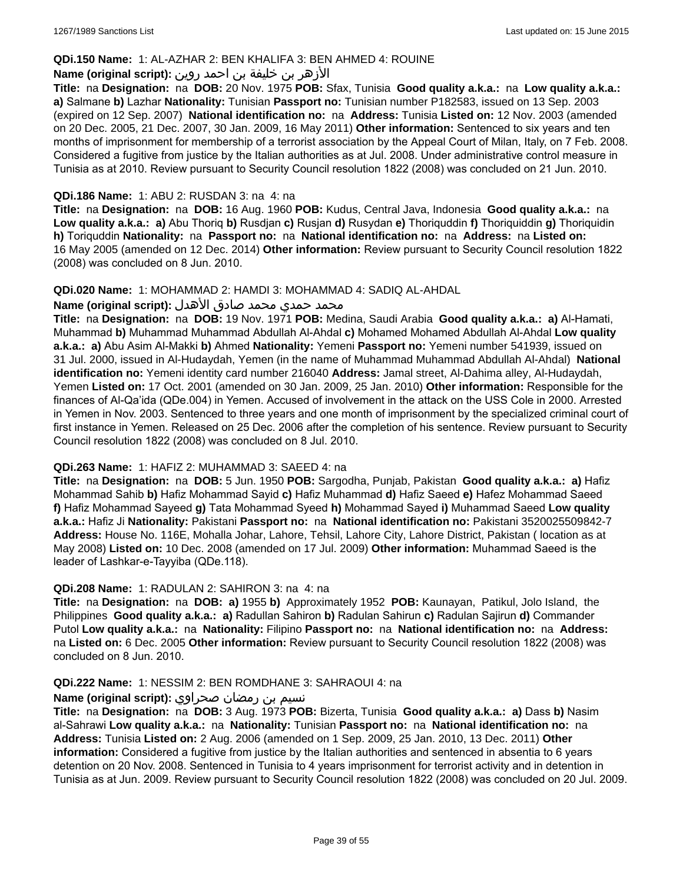**QDi.150 Name:** 1: AL-AZHAR 2: BEN KHALIFA 3: BEN AHMED 4: ROUINE

**Name (original script):** الأزهر بن خليفة بن احمد روين

**Title:** na **Designation:** na **DOB:** 20 Nov. 1975 **POB:** Sfax, Tunisia **Good quality a.k.a.:** na **Low quality a.k.a.:** **a)** Salmane **b)** Lazhar **Nationality:** Tunisian **Passport no:** Tunisian number P182583, issued on 13 Sep. 2003 (expired on 12 Sep. 2007) **National identification no:** na **Address:** Tunisia **Listed on:** 12 Nov. 2003 (amended on 20 Dec. 2005, 21 Dec. 2007, 30 Jan. 2009, 16 May 2011) **Other information:** Sentenced to six years and ten months of imprisonment for membership of a terrorist association by the Appeal Court of Milan, Italy, on 7 Feb. 2008. Considered a fugitive from justice by the Italian authorities as at Jul. 2008. Under administrative control measure in Tunisia as at 2010. Review pursuant to Security Council resolution 1822 (2008) was concluded on 21 Jun. 2010.

**QDi.186 Name:** 1: ABU 2: RUSDAN 3: na 4: na

**Title:** na **Designation:** na **DOB:** 16 Aug. 1960 **POB:** Kudus, Central Java, Indonesia **Good quality a.k.a.:** na **Low quality a.k.a.:** **a)** Abu Thoriq **b)** Rusdjan **c)** Rusjan **d)** Rusydan **e)** Thoriquddin **f)** Thoriquiddin **g)** Thoriquidin **h)** Toriquddin **Nationality:** na **Passport no:** na **National identification no:** na **Address:** na **Listed on:** 16 May 2005 (amended on 12 Dec. 2014) **Other information:** Review pursuant to Security Council resolution 1822 (2008) was concluded on 8 Jun. 2010.

**QDi.020 Name:** 1: MOHAMMAD 2: HAMDI 3: MOHAMMAD 4: SADIQ AL-AHDAL

**Name (original script):** محمد حمدي محمد صادق الأهدل

**Title:** na **Designation:** na **DOB:** 19 Nov. 1971 **POB:** Medina, Saudi Arabia **Good quality a.k.a.:** **a)** Al-Hamati, Muhammad **b)** Muhammad Muhammad Abdullah Al-Ahdal **c)** Mohamed Mohamed Abdullah Al-Ahdal **Low quality a.k.a.:** **a)** Abu Asim Al-Makki **b)** Ahmed **Nationality:** Yemeni **Passport no:** Yemeni number 541939, issued on 31 Jul. 2000, issued in Al-Hudaydah, Yemen (in the name of Muhammad Muhammad Abdullah Al-Ahdal) **National identification no:** Yemeni identity card number 216040 **Address:** Jamal street, Al-Dahima alley, Al-Hudaydah, Yemen **Listed on:** 17 Oct. 2001 (amended on 30 Jan. 2009, 25 Jan. 2010) **Other information:** Responsible for the finances of Al-Qa'ida (QDe.004) in Yemen. Accused of involvement in the attack on the USS Cole in 2000. Arrested in Yemen in Nov. 2003. Sentenced to three years and one month of imprisonment by the specialized criminal court of first instance in Yemen. Released on 25 Dec. 2006 after the completion of his sentence. Review pursuant to Security Council resolution 1822 (2008) was concluded on 8 Jul. 2010.

**QDi.263 Name:** 1: HAFIZ 2: MUHAMMAD 3: SAEED 4: na

**Title:** na **Designation:** na **DOB:** 5 Jun. 1950 **POB:** Sargodha, Punjab, Pakistan **Good quality a.k.a.:** **a)** Hafiz Mohammad Sahib **b)** Hafiz Mohammad Sayid **c)** Hafiz Muhammad **d)** Hafiz Saeed **e)** Hafez Mohammad Saeed **f)** Hafiz Mohammad Sayeed **g)** Tata Mohammad Syeed **h)** Mohammad Sayed **i)** Muhammad Saeed **Low quality a.k.a.:** Hafiz Ji **Nationality:** Pakistani **Passport no:** na **National identification no:** Pakistani 3520025509842-7 **Address:** House No. 116E, Mohalla Johar, Lahore, Tehsil, Lahore City, Lahore District, Pakistan ( location as at May 2008) **Listed on:** 10 Dec. 2008 (amended on 17 Jul. 2009) **Other information:** Muhammad Saeed is the leader of Lashkar-e-Tayyiba (QDe.118).

**QDi.208 Name:** 1: RADULAN 2: SAHIRON 3: na 4: na

**Title:** na **Designation:** na **DOB:** **a)** 1955 **b)** Approximately 1952 **POB:** Kaunayan, Patikul, Jolo Island, the Philippines **Good quality a.k.a.:** **a)** Radullan Sahiron **b)** Radulan Sahirun **c)** Radulan Sajirun **d)** Commander Putol **Low quality a.k.a.:** na **Nationality:** Filipino **Passport no:** na **National identification no:** na **Address:** na **Listed on:** 6 Dec. 2005 **Other information:** Review pursuant to Security Council resolution 1822 (2008) was concluded on 8 Jun. 2010.

**QDi.222 Name:** 1: NESSIM 2: BEN ROMDHANE 3: SAHRAOUI 4: na

**Name (original script):** نسيم بن رمضان صحراوي

**Title:** na **Designation:** na **DOB:** 3 Aug. 1973 **POB:** Bizerta, Tunisia **Good quality a.k.a.:** **a)** Dass **b)** Nasim al-Sahrawi **Low quality a.k.a.:** na **Nationality:** Tunisian **Passport no:** na **National identification no:** na **Address:** Tunisia **Listed on:** 2 Aug. 2006 (amended on 1 Sep. 2009, 25 Jan. 2010, 13 Dec. 2011) **Other information:** Considered a fugitive from justice by the Italian authorities and sentenced in absentia to 6 years detention on 20 Nov. 2008. Sentenced in Tunisia to 4 years imprisonment for terrorist activity and in detention in Tunisia as at Jun. 2009. Review pursuant to Security Council resolution 1822 (2008) was concluded on 20 Jul. 2009.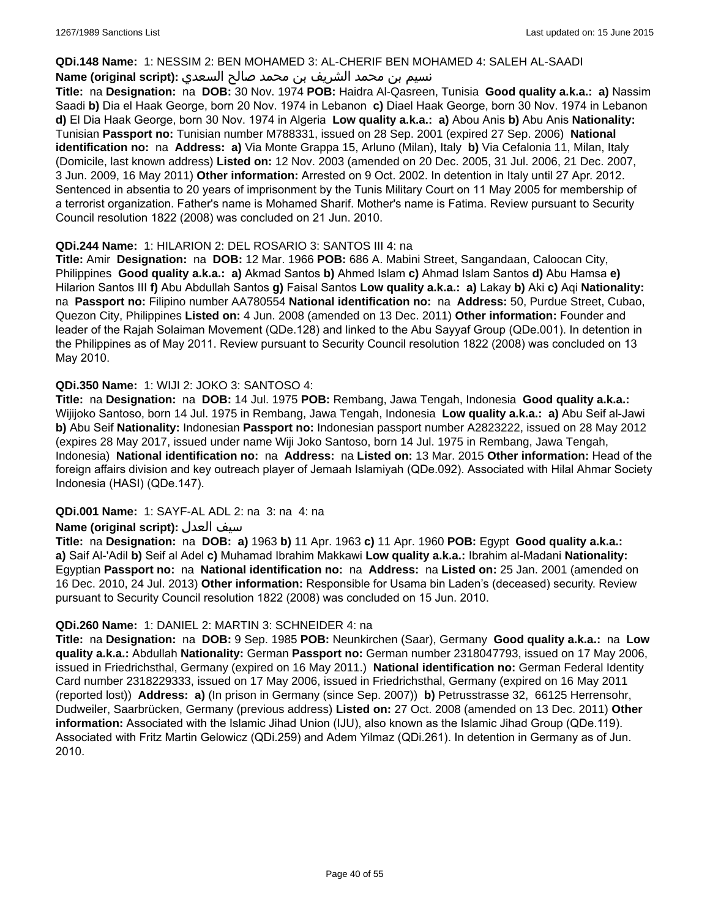**QDi.148 Name:** 1: NESSIM 2: BEN MOHAMED 3: AL-CHERIF BEN MOHAMED 4: SALEH AL-SAADI

**Name (original script):** نسيم بن محمد الشريف بن محمد صالح السعدي

**Title:** na **Designation:** na **DOB:** 30 Nov. 1974 **POB:** Haidra Al-Qasreen, Tunisia **Good quality a.k.a.:** **a)** Nassim Saadi **b)** Dia el Haak George, born 20 Nov. 1974 in Lebanon **c)** Diael Haak George, born 30 Nov. 1974 in Lebanon **d)** El Dia Haak George, born 30 Nov. 1974 in Algeria **Low quality a.k.a.:** **a)** Abou Anis **b)** Abu Anis **Nationality:** Tunisian **Passport no:** Tunisian number M788331, issued on 28 Sep. 2001 (expired 27 Sep. 2006) **National identification no:** na **Address:** **a)** Via Monte Grappa 15, Arluno (Milan), Italy **b)** Via Cefalonia 11, Milan, Italy (Domicile, last known address) **Listed on:** 12 Nov. 2003 (amended on 20 Dec. 2005, 31 Jul. 2006, 21 Dec. 2007, 3 Jun. 2009, 16 May 2011) **Other information:** Arrested on 9 Oct. 2002. In detention in Italy until 27 Apr. 2012. Sentenced in absentia to 20 years of imprisonment by the Tunis Military Court on 11 May 2005 for membership of a terrorist organization. Father's name is Mohamed Sharif. Mother's name is Fatima. Review pursuant to Security Council resolution 1822 (2008) was concluded on 21 Jun. 2010.

**QDi.244 Name:** 1: HILARION 2: DEL ROSARIO 3: SANTOS III 4: na

**Title:** Amir **Designation:** na **DOB:** 12 Mar. 1966 **POB:** 686 A. Mabini Street, Sangandaan, Caloocan City, Philippines **Good quality a.k.a.:** **a)** Akmad Santos **b)** Ahmed Islam **c)** Ahmad Islam Santos **d)** Abu Hamsa **e)** Hilarion Santos III **f)** Abu Abdullah Santos **g)** Faisal Santos **Low quality a.k.a.:** **a)** Lakay **b)** Aki **c)** Aqi **Nationality:** na **Passport no:** Filipino number AA780554 **National identification no:** na **Address:** 50, Purdue Street, Cubao, Quezon City, Philippines **Listed on:** 4 Jun. 2008 (amended on 13 Dec. 2011) **Other information:** Founder and leader of the Rajah Solaiman Movement (QDe.128) and linked to the Abu Sayyaf Group (QDe.001). In detention in the Philippines as of May 2011. Review pursuant to Security Council resolution 1822 (2008) was concluded on 13 May 2010.

**QDi.350 Name:** 1: WIJI 2: JOKO 3: SANTOSO 4:

**Title:** na **Designation:** na **DOB:** 14 Jul. 1975 **POB:** Rembang, Jawa Tengah, Indonesia **Good quality a.k.a.:** Wijijoko Santoso, born 14 Jul. 1975 in Rembang, Jawa Tengah, Indonesia **Low quality a.k.a.:** **a)** Abu Seif al-Jawi **b)** Abu Seif **Nationality:** Indonesian **Passport no:** Indonesian passport number A2823222, issued on 28 May 2012 (expires 28 May 2017, issued under name Wiji Joko Santoso, born 14 Jul. 1975 in Rembang, Jawa Tengah, Indonesia) **National identification no:** na **Address:** na **Listed on:** 13 Mar. 2015 **Other information:** Head of the foreign affairs division and key outreach player of Jemaah Islamiyah (QDe.092). Associated with Hilal Ahmar Society Indonesia (HASI) (QDe.147).

**QDi.001 Name:** 1: SAYF-AL ADL 2: na 3: na 4: na

**Name (original script):** سيف العدل

**Title:** na **Designation:** na **DOB:** **a)** 1963 **b)** 11 Apr. 1963 **c)** 11 Apr. 1960 **POB:** Egypt **Good quality a.k.a.:** **a)** Saif Al-'Adil **b)** Seif al Adel **c)** Muhamad Ibrahim Makkawi **Low quality a.k.a.:** Ibrahim al-Madani **Nationality:** Egyptian **Passport no:** na **National identification no:** na **Address:** na **Listed on:** 25 Jan. 2001 (amended on 16 Dec. 2010, 24 Jul. 2013) **Other information:** Responsible for Usama bin Laden's (deceased) security. Review pursuant to Security Council resolution 1822 (2008) was concluded on 15 Jun. 2010.

**QDi.260 Name:** 1: DANIEL 2: MARTIN 3: SCHNEIDER 4: na

**Title:** na **Designation:** na **DOB:** 9 Sep. 1985 **POB:** Neunkirchen (Saar), Germany **Good quality a.k.a.:** na **Low quality a.k.a.:** Abdullah **Nationality:** German **Passport no:** German number 2318047793, issued on 17 May 2006, issued in Friedrichsthal, Germany (expired on 16 May 2011.) **National identification no:** German Federal Identity Card number 2318229333, issued on 17 May 2006, issued in Friedrichsthal, Germany (expired on 16 May 2011 (reported lost)) **Address:** **a)** (In prison in Germany (since Sep. 2007)) **b)** Petrusstrasse 32, 66125 Herrensohr, Dudweiler, Saarbrücken, Germany (previous address) **Listed on:** 27 Oct. 2008 (amended on 13 Dec. 2011) **Other information:** Associated with the Islamic Jihad Union (IJU), also known as the Islamic Jihad Group (QDe.119). Associated with Fritz Martin Gelowicz (QDi.259) and Adem Yilmaz (QDi.261). In detention in Germany as of Jun. 2010.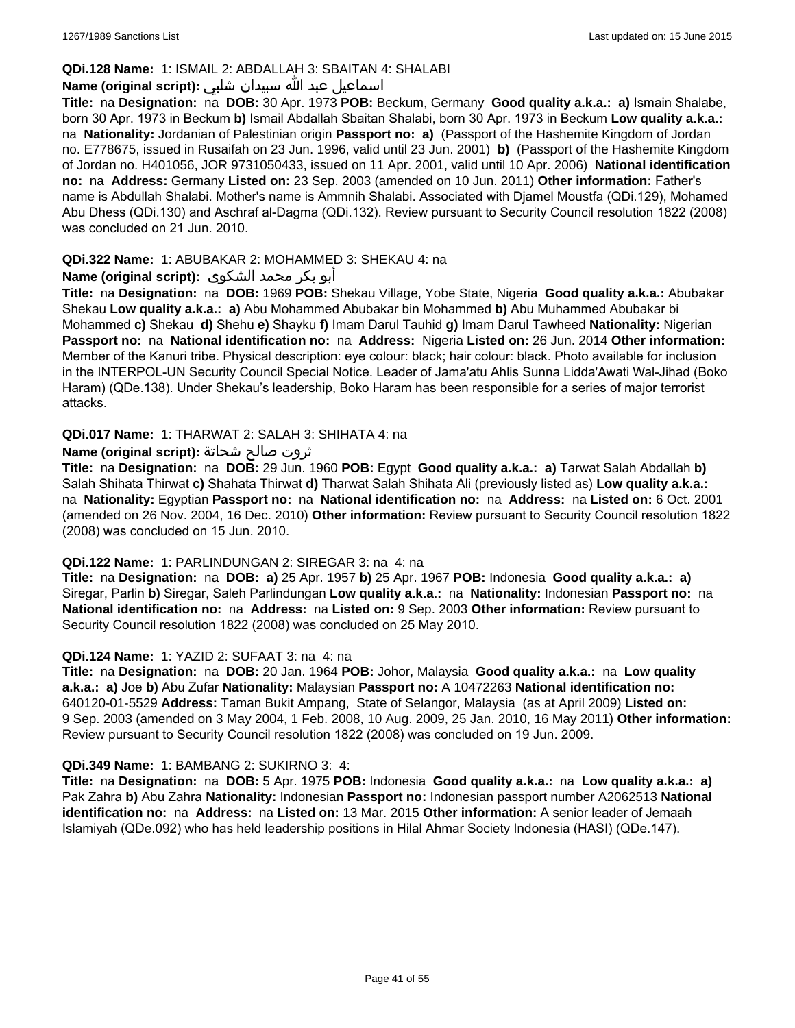**QDi.128 Name:** 1: ISMAIL 2: ABDALLAH 3: SBAITAN 4: SHALABI

**Name (original script):** اسماعيل عبد الله سبيدان شلبي

**Title:** na **Designation:** na **DOB:** 30 Apr. 1973 **POB:** Beckum, Germany **Good quality a.k.a.: a)** Ismain Shalabe, born 30 Apr. 1973 in Beckum **b)** Ismail Abdallah Sbaitan Shalabi, born 30 Apr. 1973 in Beckum **Low quality a.k.a.:** na **Nationality:** Jordanian of Palestinian origin **Passport no: a)** (Passport of the Hashemite Kingdom of Jordan no. E778675, issued in Rusaifah on 23 Jun. 1996, valid until 23 Jun. 2001) **b)** (Passport of the Hashemite Kingdom of Jordan no. H401056, JOR 9731050433, issued on 11 Apr. 2001, valid until 10 Apr. 2006) **National identification no:** na **Address:** Germany **Listed on:** 23 Sep. 2003 (amended on 10 Jun. 2011) **Other information:** Father's name is Abdullah Shalabi. Mother's name is Ammnih Shalabi. Associated with Djamel Moustfa (QDi.129), Mohamed Abu Dhess (QDi.130) and Aschraf al-Dagma (QDi.132). Review pursuant to Security Council resolution 1822 (2008) was concluded on 21 Jun. 2010.

**QDi.322 Name:** 1: ABUBAKAR 2: MOHAMMED 3: SHEKAU 4: na

**Name (original script):** أبو بكر محمد الشكوى

**Title:** na **Designation:** na **DOB:** 1969 **POB:** Shekau Village, Yobe State, Nigeria **Good quality a.k.a.:** Abubakar Shekau **Low quality a.k.a.: a)** Abu Mohammed Abubakar bin Mohammed **b)** Abu Muhammed Abubakar bi Mohammed **c)** Shekau **d)** Shehu **e)** Shayku **f)** Imam Darul Tauhid **g)** Imam Darul Tawheed **Nationality:** Nigerian **Passport no:** na **National identification no:** na **Address:** Nigeria **Listed on:** 26 Jun. 2014 **Other information:** Member of the Kanuri tribe. Physical description: eye colour: black; hair colour: black. Photo available for inclusion in the INTERPOL-UN Security Council Special Notice. Leader of Jama'atu Ahlis Sunna Lidda'Awati Wal-Jihad (Boko Haram) (QDe.138). Under Shekau's leadership, Boko Haram has been responsible for a series of major terrorist attacks.

**QDi.017 Name:** 1: THARWAT 2: SALAH 3: SHIHATA 4: na

**Name (original script):** ثروت صالح شحاتة

**Title:** na **Designation:** na **DOB:** 29 Jun. 1960 **POB:** Egypt **Good quality a.k.a.: a)** Tarwat Salah Abdallah **b)** Salah Shihata Thirwat **c)** Shahata Thirwat **d)** Tharwat Salah Shihata Ali (previously listed as) **Low quality a.k.a.:** na **Nationality:** Egyptian **Passport no:** na **National identification no:** na **Address:** na **Listed on:** 6 Oct. 2001 (amended on 26 Nov. 2004, 16 Dec. 2010) **Other information:** Review pursuant to Security Council resolution 1822 (2008) was concluded on 15 Jun. 2010.

**QDi.122 Name:** 1: PARLINDUNGAN 2: SIREGAR 3: na 4: na

**Title:** na **Designation:** na **DOB: a)** 25 Apr. 1957 **b)** 25 Apr. 1967 **POB:** Indonesia **Good quality a.k.a.: a)** Siregar, Parlin **b)** Siregar, Saleh Parlindungan **Low quality a.k.a.:** na **Nationality:** Indonesian **Passport no:** na **National identification no:** na **Address:** na **Listed on:** 9 Sep. 2003 **Other information:** Review pursuant to Security Council resolution 1822 (2008) was concluded on 25 May 2010.

**QDi.124 Name:** 1: YAZID 2: SUFAAT 3: na 4: na

**Title:** na **Designation:** na **DOB:** 20 Jan. 1964 **POB:** Johor, Malaysia **Good quality a.k.a.:** na **Low quality a.k.a.: a)** Joe **b)** Abu Zufar **Nationality:** Malaysian **Passport no:** A 10472263 **National identification no:** 640120-01-5529 **Address:** Taman Bukit Ampang, State of Selangor, Malaysia (as at April 2009) **Listed on:** 9 Sep. 2003 (amended on 3 May 2004, 1 Feb. 2008, 10 Aug. 2009, 25 Jan. 2010, 16 May 2011) **Other information:** Review pursuant to Security Council resolution 1822 (2008) was concluded on 19 Jun. 2009.

**QDi.349 Name:** 1: BAMBANG 2: SUKIRNO 3: 4:

**Title:** na **Designation:** na **DOB:** 5 Apr. 1975 **POB:** Indonesia **Good quality a.k.a.:** na **Low quality a.k.a.: a)** Pak Zahra **b)** Abu Zahra **Nationality:** Indonesian **Passport no:** Indonesian passport number A2062513 **National identification no:** na **Address:** na **Listed on:** 13 Mar. 2015 **Other information:** A senior leader of Jemaah Islamiyah (QDe.092) who has held leadership positions in Hilal Ahmar Society Indonesia (HASI) (QDe.147).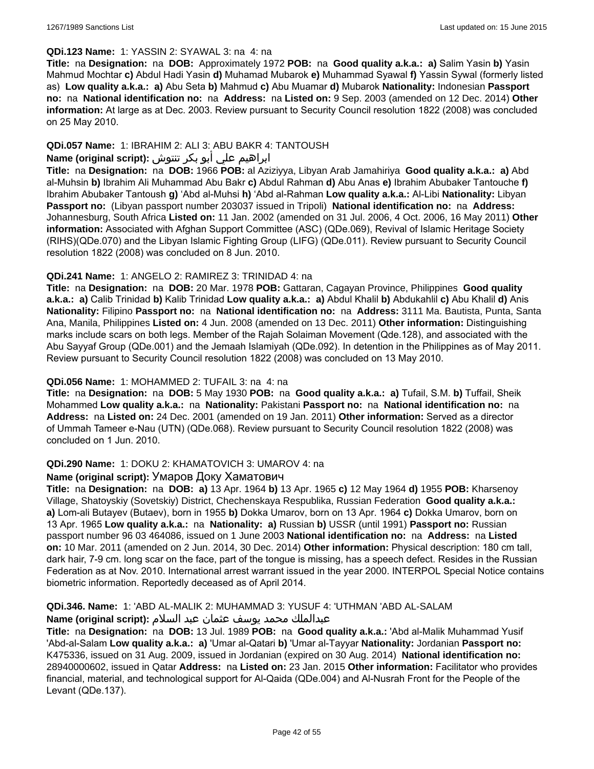**QDi.123 Name:** 1: YASSIN 2: SYAWAL 3: na 4: na

**Title:** na **Designation:** na **DOB:** Approximately 1972 **POB:** na **Good quality a.k.a.:** **a)** Salim Yasin **b)** Yasin Mahmud Mochtar **c)** Abdul Hadi Yasin **d)** Muhamad Mubarok **e)** Muhammad Syawal **f)** Yassin Sywal (formerly listed as) **Low quality a.k.a.:** **a)** Abu Seta **b)** Mahmud **c)** Abu Muamar **d)** Mubarok **Nationality:** Indonesian **Passport no:** na **National identification no:** na **Address:** na **Listed on:** 9 Sep. 2003 (amended on 12 Dec. 2014) **Other information:** At large as at Dec. 2003. Review pursuant to Security Council resolution 1822 (2008) was concluded on 25 May 2010.

**QDi.057 Name:** 1: IBRAHIM 2: ALI 3: ABU BAKR 4: TANTOUSH

**Name (original script):** ابراهيم علي أبو بكر تنتوش

**Title:** na **Designation:** na **DOB:** 1966 **POB:** al Aziziyya, Libyan Arab Jamahiriya **Good quality a.k.a.:** **a)** Abd al-Muhsin **b)** Ibrahim Ali Muhammad Abu Bakr **c)** Abdul Rahman **d)** Abu Anas **e)** Ibrahim Abubaker Tantouche **f)** Ibrahim Abubaker Tantoush **g)** 'Abd al-Muhsi **h)** 'Abd al-Rahman **Low quality a.k.a.:** Al-Libi **Nationality:** Libyan **Passport no:** (Libyan passport number 203037 issued in Tripoli) **National identification no:** na **Address:** Johannesburg, South Africa **Listed on:** 11 Jan. 2002 (amended on 31 Jul. 2006, 4 Oct. 2006, 16 May 2011) **Other information:** Associated with Afghan Support Committee (ASC) (QDe.069), Revival of Islamic Heritage Society (RIHS)(QDe.070) and the Libyan Islamic Fighting Group (LIFG) (QDe.011). Review pursuant to Security Council resolution 1822 (2008) was concluded on 8 Jun. 2010.

**QDi.241 Name:** 1: ANGELO 2: RAMIREZ 3: TRINIDAD 4: na

**Title:** na **Designation:** na **DOB:** 20 Mar. 1978 **POB:** Gattaran, Cagayan Province, Philippines **Good quality a.k.a.:** **a)** Calib Trinidad **b)** Kalib Trinidad **Low quality a.k.a.:** **a)** Abdul Khalil **b)** Abdukahlil **c)** Abu Khalil **d)** Anis **Nationality:** Filipino **Passport no:** na **National identification no:** na **Address:** 3111 Ma. Bautista, Punta, Santa Ana, Manila, Philippines **Listed on:** 4 Jun. 2008 (amended on 13 Dec. 2011) **Other information:** Distinguishing marks include scars on both legs. Member of the Rajah Solaiman Movement (Qde.128), and associated with the Abu Sayyaf Group (QDe.001) and the Jemaah Islamiyah (QDe.092). In detention in the Philippines as of May 2011. Review pursuant to Security Council resolution 1822 (2008) was concluded on 13 May 2010.

**QDi.056 Name:** 1: MOHAMMED 2: TUFAIL 3: na 4: na

**Title:** na **Designation:** na **DOB:** 5 May 1930 **POB:** na **Good quality a.k.a.:** **a)** Tufail, S.M. **b)** Tuffail, Sheik Mohammed **Low quality a.k.a.:** na **Nationality:** Pakistani **Passport no:** na **National identification no:** na **Address:** na **Listed on:** 24 Dec. 2001 (amended on 19 Jan. 2011) **Other information:** Served as a director of Ummah Tameer e-Nau (UTN) (QDe.068). Review pursuant to Security Council resolution 1822 (2008) was concluded on 1 Jun. 2010.

**QDi.290 Name:** 1: DOKU 2: KHAMATOVICH 3: UMAROV 4: na

**Name (original script):** Умаров Доку Хаматович

**Title:** na **Designation:** na **DOB:** **a)** 13 Apr. 1964 **b)** 13 Apr. 1965 **c)** 12 May 1964 **d)** 1955 **POB:** Kharsenoy Village, Shatoyskiy (Sovetskiy) District, Chechenskaya Respublika, Russian Federation **Good quality a.k.a.:** **a)** Lom-ali Butayev (Butaev), born in 1955 **b)** Dokka Umarov, born on 13 Apr. 1964 **c)** Dokka Umarov, born on 13 Apr. 1965 **Low quality a.k.a.:** na **Nationality:** **a)** Russian **b)** USSR (until 1991) **Passport no:** Russian passport number 96 03 464086, issued on 1 June 2003 **National identification no:** na **Address:** na **Listed on:** 10 Mar. 2011 (amended on 2 Jun. 2014, 30 Dec. 2014) **Other information:** Physical description: 180 cm tall, dark hair, 7-9 cm. long scar on the face, part of the tongue is missing, has a speech defect. Resides in the Russian Federation as at Nov. 2010. International arrest warrant issued in the year 2000. INTERPOL Special Notice contains biometric information. Reportedly deceased as of April 2014.

**QDi.346. Name:** 1: 'ABD AL-MALIK 2: MUHAMMAD 3: YUSUF 4: 'UTHMAN 'ABD AL-SALAM

**Name (original script):** عبدالملك محمد يوسف عثمان عبد السلام

**Title:** na **Designation:** na **DOB:** 13 Jul. 1989 **POB:** na **Good quality a.k.a.:** 'Abd al-Malik Muhammad Yusif 'Abd-al-Salam **Low quality a.k.a.:** **a)** 'Umar al-Qatari **b)** 'Umar al-Tayyar **Nationality:** Jordanian **Passport no:** K475336, issued on 31 Aug. 2009, issued in Jordanian (expired on 30 Aug. 2014) **National identification no:** 28940000602, issued in Qatar **Address:** na **Listed on:** 23 Jan. 2015 **Other information:** Facilitator who provides financial, material, and technological support for Al-Qaida (QDe.004) and Al-Nusrah Front for the People of the Levant (QDe.137).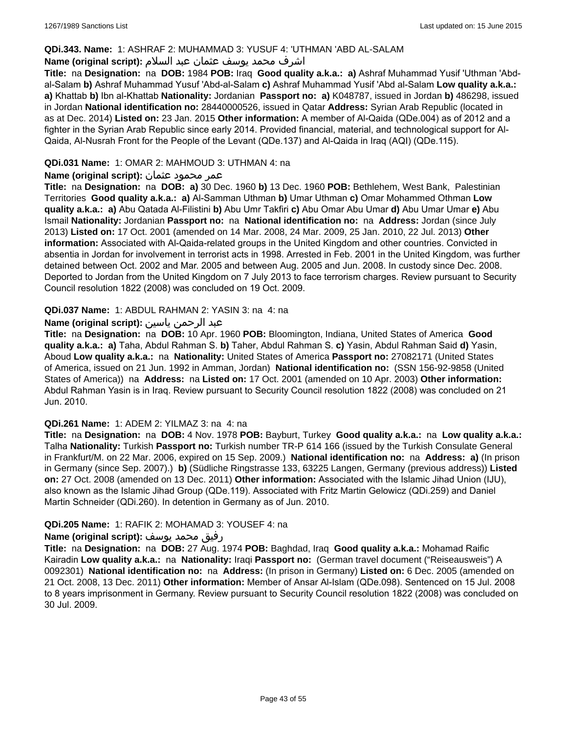**QDi.343. Name:** 1: ASHRAF 2: MUHAMMAD 3: YUSUF 4: 'UTHMAN 'ABD AL-SALAM

**Name (original script):** اشرف محمد يوسف عثمان عبد السلام

**Title:** na **Designation:** na **DOB:** 1984 **POB:** Iraq **Good quality a.k.a.:** **a)** Ashraf Muhammad Yusif 'Uthman 'Abd-al-Salam **b)** Ashraf Muhammad Yusuf 'Abd-al-Salam **c)** Ashraf Muhammad Yusif 'Abd al-Salam **Low quality a.k.a.:** **a)** Khattab **b)** Ibn al-Khattab **Nationality:** Jordanian **Passport no:** **a)** K048787, issued in Jordan **b)** 486298, issued in Jordan **National identification no:** 28440000526, issued in Qatar **Address:** Syrian Arab Republic (located in as at Dec. 2014) **Listed on:** 23 Jan. 2015 **Other information:** A member of Al-Qaida (QDe.004) as of 2012 and a fighter in the Syrian Arab Republic since early 2014. Provided financial, material, and technological support for Al-Qaida, Al-Nusrah Front for the People of the Levant (QDe.137) and Al-Qaida in Iraq (AQI) (QDe.115).

**QDi.031 Name:** 1: OMAR 2: MAHMOUD 3: UTHMAN 4: na

**Name (original script):** عمر محمود عثمان

**Title:** na **Designation:** na **DOB:** **a)** 30 Dec. 1960 **b)** 13 Dec. 1960 **POB:** Bethlehem, West Bank, Palestinian Territories **Good quality a.k.a.:** **a)** Al-Samman Uthman **b)** Umar Uthman **c)** Omar Mohammed Othman **Low quality a.k.a.:** **a)** Abu Qatada Al-Filistini **b)** Abu Umr Takfiri **c)** Abu Omar Abu Umar **d)** Abu Umar Umar **e)** Abu Ismail **Nationality:** Jordanian **Passport no:** na **National identification no:** na **Address:** Jordan (since July 2013) **Listed on:** 17 Oct. 2001 (amended on 14 Mar. 2008, 24 Mar. 2009, 25 Jan. 2010, 22 Jul. 2013) **Other information:** Associated with Al-Qaida-related groups in the United Kingdom and other countries. Convicted in absentia in Jordan for involvement in terrorist acts in 1998. Arrested in Feb. 2001 in the United Kingdom, was further detained between Oct. 2002 and Mar. 2005 and between Aug. 2005 and Jun. 2008. In custody since Dec. 2008. Deported to Jordan from the United Kingdom on 7 July 2013 to face terrorism charges. Review pursuant to Security Council resolution 1822 (2008) was concluded on 19 Oct. 2009.

**QDi.037 Name:** 1: ABDUL RAHMAN 2: YASIN 3: na 4: na

**Name (original script):** عبد الرحمن ياسين

**Title:** na **Designation:** na **DOB:** 10 Apr. 1960 **POB:** Bloomington, Indiana, United States of America **Good quality a.k.a.:** **a)** Taha, Abdul Rahman S. **b)** Taher, Abdul Rahman S. **c)** Yasin, Abdul Rahman Said **d)** Yasin, Aboud **Low quality a.k.a.:** na **Nationality:** United States of America **Passport no:** 27082171 (United States of America, issued on 21 Jun. 1992 in Amman, Jordan) **National identification no:** (SSN 156-92-9858 (United States of America)) na **Address:** na **Listed on:** 17 Oct. 2001 (amended on 10 Apr. 2003) **Other information:** Abdul Rahman Yasin is in Iraq. Review pursuant to Security Council resolution 1822 (2008) was concluded on 21 Jun. 2010.

**QDi.261 Name:** 1: ADEM 2: YILMAZ 3: na 4: na

**Title:** na **Designation:** na **DOB:** 4 Nov. 1978 **POB:** Bayburt, Turkey **Good quality a.k.a.:** na **Low quality a.k.a.:** Talha **Nationality:** Turkish **Passport no:** Turkish number TR-P 614 166 (issued by the Turkish Consulate General in Frankfurt/M. on 22 Mar. 2006, expired on 15 Sep. 2009.) **National identification no:** na **Address:** **a)** (In prison in Germany (since Sep. 2007).) **b)** (Südliche Ringstrasse 133, 63225 Langen, Germany (previous address)) **Listed on:** 27 Oct. 2008 (amended on 13 Dec. 2011) **Other information:** Associated with the Islamic Jihad Union (IJU), also known as the Islamic Jihad Group (QDe.119). Associated with Fritz Martin Gelowicz (QDi.259) and Daniel Martin Schneider (QDi.260). In detention in Germany as of Jun. 2010.

**QDi.205 Name:** 1: RAFIK 2: MOHAMAD 3: YOUSEF 4: na

**Name (original script):** رفيق محمد يوسف

**Title:** na **Designation:** na **DOB:** 27 Aug. 1974 **POB:** Baghdad, Iraq **Good quality a.k.a.:** Mohamad Raific Kairadin **Low quality a.k.a.:** na **Nationality:** Iraqi **Passport no:** (German travel document ("Reiseausweis") A 0092301) **National identification no:** na **Address:** (In prison in Germany) **Listed on:** 6 Dec. 2005 (amended on 21 Oct. 2008, 13 Dec. 2011) **Other information:** Member of Ansar Al-Islam (QDe.098). Sentenced on 15 Jul. 2008 to 8 years imprisonment in Germany. Review pursuant to Security Council resolution 1822 (2008) was concluded on 30 Jul. 2009.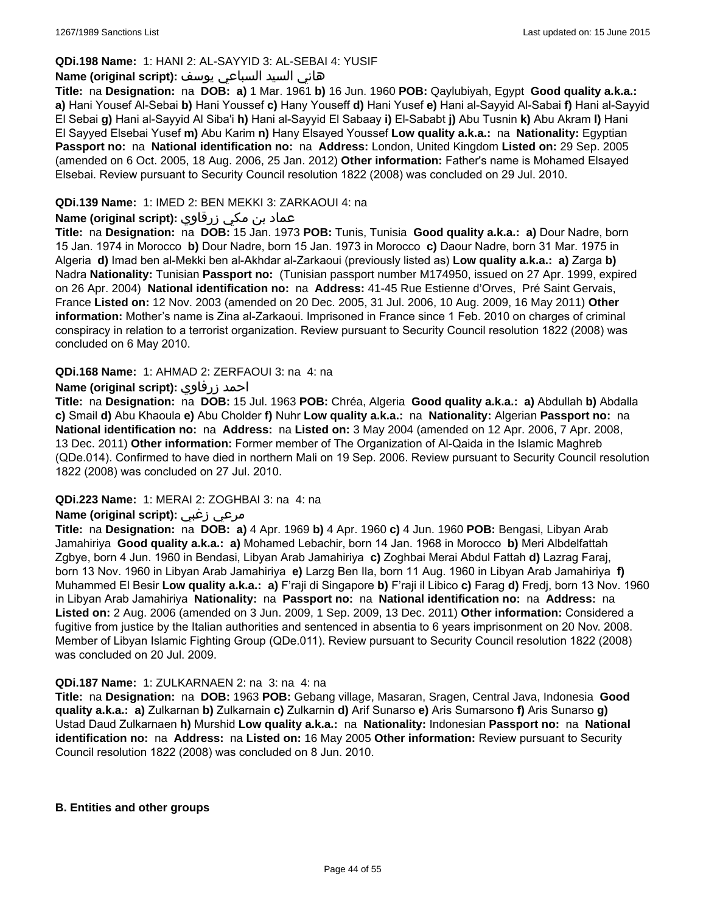**QDi.198 Name:** 1: HANI 2: AL-SAYYID 3: AL-SEBAI 4: YUSIF

**Name (original script):** هاني السيد السباعي يوسف

**Title:** na **Designation:** na **DOB:** **a)** 1 Mar. 1961 **b)** 16 Jun. 1960 **POB:** Qaylubiyah, Egypt **Good quality a.k.a.:** **a)** Hani Yousef Al-Sebai **b)** Hani Youssef **c)** Hany Youseff **d)** Hani Yusef **e)** Hani al-Sayyid Al-Sabai **f)** Hani al-Sayyid El Sebai **g)** Hani al-Sayyid Al Siba'i **h)** Hani al-Sayyid El Sabaay **i)** El-Sababt **j)** Abu Tusnin **k)** Abu Akram **l)** Hani El Sayyed Elsebai Yusef **m)** Abu Karim **n)** Hany Elsayed Youssef **Low quality a.k.a.:** na **Nationality:** Egyptian **Passport no:** na **National identification no:** na **Address:** London, United Kingdom **Listed on:** 29 Sep. 2005 (amended on 6 Oct. 2005, 18 Aug. 2006, 25 Jan. 2012) **Other information:** Father's name is Mohamed Elsayed Elsebai. Review pursuant to Security Council resolution 1822 (2008) was concluded on 29 Jul. 2010.

**QDi.139 Name:** 1: IMED 2: BEN MEKKI 3: ZARKAOUI 4: na

**Name (original script):** عماد بن مكي زرقاوي

**Title:** na **Designation:** na **DOB:** 15 Jan. 1973 **POB:** Tunis, Tunisia **Good quality a.k.a.:** **a)** Dour Nadre, born 15 Jan. 1974 in Morocco **b)** Dour Nadre, born 15 Jan. 1973 in Morocco **c)** Daour Nadre, born 31 Mar. 1975 in Algeria **d)** Imad ben al-Mekki ben al-Akhdar al-Zarkaoui (previously listed as) **Low quality a.k.a.:** **a)** Zarga **b)** Nadra **Nationality:** Tunisian **Passport no:** (Tunisian passport number M174950, issued on 27 Apr. 1999, expired on 26 Apr. 2004) **National identification no:** na **Address:** 41-45 Rue Estienne d'Orves, Pré Saint Gervais, France **Listed on:** 12 Nov. 2003 (amended on 20 Dec. 2005, 31 Jul. 2006, 10 Aug. 2009, 16 May 2011) **Other information:** Mother's name is Zina al-Zarkaoui. Imprisoned in France since 1 Feb. 2010 on charges of criminal conspiracy in relation to a terrorist organization. Review pursuant to Security Council resolution 1822 (2008) was concluded on 6 May 2010.

**QDi.168 Name:** 1: AHMAD 2: ZERFAOUI 3: na 4: na

**Name (original script):** احمد زرفاوي

**Title:** na **Designation:** na **DOB:** 15 Jul. 1963 **POB:** Chréa, Algeria **Good quality a.k.a.:** **a)** Abdullah **b)** Abdalla **c)** Smail **d)** Abu Khaoula **e)** Abu Cholder **f)** Nuhr **Low quality a.k.a.:** na **Nationality:** Algerian **Passport no:** na **National identification no:** na **Address:** na **Listed on:** 3 May 2004 (amended on 12 Apr. 2006, 7 Apr. 2008, 13 Dec. 2011) **Other information:** Former member of The Organization of Al-Qaida in the Islamic Maghreb (QDe.014). Confirmed to have died in northern Mali on 19 Sep. 2006. Review pursuant to Security Council resolution 1822 (2008) was concluded on 27 Jul. 2010.

**QDi.223 Name:** 1: MERAI 2: ZOGHBAI 3: na 4: na

**Name (original script):** مرعي زغبي

**Title:** na **Designation:** na **DOB:** **a)** 4 Apr. 1969 **b)** 4 Apr. 1960 **c)** 4 Jun. 1960 **POB:** Bengasi, Libyan Arab Jamahiriya **Good quality a.k.a.:** **a)** Mohamed Lebachir, born 14 Jan. 1968 in Morocco **b)** Meri Albdelfattah Zgbye, born 4 Jun. 1960 in Bendasi, Libyan Arab Jamahiriya **c)** Zoghbai Merai Abdul Fattah **d)** Lazrag Faraj, born 13 Nov. 1960 in Libyan Arab Jamahiriya **e)** Larzg Ben Ila, born 11 Aug. 1960 in Libyan Arab Jamahiriya **f)** Muhammed El Besir **Low quality a.k.a.:** **a)** F'raji di Singapore **b)** F'raji il Libico **c)** Farag **d)** Fredj, born 13 Nov. 1960 in Libyan Arab Jamahiriya **Nationality:** na **Passport no:** na **National identification no:** na **Address:** na **Listed on:** 2 Aug. 2006 (amended on 3 Jun. 2009, 1 Sep. 2009, 13 Dec. 2011) **Other information:** Considered a fugitive from justice by the Italian authorities and sentenced in absentia to 6 years imprisonment on 20 Nov. 2008. Member of Libyan Islamic Fighting Group (QDe.011). Review pursuant to Security Council resolution 1822 (2008) was concluded on 20 Jul. 2009.

**QDi.187 Name:** 1: ZULKARNAEN 2: na 3: na 4: na

**Title:** na **Designation:** na **DOB:** 1963 **POB:** Gebang village, Masaran, Sragen, Central Java, Indonesia **Good quality a.k.a.:** **a)** Zulkarnan **b)** Zulkarnain **c)** Zulkarnin **d)** Arif Sunarso **e)** Aris Sumarsono **f)** Aris Sunarso **g)** Ustad Daud Zulkarnaen **h)** Murshid **Low quality a.k.a.:** na **Nationality:** Indonesian **Passport no:** na **National identification no:** na **Address:** na **Listed on:** 16 May 2005 **Other information:** Review pursuant to Security Council resolution 1822 (2008) was concluded on 8 Jun. 2010.

**B. Entities and other groups**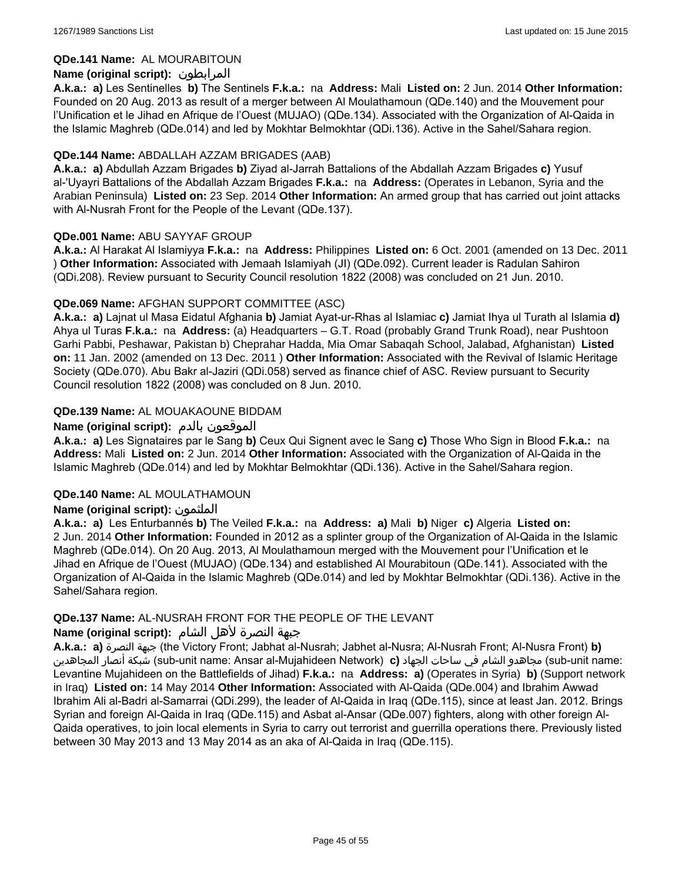**QDe.141 Name:** AL MOURABITOUN

**Name (original script):** المرابطون

**A.k.a.:** **a)** Les Sentinelles **b)** The Sentinels **F.k.a.:** na **Address:** Mali **Listed on:** 2 Jun. 2014 **Other Information:** Founded on 20 Aug. 2013 as result of a merger between Al Moulathamoun (QDe.140) and the Mouvement pour l'Unification et le Jihad en Afrique de l'Ouest (MUJAO) (QDe.134). Associated with the Organization of Al-Qaida in the Islamic Maghreb (QDe.014) and led by Mokhtar Belmokhtar (QDi.136). Active in the Sahel/Sahara region.

**QDe.144 Name:** ABDALLAH AZZAM BRIGADES (AAB)

**A.k.a.:** **a)** Abdullah Azzam Brigades **b)** Ziyad al-Jarrah Battalions of the Abdallah Azzam Brigades **c)** Yusuf al-'Uyayri Battalions of the Abdallah Azzam Brigades **F.k.a.:** na **Address:** (Operates in Lebanon, Syria and the Arabian Peninsula) **Listed on:** 23 Sep. 2014 **Other Information:** An armed group that has carried out joint attacks with Al-Nusrah Front for the People of the Levant (QDe.137).

**QDe.001 Name:** ABU SAYYAF GROUP

**A.k.a.:** Al Harakat Al Islamiyya **F.k.a.:** na **Address:** Philippines **Listed on:** 6 Oct. 2001 (amended on 13 Dec. 2011 ) **Other Information:** Associated with Jemaah Islamiyah (JI) (QDe.092). Current leader is Radulan Sahiron (QDi.208). Review pursuant to Security Council resolution 1822 (2008) was concluded on 21 Jun. 2010.

**QDe.069 Name:** AFGHAN SUPPORT COMMITTEE (ASC)

**A.k.a.:** **a)** Lajnat ul Masa Eidatul Afghania **b)** Jamiat Ayat-ur-Rhas al Islamiac **c)** Jamiat Ihya ul Turath al Islamia **d)** Ahya ul Turas **F.k.a.:** na **Address:** (a) Headquarters – G.T. Road (probably Grand Trunk Road), near Pushtoon Garhi Pabbi, Peshawar, Pakistan b) Cheprahar Hadda, Mia Omar Sabaqah School, Jalabad, Afghanistan) **Listed on:** 11 Jan. 2002 (amended on 13 Dec. 2011 ) **Other Information:** Associated with the Revival of Islamic Heritage Society (QDe.070). Abu Bakr al-Jaziri (QDi.058) served as finance chief of ASC. Review pursuant to Security Council resolution 1822 (2008) was concluded on 8 Jun. 2010.

**QDe.139 Name:** AL MOUAKAOUNE BIDDAM

**Name (original script):** الموقعون بالدم

**A.k.a.:** **a)** Les Signataires par le Sang **b)** Ceux Qui Signent avec le Sang **c)** Those Who Sign in Blood **F.k.a.:** na **Address:** Mali **Listed on:** 2 Jun. 2014 **Other Information:** Associated with the Organization of Al-Qaida in the Islamic Maghreb (QDe.014) and led by Mokhtar Belmokhtar (QDi.136). Active in the Sahel/Sahara region.

**QDe.140 Name:** AL MOULATHAMOUN

**Name (original script):** الملثمون

**A.k.a.:** **a)** Les Enturbannés **b)** The Veiled **F.k.a.:** na **Address:** **a)** Mali **b)** Niger **c)** Algeria **Listed on:** 2 Jun. 2014 **Other Information:** Founded in 2012 as a splinter group of the Organization of Al-Qaida in the Islamic Maghreb (QDe.014). On 20 Aug. 2013, Al Moulathamoun merged with the Mouvement pour l'Unification et le Jihad en Afrique de l'Ouest (MUJAO) (QDe.134) and established Al Mourabitoun (QDe.141). Associated with the Organization of Al-Qaida in the Islamic Maghreb (QDe.014) and led by Mokhtar Belmokhtar (QDi.136). Active in the Sahel/Sahara region.

**QDe.137 Name:** AL-NUSRAH FRONT FOR THE PEOPLE OF THE LEVANT

**Name (original script):** جبهة النصرة لأهل الشام

**A.k.a.:** **a)** جبهة النصرة (the Victory Front; Jabhat al-Nusrah; Jabhet al-Nusra; Al-Nusrah Front; Al-Nusra Front) **b)** شبكة أنصار المجاهدين (sub-unit name: Ansar al-Mujahideen Network) **c)** مجاهدو الشام في ساحات الجهاد (sub-unit name: Levantine Mujahideen on the Battlefields of Jihad) **F.k.a.:** na **Address:** **a)** (Operates in Syria) **b)** (Support network in Iraq) **Listed on:** 14 May 2014 **Other Information:** Associated with Al-Qaida (QDe.004) and Ibrahim Awwad Ibrahim Ali al-Badri al-Samarrai (QDi.299), the leader of Al-Qaida in Iraq (QDe.115), since at least Jan. 2012. Brings Syrian and foreign Al-Qaida in Iraq (QDe.115) and Asbat al-Ansar (QDe.007) fighters, along with other foreign Al-Qaida operatives, to join local elements in Syria to carry out terrorist and guerrilla operations there. Previously listed between 30 May 2013 and 13 May 2014 as an aka of Al-Qaida in Iraq (QDe.115).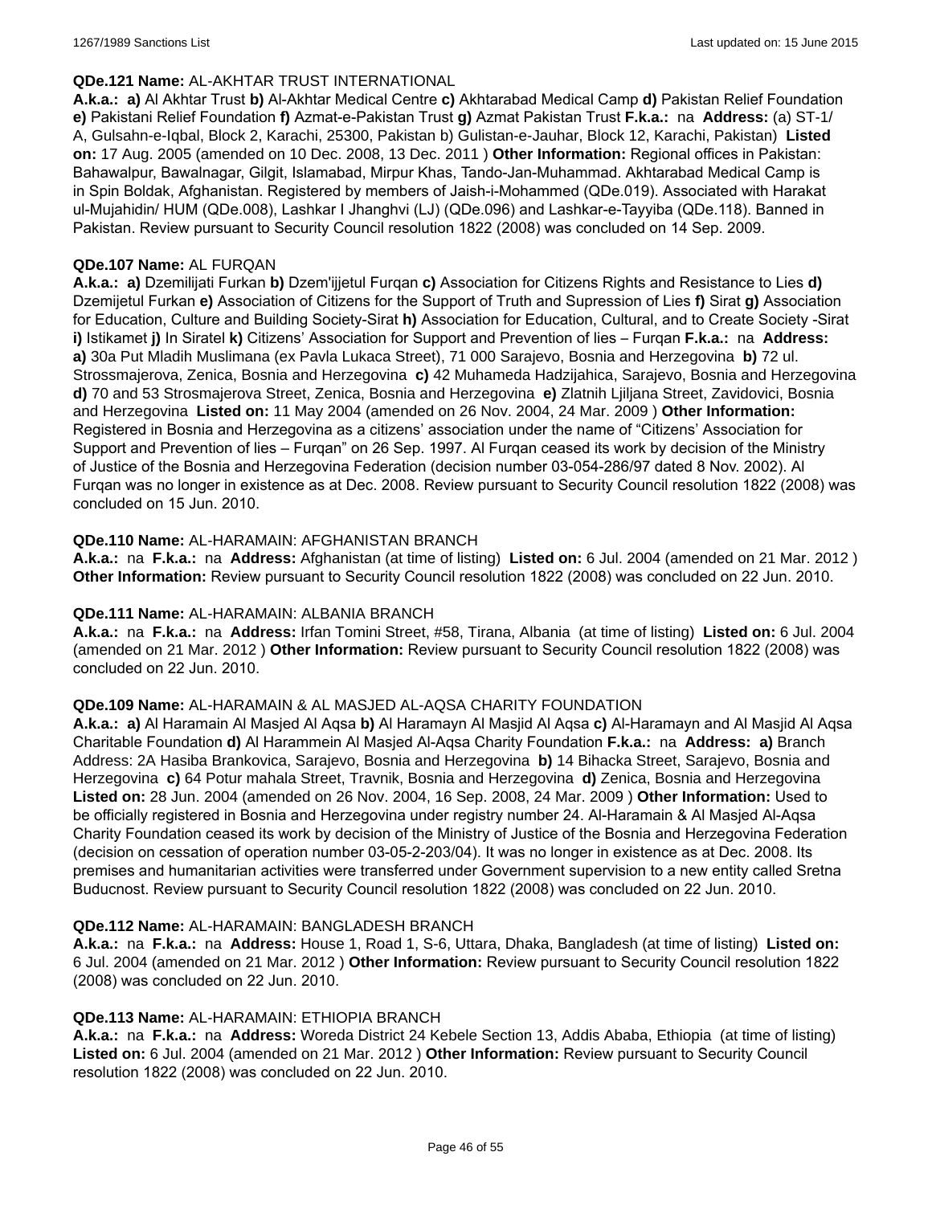**QDe.121 Name:** AL-AKHTAR TRUST INTERNATIONAL

**A.k.a.:** **a)** Al Akhtar Trust **b)** Al-Akhtar Medical Centre **c)** Akhtarabad Medical Camp **d)** Pakistan Relief Foundation **e)** Pakistani Relief Foundation **f)** Azmat-e-Pakistan Trust **g)** Azmat Pakistan Trust **F.k.a.:** na **Address:** (a) ST-1/ A, Gulsahn-e-Iqbal, Block 2, Karachi, 25300, Pakistan b) Gulistan-e-Jauhar, Block 12, Karachi, Pakistan) **Listed on:** 17 Aug. 2005 (amended on 10 Dec. 2008, 13 Dec. 2011 ) **Other Information:** Regional offices in Pakistan: Bahawalpur, Bawalnagar, Gilgit, Islamabad, Mirpur Khas, Tando-Jan-Muhammad. Akhtarabad Medical Camp is in Spin Boldak, Afghanistan. Registered by members of Jaish-i-Mohammed (QDe.019). Associated with Harakat ul-Mujahidin/ HUM (QDe.008), Lashkar I Jhanghvi (LJ) (QDe.096) and Lashkar-e-Tayyiba (QDe.118). Banned in Pakistan. Review pursuant to Security Council resolution 1822 (2008) was concluded on 14 Sep. 2009.

**QDe.107 Name:** AL FURQAN

**A.k.a.:** **a)** Dzemilijati Furkan **b)** Dzem'ijjetul Furqan **c)** Association for Citizens Rights and Resistance to Lies **d)** Dzemijetul Furkan **e)** Association of Citizens for the Support of Truth and Supression of Lies **f)** Sirat **g)** Association for Education, Culture and Building Society-Sirat **h)** Association for Education, Cultural, and to Create Society -Sirat **i)** Istikamet **j)** In Siratel **k)** Citizens' Association for Support and Prevention of lies – Furqan **F.k.a.:** na **Address:** **a)** 30a Put Mladih Muslimana (ex Pavla Lukaca Street), 71 000 Sarajevo, Bosnia and Herzegovina **b)** 72 ul. Strossmajerova, Zenica, Bosnia and Herzegovina **c)** 42 Muhameda Hadzijahica, Sarajevo, Bosnia and Herzegovina **d)** 70 and 53 Strosmajerova Street, Zenica, Bosnia and Herzegovina **e)** Zlatnih Ljiljana Street, Zavidovici, Bosnia and Herzegovina **Listed on:** 11 May 2004 (amended on 26 Nov. 2004, 24 Mar. 2009 ) **Other Information:** Registered in Bosnia and Herzegovina as a citizens' association under the name of "Citizens' Association for Support and Prevention of lies – Furqan" on 26 Sep. 1997. Al Furqan ceased its work by decision of the Ministry of Justice of the Bosnia and Herzegovina Federation (decision number 03-054-286/97 dated 8 Nov. 2002). Al Furqan was no longer in existence as at Dec. 2008. Review pursuant to Security Council resolution 1822 (2008) was concluded on 15 Jun. 2010.

**QDe.110 Name:** AL-HARAMAIN: AFGHANISTAN BRANCH

**A.k.a.:** na **F.k.a.:** na **Address:** Afghanistan (at time of listing) **Listed on:** 6 Jul. 2004 (amended on 21 Mar. 2012 ) **Other Information:** Review pursuant to Security Council resolution 1822 (2008) was concluded on 22 Jun. 2010.

**QDe.111 Name:** AL-HARAMAIN: ALBANIA BRANCH

**A.k.a.:** na **F.k.a.:** na **Address:** Irfan Tomini Street, #58, Tirana, Albania (at time of listing) **Listed on:** 6 Jul. 2004 (amended on 21 Mar. 2012 ) **Other Information:** Review pursuant to Security Council resolution 1822 (2008) was concluded on 22 Jun. 2010.

**QDe.109 Name:** AL-HARAMAIN & AL MASJED AL-AQSA CHARITY FOUNDATION

**A.k.a.:** **a)** Al Haramain Al Masjed Al Aqsa **b)** Al Haramayn Al Masjid Al Aqsa **c)** Al-Haramayn and Al Masjid Al Aqsa Charitable Foundation **d)** Al Harammein Al Masjed Al-Aqsa Charity Foundation **F.k.a.:** na **Address:** **a)** Branch Address: 2A Hasiba Brankovica, Sarajevo, Bosnia and Herzegovina **b)** 14 Bihacka Street, Sarajevo, Bosnia and Herzegovina **c)** 64 Potur mahala Street, Travnik, Bosnia and Herzegovina **d)** Zenica, Bosnia and Herzegovina **Listed on:** 28 Jun. 2004 (amended on 26 Nov. 2004, 16 Sep. 2008, 24 Mar. 2009 ) **Other Information:** Used to be officially registered in Bosnia and Herzegovina under registry number 24. Al-Haramain & Al Masjed Al-Aqsa Charity Foundation ceased its work by decision of the Ministry of Justice of the Bosnia and Herzegovina Federation (decision on cessation of operation number 03-05-2-203/04). It was no longer in existence as at Dec. 2008. Its premises and humanitarian activities were transferred under Government supervision to a new entity called Sretna Buducnost. Review pursuant to Security Council resolution 1822 (2008) was concluded on 22 Jun. 2010.

**QDe.112 Name:** AL-HARAMAIN: BANGLADESH BRANCH

**A.k.a.:** na **F.k.a.:** na **Address:** House 1, Road 1, S-6, Uttara, Dhaka, Bangladesh (at time of listing) **Listed on:** 6 Jul. 2004 (amended on 21 Mar. 2012 ) **Other Information:** Review pursuant to Security Council resolution 1822 (2008) was concluded on 22 Jun. 2010.

**QDe.113 Name:** AL-HARAMAIN: ETHIOPIA BRANCH

**A.k.a.:** na **F.k.a.:** na **Address:** Woreda District 24 Kebele Section 13, Addis Ababa, Ethiopia (at time of listing) **Listed on:** 6 Jul. 2004 (amended on 21 Mar. 2012 ) **Other Information:** Review pursuant to Security Council resolution 1822 (2008) was concluded on 22 Jun. 2010.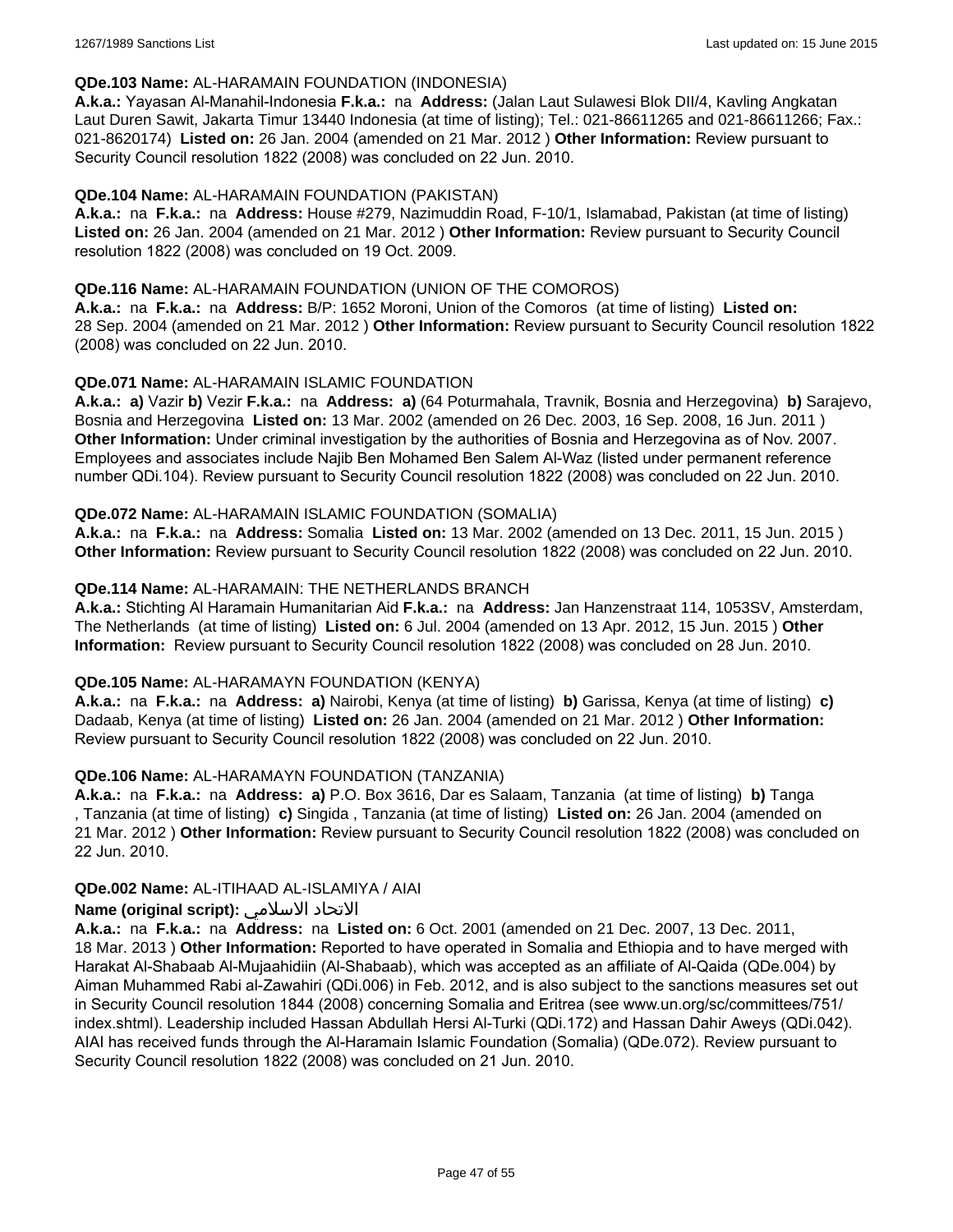**QDe.103 Name:** AL-HARAMAIN FOUNDATION (INDONESIA)

**A.k.a.:** Yayasan Al-Manahil-Indonesia **F.k.a.:** na **Address:** (Jalan Laut Sulawesi Blok DII/4, Kavling Angkatan Laut Duren Sawit, Jakarta Timur 13440 Indonesia (at time of listing); Tel.: 021-86611265 and 021-86611266; Fax.: 021-8620174) **Listed on:** 26 Jan. 2004 (amended on 21 Mar. 2012 ) **Other Information:** Review pursuant to Security Council resolution 1822 (2008) was concluded on 22 Jun. 2010.

**QDe.104 Name:** AL-HARAMAIN FOUNDATION (PAKISTAN)

**A.k.a.:** na **F.k.a.:** na **Address:** House #279, Nazimuddin Road, F-10/1, Islamabad, Pakistan (at time of listing) **Listed on:** 26 Jan. 2004 (amended on 21 Mar. 2012 ) **Other Information:** Review pursuant to Security Council resolution 1822 (2008) was concluded on 19 Oct. 2009.

**QDe.116 Name:** AL-HARAMAIN FOUNDATION (UNION OF THE COMOROS)

**A.k.a.:** na **F.k.a.:** na **Address:** B/P: 1652 Moroni, Union of the Comoros (at time of listing) **Listed on:** 28 Sep. 2004 (amended on 21 Mar. 2012 ) **Other Information:** Review pursuant to Security Council resolution 1822 (2008) was concluded on 22 Jun. 2010.

**QDe.071 Name:** AL-HARAMAIN ISLAMIC FOUNDATION

**A.k.a.:** **a)** Vazir **b)** Vezir **F.k.a.:** na **Address:** **a)** (64 Poturmahala, Travnik, Bosnia and Herzegovina) **b)** Sarajevo, Bosnia and Herzegovina **Listed on:** 13 Mar. 2002 (amended on 26 Dec. 2003, 16 Sep. 2008, 16 Jun. 2011 ) **Other Information:** Under criminal investigation by the authorities of Bosnia and Herzegovina as of Nov. 2007. Employees and associates include Najib Ben Mohamed Ben Salem Al-Waz (listed under permanent reference number QDi.104). Review pursuant to Security Council resolution 1822 (2008) was concluded on 22 Jun. 2010.

**QDe.072 Name:** AL-HARAMAIN ISLAMIC FOUNDATION (SOMALIA)

**A.k.a.:** na **F.k.a.:** na **Address:** Somalia **Listed on:** 13 Mar. 2002 (amended on 13 Dec. 2011, 15 Jun. 2015 ) **Other Information:** Review pursuant to Security Council resolution 1822 (2008) was concluded on 22 Jun. 2010.

**QDe.114 Name:** AL-HARAMAIN: THE NETHERLANDS BRANCH

**A.k.a.:** Stichting Al Haramain Humanitarian Aid **F.k.a.:** na **Address:** Jan Hanzenstraat 114, 1053SV, Amsterdam, The Netherlands (at time of listing) **Listed on:** 6 Jul. 2004 (amended on 13 Apr. 2012, 15 Jun. 2015 ) **Other Information:** Review pursuant to Security Council resolution 1822 (2008) was concluded on 28 Jun. 2010.

**QDe.105 Name:** AL-HARAMAYN FOUNDATION (KENYA)

**A.k.a.:** na **F.k.a.:** na **Address:** **a)** Nairobi, Kenya (at time of listing) **b)** Garissa, Kenya (at time of listing) **c)** Dadaab, Kenya (at time of listing) **Listed on:** 26 Jan. 2004 (amended on 21 Mar. 2012 ) **Other Information:** Review pursuant to Security Council resolution 1822 (2008) was concluded on 22 Jun. 2010.

**QDe.106 Name:** AL-HARAMAYN FOUNDATION (TANZANIA)

**A.k.a.:** na **F.k.a.:** na **Address:** **a)** P.O. Box 3616, Dar es Salaam, Tanzania (at time of listing) **b)** Tanga , Tanzania (at time of listing) **c)** Singida , Tanzania (at time of listing) **Listed on:** 26 Jan. 2004 (amended on 21 Mar. 2012 ) **Other Information:** Review pursuant to Security Council resolution 1822 (2008) was concluded on 22 Jun. 2010.

**QDe.002 Name:** AL-ITIHAAD AL-ISLAMIYA / AIAI

**Name (original script):** الاتحاد الاسلامي

**A.k.a.:** na **F.k.a.:** na **Address:** na **Listed on:** 6 Oct. 2001 (amended on 21 Dec. 2007, 13 Dec. 2011, 18 Mar. 2013 ) **Other Information:** Reported to have operated in Somalia and Ethiopia and to have merged with Harakat Al-Shabaab Al-Mujaahidiin (Al-Shabaab), which was accepted as an affiliate of Al-Qaida (QDe.004) by Aiman Muhammed Rabi al-Zawahiri (QDi.006) in Feb. 2012, and is also subject to the sanctions measures set out in Security Council resolution 1844 (2008) concerning Somalia and Eritrea (see www.un.org/sc/committees/751/index.shtml). Leadership included Hassan Abdullah Hersi Al-Turki (QDi.172) and Hassan Dahir Aweys (QDi.042). AIAI has received funds through the Al-Haramain Islamic Foundation (Somalia) (QDe.072). Review pursuant to Security Council resolution 1822 (2008) was concluded on 21 Jun. 2010.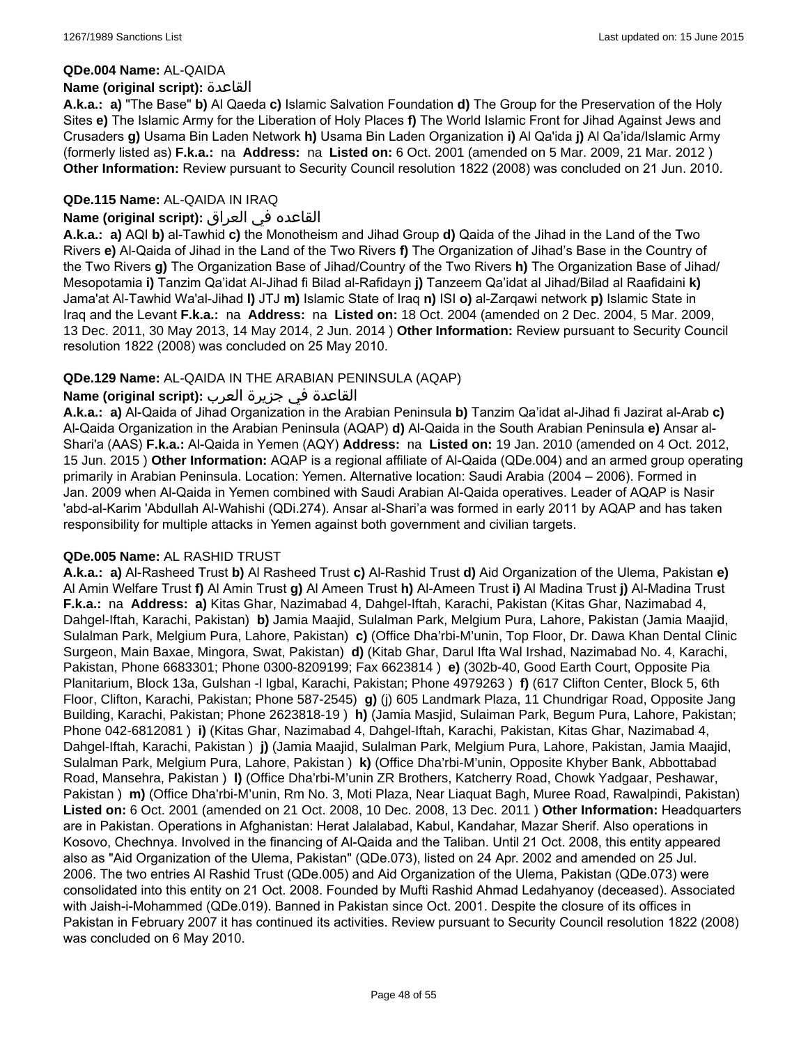**QDe.004 Name:** AL-QAIDA

**Name (original script):** القاعدة

**A.k.a.: a)** "The Base" **b)** Al Qaeda **c)** Islamic Salvation Foundation **d)** The Group for the Preservation of the Holy Sites **e)** The Islamic Army for the Liberation of Holy Places **f)** The World Islamic Front for Jihad Against Jews and Crusaders **g)** Usama Bin Laden Network **h)** Usama Bin Laden Organization **i)** Al Qa'ida **j)** Al Qa'ida/Islamic Army (formerly listed as) **F.k.a.:** na **Address:** na **Listed on:** 6 Oct. 2001 (amended on 5 Mar. 2009, 21 Mar. 2012 ) **Other Information:** Review pursuant to Security Council resolution 1822 (2008) was concluded on 21 Jun. 2010.

**QDe.115 Name:** AL-QAIDA IN IRAQ

**Name (original script):** القاعده في العراق

**A.k.a.: a)** AQI **b)** al-Tawhid **c)** the Monotheism and Jihad Group **d)** Qaida of the Jihad in the Land of the Two Rivers **e)** Al-Qaida of Jihad in the Land of the Two Rivers **f)** The Organization of Jihad's Base in the Country of the Two Rivers **g)** The Organization Base of Jihad/Country of the Two Rivers **h)** The Organization Base of Jihad/ Mesopotamia **i)** Tanzim Qa'idat Al-Jihad fi Bilad al-Rafidayn **j)** Tanzeem Qa'idat al Jihad/Bilad al Raafidaini **k)** Jama'at Al-Tawhid Wa'al-Jihad **l)** JTJ **m)** Islamic State of Iraq **n)** ISI **o)** al-Zarqawi network **p)** Islamic State in Iraq and the Levant **F.k.a.:** na **Address:** na **Listed on:** 18 Oct. 2004 (amended on 2 Dec. 2004, 5 Mar. 2009, 13 Dec. 2011, 30 May 2013, 14 May 2014, 2 Jun. 2014 ) **Other Information:** Review pursuant to Security Council resolution 1822 (2008) was concluded on 25 May 2010.

**QDe.129 Name:** AL-QAIDA IN THE ARABIAN PENINSULA (AQAP)

**Name (original script):** القاعدة في جزيرة العرب

**A.k.a.: a)** Al-Qaida of Jihad Organization in the Arabian Peninsula **b)** Tanzim Qa'idat al-Jihad fi Jazirat al-Arab **c)** Al-Qaida Organization in the Arabian Peninsula (AQAP) **d)** Al-Qaida in the South Arabian Peninsula **e)** Ansar al-Shari'a (AAS) **F.k.a.:** Al-Qaida in Yemen (AQY) **Address:** na **Listed on:** 19 Jan. 2010 (amended on 4 Oct. 2012, 15 Jun. 2015 ) **Other Information:** AQAP is a regional affiliate of Al-Qaida (QDe.004) and an armed group operating primarily in Arabian Peninsula. Location: Yemen. Alternative location: Saudi Arabia (2004 – 2006). Formed in Jan. 2009 when Al-Qaida in Yemen combined with Saudi Arabian Al-Qaida operatives. Leader of AQAP is Nasir 'abd-al-Karim 'Abdullah Al-Wahishi (QDi.274). Ansar al-Shari'a was formed in early 2011 by AQAP and has taken responsibility for multiple attacks in Yemen against both government and civilian targets.

**QDe.005 Name:** AL RASHID TRUST

**A.k.a.: a)** Al-Rasheed Trust **b)** Al Rasheed Trust **c)** Al-Rashid Trust **d)** Aid Organization of the Ulema, Pakistan **e)** Al Amin Welfare Trust **f)** Al Amin Trust **g)** Al Ameen Trust **h)** Al-Ameen Trust **i)** Al Madina Trust **j)** Al-Madina Trust **F.k.a.:** na **Address: a)** Kitas Ghar, Nazimabad 4, Dahgel-Iftah, Karachi, Pakistan (Kitas Ghar, Nazimabad 4, Dahgel-Iftah, Karachi, Pakistan) **b)** Jamia Maajid, Sulalman Park, Melgium Pura, Lahore, Pakistan (Jamia Maajid, Sulalman Park, Melgium Pura, Lahore, Pakistan) **c)** (Office Dha'rbi-M'unin, Top Floor, Dr. Dawa Khan Dental Clinic Surgeon, Main Baxae, Mingora, Swat, Pakistan) **d)** (Kitab Ghar, Darul Ifta Wal Irshad, Nazimabad No. 4, Karachi, Pakistan, Phone 6683301; Phone 0300-8209199; Fax 6623814 ) **e)** (302b-40, Good Earth Court, Opposite Pia Planitarium, Block 13a, Gulshan -l Igbal, Karachi, Pakistan; Phone 4979263 ) **f)** (617 Clifton Center, Block 5, 6th Floor, Clifton, Karachi, Pakistan; Phone 587-2545) **g)** (j) 605 Landmark Plaza, 11 Chundrigar Road, Opposite Jang Building, Karachi, Pakistan; Phone 2623818-19 ) **h)** (Jamia Masjid, Sulaiman Park, Begum Pura, Lahore, Pakistan; Phone 042-6812081 ) **i)** (Kitas Ghar, Nazimabad 4, Dahgel-Iftah, Karachi, Pakistan, Kitas Ghar, Nazimabad 4, Dahgel-Iftah, Karachi, Pakistan ) **j)** (Jamia Maajid, Sulalman Park, Melgium Pura, Lahore, Pakistan, Jamia Maajid, Sulalman Park, Melgium Pura, Lahore, Pakistan ) **k)** (Office Dha'rbi-M'unin, Opposite Khyber Bank, Abbottabad Road, Mansehra, Pakistan ) **l)** (Office Dha'rbi-M'unin ZR Brothers, Katcherry Road, Chowk Yadgaar, Peshawar, Pakistan ) **m)** (Office Dha'rbi-M'unin, Rm No. 3, Moti Plaza, Near Liaquat Bagh, Muree Road, Rawalpindi, Pakistan) **Listed on:** 6 Oct. 2001 (amended on 21 Oct. 2008, 10 Dec. 2008, 13 Dec. 2011 ) **Other Information:** Headquarters are in Pakistan. Operations in Afghanistan: Herat Jalalabad, Kabul, Kandahar, Mazar Sherif. Also operations in Kosovo, Chechnya. Involved in the financing of Al-Qaida and the Taliban. Until 21 Oct. 2008, this entity appeared also as "Aid Organization of the Ulema, Pakistan" (QDe.073), listed on 24 Apr. 2002 and amended on 25 Jul. 2006. The two entries Al Rashid Trust (QDe.005) and Aid Organization of the Ulema, Pakistan (QDe.073) were consolidated into this entity on 21 Oct. 2008. Founded by Mufti Rashid Ahmad Ledahyanoy (deceased). Associated with Jaish-i-Mohammed (QDe.019). Banned in Pakistan since Oct. 2001. Despite the closure of its offices in Pakistan in February 2007 it has continued its activities. Review pursuant to Security Council resolution 1822 (2008) was concluded on 6 May 2010.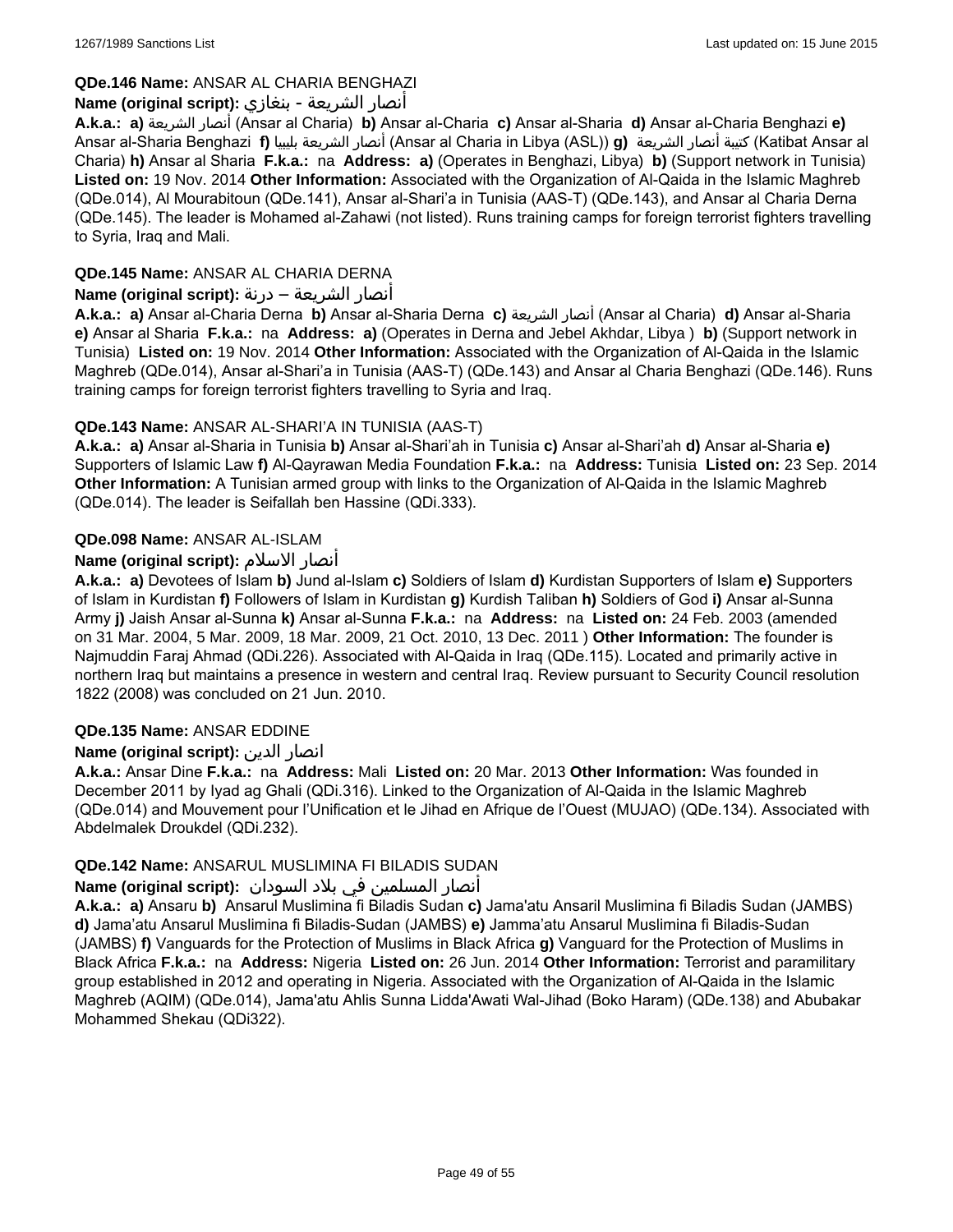**QDe.146 Name:** ANSAR AL CHARIA BENGHAZI

**Name (original script):** أنصار الشريعة - بنغازي

**A.k.a.: a)** أنصار الشريعة (Ansar al Charia) **b)** Ansar al-Charia **c)** Ansar al-Sharia **d)** Ansar al-Charia Benghazi **e)** Ansar al-Sharia Benghazi **f)** أنصار الشريعة بليبيا (Ansar al Charia in Libya (ASL)) **g)** كتيبة أنصار الشريعة (Katibat Ansar al Charia) **h)** Ansar al Sharia **F.k.a.:** na **Address: a)** (Operates in Benghazi, Libya) **b)** (Support network in Tunisia) **Listed on:** 19 Nov. 2014 **Other Information:** Associated with the Organization of Al-Qaida in the Islamic Maghreb (QDe.014), Al Mourabitoun (QDe.141), Ansar al-Shari'a in Tunisia (AAS-T) (QDe.143), and Ansar al Charia Derna (QDe.145). The leader is Mohamed al-Zahawi (not listed). Runs training camps for foreign terrorist fighters travelling to Syria, Iraq and Mali.

**QDe.145 Name:** ANSAR AL CHARIA DERNA

**Name (original script):** أنصار الشريعة – درنة

**A.k.a.: a)** Ansar al-Charia Derna **b)** Ansar al-Sharia Derna **c)** أنصار الشريعة (Ansar al Charia) **d)** Ansar al-Sharia **e)** Ansar al Sharia **F.k.a.:** na **Address: a)** (Operates in Derna and Jebel Akhdar, Libya ) **b)** (Support network in Tunisia) **Listed on:** 19 Nov. 2014 **Other Information:** Associated with the Organization of Al-Qaida in the Islamic Maghreb (QDe.014), Ansar al-Shari'a in Tunisia (AAS-T) (QDe.143) and Ansar al Charia Benghazi (QDe.146). Runs training camps for foreign terrorist fighters travelling to Syria and Iraq.

**QDe.143 Name:** ANSAR AL-SHARI'A IN TUNISIA (AAS-T)

**A.k.a.: a)** Ansar al-Sharia in Tunisia **b)** Ansar al-Shari'ah in Tunisia **c)** Ansar al-Shari'ah **d)** Ansar al-Sharia **e)** Supporters of Islamic Law **f)** Al-Qayrawan Media Foundation **F.k.a.:** na **Address:** Tunisia **Listed on:** 23 Sep. 2014 **Other Information:** A Tunisian armed group with links to the Organization of Al-Qaida in the Islamic Maghreb (QDe.014). The leader is Seifallah ben Hassine (QDi.333).

**QDe.098 Name:** ANSAR AL-ISLAM

**Name (original script):** أنصار الاسلام

**A.k.a.: a)** Devotees of Islam **b)** Jund al-Islam **c)** Soldiers of Islam **d)** Kurdistan Supporters of Islam **e)** Supporters of Islam in Kurdistan **f)** Followers of Islam in Kurdistan **g)** Kurdish Taliban **h)** Soldiers of God **i)** Ansar al-Sunna Army **j)** Jaish Ansar al-Sunna **k)** Ansar al-Sunna **F.k.a.:** na **Address:** na **Listed on:** 24 Feb. 2003 (amended on 31 Mar. 2004, 5 Mar. 2009, 18 Mar. 2009, 21 Oct. 2010, 13 Dec. 2011 ) **Other Information:** The founder is Najmuddin Faraj Ahmad (QDi.226). Associated with Al-Qaida in Iraq (QDe.115). Located and primarily active in northern Iraq but maintains a presence in western and central Iraq. Review pursuant to Security Council resolution 1822 (2008) was concluded on 21 Jun. 2010.

**QDe.135 Name:** ANSAR EDDINE

**Name (original script):** انصار الدين

**A.k.a.:** Ansar Dine **F.k.a.:** na **Address:** Mali **Listed on:** 20 Mar. 2013 **Other Information:** Was founded in December 2011 by Iyad ag Ghali (QDi.316). Linked to the Organization of Al-Qaida in the Islamic Maghreb (QDe.014) and Mouvement pour l'Unification et le Jihad en Afrique de l'Ouest (MUJAO) (QDe.134). Associated with Abdelmalek Droukdel (QDi.232).

**QDe.142 Name:** ANSARUL MUSLIMINA FI BILADIS SUDAN

**Name (original script):** أنصار المسلمين في بلاد السودان

**A.k.a.: a)** Ansaru **b)** Ansarul Muslimina fi Biladis Sudan **c)** Jama'atu Ansaril Muslimina fi Biladis Sudan (JAMBS) **d)** Jama'atu Ansarul Muslimina fi Biladis-Sudan (JAMBS) **e)** Jamma'atu Ansarul Muslimina fi Biladis-Sudan (JAMBS) **f)** Vanguards for the Protection of Muslims in Black Africa **g)** Vanguard for the Protection of Muslims in Black Africa **F.k.a.:** na **Address:** Nigeria **Listed on:** 26 Jun. 2014 **Other Information:** Terrorist and paramilitary group established in 2012 and operating in Nigeria. Associated with the Organization of Al-Qaida in the Islamic Maghreb (AQIM) (QDe.014), Jama'atu Ahlis Sunna Lidda'Awati Wal-Jihad (Boko Haram) (QDe.138) and Abubakar Mohammed Shekau (QDi322).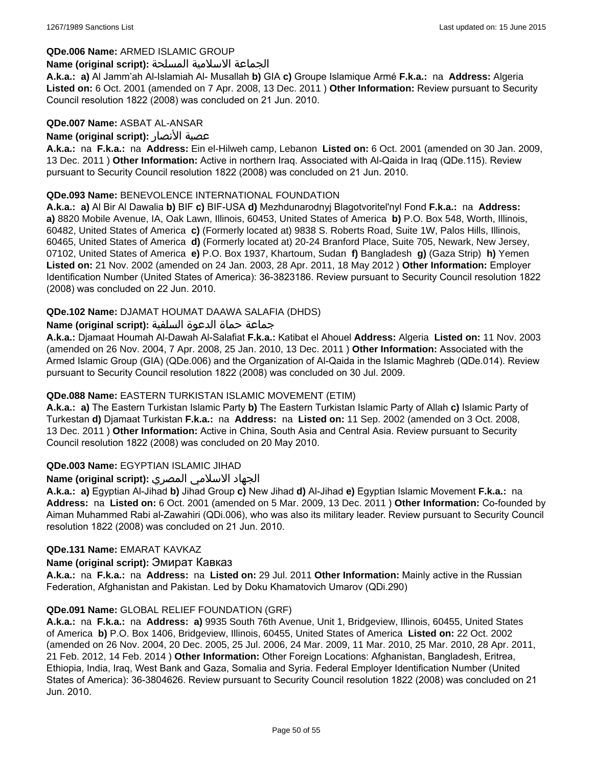**QDe.006 Name:** ARMED ISLAMIC GROUP

**Name (original script):** الجماعة الاسلامية المسلحة

**A.k.a.:** **a)** Al Jamm'ah Al-Islamiah Al- Musallah **b)** GIA **c)** Groupe Islamique Armé **F.k.a.:** na **Address:** Algeria **Listed on:** 6 Oct. 2001 (amended on 7 Apr. 2008, 13 Dec. 2011 ) **Other Information:** Review pursuant to Security Council resolution 1822 (2008) was concluded on 21 Jun. 2010.

**QDe.007 Name:** ASBAT AL-ANSAR

**Name (original script):** عصبة الأنصار

**A.k.a.:** na **F.k.a.:** na **Address:** Ein el-Hilweh camp, Lebanon **Listed on:** 6 Oct. 2001 (amended on 30 Jan. 2009, 13 Dec. 2011 ) **Other Information:** Active in northern Iraq. Associated with Al-Qaida in Iraq (QDe.115). Review pursuant to Security Council resolution 1822 (2008) was concluded on 21 Jun. 2010.

**QDe.093 Name:** BENEVOLENCE INTERNATIONAL FOUNDATION

**A.k.a.:** **a)** Al Bir Al Dawalia **b)** BIF **c)** BIF-USA **d)** Mezhdunarodnyj Blagotvoritel'nyl Fond **F.k.a.:** na **Address:** **a)** 8820 Mobile Avenue, IA, Oak Lawn, Illinois, 60453, United States of America **b)** P.O. Box 548, Worth, Illinois, 60482, United States of America **c)** (Formerly located at) 9838 S. Roberts Road, Suite 1W, Palos Hills, Illinois, 60465, United States of America **d)** (Formerly located at) 20-24 Branford Place, Suite 705, Newark, New Jersey, 07102, United States of America **e)** P.O. Box 1937, Khartoum, Sudan **f)** Bangladesh **g)** (Gaza Strip) **h)** Yemen **Listed on:** 21 Nov. 2002 (amended on 24 Jan. 2003, 28 Apr. 2011, 18 May 2012 ) **Other Information:** Employer Identification Number (United States of America): 36-3823186. Review pursuant to Security Council resolution 1822 (2008) was concluded on 22 Jun. 2010.

**QDe.102 Name:** DJAMAT HOUMAT DAAWA SALAFIA (DHDS)

**Name (original script):** جماعة حماة الدعوة السلفية

**A.k.a.:** Djamaat Houmah Al-Dawah Al-Salafiat **F.k.a.:** Katibat el Ahouel **Address:** Algeria **Listed on:** 11 Nov. 2003 (amended on 26 Nov. 2004, 7 Apr. 2008, 25 Jan. 2010, 13 Dec. 2011 ) **Other Information:** Associated with the Armed Islamic Group (GIA) (QDe.006) and the Organization of Al-Qaida in the Islamic Maghreb (QDe.014). Review pursuant to Security Council resolution 1822 (2008) was concluded on 30 Jul. 2009.

**QDe.088 Name:** EASTERN TURKISTAN ISLAMIC MOVEMENT (ETIM)

**A.k.a.:** **a)** The Eastern Turkistan Islamic Party **b)** The Eastern Turkistan Islamic Party of Allah **c)** Islamic Party of Turkestan **d)** Djamaat Turkistan **F.k.a.:** na **Address:** na **Listed on:** 11 Sep. 2002 (amended on 3 Oct. 2008, 13 Dec. 2011 ) **Other Information:** Active in China, South Asia and Central Asia. Review pursuant to Security Council resolution 1822 (2008) was concluded on 20 May 2010.

**QDe.003 Name:** EGYPTIAN ISLAMIC JIHAD

**Name (original script):** الجهاد الاسلامي المصري

**A.k.a.:** **a)** Egyptian Al-Jihad **b)** Jihad Group **c)** New Jihad **d)** Al-Jihad **e)** Egyptian Islamic Movement **F.k.a.:** na **Address:** na **Listed on:** 6 Oct. 2001 (amended on 5 Mar. 2009, 13 Dec. 2011 ) **Other Information:** Co-founded by Aiman Muhammed Rabi al-Zawahiri (QDi.006), who was also its military leader. Review pursuant to Security Council resolution 1822 (2008) was concluded on 21 Jun. 2010.

**QDe.131 Name:** EMARAT KAVKAZ

**Name (original script):** Эмират Кавказ

**A.k.a.:** na **F.k.a.:** na **Address:** na **Listed on:** 29 Jul. 2011 **Other Information:** Mainly active in the Russian Federation, Afghanistan and Pakistan. Led by Doku Khamatovich Umarov (QDi.290)

**QDe.091 Name:** GLOBAL RELIEF FOUNDATION (GRF)

**A.k.a.:** na **F.k.a.:** na **Address:** **a)** 9935 South 76th Avenue, Unit 1, Bridgeview, Illinois, 60455, United States of America **b)** P.O. Box 1406, Bridgeview, Illinois, 60455, United States of America **Listed on:** 22 Oct. 2002 (amended on 26 Nov. 2004, 20 Dec. 2005, 25 Jul. 2006, 24 Mar. 2009, 11 Mar. 2010, 25 Mar. 2010, 28 Apr. 2011, 21 Feb. 2012, 14 Feb. 2014 ) **Other Information:** Other Foreign Locations: Afghanistan, Bangladesh, Eritrea, Ethiopia, India, Iraq, West Bank and Gaza, Somalia and Syria. Federal Employer Identification Number (United States of America): 36-3804626. Review pursuant to Security Council resolution 1822 (2008) was concluded on 21 Jun. 2010.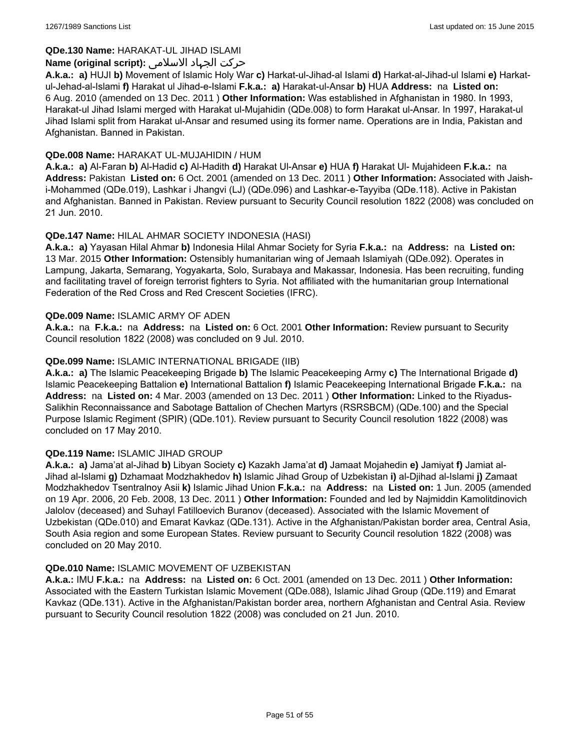**QDe.130 Name:** HARAKAT-UL JIHAD ISLAMI
**Name (original script):** حرکت الجهاد الاسلامی
**A.k.a.:** **a)** HUJI **b)** Movement of Islamic Holy War **c)** Harkat-ul-Jihad-al Islami **d)** Harkat-al-Jihad-ul Islami **e)** Harkat-ul-Jehad-al-Islami **f)** Harakat ul Jihad-e-Islami **F.k.a.:** **a)** Harakat-ul-Ansar **b)** HUA **Address:** na **Listed on:** 6 Aug. 2010 (amended on 13 Dec. 2011 ) **Other Information:** Was established in Afghanistan in 1980. In 1993, Harakat-ul Jihad Islami merged with Harakat ul-Mujahidin (QDe.008) to form Harakat ul-Ansar. In 1997, Harakat-ul Jihad Islami split from Harakat ul-Ansar and resumed using its former name. Operations are in India, Pakistan and Afghanistan. Banned in Pakistan.

**QDe.008 Name:** HARAKAT UL-MUJAHIDIN / HUM
**A.k.a.:** **a)** Al-Faran **b)** Al-Hadid **c)** Al-Hadith **d)** Harakat Ul-Ansar **e)** HUA **f)** Harakat Ul- Mujahideen **F.k.a.:** na **Address:** Pakistan **Listed on:** 6 Oct. 2001 (amended on 13 Dec. 2011 ) **Other Information:** Associated with Jaish-i-Mohammed (QDe.019), Lashkar i Jhangvi (LJ) (QDe.096) and Lashkar-e-Tayyiba (QDe.118). Active in Pakistan and Afghanistan. Banned in Pakistan. Review pursuant to Security Council resolution 1822 (2008) was concluded on 21 Jun. 2010.

**QDe.147 Name:** HILAL AHMAR SOCIETY INDONESIA (HASI)
**A.k.a.:** **a)** Yayasan Hilal Ahmar **b)** Indonesia Hilal Ahmar Society for Syria **F.k.a.:** na **Address:** na **Listed on:** 13 Mar. 2015 **Other Information:** Ostensibly humanitarian wing of Jemaah Islamiyah (QDe.092). Operates in Lampung, Jakarta, Semarang, Yogyakarta, Solo, Surabaya and Makassar, Indonesia. Has been recruiting, funding and facilitating travel of foreign terrorist fighters to Syria. Not affiliated with the humanitarian group International Federation of the Red Cross and Red Crescent Societies (IFRC).

**QDe.009 Name:** ISLAMIC ARMY OF ADEN
**A.k.a.:** na **F.k.a.:** na **Address:** na **Listed on:** 6 Oct. 2001 **Other Information:** Review pursuant to Security Council resolution 1822 (2008) was concluded on 9 Jul. 2010.

**QDe.099 Name:** ISLAMIC INTERNATIONAL BRIGADE (IIB)
**A.k.a.:** **a)** The Islamic Peacekeeping Brigade **b)** The Islamic Peacekeeping Army **c)** The International Brigade **d)** Islamic Peacekeeping Battalion **e)** International Battalion **f)** Islamic Peacekeeping International Brigade **F.k.a.:** na **Address:** na **Listed on:** 4 Mar. 2003 (amended on 13 Dec. 2011 ) **Other Information:** Linked to the Riyadus-Salikhin Reconnaissance and Sabotage Battalion of Chechen Martyrs (RSRSBCM) (QDe.100) and the Special Purpose Islamic Regiment (SPIR) (QDe.101). Review pursuant to Security Council resolution 1822 (2008) was concluded on 17 May 2010.

**QDe.119 Name:** ISLAMIC JIHAD GROUP
**A.k.a.:** **a)** Jama'at al-Jihad **b)** Libyan Society **c)** Kazakh Jama'at **d)** Jamaat Mojahedin **e)** Jamiyat **f)** Jamiat al-Jihad al-Islami **g)** Dzhamaat Modzhakhedov **h)** Islamic Jihad Group of Uzbekistan **i)** al-Djihad al-Islami **j)** Zamaat Modzhakhedov Tsentralnoy Asii **k)** Islamic Jihad Union **F.k.a.:** na **Address:** na **Listed on:** 1 Jun. 2005 (amended on 19 Apr. 2006, 20 Feb. 2008, 13 Dec. 2011 ) **Other Information:** Founded and led by Najmiddin Kamolitdinovich Jalolov (deceased) and Suhayl Fatilloevich Buranov (deceased). Associated with the Islamic Movement of Uzbekistan (QDe.010) and Emarat Kavkaz (QDe.131). Active in the Afghanistan/Pakistan border area, Central Asia, South Asia region and some European States. Review pursuant to Security Council resolution 1822 (2008) was concluded on 20 May 2010.

**QDe.010 Name:** ISLAMIC MOVEMENT OF UZBEKISTAN
**A.k.a.:** IMU **F.k.a.:** na **Address:** na **Listed on:** 6 Oct. 2001 (amended on 13 Dec. 2011 ) **Other Information:** Associated with the Eastern Turkistan Islamic Movement (QDe.088), Islamic Jihad Group (QDe.119) and Emarat Kavkaz (QDe.131). Active in the Afghanistan/Pakistan border area, northern Afghanistan and Central Asia. Review pursuant to Security Council resolution 1822 (2008) was concluded on 21 Jun. 2010.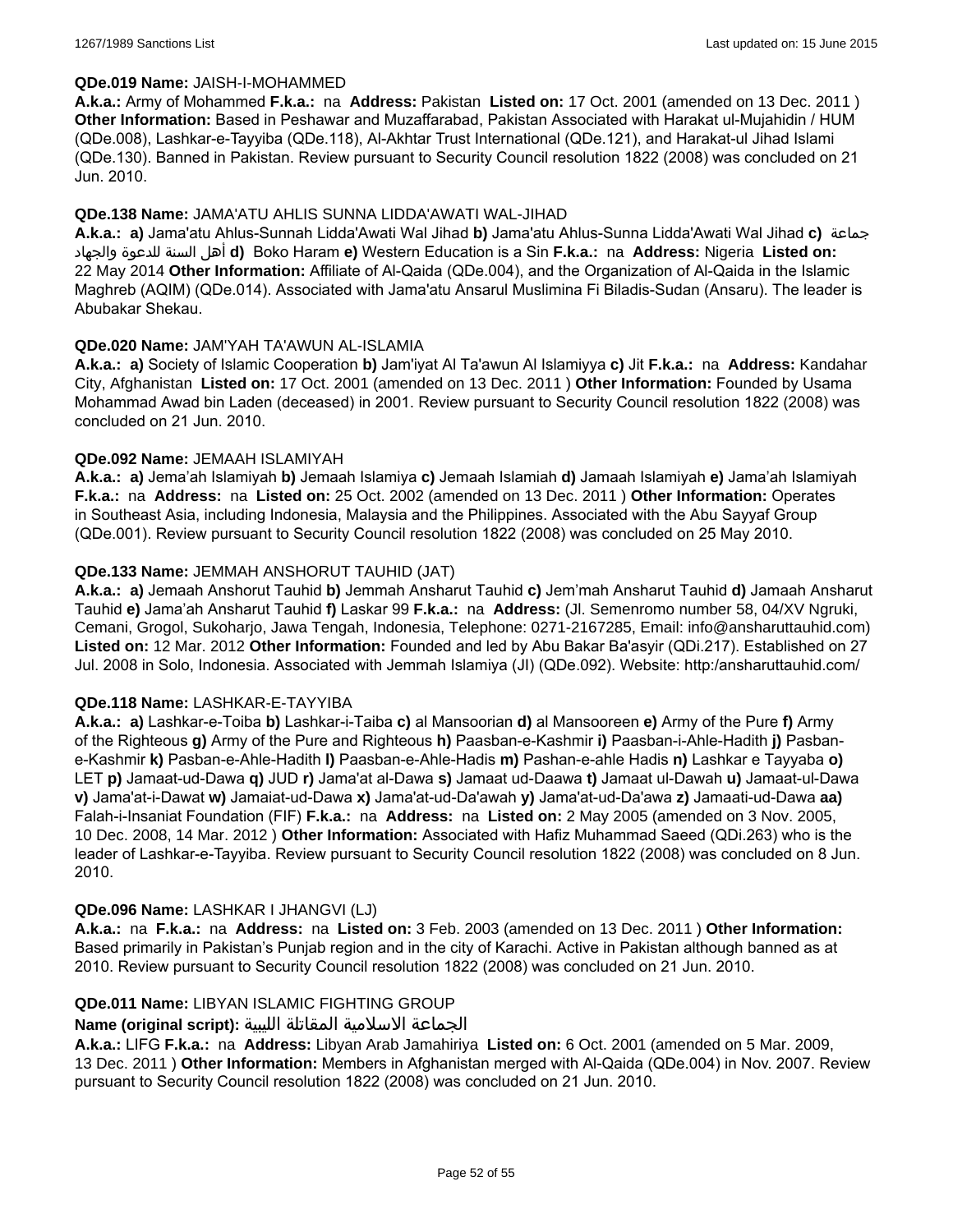**QDe.019 Name:** JAISH-I-MOHAMMED

**A.k.a.:** Army of Mohammed **F.k.a.:** na **Address:** Pakistan **Listed on:** 17 Oct. 2001 (amended on 13 Dec. 2011 ) **Other Information:** Based in Peshawar and Muzaffarabad, Pakistan Associated with Harakat ul-Mujahidin / HUM (QDe.008), Lashkar-e-Tayyiba (QDe.118), Al-Akhtar Trust International (QDe.121), and Harakat-ul Jihad Islami (QDe.130). Banned in Pakistan. Review pursuant to Security Council resolution 1822 (2008) was concluded on 21 Jun. 2010.

**QDe.138 Name:** JAMA'ATU AHLIS SUNNA LIDDA'AWATI WAL-JIHAD

**A.k.a.:** **a)** Jama'atu Ahlus-Sunnah Lidda'Awati Wal Jihad **b)** Jama'atu Ahlus-Sunna Lidda'Awati Wal Jihad **c)** جماعة أهل السنة للدعوة والجهاد **d)** Boko Haram **e)** Western Education is a Sin **F.k.a.:** na **Address:** Nigeria **Listed on:** 22 May 2014 **Other Information:** Affiliate of Al-Qaida (QDe.004), and the Organization of Al-Qaida in the Islamic Maghreb (AQIM) (QDe.014). Associated with Jama'atu Ansarul Muslimina Fi Biladis-Sudan (Ansaru). The leader is Abubakar Shekau.

**QDe.020 Name:** JAM'YAH TA'AWUN AL-ISLAMIA

**A.k.a.:** **a)** Society of Islamic Cooperation **b)** Jam'iyat Al Ta'awun Al Islamiyya **c)** Jit **F.k.a.:** na **Address:** Kandahar City, Afghanistan **Listed on:** 17 Oct. 2001 (amended on 13 Dec. 2011 ) **Other Information:** Founded by Usama Mohammad Awad bin Laden (deceased) in 2001. Review pursuant to Security Council resolution 1822 (2008) was concluded on 21 Jun. 2010.

**QDe.092 Name:** JEMAAH ISLAMIYAH

**A.k.a.:** **a)** Jema'ah Islamiyah **b)** Jemaah Islamiya **c)** Jemaah Islamiah **d)** Jamaah Islamiyah **e)** Jama'ah Islamiyah **F.k.a.:** na **Address:** na **Listed on:** 25 Oct. 2002 (amended on 13 Dec. 2011 ) **Other Information:** Operates in Southeast Asia, including Indonesia, Malaysia and the Philippines. Associated with the Abu Sayyaf Group (QDe.001). Review pursuant to Security Council resolution 1822 (2008) was concluded on 25 May 2010.

**QDe.133 Name:** JEMMAH ANSHORUT TAUHID (JAT)

**A.k.a.:** **a)** Jemaah Anshorut Tauhid **b)** Jemmah Ansharut Tauhid **c)** Jem'mah Ansharut Tauhid **d)** Jamaah Ansharut Tauhid **e)** Jama'ah Ansharut Tauhid **f)** Laskar 99 **F.k.a.:** na **Address:** (Jl. Semenromo number 58, 04/XV Ngruki, Cemani, Grogol, Sukoharjo, Jawa Tengah, Indonesia, Telephone: 0271-2167285, Email: info@ansharuttauhid.com) **Listed on:** 12 Mar. 2012 **Other Information:** Founded and led by Abu Bakar Ba'asyir (QDi.217). Established on 27 Jul. 2008 in Solo, Indonesia. Associated with Jemmah Islamiya (JI) (QDe.092). Website: http:/ansharuttauhid.com/

**QDe.118 Name:** LASHKAR-E-TAYYIBA

**A.k.a.:** **a)** Lashkar-e-Toiba **b)** Lashkar-i-Taiba **c)** al Mansoorian **d)** al Mansooreen **e)** Army of the Pure **f)** Army of the Righteous **g)** Army of the Pure and Righteous **h)** Paasban-e-Kashmir **i)** Paasban-i-Ahle-Hadith **j)** Pasban-e-Kashmir **k)** Pasban-e-Ahle-Hadith **l)** Paasban-e-Ahle-Hadis **m)** Pashan-e-ahle Hadis **n)** Lashkar e Tayyaba **o)** LET **p)** Jamaat-ud-Dawa **q)** JUD **r)** Jama'at al-Dawa **s)** Jamaat ud-Daawa **t)** Jamaat ul-Dawah **u)** Jamaat-ul-Dawa **v)** Jama'at-i-Dawat **w)** Jamaiat-ud-Dawa **x)** Jama'at-ud-Da'awah **y)** Jama'at-ud-Da'awa **z)** Jamaati-ud-Dawa **aa)** Falah-i-Insaniat Foundation (FIF) **F.k.a.:** na **Address:** na **Listed on:** 2 May 2005 (amended on 3 Nov. 2005, 10 Dec. 2008, 14 Mar. 2012 ) **Other Information:** Associated with Hafiz Muhammad Saeed (QDi.263) who is the leader of Lashkar-e-Tayyiba. Review pursuant to Security Council resolution 1822 (2008) was concluded on 8 Jun. 2010.

**QDe.096 Name:** LASHKAR I JHANGVI (LJ)

**A.k.a.:** na **F.k.a.:** na **Address:** na **Listed on:** 3 Feb. 2003 (amended on 13 Dec. 2011 ) **Other Information:** Based primarily in Pakistan's Punjab region and in the city of Karachi. Active in Pakistan although banned as at 2010. Review pursuant to Security Council resolution 1822 (2008) was concluded on 21 Jun. 2010.

**QDe.011 Name:** LIBYAN ISLAMIC FIGHTING GROUP

**Name (original script):** الجماعة الاسلامية المقاتلة الليبية

**A.k.a.:** LIFG **F.k.a.:** na **Address:** Libyan Arab Jamahiriya **Listed on:** 6 Oct. 2001 (amended on 5 Mar. 2009, 13 Dec. 2011 ) **Other Information:** Members in Afghanistan merged with Al-Qaida (QDe.004) in Nov. 2007. Review pursuant to Security Council resolution 1822 (2008) was concluded on 21 Jun. 2010.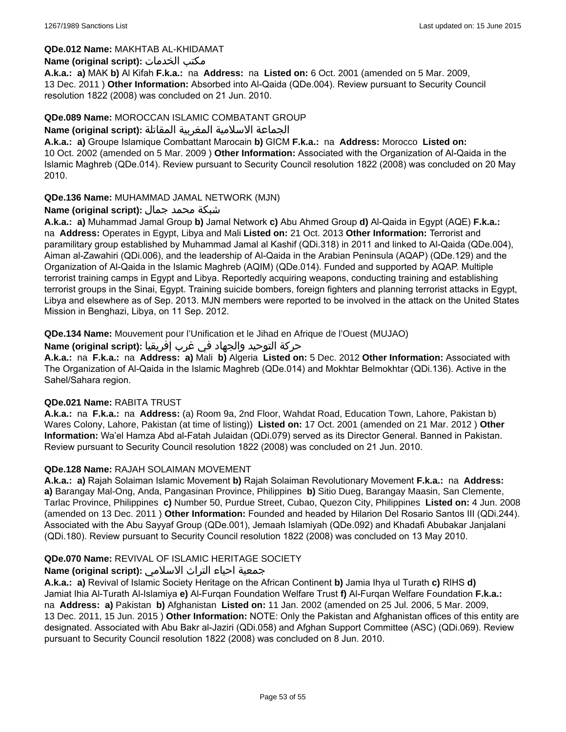**QDe.012 Name:** MAKHTAB AL-KHIDAMAT

**Name (original script):** مكتب الخدمات

**A.k.a.:** **a)** MAK **b)** Al Kifah **F.k.a.:** na **Address:** na **Listed on:** 6 Oct. 2001 (amended on 5 Mar. 2009, 13 Dec. 2011 ) **Other Information:** Absorbed into Al-Qaida (QDe.004). Review pursuant to Security Council resolution 1822 (2008) was concluded on 21 Jun. 2010.

**QDe.089 Name:** MOROCCAN ISLAMIC COMBATANT GROUP

**Name (original script):** الجماعة الاسلامية المغربية المقاتلة

**A.k.a.:** **a)** Groupe Islamique Combattant Marocain **b)** GICM **F.k.a.:** na **Address:** Morocco **Listed on:** 10 Oct. 2002 (amended on 5 Mar. 2009 ) **Other Information:** Associated with the Organization of Al-Qaida in the Islamic Maghreb (QDe.014). Review pursuant to Security Council resolution 1822 (2008) was concluded on 20 May 2010.

**QDe.136 Name:** MUHAMMAD JAMAL NETWORK (MJN)

**Name (original script):** شبكة محمد جمال

**A.k.a.:** **a)** Muhammad Jamal Group **b)** Jamal Network **c)** Abu Ahmed Group **d)** Al-Qaida in Egypt (AQE) **F.k.a.:** na **Address:** Operates in Egypt, Libya and Mali **Listed on:** 21 Oct. 2013 **Other Information:** Terrorist and paramilitary group established by Muhammad Jamal al Kashif (QDi.318) in 2011 and linked to Al-Qaida (QDe.004), Aiman al-Zawahiri (QDi.006), and the leadership of Al-Qaida in the Arabian Peninsula (AQAP) (QDe.129) and the Organization of Al-Qaida in the Islamic Maghreb (AQIM) (QDe.014). Funded and supported by AQAP. Multiple terrorist training camps in Egypt and Libya. Reportedly acquiring weapons, conducting training and establishing terrorist groups in the Sinai, Egypt. Training suicide bombers, foreign fighters and planning terrorist attacks in Egypt, Libya and elsewhere as of Sep. 2013. MJN members were reported to be involved in the attack on the United States Mission in Benghazi, Libya, on 11 Sep. 2012.

**QDe.134 Name:** Mouvement pour l'Unification et le Jihad en Afrique de l'Ouest (MUJAO)

**Name (original script):** حركة التوحيد والجهاد في غرب إفريقيا

**A.k.a.:** na **F.k.a.:** na **Address:** **a)** Mali **b)** Algeria **Listed on:** 5 Dec. 2012 **Other Information:** Associated with The Organization of Al-Qaida in the Islamic Maghreb (QDe.014) and Mokhtar Belmokhtar (QDi.136). Active in the Sahel/Sahara region.

**QDe.021 Name:** RABITA TRUST

**A.k.a.:** na **F.k.a.:** na **Address:** (a) Room 9a, 2nd Floor, Wahdat Road, Education Town, Lahore, Pakistan b) Wares Colony, Lahore, Pakistan (at time of listing)) **Listed on:** 17 Oct. 2001 (amended on 21 Mar. 2012 ) **Other Information:** Wa'el Hamza Abd al-Fatah Julaidan (QDi.079) served as its Director General. Banned in Pakistan. Review pursuant to Security Council resolution 1822 (2008) was concluded on 21 Jun. 2010.

**QDe.128 Name:** RAJAH SOLAIMAN MOVEMENT

**A.k.a.:** **a)** Rajah Solaiman Islamic Movement **b)** Rajah Solaiman Revolutionary Movement **F.k.a.:** na **Address:** **a)** Barangay Mal-Ong, Anda, Pangasinan Province, Philippines **b)** Sitio Dueg, Barangay Maasin, San Clemente, Tarlac Province, Philippines **c)** Number 50, Purdue Street, Cubao, Quezon City, Philippines **Listed on:** 4 Jun. 2008 (amended on 13 Dec. 2011 ) **Other Information:** Founded and headed by Hilarion Del Rosario Santos III (QDi.244). Associated with the Abu Sayyaf Group (QDe.001), Jemaah Islamiyah (QDe.092) and Khadafi Abubakar Janjalani (QDi.180). Review pursuant to Security Council resolution 1822 (2008) was concluded on 13 May 2010.

**QDe.070 Name:** REVIVAL OF ISLAMIC HERITAGE SOCIETY

**Name (original script):** جمعية احياء التراث الاسلامي

**A.k.a.:** **a)** Revival of Islamic Society Heritage on the African Continent **b)** Jamia Ihya ul Turath **c)** RIHS **d)** Jamiat Ihia Al-Turath Al-Islamiya **e)** Al-Furqan Foundation Welfare Trust **f)** Al-Furqan Welfare Foundation **F.k.a.:** na **Address:** **a)** Pakistan **b)** Afghanistan **Listed on:** 11 Jan. 2002 (amended on 25 Jul. 2006, 5 Mar. 2009, 13 Dec. 2011, 15 Jun. 2015 ) **Other Information:** NOTE: Only the Pakistan and Afghanistan offices of this entity are designated. Associated with Abu Bakr al-Jaziri (QDi.058) and Afghan Support Committee (ASC) (QDi.069). Review pursuant to Security Council resolution 1822 (2008) was concluded on 8 Jun. 2010.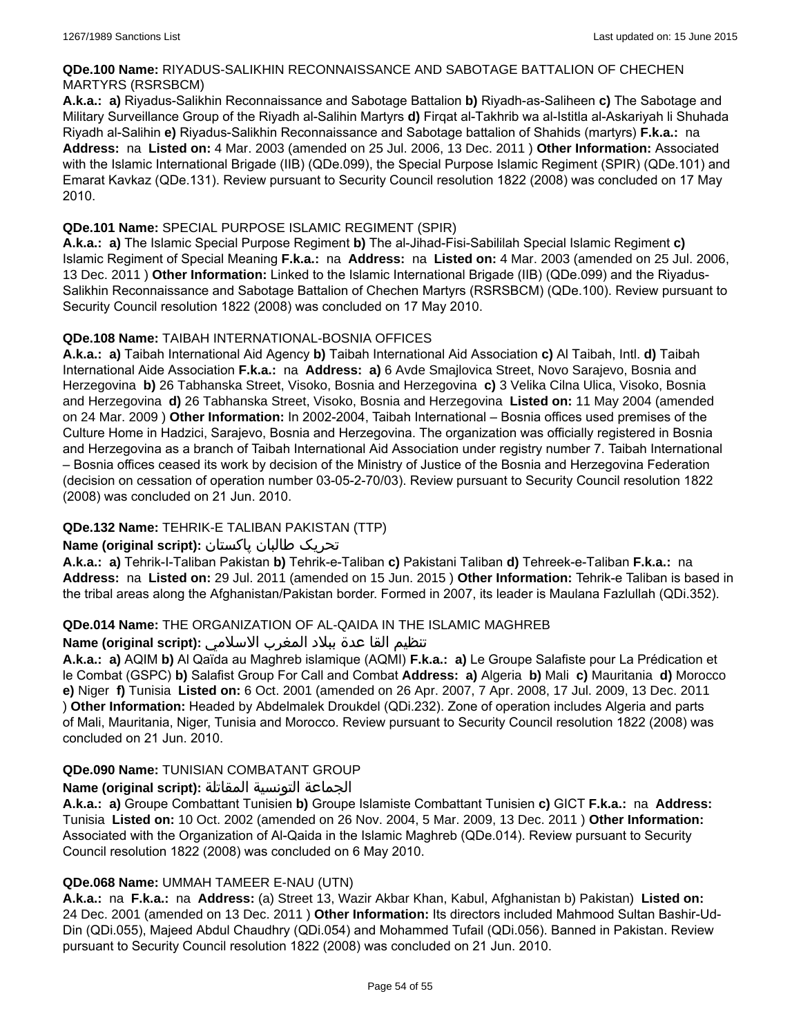**QDe.100 Name:** RIYADUS-SALIKHIN RECONNAISSANCE AND SABOTAGE BATTALION OF CHECHEN MARTYRS (RSRSBCM)

**A.k.a.: a)** Riyadus-Salikhin Reconnaissance and Sabotage Battalion **b)** Riyadh-as-Saliheen **c)** The Sabotage and Military Surveillance Group of the Riyadh al-Salihin Martyrs **d)** Firqat al-Takhrib wa al-Istitla al-Askariyah li Shuhada Riyadh al-Salihin **e)** Riyadus-Salikhin Reconnaissance and Sabotage battalion of Shahids (martyrs) **F.k.a.:** na **Address:** na **Listed on:** 4 Mar. 2003 (amended on 25 Jul. 2006, 13 Dec. 2011 ) **Other Information:** Associated with the Islamic International Brigade (IIB) (QDe.099), the Special Purpose Islamic Regiment (SPIR) (QDe.101) and Emarat Kavkaz (QDe.131). Review pursuant to Security Council resolution 1822 (2008) was concluded on 17 May 2010.

**QDe.101 Name:** SPECIAL PURPOSE ISLAMIC REGIMENT (SPIR)

**A.k.a.: a)** The Islamic Special Purpose Regiment **b)** The al-Jihad-Fisi-Sabililah Special Islamic Regiment **c)** Islamic Regiment of Special Meaning **F.k.a.:** na **Address:** na **Listed on:** 4 Mar. 2003 (amended on 25 Jul. 2006, 13 Dec. 2011 ) **Other Information:** Linked to the Islamic International Brigade (IIB) (QDe.099) and the Riyadus-Salikhin Reconnaissance and Sabotage Battalion of Chechen Martyrs (RSRSBCM) (QDe.100). Review pursuant to Security Council resolution 1822 (2008) was concluded on 17 May 2010.

**QDe.108 Name:** TAIBAH INTERNATIONAL-BOSNIA OFFICES

**A.k.a.: a)** Taibah International Aid Agency **b)** Taibah International Aid Association **c)** Al Taibah, Intl. **d)** Taibah International Aide Association **F.k.a.:** na **Address: a)** 6 Avde Smajlovica Street, Novo Sarajevo, Bosnia and Herzegovina **b)** 26 Tabhanska Street, Visoko, Bosnia and Herzegovina **c)** 3 Velika Cilna Ulica, Visoko, Bosnia and Herzegovina **d)** 26 Tabhanska Street, Visoko, Bosnia and Herzegovina **Listed on:** 11 May 2004 (amended on 24 Mar. 2009 ) **Other Information:** In 2002-2004, Taibah International – Bosnia offices used premises of the Culture Home in Hadzici, Sarajevo, Bosnia and Herzegovina. The organization was officially registered in Bosnia and Herzegovina as a branch of Taibah International Aid Association under registry number 7. Taibah International – Bosnia offices ceased its work by decision of the Ministry of Justice of the Bosnia and Herzegovina Federation (decision on cessation of operation number 03-05-2-70/03). Review pursuant to Security Council resolution 1822 (2008) was concluded on 21 Jun. 2010.

**QDe.132 Name:** TEHRIK-E TALIBAN PAKISTAN (TTP)

**Name (original script):** تحریک طالبان پاکستان

**A.k.a.: a)** Tehrik-I-Taliban Pakistan **b)** Tehrik-e-Taliban **c)** Pakistani Taliban **d)** Tehreek-e-Taliban **F.k.a.:** na **Address:** na **Listed on:** 29 Jul. 2011 (amended on 15 Jun. 2015 ) **Other Information:** Tehrik-e Taliban is based in the tribal areas along the Afghanistan/Pakistan border. Formed in 2007, its leader is Maulana Fazlullah (QDi.352).

**QDe.014 Name:** THE ORGANIZATION OF AL-QAIDA IN THE ISLAMIC MAGHREB

**Name (original script):** تنظيم القا عدة ببلاد المغرب الاسلامي

**A.k.a.: a)** AQIM **b)** Al Qaïda au Maghreb islamique (AQMI) **F.k.a.: a)** Le Groupe Salafiste pour La Prédication et le Combat (GSPC) **b)** Salafist Group For Call and Combat **Address: a)** Algeria **b)** Mali **c)** Mauritania **d)** Morocco **e)** Niger **f)** Tunisia **Listed on:** 6 Oct. 2001 (amended on 26 Apr. 2007, 7 Apr. 2008, 17 Jul. 2009, 13 Dec. 2011 ) **Other Information:** Headed by Abdelmalek Droukdel (QDi.232). Zone of operation includes Algeria and parts of Mali, Mauritania, Niger, Tunisia and Morocco. Review pursuant to Security Council resolution 1822 (2008) was concluded on 21 Jun. 2010.

**QDe.090 Name:** TUNISIAN COMBATANT GROUP

**Name (original script):** الجماعة التونسية المقاتلة

**A.k.a.: a)** Groupe Combattant Tunisien **b)** Groupe Islamiste Combattant Tunisien **c)** GICT **F.k.a.:** na **Address:** Tunisia **Listed on:** 10 Oct. 2002 (amended on 26 Nov. 2004, 5 Mar. 2009, 13 Dec. 2011 ) **Other Information:** Associated with the Organization of Al-Qaida in the Islamic Maghreb (QDe.014). Review pursuant to Security Council resolution 1822 (2008) was concluded on 6 May 2010.

**QDe.068 Name:** UMMAH TAMEER E-NAU (UTN)

**A.k.a.:** na **F.k.a.:** na **Address:** (a) Street 13, Wazir Akbar Khan, Kabul, Afghanistan b) Pakistan) **Listed on:** 24 Dec. 2001 (amended on 13 Dec. 2011 ) **Other Information:** Its directors included Mahmood Sultan Bashir-Ud-Din (QDi.055), Majeed Abdul Chaudhry (QDi.054) and Mohammed Tufail (QDi.056). Banned in Pakistan. Review pursuant to Security Council resolution 1822 (2008) was concluded on 21 Jun. 2010.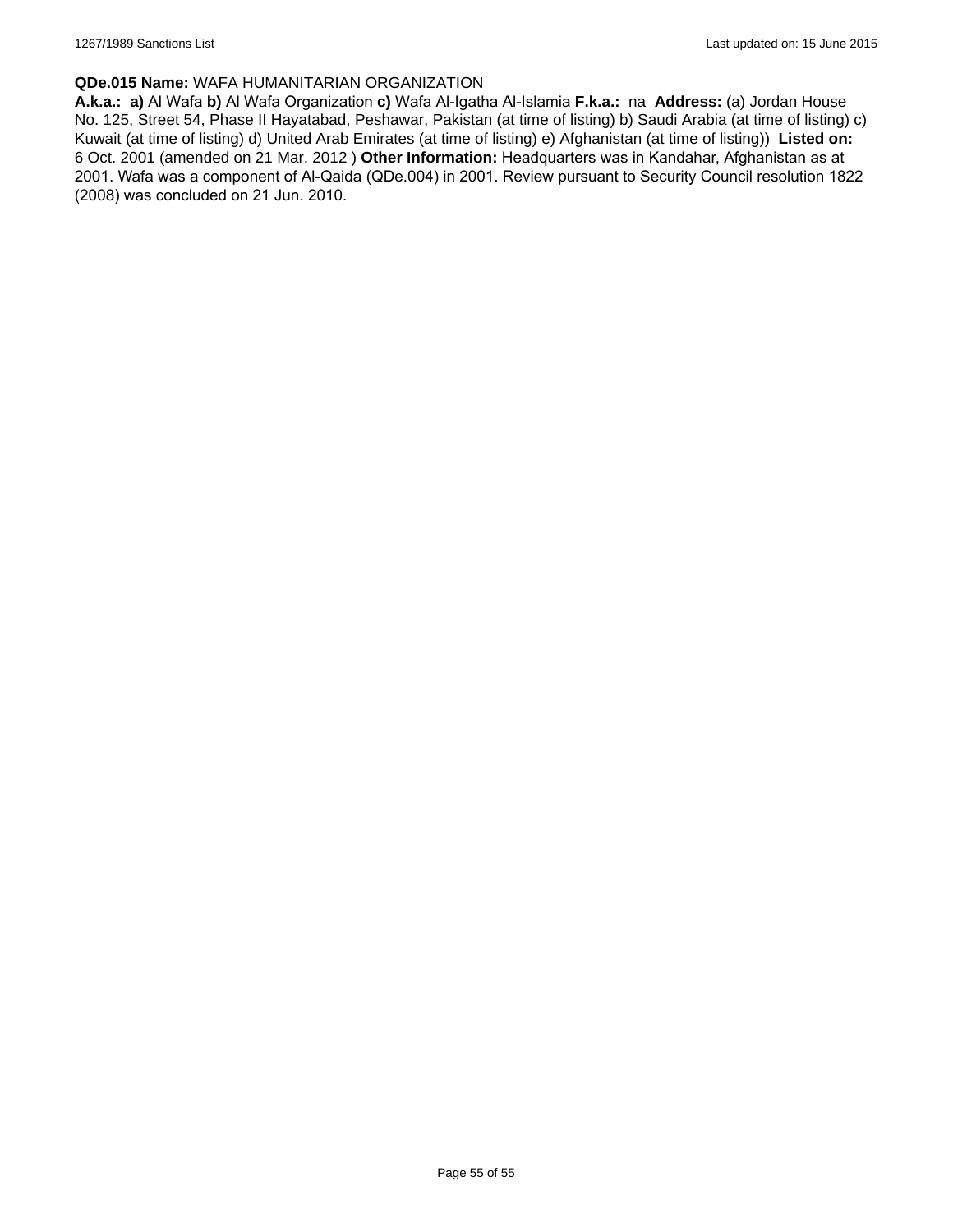**QDe.015 Name:** WAFA HUMANITARIAN ORGANIZATION
**A.k.a.:** **a)** Al Wafa **b)** Al Wafa Organization **c)** Wafa Al-Igatha Al-Islamia **F.k.a.:** na **Address:** (a) Jordan House No. 125, Street 54, Phase II Hayatabad, Peshawar, Pakistan (at time of listing) b) Saudi Arabia (at time of listing) c) Kuwait (at time of listing) d) United Arab Emirates (at time of listing) e) Afghanistan (at time of listing)) **Listed on:** 6 Oct. 2001 (amended on 21 Mar. 2012 ) **Other Information:** Headquarters was in Kandahar, Afghanistan as at 2001. Wafa was a component of Al-Qaida (QDe.004) in 2001. Review pursuant to Security Council resolution 1822 (2008) was concluded on 21 Jun. 2010.